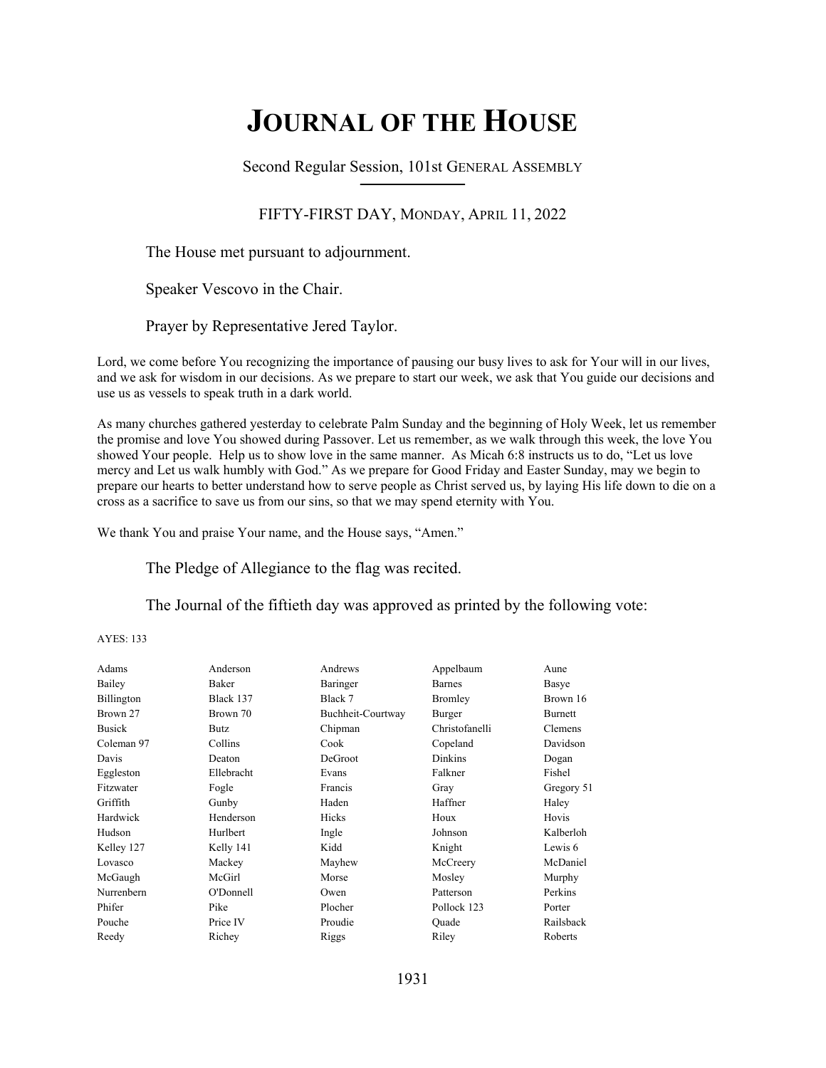# JOURNAL OF THE HOUSE

Second Regular Session, 101st GENERAL ASSEMBLY

FIFTY-FIRST DAY, MONDAY, APRIL 11, 2022

The House met pursuant to adjournment.

Speaker Vescovo in the Chair.

Prayer by Representative Jered Taylor.

Lord, we come before You recognizing the importance of pausing our busy lives to ask for Your will in our lives, and we ask for wisdom in our decisions. As we prepare to start our week, we ask that You guide our decisions and use us as vessels to speak truth in a dark world.

As many churches gathered yesterday to celebrate Palm Sunday and the beginning of Holy Week, let us remember the promise and love You showed during Passover. Let us remember, as we walk through this week, the love You showed Your people. Help us to show love in the same manner. As Micah 6:8 instructs us to do, "Let us love mercy and Let us walk humbly with God." As we prepare for Good Friday and Easter Sunday, may we begin to prepare our hearts to better understand how to serve people as Christ served us, by laying His life down to die on a cross as a sacrifice to save us from our sins, so that we may spend eternity with You.

We thank You and praise Your name, and the House says, "Amen."

The Pledge of Allegiance to the flag was recited.

The Journal of the fiftieth day was approved as printed by the following vote:

AYES: 133

| | | | | |
|---|---|---|---|---|
| Adams | Anderson | Andrews | Appelbaum | Aune |
| Bailey | Baker | Baringer | Barnes | Basye |
| Billington | Black 137 | Black 7 | Bromley | Brown 16 |
| Brown 27 | Brown 70 | Buchheit-Courtway | Burger | Burnett |
| Busick | Butz | Chipman | Christofanelli | Clemens |
| Coleman 97 | Collins | Cook | Copeland | Davidson |
| Davis | Deaton | DeGroot | Dinkins | Dogan |
| Eggleston | Ellebracht | Evans | Falkner | Fishel |
| Fitzwater | Fogle | Francis | Gray | Gregory 51 |
| Griffith | Gunby | Haden | Haffner | Haley |
| Hardwick | Henderson | Hicks | Houx | Hovis |
| Hudson | Hurlbert | Ingle | Johnson | Kalberloh |
| Kelley 127 | Kelly 141 | Kidd | Knight | Lewis 6 |
| Lovasco | Mackey | Mayhew | McCreery | McDaniel |
| McGaugh | McGirl | Morse | Mosley | Murphy |
| Nurrenbern | O'Donnell | Owen | Patterson | Perkins |
| Phifer | Pike | Plocher | Pollock 123 | Porter |
| Pouche | Price IV | Proudie | Quade | Railsback |
| Reedy | Richey | Riggs | Riley | Roberts |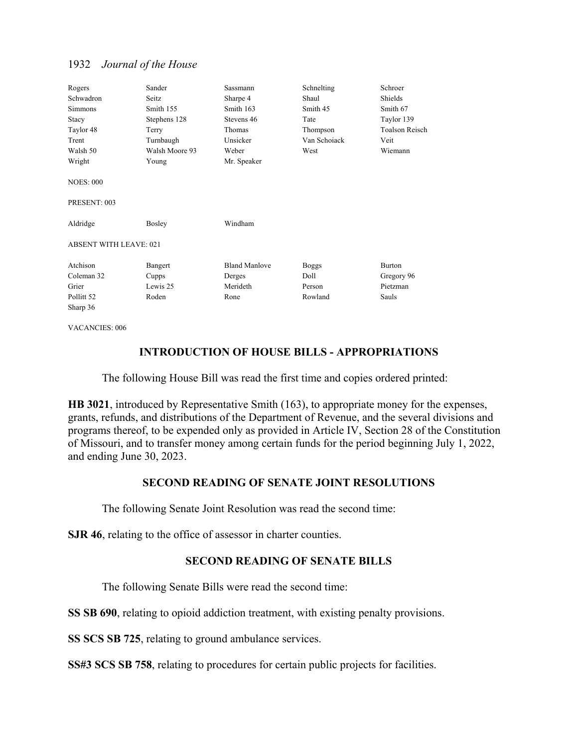| Rogers | Sander | Sassmann | Schnelting | Schroer |
|---|---|---|---|---|
| Schwadron | Seitz | Sharpe 4 | Shaul | Shields |
| Simmons | Smith 155 | Smith 163 | Smith 45 | Smith 67 |
| Stacy | Stephens 128 | Stevens 46 | Tate | Taylor 139 |
| Taylor 48 | Terry | Thomas | Thompson | Toalson Reisch |
| Trent | Turnbaugh | Unsicker | Van Schoiack | Veit |
| Walsh 50 | Walsh Moore 93 | Weber | West | Wiemann |
| Wright | Young | Mr. Speaker | | |

NOES: 000

PRESENT: 003

| Aldridge | Bosley | Windham |
|---|---|---|

ABSENT WITH LEAVE: 021

| Atchison | Bangert | Bland Manlove | Boggs | Burton |
|---|---|---|---|---|
| Coleman 32 | Cupps | Derges | Doll | Gregory 96 |
| Grier | Lewis 25 | Merideth | Person | Pietzman |
| Pollitt 52 | Roden | Rone | Rowland | Sauls |
| Sharp 36 | | | | |

VACANCIES: 006

## INTRODUCTION OF HOUSE BILLS - APPROPRIATIONS

The following House Bill was read the first time and copies ordered printed:

**HB 3021**, introduced by Representative Smith (163), to appropriate money for the expenses, grants, refunds, and distributions of the Department of Revenue, and the several divisions and programs thereof, to be expended only as provided in Article IV, Section 28 of the Constitution of Missouri, and to transfer money among certain funds for the period beginning July 1, 2022, and ending June 30, 2023.

## SECOND READING OF SENATE JOINT RESOLUTIONS

The following Senate Joint Resolution was read the second time:

**SJR 46**, relating to the office of assessor in charter counties.

## SECOND READING OF SENATE BILLS

The following Senate Bills were read the second time:

**SS SB 690**, relating to opioid addiction treatment, with existing penalty provisions.

**SS SCS SB 725**, relating to ground ambulance services.

**SS#3 SCS SB 758**, relating to procedures for certain public projects for facilities.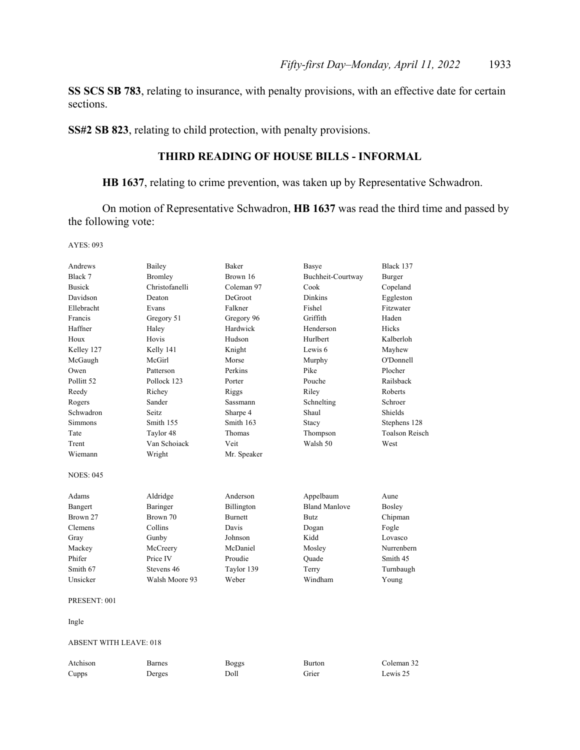**SS SCS SB 783**, relating to insurance, with penalty provisions, with an effective date for certain sections.

**SS#2 SB 823**, relating to child protection, with penalty provisions.

## THIRD READING OF HOUSE BILLS - INFORMAL

**HB 1637**, relating to crime prevention, was taken up by Representative Schwadron.

On motion of Representative Schwadron, **HB 1637** was read the third time and passed by the following vote:

AYES: 093

| | | | | |
|---|---|---|---|---|
| Andrews | Bailey | Baker | Basye | Black 137 |
| Black 7 | Bromley | Brown 16 | Buchheit-Courtway | Burger |
| Busick | Christofanelli | Coleman 97 | Cook | Copeland |
| Davidson | Deaton | DeGroot | Dinkins | Eggleston |
| Ellebracht | Evans | Falkner | Fishel | Fitzwater |
| Francis | Gregory 51 | Gregory 96 | Griffith | Haden |
| Haffner | Haley | Hardwick | Henderson | Hicks |
| Houx | Hovis | Hudson | Hurlbert | Kalberloh |
| Kelley 127 | Kelly 141 | Knight | Lewis 6 | Mayhew |
| McGaugh | McGirl | Morse | Murphy | O'Donnell |
| Owen | Patterson | Perkins | Pike | Plocher |
| Pollitt 52 | Pollock 123 | Porter | Pouche | Railsback |
| Reedy | Richey | Riggs | Riley | Roberts |
| Rogers | Sander | Sassmann | Schnelting | Schroer |
| Schwadron | Seitz | Sharpe 4 | Shaul | Shields |
| Simmons | Smith 155 | Smith 163 | Stacy | Stephens 128 |
| Tate | Taylor 48 | Thomas | Thompson | Toalson Reisch |
| Trent | Van Schoiack | Veit | Walsh 50 | West |
| Wiemann | Wright | Mr. Speaker | | |

NOES: 045

| | | | | |
|---|---|---|---|---|
| Adams | Aldridge | Anderson | Appelbaum | Aune |
| Bangert | Baringer | Billington | Bland Manlove | Bosley |
| Brown 27 | Brown 70 | Burnett | Butz | Chipman |
| Clemens | Collins | Davis | Dogan | Fogle |
| Gray | Gunby | Johnson | Kidd | Lovasco |
| Mackey | McCreery | McDaniel | Mosley | Nurrenbern |
| Phifer | Price IV | Proudie | Quade | Smith 45 |
| Smith 67 | Stevens 46 | Taylor 139 | Terry | Turnbaugh |
| Unsicker | Walsh Moore 93 | Weber | Windham | Young |

PRESENT: 001

Ingle

ABSENT WITH LEAVE: 018

| | | | | |
|---|---|---|---|---|
| Atchison | Barnes | Boggs | Burton | Coleman 32 |
| Cupps | Derges | Doll | Grier | Lewis 25 |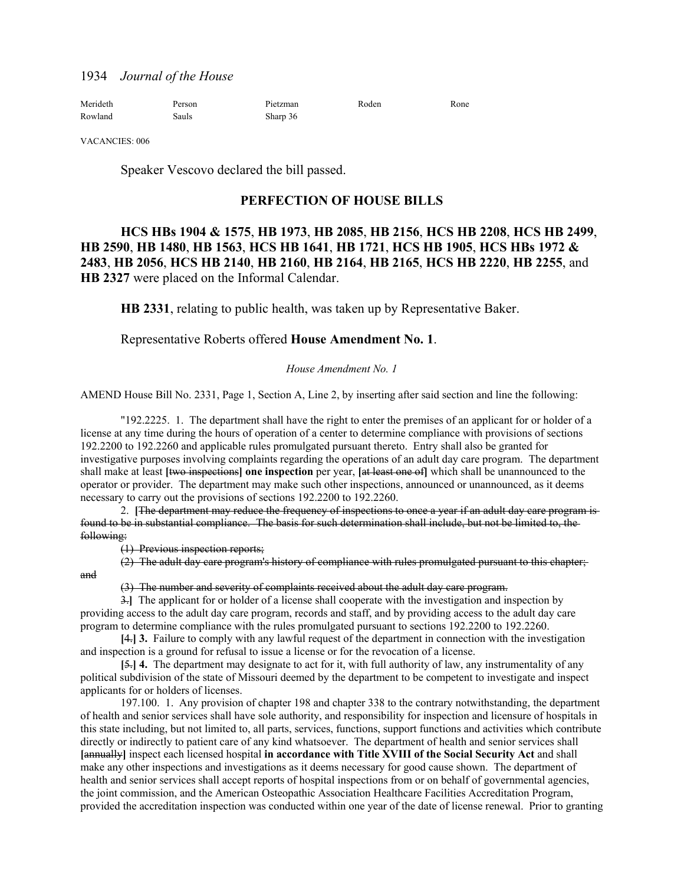Merideth Person Pietzman Roden Rone
Rowland Sauls Sharp 36

VACANCIES: 006

Speaker Vescovo declared the bill passed.

## PERFECTION OF HOUSE BILLS

**HCS HBs 1904 & 1575**, **HB 1973**, **HB 2085**, **HB 2156**, **HCS HB 2208**, **HCS HB 2499**, **HB 2590**, **HB 1480**, **HB 1563**, **HCS HB 1641**, **HB 1721**, **HCS HB 1905**, **HCS HBs 1972 & 2483**, **HB 2056**, **HCS HB 2140**, **HB 2160**, **HB 2164**, **HB 2165**, **HCS HB 2220**, **HB 2255**, and **HB 2327** were placed on the Informal Calendar.

**HB 2331**, relating to public health, was taken up by Representative Baker.

Representative Roberts offered **House Amendment No. 1**.

*House Amendment No. 1*

AMEND House Bill No. 2331, Page 1, Section A, Line 2, by inserting after said section and line the following:

"192.2225. 1. The department shall have the right to enter the premises of an applicant for or holder of a license at any time during the hours of operation of a center to determine compliance with provisions of sections 192.2200 to 192.2260 and applicable rules promulgated pursuant thereto. Entry shall also be granted for investigative purposes involving complaints regarding the operations of an adult day care program. The department shall make at least **[**~~two inspections~~**]** **one inspection** per year, **[**~~at least one of~~**]** which shall be unannounced to the operator or provider. The department may make such other inspections, announced or unannounced, as it deems necessary to carry out the provisions of sections 192.2200 to 192.2260.

2. **[**~~The department may reduce the frequency of inspections to once a year if an adult day care program is found to be in substantial compliance. The basis for such determination shall include, but not be limited to, the following:~~

~~(1) Previous inspection reports;~~

~~(2) The adult day care program's history of compliance with rules promulgated pursuant to this chapter; and~~

~~(3) The number and severity of complaints received about the adult day care program.~~

~~3.~~**]** The applicant for or holder of a license shall cooperate with the investigation and inspection by providing access to the adult day care program, records and staff, and by providing access to the adult day care program to determine compliance with the rules promulgated pursuant to sections 192.2200 to 192.2260.

**[**~~4.~~**] 3.** Failure to comply with any lawful request of the department in connection with the investigation and inspection is a ground for refusal to issue a license or for the revocation of a license.

**[**~~5.~~**] 4.** The department may designate to act for it, with full authority of law, any instrumentality of any political subdivision of the state of Missouri deemed by the department to be competent to investigate and inspect applicants for or holders of licenses.

197.100. 1. Any provision of chapter 198 and chapter 338 to the contrary notwithstanding, the department of health and senior services shall have sole authority, and responsibility for inspection and licensure of hospitals in this state including, but not limited to, all parts, services, functions, support functions and activities which contribute directly or indirectly to patient care of any kind whatsoever. The department of health and senior services shall **[**~~annually~~**]** inspect each licensed hospital **in accordance with Title XVIII of the Social Security Act** and shall make any other inspections and investigations as it deems necessary for good cause shown. The department of health and senior services shall accept reports of hospital inspections from or on behalf of governmental agencies, the joint commission, and the American Osteopathic Association Healthcare Facilities Accreditation Program, provided the accreditation inspection was conducted within one year of the date of license renewal. Prior to granting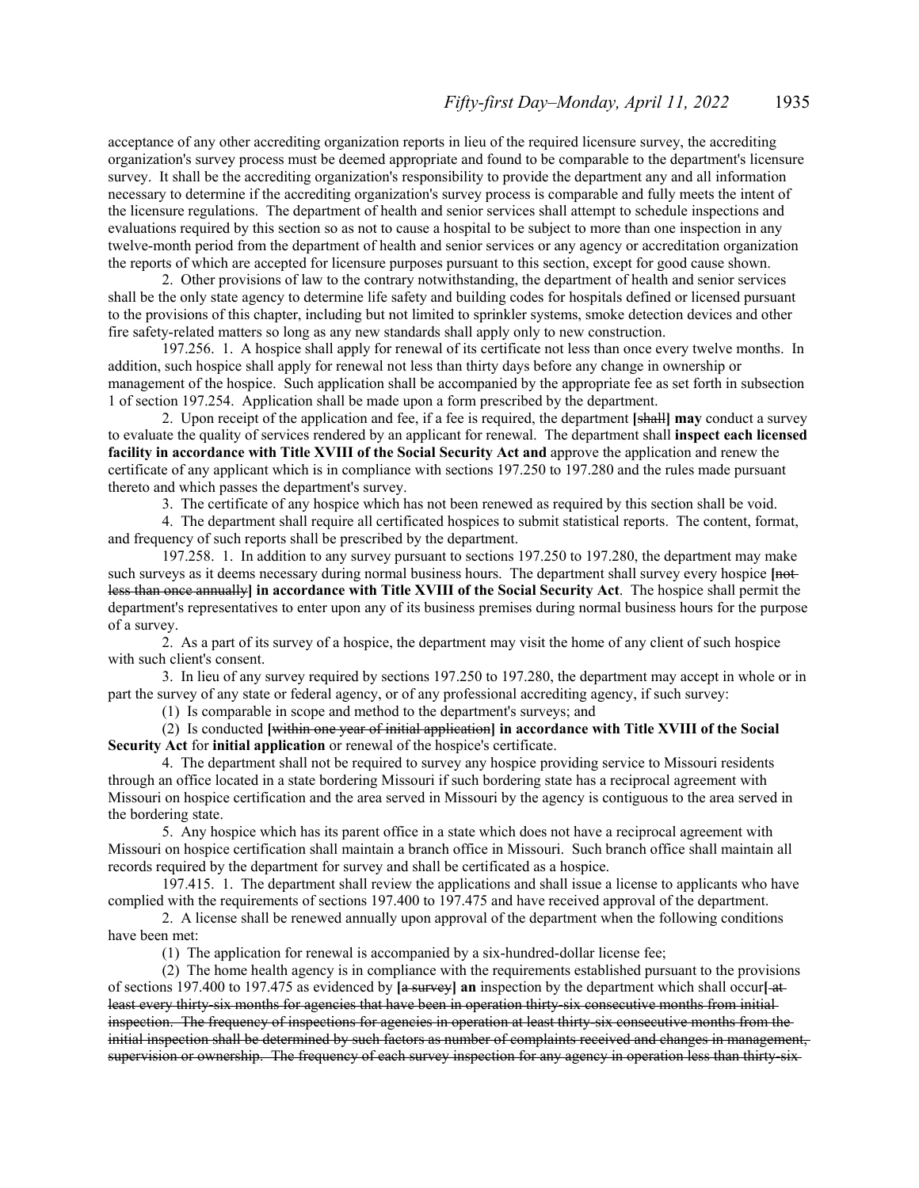acceptance of any other accrediting organization reports in lieu of the required licensure survey, the accrediting organization's survey process must be deemed appropriate and found to be comparable to the department's licensure survey. It shall be the accrediting organization's responsibility to provide the department any and all information necessary to determine if the accrediting organization's survey process is comparable and fully meets the intent of the licensure regulations. The department of health and senior services shall attempt to schedule inspections and evaluations required by this section so as not to cause a hospital to be subject to more than one inspection in any twelve-month period from the department of health and senior services or any agency or accreditation organization the reports of which are accepted for licensure purposes pursuant to this section, except for good cause shown.

2. Other provisions of law to the contrary notwithstanding, the department of health and senior services shall be the only state agency to determine life safety and building codes for hospitals defined or licensed pursuant to the provisions of this chapter, including but not limited to sprinkler systems, smoke detection devices and other fire safety-related matters so long as any new standards shall apply only to new construction.

197.256. 1. A hospice shall apply for renewal of its certificate not less than once every twelve months. In addition, such hospice shall apply for renewal not less than thirty days before any change in ownership or management of the hospice. Such application shall be accompanied by the appropriate fee as set forth in subsection 1 of section 197.254. Application shall be made upon a form prescribed by the department.

2. Upon receipt of the application and fee, if a fee is required, the department **[**~~shall~~**] may** conduct a survey to evaluate the quality of services rendered by an applicant for renewal. The department shall **inspect each licensed facility in accordance with Title XVIII of the Social Security Act and** approve the application and renew the certificate of any applicant which is in compliance with sections 197.250 to 197.280 and the rules made pursuant thereto and which passes the department's survey.

3. The certificate of any hospice which has not been renewed as required by this section shall be void.

4. The department shall require all certificated hospices to submit statistical reports. The content, format, and frequency of such reports shall be prescribed by the department.

197.258. 1. In addition to any survey pursuant to sections 197.250 to 197.280, the department may make such surveys as it deems necessary during normal business hours. The department shall survey every hospice **[**~~not less than once annually~~**] in accordance with Title XVIII of the Social Security Act**. The hospice shall permit the department's representatives to enter upon any of its business premises during normal business hours for the purpose of a survey.

2. As a part of its survey of a hospice, the department may visit the home of any client of such hospice with such client's consent.

3. In lieu of any survey required by sections 197.250 to 197.280, the department may accept in whole or in part the survey of any state or federal agency, or of any professional accrediting agency, if such survey:

(1) Is comparable in scope and method to the department's surveys; and

(2) Is conducted **[**~~within one year of initial application~~**] in accordance with Title XVIII of the Social Security Act** for **initial application** or renewal of the hospice's certificate.

4. The department shall not be required to survey any hospice providing service to Missouri residents through an office located in a state bordering Missouri if such bordering state has a reciprocal agreement with Missouri on hospice certification and the area served in Missouri by the agency is contiguous to the area served in the bordering state.

5. Any hospice which has its parent office in a state which does not have a reciprocal agreement with Missouri on hospice certification shall maintain a branch office in Missouri. Such branch office shall maintain all records required by the department for survey and shall be certificated as a hospice.

197.415. 1. The department shall review the applications and shall issue a license to applicants who have complied with the requirements of sections 197.400 to 197.475 and have received approval of the department.

2. A license shall be renewed annually upon approval of the department when the following conditions have been met:

(1) The application for renewal is accompanied by a six-hundred-dollar license fee;

(2) The home health agency is in compliance with the requirements established pursuant to the provisions of sections 197.400 to 197.475 as evidenced by **[**~~a survey~~**] an** inspection by the department which shall occur**[** ~~at least every thirty-six months for agencies that have been in operation thirty-six consecutive months from initial inspection. The frequency of inspections for agencies in operation at least thirty-six consecutive months from the initial inspection shall be determined by such factors as number of complaints received and changes in management, supervision or ownership. The frequency of each survey inspection for any agency in operation less than thirty-six~~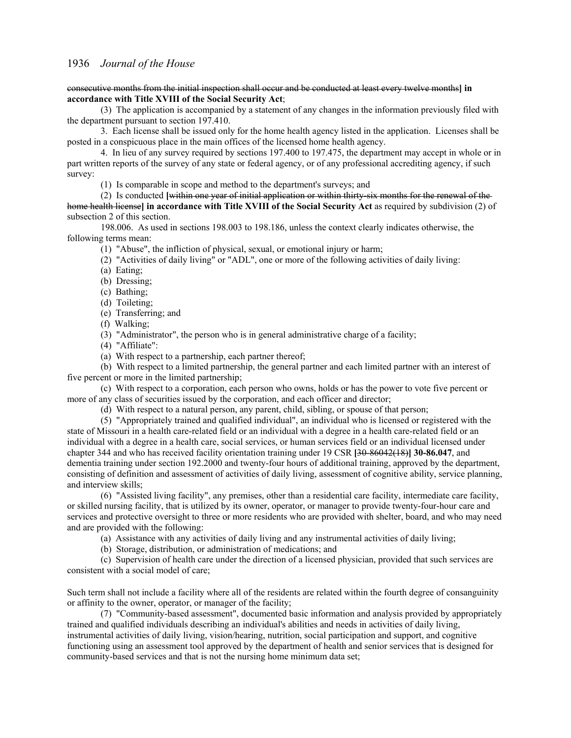~~consecutive months from the initial inspection shall occur and be conducted at least every twelve months~~**] in accordance with Title XVIII of the Social Security Act**;

(3) The application is accompanied by a statement of any changes in the information previously filed with the department pursuant to section 197.410.

3. Each license shall be issued only for the home health agency listed in the application. Licenses shall be posted in a conspicuous place in the main offices of the licensed home health agency.

4. In lieu of any survey required by sections 197.400 to 197.475, the department may accept in whole or in part written reports of the survey of any state or federal agency, or of any professional accrediting agency, if such survey:

(1) Is comparable in scope and method to the department's surveys; and

(2) Is conducted **[**~~within one year of initial application or within thirty-six months for the renewal of the home health license~~**] in accordance with Title XVIII of the Social Security Act** as required by subdivision (2) of subsection 2 of this section.

198.006. As used in sections 198.003 to 198.186, unless the context clearly indicates otherwise, the following terms mean:

(1) "Abuse", the infliction of physical, sexual, or emotional injury or harm;

(2) "Activities of daily living" or "ADL", one or more of the following activities of daily living:

(a) Eating;

(b) Dressing;

(c) Bathing;

(d) Toileting;

(e) Transferring; and

(f) Walking;

(3) "Administrator", the person who is in general administrative charge of a facility;

(4) "Affiliate":

(a) With respect to a partnership, each partner thereof;

(b) With respect to a limited partnership, the general partner and each limited partner with an interest of five percent or more in the limited partnership;

(c) With respect to a corporation, each person who owns, holds or has the power to vote five percent or more of any class of securities issued by the corporation, and each officer and director;

(d) With respect to a natural person, any parent, child, sibling, or spouse of that person;

(5) "Appropriately trained and qualified individual", an individual who is licensed or registered with the state of Missouri in a health care-related field or an individual with a degree in a health care-related field or an individual with a degree in a health care, social services, or human services field or an individual licensed under chapter 344 and who has received facility orientation training under 19 CSR **[**~~30-86042(18)~~**] 30-86.047**, and dementia training under section 192.2000 and twenty-four hours of additional training, approved by the department, consisting of definition and assessment of activities of daily living, assessment of cognitive ability, service planning, and interview skills;

(6) "Assisted living facility", any premises, other than a residential care facility, intermediate care facility, or skilled nursing facility, that is utilized by its owner, operator, or manager to provide twenty-four-hour care and services and protective oversight to three or more residents who are provided with shelter, board, and who may need and are provided with the following:

(a) Assistance with any activities of daily living and any instrumental activities of daily living;

(b) Storage, distribution, or administration of medications; and

(c) Supervision of health care under the direction of a licensed physician, provided that such services are consistent with a social model of care;

Such term shall not include a facility where all of the residents are related within the fourth degree of consanguinity or affinity to the owner, operator, or manager of the facility;

(7) "Community-based assessment", documented basic information and analysis provided by appropriately trained and qualified individuals describing an individual's abilities and needs in activities of daily living, instrumental activities of daily living, vision/hearing, nutrition, social participation and support, and cognitive functioning using an assessment tool approved by the department of health and senior services that is designed for community-based services and that is not the nursing home minimum data set;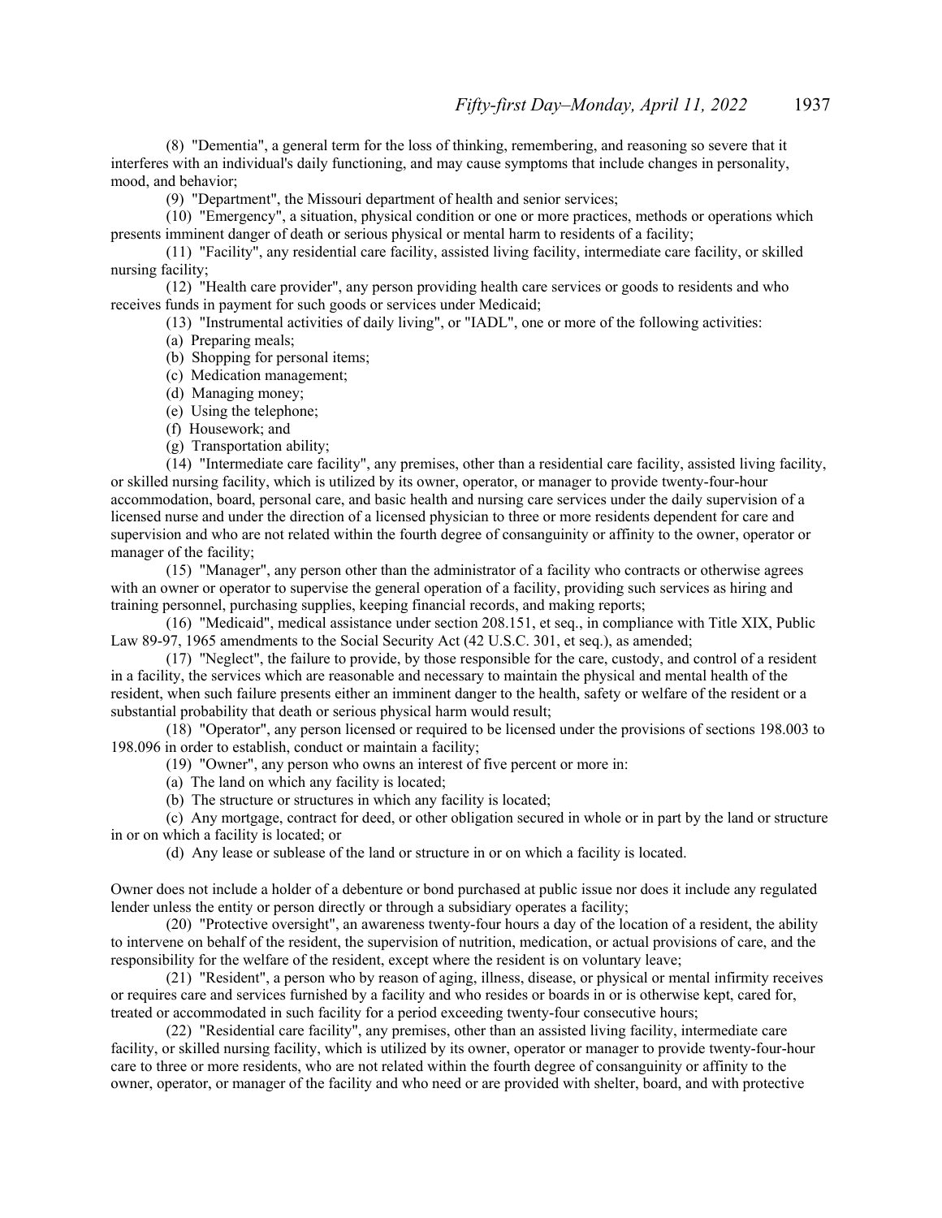(8) "Dementia", a general term for the loss of thinking, remembering, and reasoning so severe that it interferes with an individual's daily functioning, and may cause symptoms that include changes in personality, mood, and behavior;

(9) "Department", the Missouri department of health and senior services;

(10) "Emergency", a situation, physical condition or one or more practices, methods or operations which presents imminent danger of death or serious physical or mental harm to residents of a facility;

(11) "Facility", any residential care facility, assisted living facility, intermediate care facility, or skilled nursing facility;

(12) "Health care provider", any person providing health care services or goods to residents and who receives funds in payment for such goods or services under Medicaid;

(13) "Instrumental activities of daily living", or "IADL", one or more of the following activities:

(a) Preparing meals;

(b) Shopping for personal items;

(c) Medication management;

(d) Managing money;

(e) Using the telephone;

(f) Housework; and

(g) Transportation ability;

(14) "Intermediate care facility", any premises, other than a residential care facility, assisted living facility, or skilled nursing facility, which is utilized by its owner, operator, or manager to provide twenty-four-hour accommodation, board, personal care, and basic health and nursing care services under the daily supervision of a licensed nurse and under the direction of a licensed physician to three or more residents dependent for care and supervision and who are not related within the fourth degree of consanguinity or affinity to the owner, operator or manager of the facility;

(15) "Manager", any person other than the administrator of a facility who contracts or otherwise agrees with an owner or operator to supervise the general operation of a facility, providing such services as hiring and training personnel, purchasing supplies, keeping financial records, and making reports;

(16) "Medicaid", medical assistance under section 208.151, et seq., in compliance with Title XIX, Public Law 89-97, 1965 amendments to the Social Security Act (42 U.S.C. 301, et seq.), as amended;

(17) "Neglect", the failure to provide, by those responsible for the care, custody, and control of a resident in a facility, the services which are reasonable and necessary to maintain the physical and mental health of the resident, when such failure presents either an imminent danger to the health, safety or welfare of the resident or a substantial probability that death or serious physical harm would result;

(18) "Operator", any person licensed or required to be licensed under the provisions of sections 198.003 to 198.096 in order to establish, conduct or maintain a facility;

(19) "Owner", any person who owns an interest of five percent or more in:

(a) The land on which any facility is located;

(b) The structure or structures in which any facility is located;

(c) Any mortgage, contract for deed, or other obligation secured in whole or in part by the land or structure in or on which a facility is located; or

(d) Any lease or sublease of the land or structure in or on which a facility is located.

Owner does not include a holder of a debenture or bond purchased at public issue nor does it include any regulated lender unless the entity or person directly or through a subsidiary operates a facility;

(20) "Protective oversight", an awareness twenty-four hours a day of the location of a resident, the ability to intervene on behalf of the resident, the supervision of nutrition, medication, or actual provisions of care, and the responsibility for the welfare of the resident, except where the resident is on voluntary leave;

(21) "Resident", a person who by reason of aging, illness, disease, or physical or mental infirmity receives or requires care and services furnished by a facility and who resides or boards in or is otherwise kept, cared for, treated or accommodated in such facility for a period exceeding twenty-four consecutive hours;

(22) "Residential care facility", any premises, other than an assisted living facility, intermediate care facility, or skilled nursing facility, which is utilized by its owner, operator or manager to provide twenty-four-hour care to three or more residents, who are not related within the fourth degree of consanguinity or affinity to the owner, operator, or manager of the facility and who need or are provided with shelter, board, and with protective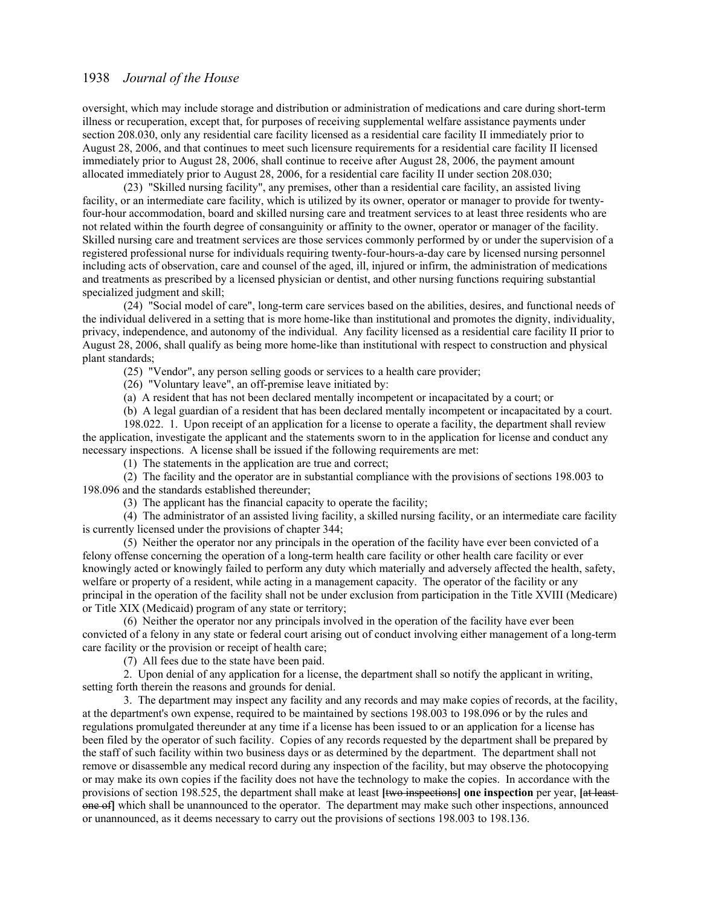oversight, which may include storage and distribution or administration of medications and care during short-term illness or recuperation, except that, for purposes of receiving supplemental welfare assistance payments under section 208.030, only any residential care facility licensed as a residential care facility II immediately prior to August 28, 2006, and that continues to meet such licensure requirements for a residential care facility II licensed immediately prior to August 28, 2006, shall continue to receive after August 28, 2006, the payment amount allocated immediately prior to August 28, 2006, for a residential care facility II under section 208.030;

(23) "Skilled nursing facility", any premises, other than a residential care facility, an assisted living facility, or an intermediate care facility, which is utilized by its owner, operator or manager to provide for twenty-four-hour accommodation, board and skilled nursing care and treatment services to at least three residents who are not related within the fourth degree of consanguinity or affinity to the owner, operator or manager of the facility. Skilled nursing care and treatment services are those services commonly performed by or under the supervision of a registered professional nurse for individuals requiring twenty-four-hours-a-day care by licensed nursing personnel including acts of observation, care and counsel of the aged, ill, injured or infirm, the administration of medications and treatments as prescribed by a licensed physician or dentist, and other nursing functions requiring substantial specialized judgment and skill;

(24) "Social model of care", long-term care services based on the abilities, desires, and functional needs of the individual delivered in a setting that is more home-like than institutional and promotes the dignity, individuality, privacy, independence, and autonomy of the individual. Any facility licensed as a residential care facility II prior to August 28, 2006, shall qualify as being more home-like than institutional with respect to construction and physical plant standards;

(25) "Vendor", any person selling goods or services to a health care provider;

(26) "Voluntary leave", an off-premise leave initiated by:

(a) A resident that has not been declared mentally incompetent or incapacitated by a court; or

(b) A legal guardian of a resident that has been declared mentally incompetent or incapacitated by a court.

198.022. 1. Upon receipt of an application for a license to operate a facility, the department shall review the application, investigate the applicant and the statements sworn to in the application for license and conduct any necessary inspections. A license shall be issued if the following requirements are met:

(1) The statements in the application are true and correct;

(2) The facility and the operator are in substantial compliance with the provisions of sections 198.003 to 198.096 and the standards established thereunder;

(3) The applicant has the financial capacity to operate the facility;

(4) The administrator of an assisted living facility, a skilled nursing facility, or an intermediate care facility is currently licensed under the provisions of chapter 344;

(5) Neither the operator nor any principals in the operation of the facility have ever been convicted of a felony offense concerning the operation of a long-term health care facility or other health care facility or ever knowingly acted or knowingly failed to perform any duty which materially and adversely affected the health, safety, welfare or property of a resident, while acting in a management capacity. The operator of the facility or any principal in the operation of the facility shall not be under exclusion from participation in the Title XVIII (Medicare) or Title XIX (Medicaid) program of any state or territory;

(6) Neither the operator nor any principals involved in the operation of the facility have ever been convicted of a felony in any state or federal court arising out of conduct involving either management of a long-term care facility or the provision or receipt of health care;

(7) All fees due to the state have been paid.

2. Upon denial of any application for a license, the department shall so notify the applicant in writing, setting forth therein the reasons and grounds for denial.

3. The department may inspect any facility and any records and may make copies of records, at the facility, at the department's own expense, required to be maintained by sections 198.003 to 198.096 or by the rules and regulations promulgated thereunder at any time if a license has been issued to or an application for a license has been filed by the operator of such facility. Copies of any records requested by the department shall be prepared by the staff of such facility within two business days or as determined by the department. The department shall not remove or disassemble any medical record during any inspection of the facility, but may observe the photocopying or may make its own copies if the facility does not have the technology to make the copies. In accordance with the provisions of section 198.525, the department shall make at least **[**~~two inspections~~**] one inspection** per year, **[**~~at least one of~~**]** which shall be unannounced to the operator. The department may make such other inspections, announced or unannounced, as it deems necessary to carry out the provisions of sections 198.003 to 198.136.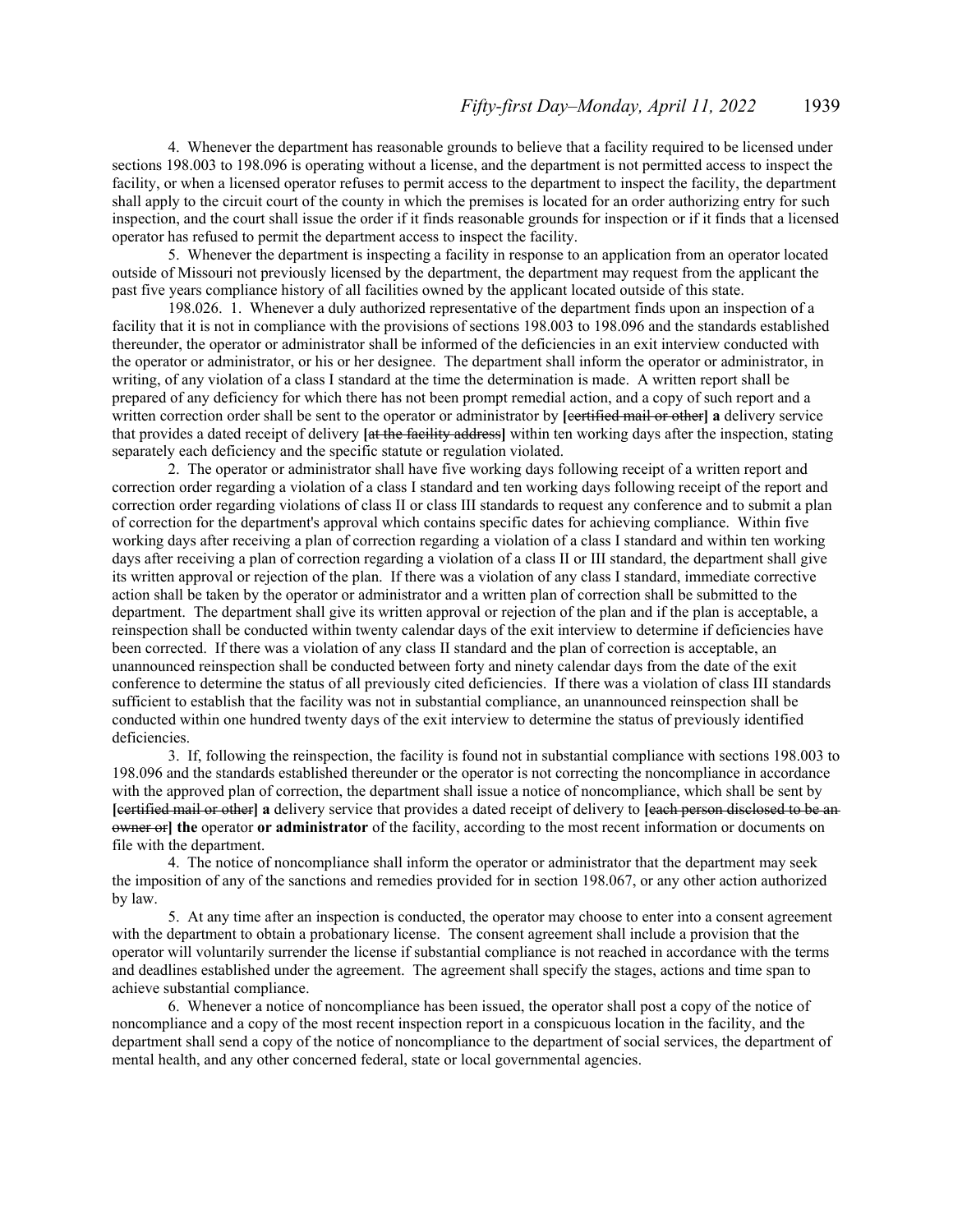4. Whenever the department has reasonable grounds to believe that a facility required to be licensed under sections 198.003 to 198.096 is operating without a license, and the department is not permitted access to inspect the facility, or when a licensed operator refuses to permit access to the department to inspect the facility, the department shall apply to the circuit court of the county in which the premises is located for an order authorizing entry for such inspection, and the court shall issue the order if it finds reasonable grounds for inspection or if it finds that a licensed operator has refused to permit the department access to inspect the facility.

5. Whenever the department is inspecting a facility in response to an application from an operator located outside of Missouri not previously licensed by the department, the department may request from the applicant the past five years compliance history of all facilities owned by the applicant located outside of this state.

198.026. 1. Whenever a duly authorized representative of the department finds upon an inspection of a facility that it is not in compliance with the provisions of sections 198.003 to 198.096 and the standards established thereunder, the operator or administrator shall be informed of the deficiencies in an exit interview conducted with the operator or administrator, or his or her designee. The department shall inform the operator or administrator, in writing, of any violation of a class I standard at the time the determination is made. A written report shall be prepared of any deficiency for which there has not been prompt remedial action, and a copy of such report and a written correction order shall be sent to the operator or administrator by **[**~~certified mail or other~~**] a** delivery service that provides a dated receipt of delivery **[**~~at the facility address~~**]** within ten working days after the inspection, stating separately each deficiency and the specific statute or regulation violated.

2. The operator or administrator shall have five working days following receipt of a written report and correction order regarding a violation of a class I standard and ten working days following receipt of the report and correction order regarding violations of class II or class III standards to request any conference and to submit a plan of correction for the department's approval which contains specific dates for achieving compliance. Within five working days after receiving a plan of correction regarding a violation of a class I standard and within ten working days after receiving a plan of correction regarding a violation of a class II or III standard, the department shall give its written approval or rejection of the plan. If there was a violation of any class I standard, immediate corrective action shall be taken by the operator or administrator and a written plan of correction shall be submitted to the department. The department shall give its written approval or rejection of the plan and if the plan is acceptable, a reinspection shall be conducted within twenty calendar days of the exit interview to determine if deficiencies have been corrected. If there was a violation of any class II standard and the plan of correction is acceptable, an unannounced reinspection shall be conducted between forty and ninety calendar days from the date of the exit conference to determine the status of all previously cited deficiencies. If there was a violation of class III standards sufficient to establish that the facility was not in substantial compliance, an unannounced reinspection shall be conducted within one hundred twenty days of the exit interview to determine the status of previously identified deficiencies.

3. If, following the reinspection, the facility is found not in substantial compliance with sections 198.003 to 198.096 and the standards established thereunder or the operator is not correcting the noncompliance in accordance with the approved plan of correction, the department shall issue a notice of noncompliance, which shall be sent by **[**~~certified mail or other~~**] a** delivery service that provides a dated receipt of delivery to **[**~~each person disclosed to be an owner or~~**] the** operator **or administrator** of the facility, according to the most recent information or documents on file with the department.

4. The notice of noncompliance shall inform the operator or administrator that the department may seek the imposition of any of the sanctions and remedies provided for in section 198.067, or any other action authorized by law.

5. At any time after an inspection is conducted, the operator may choose to enter into a consent agreement with the department to obtain a probationary license. The consent agreement shall include a provision that the operator will voluntarily surrender the license if substantial compliance is not reached in accordance with the terms and deadlines established under the agreement. The agreement shall specify the stages, actions and time span to achieve substantial compliance.

6. Whenever a notice of noncompliance has been issued, the operator shall post a copy of the notice of noncompliance and a copy of the most recent inspection report in a conspicuous location in the facility, and the department shall send a copy of the notice of noncompliance to the department of social services, the department of mental health, and any other concerned federal, state or local governmental agencies.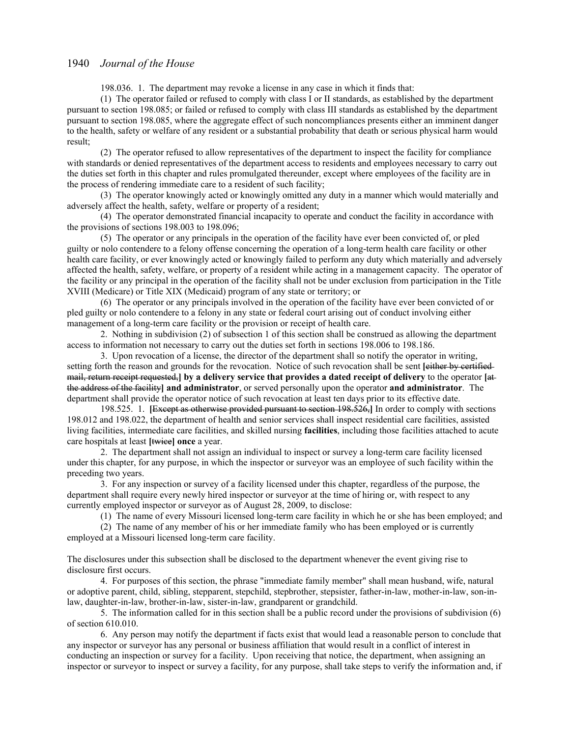198.036. 1. The department may revoke a license in any case in which it finds that:

(1) The operator failed or refused to comply with class I or II standards, as established by the department pursuant to section 198.085; or failed or refused to comply with class III standards as established by the department pursuant to section 198.085, where the aggregate effect of such noncompliances presents either an imminent danger to the health, safety or welfare of any resident or a substantial probability that death or serious physical harm would result;

(2) The operator refused to allow representatives of the department to inspect the facility for compliance with standards or denied representatives of the department access to residents and employees necessary to carry out the duties set forth in this chapter and rules promulgated thereunder, except where employees of the facility are in the process of rendering immediate care to a resident of such facility;

(3) The operator knowingly acted or knowingly omitted any duty in a manner which would materially and adversely affect the health, safety, welfare or property of a resident;

(4) The operator demonstrated financial incapacity to operate and conduct the facility in accordance with the provisions of sections 198.003 to 198.096;

(5) The operator or any principals in the operation of the facility have ever been convicted of, or pled guilty or nolo contendere to a felony offense concerning the operation of a long-term health care facility or other health care facility, or ever knowingly acted or knowingly failed to perform any duty which materially and adversely affected the health, safety, welfare, or property of a resident while acting in a management capacity. The operator of the facility or any principal in the operation of the facility shall not be under exclusion from participation in the Title XVIII (Medicare) or Title XIX (Medicaid) program of any state or territory; or

(6) The operator or any principals involved in the operation of the facility have ever been convicted of or pled guilty or nolo contendere to a felony in any state or federal court arising out of conduct involving either management of a long-term care facility or the provision or receipt of health care.

2. Nothing in subdivision (2) of subsection 1 of this section shall be construed as allowing the department access to information not necessary to carry out the duties set forth in sections 198.006 to 198.186.

3. Upon revocation of a license, the director of the department shall so notify the operator in writing, setting forth the reason and grounds for the revocation. Notice of such revocation shall be sent **[**~~either by certified mail, return receipt requested,~~**] by a delivery service that provides a dated receipt of delivery** to the operator **[**~~at the address of the facility~~**] and administrator**, or served personally upon the operator **and administrator**. The department shall provide the operator notice of such revocation at least ten days prior to its effective date.

198.525. 1. **[**~~Except as otherwise provided pursuant to section 198.526,~~**]** In order to comply with sections 198.012 and 198.022, the department of health and senior services shall inspect residential care facilities, assisted living facilities, intermediate care facilities, and skilled nursing **facilities**, including those facilities attached to acute care hospitals at least **[**~~twice~~**] once** a year.

2. The department shall not assign an individual to inspect or survey a long-term care facility licensed under this chapter, for any purpose, in which the inspector or surveyor was an employee of such facility within the preceding two years.

3. For any inspection or survey of a facility licensed under this chapter, regardless of the purpose, the department shall require every newly hired inspector or surveyor at the time of hiring or, with respect to any currently employed inspector or surveyor as of August 28, 2009, to disclose:

(1) The name of every Missouri licensed long-term care facility in which he or she has been employed; and

(2) The name of any member of his or her immediate family who has been employed or is currently employed at a Missouri licensed long-term care facility.

The disclosures under this subsection shall be disclosed to the department whenever the event giving rise to disclosure first occurs.

4. For purposes of this section, the phrase "immediate family member" shall mean husband, wife, natural or adoptive parent, child, sibling, stepparent, stepchild, stepbrother, stepsister, father-in-law, mother-in-law, son-in-law, daughter-in-law, brother-in-law, sister-in-law, grandparent or grandchild.

5. The information called for in this section shall be a public record under the provisions of subdivision (6) of section 610.010.

6. Any person may notify the department if facts exist that would lead a reasonable person to conclude that any inspector or surveyor has any personal or business affiliation that would result in a conflict of interest in conducting an inspection or survey for a facility. Upon receiving that notice, the department, when assigning an inspector or surveyor to inspect or survey a facility, for any purpose, shall take steps to verify the information and, if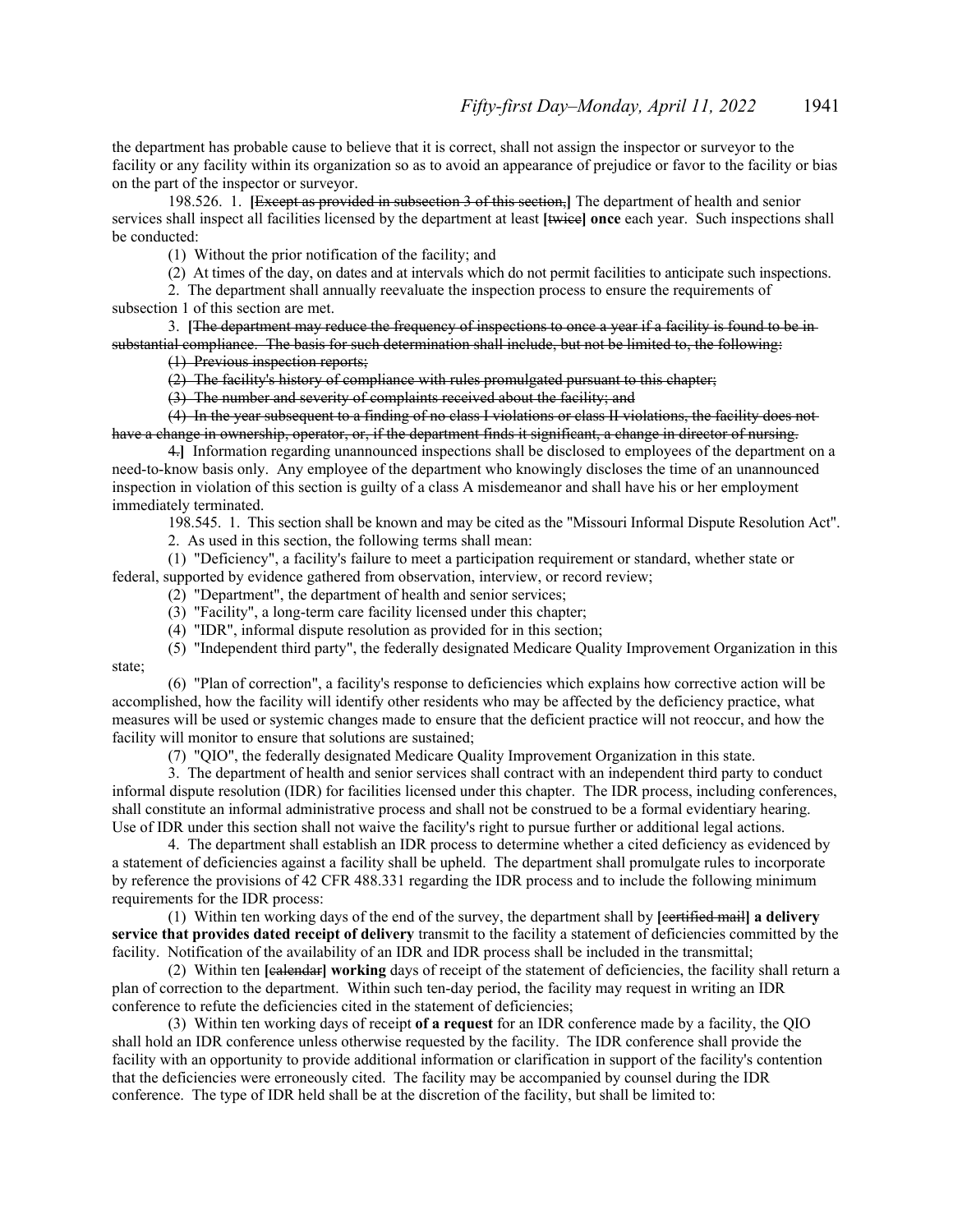the department has probable cause to believe that it is correct, shall not assign the inspector or surveyor to the facility or any facility within its organization so as to avoid an appearance of prejudice or favor to the facility or bias on the part of the inspector or surveyor.

198.526. 1. **[**~~Except as provided in subsection 3 of this section,~~**]** The department of health and senior services shall inspect all facilities licensed by the department at least **[**~~twice~~**] once** each year. Such inspections shall be conducted:

(1) Without the prior notification of the facility; and

(2) At times of the day, on dates and at intervals which do not permit facilities to anticipate such inspections.

2. The department shall annually reevaluate the inspection process to ensure the requirements of subsection 1 of this section are met.

3. **[**~~The department may reduce the frequency of inspections to once a year if a facility is found to be in substantial compliance. The basis for such determination shall include, but not be limited to, the following:~~

~~(1) Previous inspection reports;~~

~~(2) The facility's history of compliance with rules promulgated pursuant to this chapter;~~

~~(3) The number and severity of complaints received about the facility; and~~

~~(4) In the year subsequent to a finding of no class I violations or class II violations, the facility does not have a change in ownership, operator, or, if the department finds it significant, a change in director of nursing.~~

~~4.~~**]** Information regarding unannounced inspections shall be disclosed to employees of the department on a need-to-know basis only. Any employee of the department who knowingly discloses the time of an unannounced inspection in violation of this section is guilty of a class A misdemeanor and shall have his or her employment immediately terminated.

198.545. 1. This section shall be known and may be cited as the "Missouri Informal Dispute Resolution Act".

2. As used in this section, the following terms shall mean:

(1) "Deficiency", a facility's failure to meet a participation requirement or standard, whether state or federal, supported by evidence gathered from observation, interview, or record review;

(2) "Department", the department of health and senior services;

(3) "Facility", a long-term care facility licensed under this chapter;

(4) "IDR", informal dispute resolution as provided for in this section;

(5) "Independent third party", the federally designated Medicare Quality Improvement Organization in this state;

(6) "Plan of correction", a facility's response to deficiencies which explains how corrective action will be accomplished, how the facility will identify other residents who may be affected by the deficiency practice, what measures will be used or systemic changes made to ensure that the deficient practice will not reoccur, and how the facility will monitor to ensure that solutions are sustained;

(7) "QIO", the federally designated Medicare Quality Improvement Organization in this state.

3. The department of health and senior services shall contract with an independent third party to conduct informal dispute resolution (IDR) for facilities licensed under this chapter. The IDR process, including conferences, shall constitute an informal administrative process and shall not be construed to be a formal evidentiary hearing. Use of IDR under this section shall not waive the facility's right to pursue further or additional legal actions.

4. The department shall establish an IDR process to determine whether a cited deficiency as evidenced by a statement of deficiencies against a facility shall be upheld. The department shall promulgate rules to incorporate by reference the provisions of 42 CFR 488.331 regarding the IDR process and to include the following minimum requirements for the IDR process:

(1) Within ten working days of the end of the survey, the department shall by **[**~~certified mail~~**] a delivery service that provides dated receipt of delivery** transmit to the facility a statement of deficiencies committed by the facility. Notification of the availability of an IDR and IDR process shall be included in the transmittal;

(2) Within ten **[**~~calendar~~**] working** days of receipt of the statement of deficiencies, the facility shall return a plan of correction to the department. Within such ten-day period, the facility may request in writing an IDR conference to refute the deficiencies cited in the statement of deficiencies;

(3) Within ten working days of receipt **of a request** for an IDR conference made by a facility, the QIO shall hold an IDR conference unless otherwise requested by the facility. The IDR conference shall provide the facility with an opportunity to provide additional information or clarification in support of the facility's contention that the deficiencies were erroneously cited. The facility may be accompanied by counsel during the IDR conference. The type of IDR held shall be at the discretion of the facility, but shall be limited to: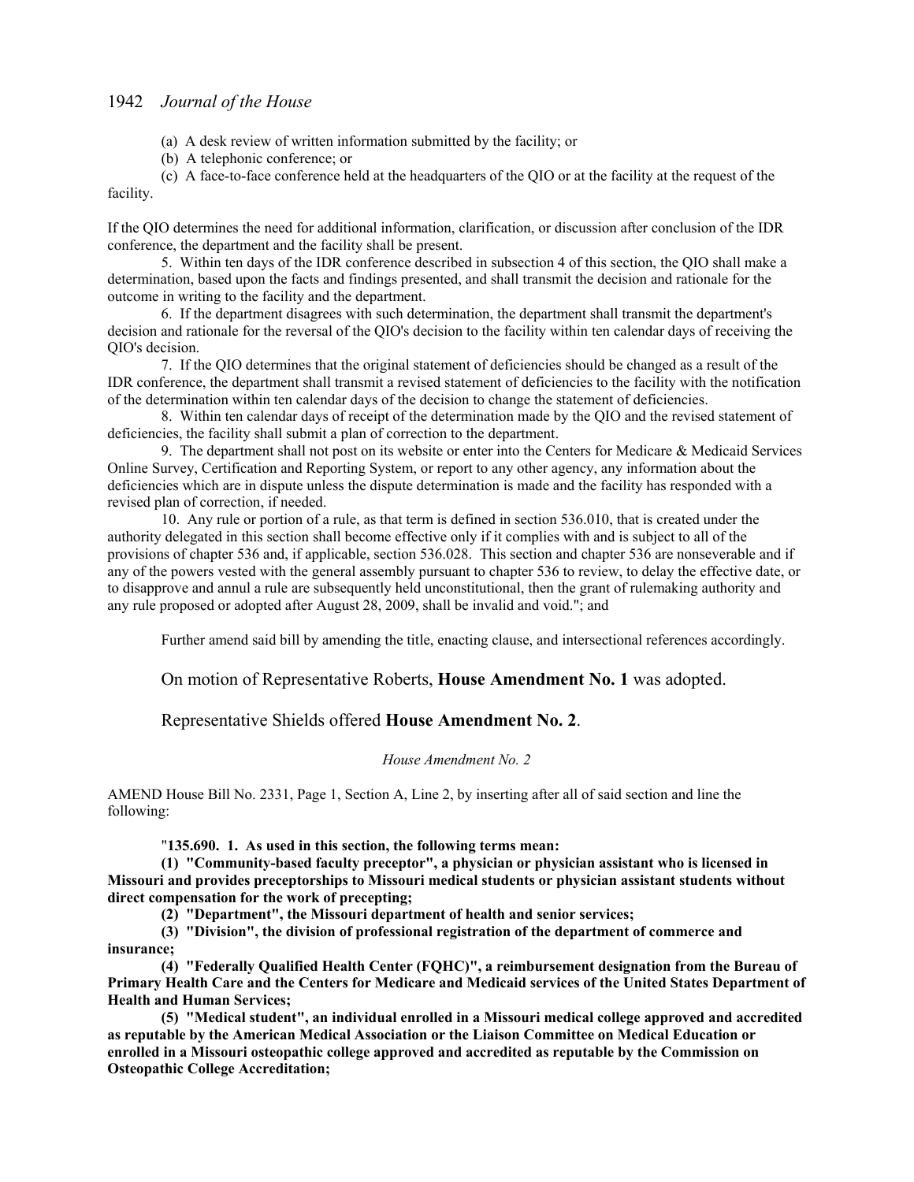(a) A desk review of written information submitted by the facility; or

(b) A telephonic conference; or

(c) A face-to-face conference held at the headquarters of the QIO or at the facility at the request of the facility.

If the QIO determines the need for additional information, clarification, or discussion after conclusion of the IDR conference, the department and the facility shall be present.

5. Within ten days of the IDR conference described in subsection 4 of this section, the QIO shall make a determination, based upon the facts and findings presented, and shall transmit the decision and rationale for the outcome in writing to the facility and the department.

6. If the department disagrees with such determination, the department shall transmit the department's decision and rationale for the reversal of the QIO's decision to the facility within ten calendar days of receiving the QIO's decision.

7. If the QIO determines that the original statement of deficiencies should be changed as a result of the IDR conference, the department shall transmit a revised statement of deficiencies to the facility with the notification of the determination within ten calendar days of the decision to change the statement of deficiencies.

8. Within ten calendar days of receipt of the determination made by the QIO and the revised statement of deficiencies, the facility shall submit a plan of correction to the department.

9. The department shall not post on its website or enter into the Centers for Medicare & Medicaid Services Online Survey, Certification and Reporting System, or report to any other agency, any information about the deficiencies which are in dispute unless the dispute determination is made and the facility has responded with a revised plan of correction, if needed.

10. Any rule or portion of a rule, as that term is defined in section 536.010, that is created under the authority delegated in this section shall become effective only if it complies with and is subject to all of the provisions of chapter 536 and, if applicable, section 536.028. This section and chapter 536 are nonseverable and if any of the powers vested with the general assembly pursuant to chapter 536 to review, to delay the effective date, or to disapprove and annul a rule are subsequently held unconstitutional, then the grant of rulemaking authority and any rule proposed or adopted after August 28, 2009, shall be invalid and void."; and

Further amend said bill by amending the title, enacting clause, and intersectional references accordingly.

On motion of Representative Roberts, **House Amendment No. 1** was adopted.

Representative Shields offered **House Amendment No. 2**.

*House Amendment No. 2*

AMEND House Bill No. 2331, Page 1, Section A, Line 2, by inserting after all of said section and line the following:

"**135.690. 1. As used in this section, the following terms mean:**

**(1) "Community-based faculty preceptor", a physician or physician assistant who is licensed in Missouri and provides preceptorships to Missouri medical students or physician assistant students without direct compensation for the work of precepting;**

**(2) "Department", the Missouri department of health and senior services;**

**(3) "Division", the division of professional registration of the department of commerce and insurance;**

**(4) "Federally Qualified Health Center (FQHC)", a reimbursement designation from the Bureau of Primary Health Care and the Centers for Medicare and Medicaid services of the United States Department of Health and Human Services;**

**(5) "Medical student", an individual enrolled in a Missouri medical college approved and accredited as reputable by the American Medical Association or the Liaison Committee on Medical Education or enrolled in a Missouri osteopathic college approved and accredited as reputable by the Commission on Osteopathic College Accreditation;**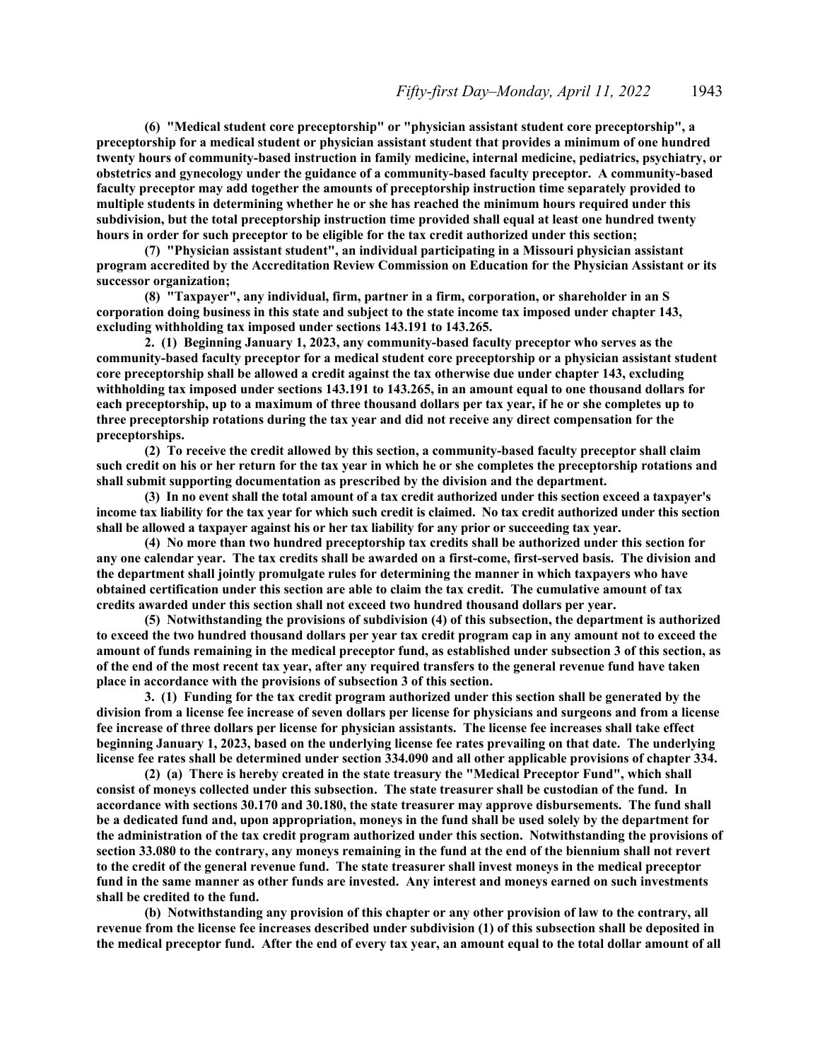**(6) "Medical student core preceptorship" or "physician assistant student core preceptorship", a preceptorship for a medical student or physician assistant student that provides a minimum of one hundred twenty hours of community-based instruction in family medicine, internal medicine, pediatrics, psychiatry, or obstetrics and gynecology under the guidance of a community-based faculty preceptor. A community-based faculty preceptor may add together the amounts of preceptorship instruction time separately provided to multiple students in determining whether he or she has reached the minimum hours required under this subdivision, but the total preceptorship instruction time provided shall equal at least one hundred twenty hours in order for such preceptor to be eligible for the tax credit authorized under this section;**

**(7) "Physician assistant student", an individual participating in a Missouri physician assistant program accredited by the Accreditation Review Commission on Education for the Physician Assistant or its successor organization;**

**(8) "Taxpayer", any individual, firm, partner in a firm, corporation, or shareholder in an S corporation doing business in this state and subject to the state income tax imposed under chapter 143, excluding withholding tax imposed under sections 143.191 to 143.265.**

**2. (1) Beginning January 1, 2023, any community-based faculty preceptor who serves as the community-based faculty preceptor for a medical student core preceptorship or a physician assistant student core preceptorship shall be allowed a credit against the tax otherwise due under chapter 143, excluding withholding tax imposed under sections 143.191 to 143.265, in an amount equal to one thousand dollars for each preceptorship, up to a maximum of three thousand dollars per tax year, if he or she completes up to three preceptorship rotations during the tax year and did not receive any direct compensation for the preceptorships.**

**(2) To receive the credit allowed by this section, a community-based faculty preceptor shall claim such credit on his or her return for the tax year in which he or she completes the preceptorship rotations and shall submit supporting documentation as prescribed by the division and the department.**

**(3) In no event shall the total amount of a tax credit authorized under this section exceed a taxpayer's income tax liability for the tax year for which such credit is claimed. No tax credit authorized under this section shall be allowed a taxpayer against his or her tax liability for any prior or succeeding tax year.**

**(4) No more than two hundred preceptorship tax credits shall be authorized under this section for any one calendar year. The tax credits shall be awarded on a first-come, first-served basis. The division and the department shall jointly promulgate rules for determining the manner in which taxpayers who have obtained certification under this section are able to claim the tax credit. The cumulative amount of tax credits awarded under this section shall not exceed two hundred thousand dollars per year.**

**(5) Notwithstanding the provisions of subdivision (4) of this subsection, the department is authorized to exceed the two hundred thousand dollars per year tax credit program cap in any amount not to exceed the amount of funds remaining in the medical preceptor fund, as established under subsection 3 of this section, as of the end of the most recent tax year, after any required transfers to the general revenue fund have taken place in accordance with the provisions of subsection 3 of this section.**

**3. (1) Funding for the tax credit program authorized under this section shall be generated by the division from a license fee increase of seven dollars per license for physicians and surgeons and from a license fee increase of three dollars per license for physician assistants. The license fee increases shall take effect beginning January 1, 2023, based on the underlying license fee rates prevailing on that date. The underlying license fee rates shall be determined under section 334.090 and all other applicable provisions of chapter 334.**

**(2) (a) There is hereby created in the state treasury the "Medical Preceptor Fund", which shall consist of moneys collected under this subsection. The state treasurer shall be custodian of the fund. In accordance with sections 30.170 and 30.180, the state treasurer may approve disbursements. The fund shall be a dedicated fund and, upon appropriation, moneys in the fund shall be used solely by the department for the administration of the tax credit program authorized under this section. Notwithstanding the provisions of section 33.080 to the contrary, any moneys remaining in the fund at the end of the biennium shall not revert to the credit of the general revenue fund. The state treasurer shall invest moneys in the medical preceptor fund in the same manner as other funds are invested. Any interest and moneys earned on such investments shall be credited to the fund.**

**(b) Notwithstanding any provision of this chapter or any other provision of law to the contrary, all revenue from the license fee increases described under subdivision (1) of this subsection shall be deposited in the medical preceptor fund. After the end of every tax year, an amount equal to the total dollar amount of all**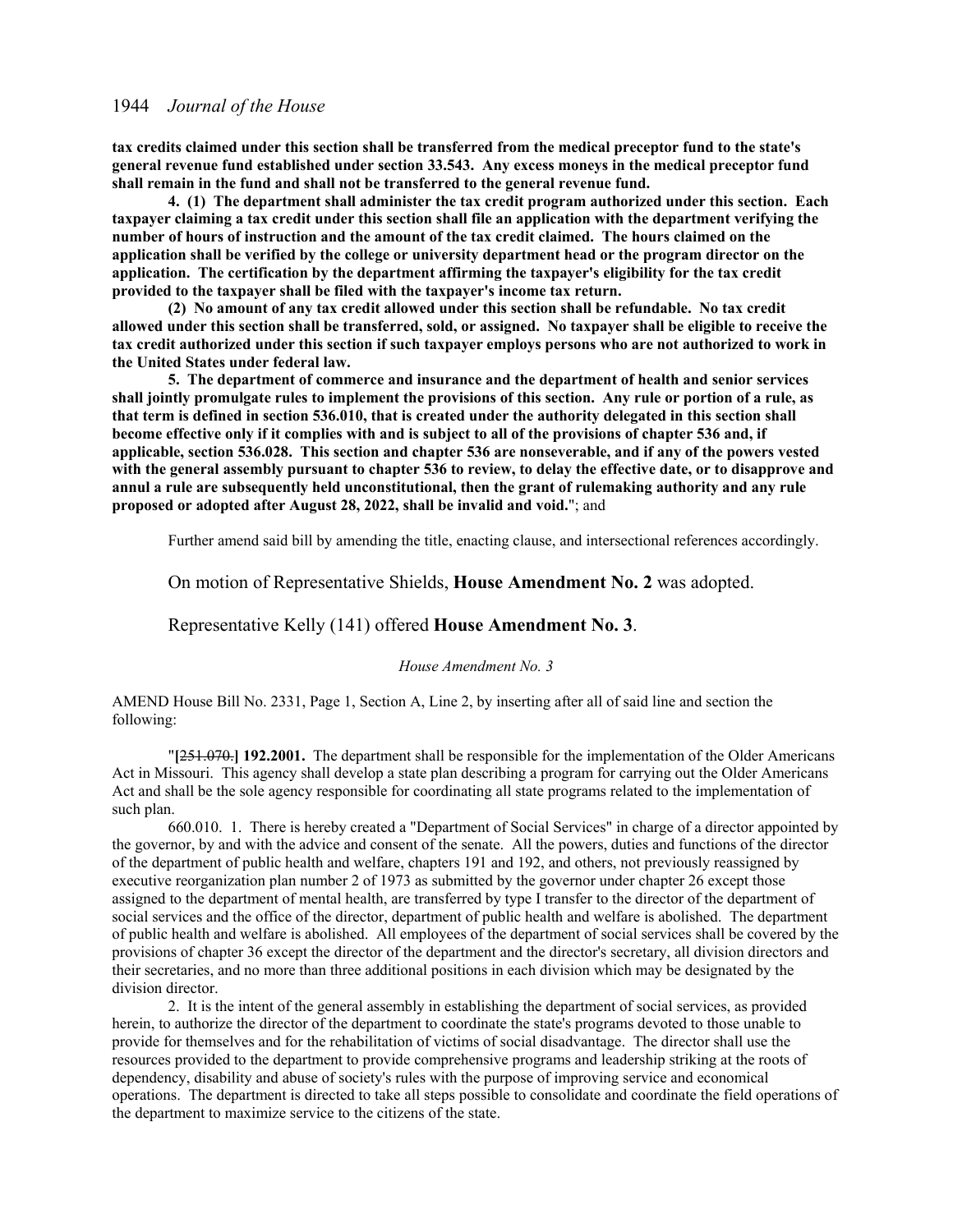**tax credits claimed under this section shall be transferred from the medical preceptor fund to the state's general revenue fund established under section 33.543. Any excess moneys in the medical preceptor fund shall remain in the fund and shall not be transferred to the general revenue fund.**

**4. (1) The department shall administer the tax credit program authorized under this section. Each taxpayer claiming a tax credit under this section shall file an application with the department verifying the number of hours of instruction and the amount of the tax credit claimed. The hours claimed on the application shall be verified by the college or university department head or the program director on the application. The certification by the department affirming the taxpayer's eligibility for the tax credit provided to the taxpayer shall be filed with the taxpayer's income tax return.**

**(2) No amount of any tax credit allowed under this section shall be refundable. No tax credit allowed under this section shall be transferred, sold, or assigned. No taxpayer shall be eligible to receive the tax credit authorized under this section if such taxpayer employs persons who are not authorized to work in the United States under federal law.**

**5. The department of commerce and insurance and the department of health and senior services shall jointly promulgate rules to implement the provisions of this section. Any rule or portion of a rule, as that term is defined in section 536.010, that is created under the authority delegated in this section shall become effective only if it complies with and is subject to all of the provisions of chapter 536 and, if applicable, section 536.028. This section and chapter 536 are nonseverable, and if any of the powers vested with the general assembly pursuant to chapter 536 to review, to delay the effective date, or to disapprove and annul a rule are subsequently held unconstitutional, then the grant of rulemaking authority and any rule proposed or adopted after August 28, 2022, shall be invalid and void.**"; and

Further amend said bill by amending the title, enacting clause, and intersectional references accordingly.

On motion of Representative Shields, **House Amendment No. 2** was adopted.

Representative Kelly (141) offered **House Amendment No. 3**.

*House Amendment No. 3*

AMEND House Bill No. 2331, Page 1, Section A, Line 2, by inserting after all of said line and section the following:

"**[**~~251.070.~~**] 192.2001.** The department shall be responsible for the implementation of the Older Americans Act in Missouri. This agency shall develop a state plan describing a program for carrying out the Older Americans Act and shall be the sole agency responsible for coordinating all state programs related to the implementation of such plan.

660.010. 1. There is hereby created a "Department of Social Services" in charge of a director appointed by the governor, by and with the advice and consent of the senate. All the powers, duties and functions of the director of the department of public health and welfare, chapters 191 and 192, and others, not previously reassigned by executive reorganization plan number 2 of 1973 as submitted by the governor under chapter 26 except those assigned to the department of mental health, are transferred by type I transfer to the director of the department of social services and the office of the director, department of public health and welfare is abolished. The department of public health and welfare is abolished. All employees of the department of social services shall be covered by the provisions of chapter 36 except the director of the department and the director's secretary, all division directors and their secretaries, and no more than three additional positions in each division which may be designated by the division director.

2. It is the intent of the general assembly in establishing the department of social services, as provided herein, to authorize the director of the department to coordinate the state's programs devoted to those unable to provide for themselves and for the rehabilitation of victims of social disadvantage. The director shall use the resources provided to the department to provide comprehensive programs and leadership striking at the roots of dependency, disability and abuse of society's rules with the purpose of improving service and economical operations. The department is directed to take all steps possible to consolidate and coordinate the field operations of the department to maximize service to the citizens of the state.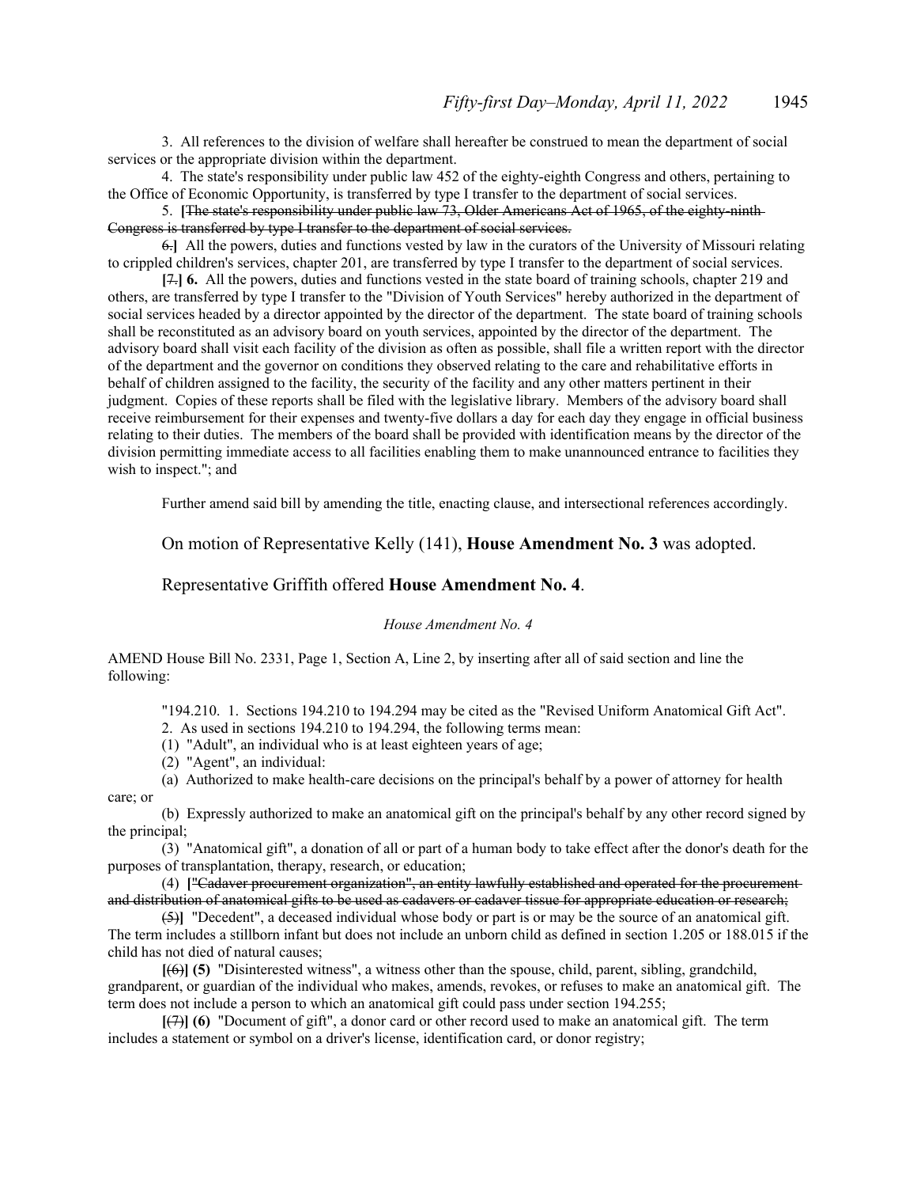3. All references to the division of welfare shall hereafter be construed to mean the department of social services or the appropriate division within the department.

4. The state's responsibility under public law 452 of the eighty-eighth Congress and others, pertaining to the Office of Economic Opportunity, is transferred by type I transfer to the department of social services.

5. **[**~~The state's responsibility under public law 73, Older Americans Act of 1965, of the eighty-ninth Congress is transferred by type I transfer to the department of social services.~~

~~6.~~**]** All the powers, duties and functions vested by law in the curators of the University of Missouri relating to crippled children's services, chapter 201, are transferred by type I transfer to the department of social services.

**[**~~7.~~**] 6.** All the powers, duties and functions vested in the state board of training schools, chapter 219 and others, are transferred by type I transfer to the "Division of Youth Services" hereby authorized in the department of social services headed by a director appointed by the director of the department. The state board of training schools shall be reconstituted as an advisory board on youth services, appointed by the director of the department. The advisory board shall visit each facility of the division as often as possible, shall file a written report with the director of the department and the governor on conditions they observed relating to the care and rehabilitative efforts in behalf of children assigned to the facility, the security of the facility and any other matters pertinent in their judgment. Copies of these reports shall be filed with the legislative library. Members of the advisory board shall receive reimbursement for their expenses and twenty-five dollars a day for each day they engage in official business relating to their duties. The members of the board shall be provided with identification means by the director of the division permitting immediate access to all facilities enabling them to make unannounced entrance to facilities they wish to inspect."; and

Further amend said bill by amending the title, enacting clause, and intersectional references accordingly.

On motion of Representative Kelly (141), **House Amendment No. 3** was adopted.

Representative Griffith offered **House Amendment No. 4**.

*House Amendment No. 4*

AMEND House Bill No. 2331, Page 1, Section A, Line 2, by inserting after all of said section and line the following:

"194.210. 1. Sections 194.210 to 194.294 may be cited as the "Revised Uniform Anatomical Gift Act".

2. As used in sections 194.210 to 194.294, the following terms mean:

(1) "Adult", an individual who is at least eighteen years of age;

(2) "Agent", an individual:

(a) Authorized to make health-care decisions on the principal's behalf by a power of attorney for health care; or

(b) Expressly authorized to make an anatomical gift on the principal's behalf by any other record signed by the principal;

(3) "Anatomical gift", a donation of all or part of a human body to take effect after the donor's death for the purposes of transplantation, therapy, research, or education;

(4) **[**~~"Cadaver procurement organization", an entity lawfully established and operated for the procurement and distribution of anatomical gifts to be used as cadavers or cadaver tissue for appropriate education or research;~~

~~(5)~~**]** "Decedent", a deceased individual whose body or part is or may be the source of an anatomical gift. The term includes a stillborn infant but does not include an unborn child as defined in section 1.205 or 188.015 if the child has not died of natural causes;

**[**~~(6)~~**] (5)** "Disinterested witness", a witness other than the spouse, child, parent, sibling, grandchild, grandparent, or guardian of the individual who makes, amends, revokes, or refuses to make an anatomical gift. The term does not include a person to which an anatomical gift could pass under section 194.255;

**[**~~(7)~~**] (6)** "Document of gift", a donor card or other record used to make an anatomical gift. The term includes a statement or symbol on a driver's license, identification card, or donor registry;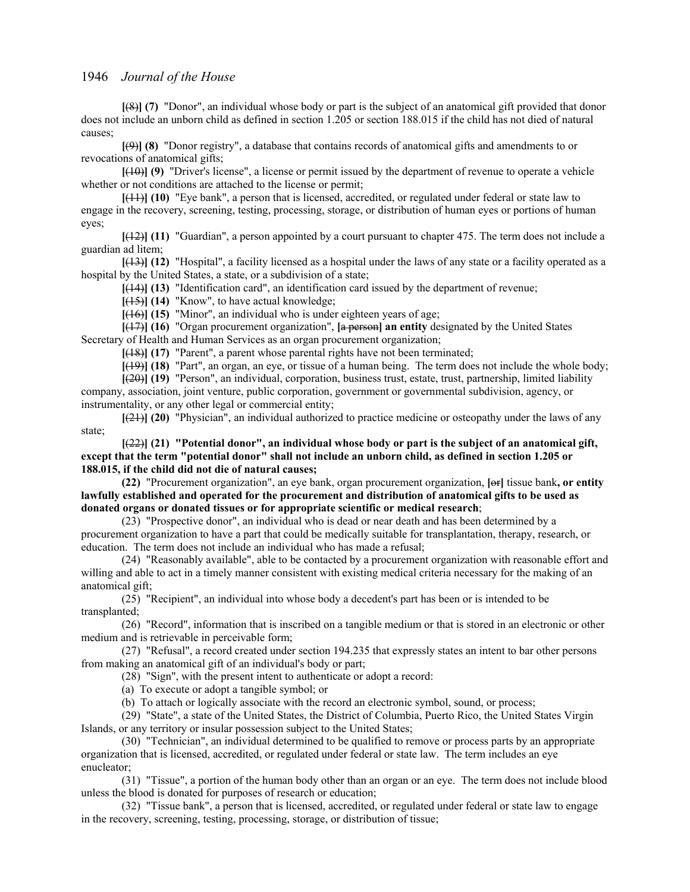**[**~~(8)~~**] (7)** "Donor", an individual whose body or part is the subject of an anatomical gift provided that donor does not include an unborn child as defined in section 1.205 or section 188.015 if the child has not died of natural causes;

**[**~~(9)~~**] (8)** "Donor registry", a database that contains records of anatomical gifts and amendments to or revocations of anatomical gifts;

**[**~~(10)~~**] (9)** "Driver's license", a license or permit issued by the department of revenue to operate a vehicle whether or not conditions are attached to the license or permit;

**[**~~(11)~~**] (10)** "Eye bank", a person that is licensed, accredited, or regulated under federal or state law to engage in the recovery, screening, testing, processing, storage, or distribution of human eyes or portions of human eyes;

**[**~~(12)~~**] (11)** "Guardian", a person appointed by a court pursuant to chapter 475. The term does not include a guardian ad litem;

**[**~~(13)~~**] (12)** "Hospital", a facility licensed as a hospital under the laws of any state or a facility operated as a hospital by the United States, a state, or a subdivision of a state;

**[**~~(14)~~**] (13)** "Identification card", an identification card issued by the department of revenue;

**[**~~(15)~~**] (14)** "Know", to have actual knowledge;

**[**~~(16)~~**] (15)** "Minor", an individual who is under eighteen years of age;

**[**~~(17)~~**] (16)** "Organ procurement organization", **[**~~a person~~**] an entity** designated by the United States Secretary of Health and Human Services as an organ procurement organization;

**[**~~(18)~~**] (17)** "Parent", a parent whose parental rights have not been terminated;

**[**~~(19)~~**] (18)** "Part", an organ, an eye, or tissue of a human being. The term does not include the whole body;

**[**~~(20)~~**] (19)** "Person", an individual, corporation, business trust, estate, trust, partnership, limited liability company, association, joint venture, public corporation, government or governmental subdivision, agency, or instrumentality, or any other legal or commercial entity;

**[**~~(21)~~**] (20)** "Physician", an individual authorized to practice medicine or osteopathy under the laws of any state;

**[**~~(22)~~**] (21) "Potential donor", an individual whose body or part is the subject of an anatomical gift, except that the term "potential donor" shall not include an unborn child, as defined in section 1.205 or 188.015, if the child did not die of natural causes;**

**(22)** "Procurement organization", an eye bank, organ procurement organization, **[**~~or~~**]** tissue bank**, or entity lawfully established and operated for the procurement and distribution of anatomical gifts to be used as donated organs or donated tissues or for appropriate scientific or medical research**;

(23) "Prospective donor", an individual who is dead or near death and has been determined by a procurement organization to have a part that could be medically suitable for transplantation, therapy, research, or education. The term does not include an individual who has made a refusal;

(24) "Reasonably available", able to be contacted by a procurement organization with reasonable effort and willing and able to act in a timely manner consistent with existing medical criteria necessary for the making of an anatomical gift;

(25) "Recipient", an individual into whose body a decedent's part has been or is intended to be transplanted;

(26) "Record", information that is inscribed on a tangible medium or that is stored in an electronic or other medium and is retrievable in perceivable form;

(27) "Refusal", a record created under section 194.235 that expressly states an intent to bar other persons from making an anatomical gift of an individual's body or part;

(28) "Sign", with the present intent to authenticate or adopt a record:

(a) To execute or adopt a tangible symbol; or

(b) To attach or logically associate with the record an electronic symbol, sound, or process;

(29) "State", a state of the United States, the District of Columbia, Puerto Rico, the United States Virgin Islands, or any territory or insular possession subject to the United States;

(30) "Technician", an individual determined to be qualified to remove or process parts by an appropriate organization that is licensed, accredited, or regulated under federal or state law. The term includes an eye enucleator;

(31) "Tissue", a portion of the human body other than an organ or an eye. The term does not include blood unless the blood is donated for purposes of research or education;

(32) "Tissue bank", a person that is licensed, accredited, or regulated under federal or state law to engage in the recovery, screening, testing, processing, storage, or distribution of tissue;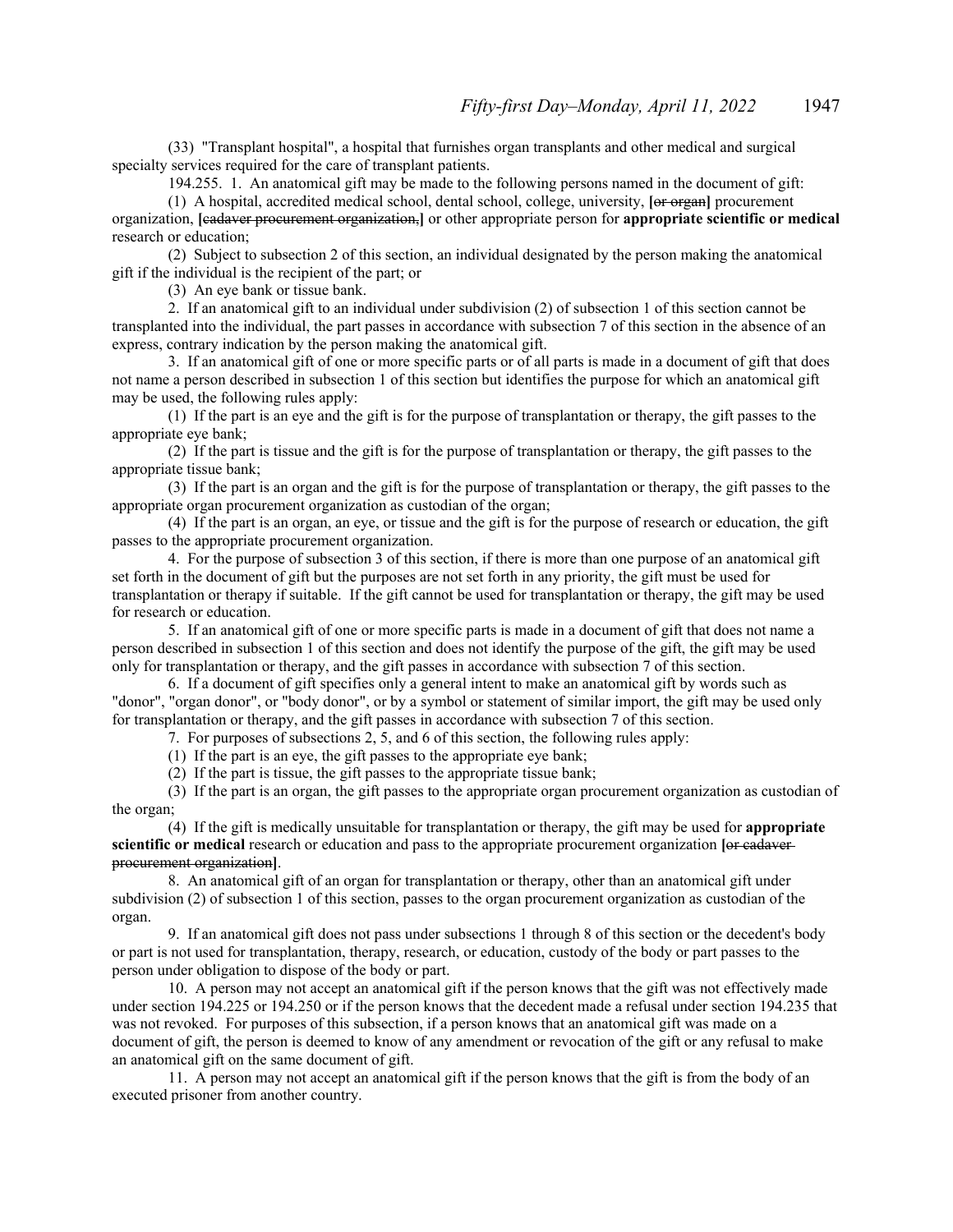(33) "Transplant hospital", a hospital that furnishes organ transplants and other medical and surgical specialty services required for the care of transplant patients.

194.255. 1. An anatomical gift may be made to the following persons named in the document of gift:

(1) A hospital, accredited medical school, dental school, college, university, **[**~~or organ~~**]** procurement organization, **[**~~cadaver procurement organization,~~**]** or other appropriate person for **appropriate scientific or medical** research or education;

(2) Subject to subsection 2 of this section, an individual designated by the person making the anatomical gift if the individual is the recipient of the part; or

(3) An eye bank or tissue bank.

2. If an anatomical gift to an individual under subdivision (2) of subsection 1 of this section cannot be transplanted into the individual, the part passes in accordance with subsection 7 of this section in the absence of an express, contrary indication by the person making the anatomical gift.

3. If an anatomical gift of one or more specific parts or of all parts is made in a document of gift that does not name a person described in subsection 1 of this section but identifies the purpose for which an anatomical gift may be used, the following rules apply:

(1) If the part is an eye and the gift is for the purpose of transplantation or therapy, the gift passes to the appropriate eye bank;

(2) If the part is tissue and the gift is for the purpose of transplantation or therapy, the gift passes to the appropriate tissue bank;

(3) If the part is an organ and the gift is for the purpose of transplantation or therapy, the gift passes to the appropriate organ procurement organization as custodian of the organ;

(4) If the part is an organ, an eye, or tissue and the gift is for the purpose of research or education, the gift passes to the appropriate procurement organization.

4. For the purpose of subsection 3 of this section, if there is more than one purpose of an anatomical gift set forth in the document of gift but the purposes are not set forth in any priority, the gift must be used for transplantation or therapy if suitable. If the gift cannot be used for transplantation or therapy, the gift may be used for research or education.

5. If an anatomical gift of one or more specific parts is made in a document of gift that does not name a person described in subsection 1 of this section and does not identify the purpose of the gift, the gift may be used only for transplantation or therapy, and the gift passes in accordance with subsection 7 of this section.

6. If a document of gift specifies only a general intent to make an anatomical gift by words such as "donor", "organ donor", or "body donor", or by a symbol or statement of similar import, the gift may be used only for transplantation or therapy, and the gift passes in accordance with subsection 7 of this section.

7. For purposes of subsections 2, 5, and 6 of this section, the following rules apply:

(1) If the part is an eye, the gift passes to the appropriate eye bank;

(2) If the part is tissue, the gift passes to the appropriate tissue bank;

(3) If the part is an organ, the gift passes to the appropriate organ procurement organization as custodian of the organ;

(4) If the gift is medically unsuitable for transplantation or therapy, the gift may be used for **appropriate scientific or medical** research or education and pass to the appropriate procurement organization **[**~~or cadaver procurement organization~~**]**.

8. An anatomical gift of an organ for transplantation or therapy, other than an anatomical gift under subdivision (2) of subsection 1 of this section, passes to the organ procurement organization as custodian of the organ.

9. If an anatomical gift does not pass under subsections 1 through 8 of this section or the decedent's body or part is not used for transplantation, therapy, research, or education, custody of the body or part passes to the person under obligation to dispose of the body or part.

10. A person may not accept an anatomical gift if the person knows that the gift was not effectively made under section 194.225 or 194.250 or if the person knows that the decedent made a refusal under section 194.235 that was not revoked. For purposes of this subsection, if a person knows that an anatomical gift was made on a document of gift, the person is deemed to know of any amendment or revocation of the gift or any refusal to make an anatomical gift on the same document of gift.

11. A person may not accept an anatomical gift if the person knows that the gift is from the body of an executed prisoner from another country.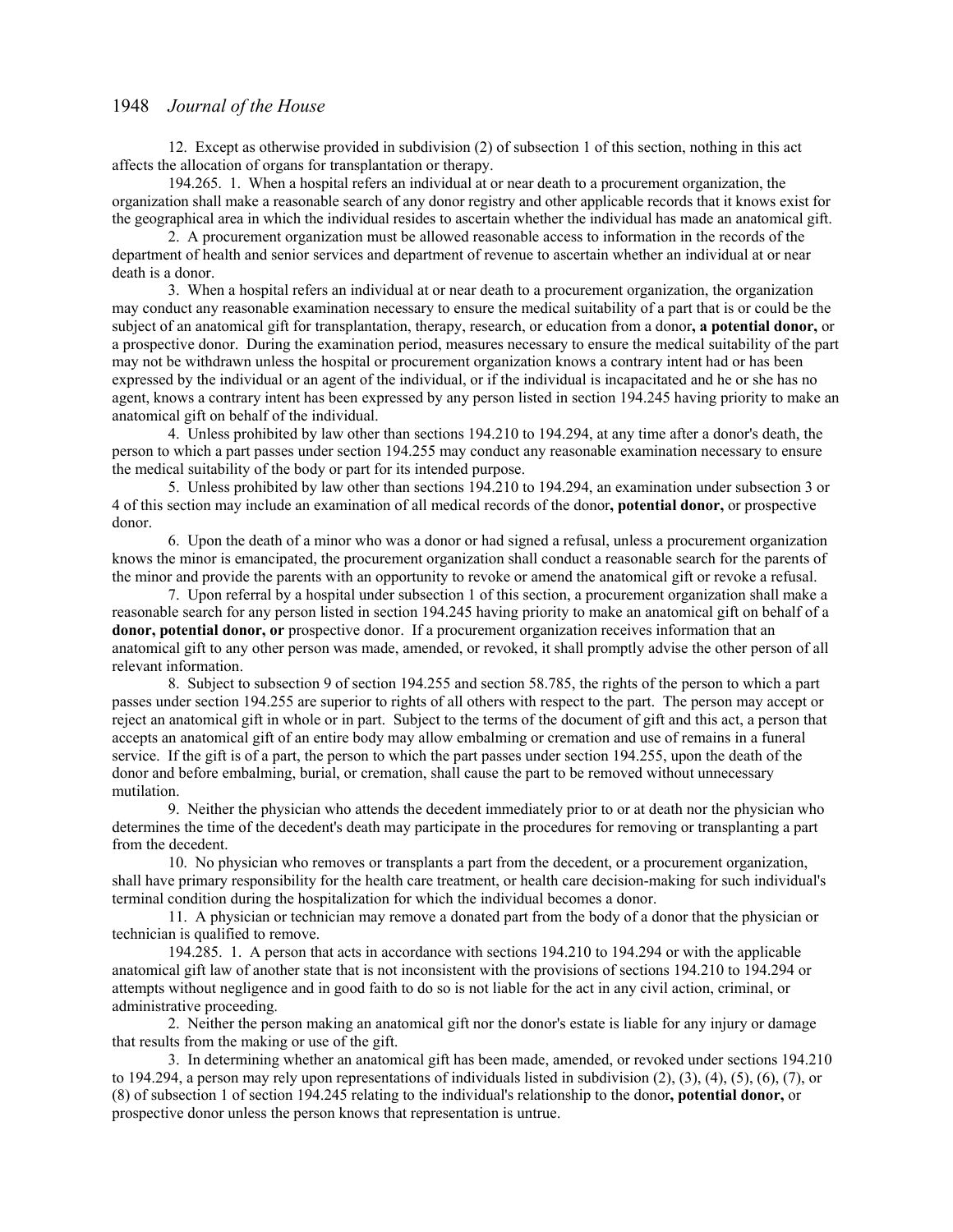12. Except as otherwise provided in subdivision (2) of subsection 1 of this section, nothing in this act affects the allocation of organs for transplantation or therapy.

194.265. 1. When a hospital refers an individual at or near death to a procurement organization, the organization shall make a reasonable search of any donor registry and other applicable records that it knows exist for the geographical area in which the individual resides to ascertain whether the individual has made an anatomical gift.

2. A procurement organization must be allowed reasonable access to information in the records of the department of health and senior services and department of revenue to ascertain whether an individual at or near death is a donor.

3. When a hospital refers an individual at or near death to a procurement organization, the organization may conduct any reasonable examination necessary to ensure the medical suitability of a part that is or could be the subject of an anatomical gift for transplantation, therapy, research, or education from a donor**, a potential donor,** or a prospective donor. During the examination period, measures necessary to ensure the medical suitability of the part may not be withdrawn unless the hospital or procurement organization knows a contrary intent had or has been expressed by the individual or an agent of the individual, or if the individual is incapacitated and he or she has no agent, knows a contrary intent has been expressed by any person listed in section 194.245 having priority to make an anatomical gift on behalf of the individual.

4. Unless prohibited by law other than sections 194.210 to 194.294, at any time after a donor's death, the person to which a part passes under section 194.255 may conduct any reasonable examination necessary to ensure the medical suitability of the body or part for its intended purpose.

5. Unless prohibited by law other than sections 194.210 to 194.294, an examination under subsection 3 or 4 of this section may include an examination of all medical records of the donor**, potential donor,** or prospective donor.

6. Upon the death of a minor who was a donor or had signed a refusal, unless a procurement organization knows the minor is emancipated, the procurement organization shall conduct a reasonable search for the parents of the minor and provide the parents with an opportunity to revoke or amend the anatomical gift or revoke a refusal.

7. Upon referral by a hospital under subsection 1 of this section, a procurement organization shall make a reasonable search for any person listed in section 194.245 having priority to make an anatomical gift on behalf of a **donor, potential donor, or** prospective donor. If a procurement organization receives information that an anatomical gift to any other person was made, amended, or revoked, it shall promptly advise the other person of all relevant information.

8. Subject to subsection 9 of section 194.255 and section 58.785, the rights of the person to which a part passes under section 194.255 are superior to rights of all others with respect to the part. The person may accept or reject an anatomical gift in whole or in part. Subject to the terms of the document of gift and this act, a person that accepts an anatomical gift of an entire body may allow embalming or cremation and use of remains in a funeral service. If the gift is of a part, the person to which the part passes under section 194.255, upon the death of the donor and before embalming, burial, or cremation, shall cause the part to be removed without unnecessary mutilation.

9. Neither the physician who attends the decedent immediately prior to or at death nor the physician who determines the time of the decedent's death may participate in the procedures for removing or transplanting a part from the decedent.

10. No physician who removes or transplants a part from the decedent, or a procurement organization, shall have primary responsibility for the health care treatment, or health care decision-making for such individual's terminal condition during the hospitalization for which the individual becomes a donor.

11. A physician or technician may remove a donated part from the body of a donor that the physician or technician is qualified to remove.

194.285. 1. A person that acts in accordance with sections 194.210 to 194.294 or with the applicable anatomical gift law of another state that is not inconsistent with the provisions of sections 194.210 to 194.294 or attempts without negligence and in good faith to do so is not liable for the act in any civil action, criminal, or administrative proceeding.

2. Neither the person making an anatomical gift nor the donor's estate is liable for any injury or damage that results from the making or use of the gift.

3. In determining whether an anatomical gift has been made, amended, or revoked under sections 194.210 to 194.294, a person may rely upon representations of individuals listed in subdivision (2), (3), (4), (5), (6), (7), or (8) of subsection 1 of section 194.245 relating to the individual's relationship to the donor**, potential donor,** or prospective donor unless the person knows that representation is untrue.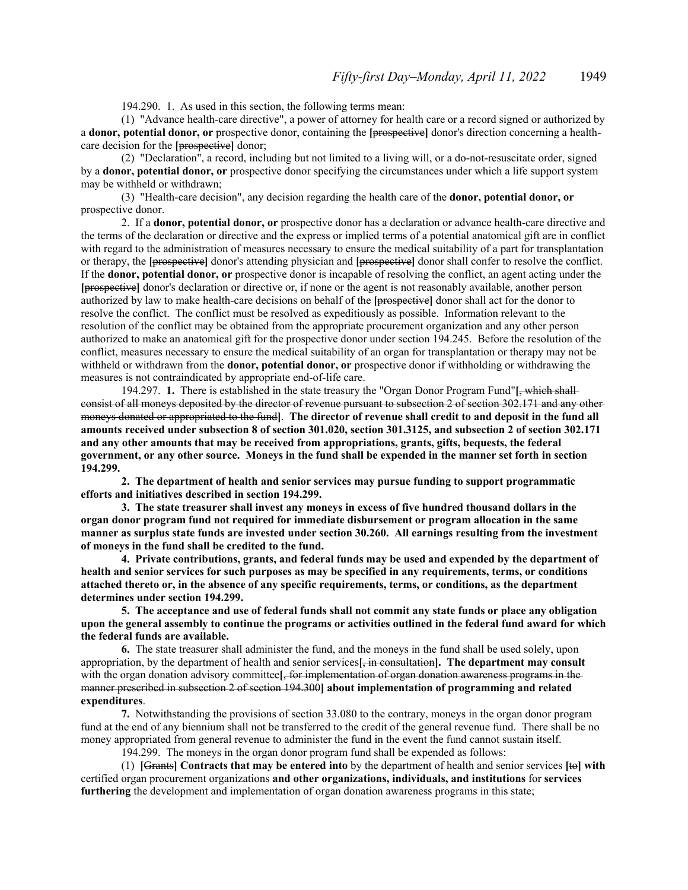194.290. 1. As used in this section, the following terms mean:

(1) "Advance health-care directive", a power of attorney for health care or a record signed or authorized by a **donor, potential donor, or** prospective donor, containing the **[**~~prospective~~**]** donor's direction concerning a health-care decision for the **[**~~prospective~~**]** donor;

(2) "Declaration", a record, including but not limited to a living will, or a do-not-resuscitate order, signed by a **donor, potential donor, or** prospective donor specifying the circumstances under which a life support system may be withheld or withdrawn;

(3) "Health-care decision", any decision regarding the health care of the **donor, potential donor, or** prospective donor.

2. If a **donor, potential donor, or** prospective donor has a declaration or advance health-care directive and the terms of the declaration or directive and the express or implied terms of a potential anatomical gift are in conflict with regard to the administration of measures necessary to ensure the medical suitability of a part for transplantation or therapy, the **[**~~prospective~~**]** donor's attending physician and **[**~~prospective~~**]** donor shall confer to resolve the conflict. If the **donor, potential donor, or** prospective donor is incapable of resolving the conflict, an agent acting under the **[**~~prospective~~**]** donor's declaration or directive or, if none or the agent is not reasonably available, another person authorized by law to make health-care decisions on behalf of the **[**~~prospective~~**]** donor shall act for the donor to resolve the conflict. The conflict must be resolved as expeditiously as possible. Information relevant to the resolution of the conflict may be obtained from the appropriate procurement organization and any other person authorized to make an anatomical gift for the prospective donor under section 194.245. Before the resolution of the conflict, measures necessary to ensure the medical suitability of an organ for transplantation or therapy may not be withheld or withdrawn from the **donor, potential donor, or** prospective donor if withholding or withdrawing the measures is not contraindicated by appropriate end-of-life care.

194.297. **1.** There is established in the state treasury the "Organ Donor Program Fund"**[**~~, which shall consist of all moneys deposited by the director of revenue pursuant to subsection 2 of section 302.171 and any other moneys donated or appropriated to the fund~~**]**. **The director of revenue shall credit to and deposit in the fund all amounts received under subsection 8 of section 301.020, section 301.3125, and subsection 2 of section 302.171 and any other amounts that may be received from appropriations, grants, gifts, bequests, the federal government, or any other source. Moneys in the fund shall be expended in the manner set forth in section 194.299.**

**2. The department of health and senior services may pursue funding to support programmatic efforts and initiatives described in section 194.299.**

**3. The state treasurer shall invest any moneys in excess of five hundred thousand dollars in the organ donor program fund not required for immediate disbursement or program allocation in the same manner as surplus state funds are invested under section 30.260. All earnings resulting from the investment of moneys in the fund shall be credited to the fund.**

**4. Private contributions, grants, and federal funds may be used and expended by the department of health and senior services for such purposes as may be specified in any requirements, terms, or conditions attached thereto or, in the absence of any specific requirements, terms, or conditions, as the department determines under section 194.299.**

**5. The acceptance and use of federal funds shall not commit any state funds or place any obligation upon the general assembly to continue the programs or activities outlined in the federal fund award for which the federal funds are available.**

**6.** The state treasurer shall administer the fund, and the moneys in the fund shall be used solely, upon appropriation, by the department of health and senior services**[**~~, in consultation~~**]**. **The department may consult** with the organ donation advisory committee**[**~~, for implementation of organ donation awareness programs in the manner prescribed in subsection 2 of section 194.300~~**]** **about implementation of programming and related expenditures**.

**7.** Notwithstanding the provisions of section 33.080 to the contrary, moneys in the organ donor program fund at the end of any biennium shall not be transferred to the credit of the general revenue fund. There shall be no money appropriated from general revenue to administer the fund in the event the fund cannot sustain itself.

194.299. The moneys in the organ donor program fund shall be expended as follows:

(1) **[**~~Grants~~**]** **Contracts that may be entered into** by the department of health and senior services **[**~~to~~**]** **with** certified organ procurement organizations **and other organizations, individuals, and institutions** for **services furthering** the development and implementation of organ donation awareness programs in this state;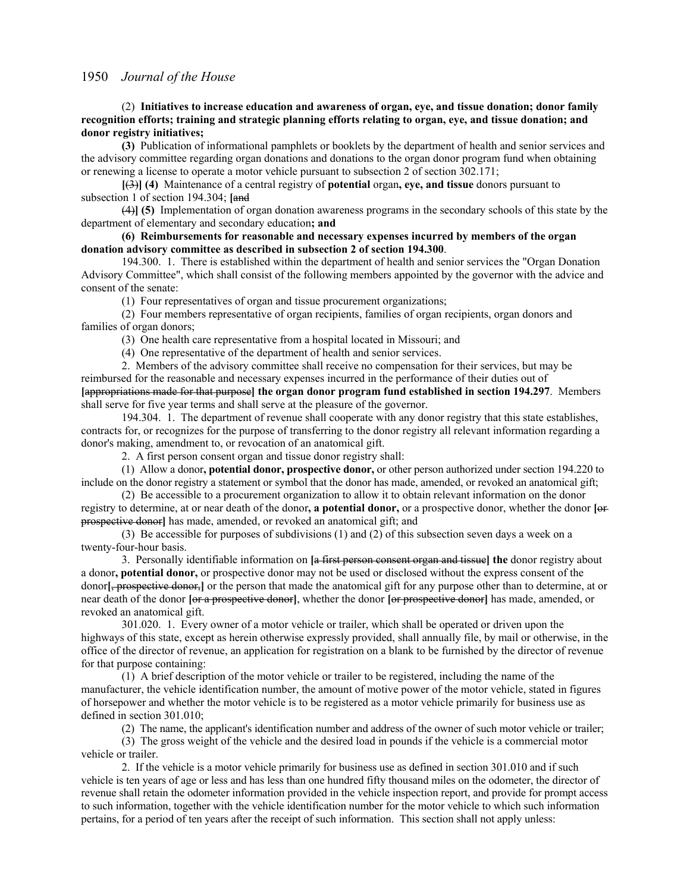(2) **Initiatives to increase education and awareness of organ, eye, and tissue donation; donor family recognition efforts; training and strategic planning efforts relating to organ, eye, and tissue donation; and donor registry initiatives;**

**(3)** Publication of informational pamphlets or booklets by the department of health and senior services and the advisory committee regarding organ donations and donations to the organ donor program fund when obtaining or renewing a license to operate a motor vehicle pursuant to subsection 2 of section 302.171;

**[**~~(3)~~**] (4)** Maintenance of a central registry of **potential** organ**, eye, and tissue** donors pursuant to subsection 1 of section 194.304; **[**~~and~~

~~(4)~~**] (5)** Implementation of organ donation awareness programs in the secondary schools of this state by the department of elementary and secondary education**; and**

**(6) Reimbursements for reasonable and necessary expenses incurred by members of the organ donation advisory committee as described in subsection 2 of section 194.300**.

194.300. 1. There is established within the department of health and senior services the "Organ Donation Advisory Committee", which shall consist of the following members appointed by the governor with the advice and consent of the senate:

(1) Four representatives of organ and tissue procurement organizations;

(2) Four members representative of organ recipients, families of organ recipients, organ donors and families of organ donors;

(3) One health care representative from a hospital located in Missouri; and

(4) One representative of the department of health and senior services.

2. Members of the advisory committee shall receive no compensation for their services, but may be reimbursed for the reasonable and necessary expenses incurred in the performance of their duties out of **[**~~appropriations made for that purpose~~**] the organ donor program fund established in section 194.297**. Members shall serve for five year terms and shall serve at the pleasure of the governor.

194.304. 1. The department of revenue shall cooperate with any donor registry that this state establishes, contracts for, or recognizes for the purpose of transferring to the donor registry all relevant information regarding a donor's making, amendment to, or revocation of an anatomical gift.

2. A first person consent organ and tissue donor registry shall:

(1) Allow a donor**, potential donor, prospective donor,** or other person authorized under section 194.220 to include on the donor registry a statement or symbol that the donor has made, amended, or revoked an anatomical gift;

(2) Be accessible to a procurement organization to allow it to obtain relevant information on the donor registry to determine, at or near death of the donor**, a potential donor,** or a prospective donor, whether the donor **[**~~or prospective donor~~**]** has made, amended, or revoked an anatomical gift; and

(3) Be accessible for purposes of subdivisions (1) and (2) of this subsection seven days a week on a twenty-four-hour basis.

3. Personally identifiable information on **[**~~a first person consent organ and tissue~~**] the** donor registry about a donor**, potential donor,** or prospective donor may not be used or disclosed without the express consent of the donor**[**~~, prospective donor,~~**]** or the person that made the anatomical gift for any purpose other than to determine, at or near death of the donor **[**~~or a prospective donor~~**]**, whether the donor **[**~~or prospective donor~~**]** has made, amended, or revoked an anatomical gift.

301.020. 1. Every owner of a motor vehicle or trailer, which shall be operated or driven upon the highways of this state, except as herein otherwise expressly provided, shall annually file, by mail or otherwise, in the office of the director of revenue, an application for registration on a blank to be furnished by the director of revenue for that purpose containing:

(1) A brief description of the motor vehicle or trailer to be registered, including the name of the manufacturer, the vehicle identification number, the amount of motive power of the motor vehicle, stated in figures of horsepower and whether the motor vehicle is to be registered as a motor vehicle primarily for business use as defined in section 301.010;

(2) The name, the applicant's identification number and address of the owner of such motor vehicle or trailer;

(3) The gross weight of the vehicle and the desired load in pounds if the vehicle is a commercial motor vehicle or trailer.

2. If the vehicle is a motor vehicle primarily for business use as defined in section 301.010 and if such vehicle is ten years of age or less and has less than one hundred fifty thousand miles on the odometer, the director of revenue shall retain the odometer information provided in the vehicle inspection report, and provide for prompt access to such information, together with the vehicle identification number for the motor vehicle to which such information pertains, for a period of ten years after the receipt of such information. This section shall not apply unless: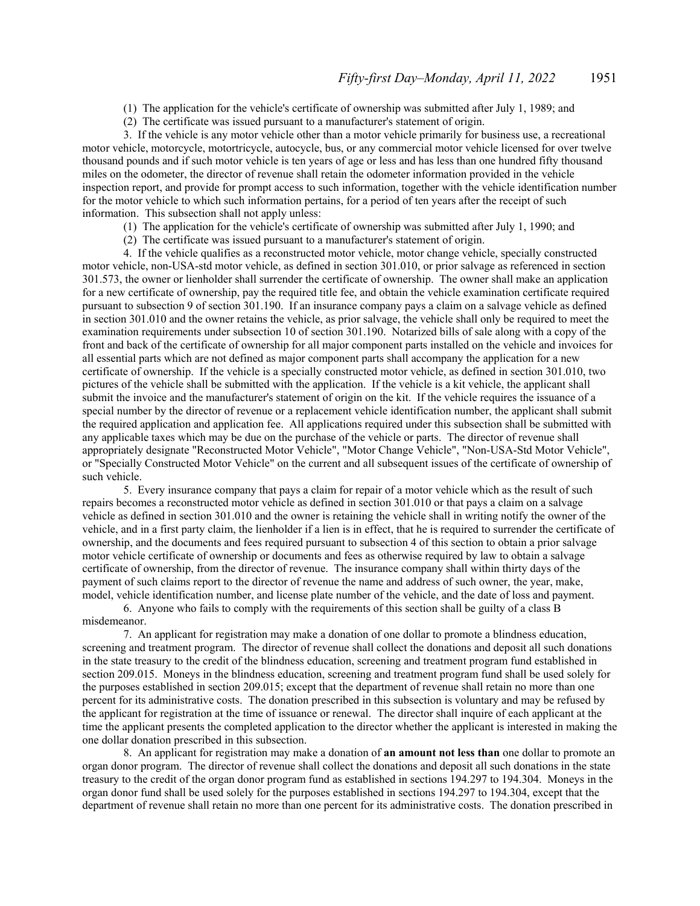(1) The application for the vehicle's certificate of ownership was submitted after July 1, 1989; and

(2) The certificate was issued pursuant to a manufacturer's statement of origin.

3. If the vehicle is any motor vehicle other than a motor vehicle primarily for business use, a recreational motor vehicle, motorcycle, motortricycle, autocycle, bus, or any commercial motor vehicle licensed for over twelve thousand pounds and if such motor vehicle is ten years of age or less and has less than one hundred fifty thousand miles on the odometer, the director of revenue shall retain the odometer information provided in the vehicle inspection report, and provide for prompt access to such information, together with the vehicle identification number for the motor vehicle to which such information pertains, for a period of ten years after the receipt of such information. This subsection shall not apply unless:

(1) The application for the vehicle's certificate of ownership was submitted after July 1, 1990; and

(2) The certificate was issued pursuant to a manufacturer's statement of origin.

4. If the vehicle qualifies as a reconstructed motor vehicle, motor change vehicle, specially constructed motor vehicle, non-USA-std motor vehicle, as defined in section 301.010, or prior salvage as referenced in section 301.573, the owner or lienholder shall surrender the certificate of ownership. The owner shall make an application for a new certificate of ownership, pay the required title fee, and obtain the vehicle examination certificate required pursuant to subsection 9 of section 301.190. If an insurance company pays a claim on a salvage vehicle as defined in section 301.010 and the owner retains the vehicle, as prior salvage, the vehicle shall only be required to meet the examination requirements under subsection 10 of section 301.190. Notarized bills of sale along with a copy of the front and back of the certificate of ownership for all major component parts installed on the vehicle and invoices for all essential parts which are not defined as major component parts shall accompany the application for a new certificate of ownership. If the vehicle is a specially constructed motor vehicle, as defined in section 301.010, two pictures of the vehicle shall be submitted with the application. If the vehicle is a kit vehicle, the applicant shall submit the invoice and the manufacturer's statement of origin on the kit. If the vehicle requires the issuance of a special number by the director of revenue or a replacement vehicle identification number, the applicant shall submit the required application and application fee. All applications required under this subsection shall be submitted with any applicable taxes which may be due on the purchase of the vehicle or parts. The director of revenue shall appropriately designate "Reconstructed Motor Vehicle", "Motor Change Vehicle", "Non-USA-Std Motor Vehicle", or "Specially Constructed Motor Vehicle" on the current and all subsequent issues of the certificate of ownership of such vehicle.

5. Every insurance company that pays a claim for repair of a motor vehicle which as the result of such repairs becomes a reconstructed motor vehicle as defined in section 301.010 or that pays a claim on a salvage vehicle as defined in section 301.010 and the owner is retaining the vehicle shall in writing notify the owner of the vehicle, and in a first party claim, the lienholder if a lien is in effect, that he is required to surrender the certificate of ownership, and the documents and fees required pursuant to subsection 4 of this section to obtain a prior salvage motor vehicle certificate of ownership or documents and fees as otherwise required by law to obtain a salvage certificate of ownership, from the director of revenue. The insurance company shall within thirty days of the payment of such claims report to the director of revenue the name and address of such owner, the year, make, model, vehicle identification number, and license plate number of the vehicle, and the date of loss and payment.

6. Anyone who fails to comply with the requirements of this section shall be guilty of a class B misdemeanor.

7. An applicant for registration may make a donation of one dollar to promote a blindness education, screening and treatment program. The director of revenue shall collect the donations and deposit all such donations in the state treasury to the credit of the blindness education, screening and treatment program fund established in section 209.015. Moneys in the blindness education, screening and treatment program fund shall be used solely for the purposes established in section 209.015; except that the department of revenue shall retain no more than one percent for its administrative costs. The donation prescribed in this subsection is voluntary and may be refused by the applicant for registration at the time of issuance or renewal. The director shall inquire of each applicant at the time the applicant presents the completed application to the director whether the applicant is interested in making the one dollar donation prescribed in this subsection.

8. An applicant for registration may make a donation of **an amount not less than** one dollar to promote an organ donor program. The director of revenue shall collect the donations and deposit all such donations in the state treasury to the credit of the organ donor program fund as established in sections 194.297 to 194.304. Moneys in the organ donor fund shall be used solely for the purposes established in sections 194.297 to 194.304, except that the department of revenue shall retain no more than one percent for its administrative costs. The donation prescribed in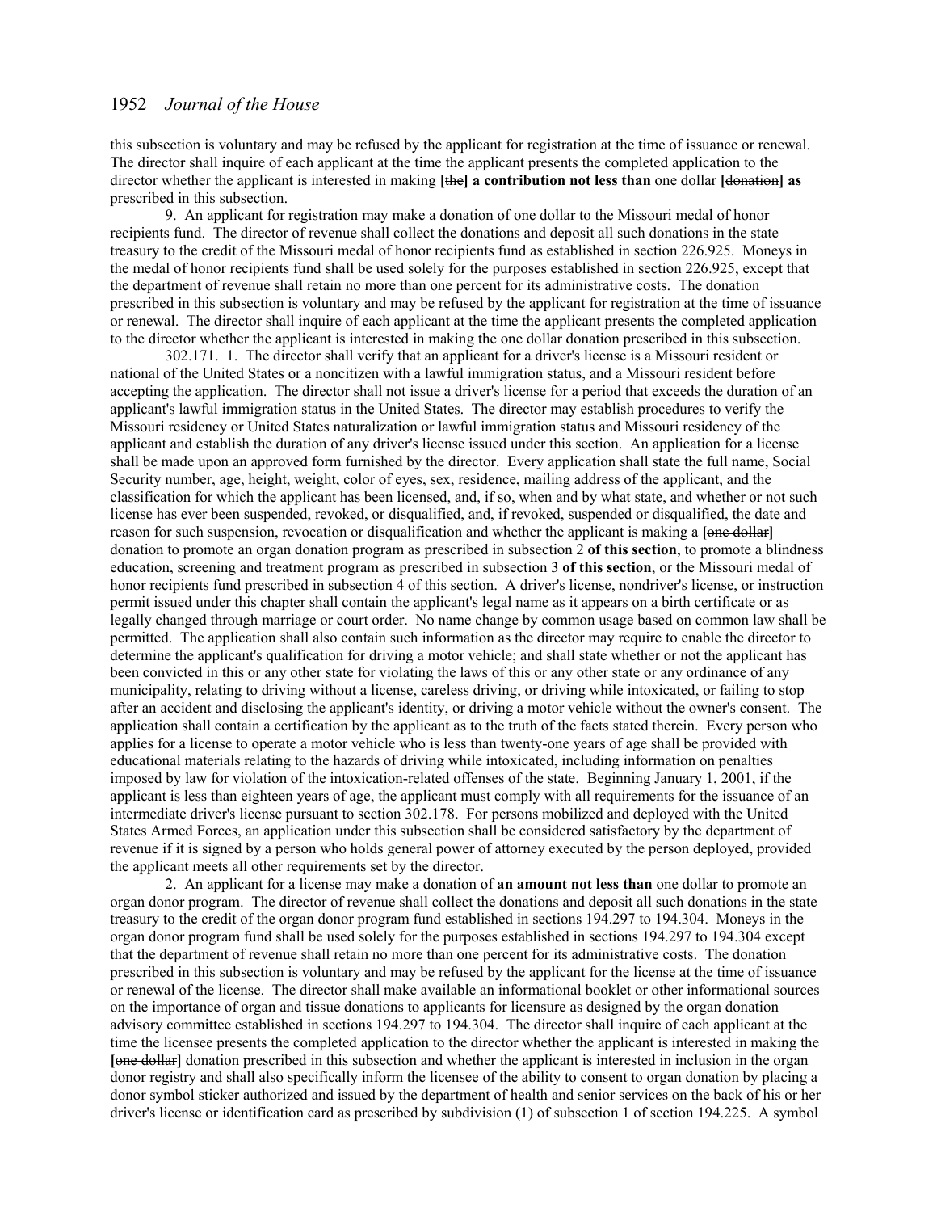this subsection is voluntary and may be refused by the applicant for registration at the time of issuance or renewal. The director shall inquire of each applicant at the time the applicant presents the completed application to the director whether the applicant is interested in making **[**~~the~~**] a contribution not less than** one dollar **[**~~donation~~**] as** prescribed in this subsection.

9. An applicant for registration may make a donation of one dollar to the Missouri medal of honor recipients fund. The director of revenue shall collect the donations and deposit all such donations in the state treasury to the credit of the Missouri medal of honor recipients fund as established in section 226.925. Moneys in the medal of honor recipients fund shall be used solely for the purposes established in section 226.925, except that the department of revenue shall retain no more than one percent for its administrative costs. The donation prescribed in this subsection is voluntary and may be refused by the applicant for registration at the time of issuance or renewal. The director shall inquire of each applicant at the time the applicant presents the completed application to the director whether the applicant is interested in making the one dollar donation prescribed in this subsection.

302.171. 1. The director shall verify that an applicant for a driver's license is a Missouri resident or national of the United States or a noncitizen with a lawful immigration status, and a Missouri resident before accepting the application. The director shall not issue a driver's license for a period that exceeds the duration of an applicant's lawful immigration status in the United States. The director may establish procedures to verify the Missouri residency or United States naturalization or lawful immigration status and Missouri residency of the applicant and establish the duration of any driver's license issued under this section. An application for a license shall be made upon an approved form furnished by the director. Every application shall state the full name, Social Security number, age, height, weight, color of eyes, sex, residence, mailing address of the applicant, and the classification for which the applicant has been licensed, and, if so, when and by what state, and whether or not such license has ever been suspended, revoked, or disqualified, and, if revoked, suspended or disqualified, the date and reason for such suspension, revocation or disqualification and whether the applicant is making a **[**~~one dollar~~**]** donation to promote an organ donation program as prescribed in subsection 2 **of this section**, to promote a blindness education, screening and treatment program as prescribed in subsection 3 **of this section**, or the Missouri medal of honor recipients fund prescribed in subsection 4 of this section. A driver's license, nondriver's license, or instruction permit issued under this chapter shall contain the applicant's legal name as it appears on a birth certificate or as legally changed through marriage or court order. No name change by common usage based on common law shall be permitted. The application shall also contain such information as the director may require to enable the director to determine the applicant's qualification for driving a motor vehicle; and shall state whether or not the applicant has been convicted in this or any other state for violating the laws of this or any other state or any ordinance of any municipality, relating to driving without a license, careless driving, or driving while intoxicated, or failing to stop after an accident and disclosing the applicant's identity, or driving a motor vehicle without the owner's consent. The application shall contain a certification by the applicant as to the truth of the facts stated therein. Every person who applies for a license to operate a motor vehicle who is less than twenty-one years of age shall be provided with educational materials relating to the hazards of driving while intoxicated, including information on penalties imposed by law for violation of the intoxication-related offenses of the state. Beginning January 1, 2001, if the applicant is less than eighteen years of age, the applicant must comply with all requirements for the issuance of an intermediate driver's license pursuant to section 302.178. For persons mobilized and deployed with the United States Armed Forces, an application under this subsection shall be considered satisfactory by the department of revenue if it is signed by a person who holds general power of attorney executed by the person deployed, provided the applicant meets all other requirements set by the director.

2. An applicant for a license may make a donation of **an amount not less than** one dollar to promote an organ donor program. The director of revenue shall collect the donations and deposit all such donations in the state treasury to the credit of the organ donor program fund established in sections 194.297 to 194.304. Moneys in the organ donor program fund shall be used solely for the purposes established in sections 194.297 to 194.304 except that the department of revenue shall retain no more than one percent for its administrative costs. The donation prescribed in this subsection is voluntary and may be refused by the applicant for the license at the time of issuance or renewal of the license. The director shall make available an informational booklet or other informational sources on the importance of organ and tissue donations to applicants for licensure as designed by the organ donation advisory committee established in sections 194.297 to 194.304. The director shall inquire of each applicant at the time the licensee presents the completed application to the director whether the applicant is interested in making the **[**~~one dollar~~**]** donation prescribed in this subsection and whether the applicant is interested in inclusion in the organ donor registry and shall also specifically inform the licensee of the ability to consent to organ donation by placing a donor symbol sticker authorized and issued by the department of health and senior services on the back of his or her driver's license or identification card as prescribed by subdivision (1) of subsection 1 of section 194.225. A symbol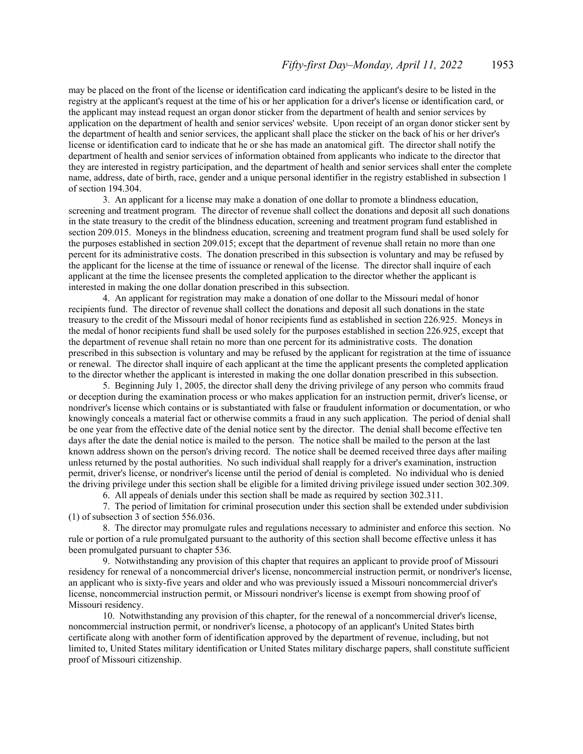may be placed on the front of the license or identification card indicating the applicant's desire to be listed in the registry at the applicant's request at the time of his or her application for a driver's license or identification card, or the applicant may instead request an organ donor sticker from the department of health and senior services by application on the department of health and senior services' website. Upon receipt of an organ donor sticker sent by the department of health and senior services, the applicant shall place the sticker on the back of his or her driver's license or identification card to indicate that he or she has made an anatomical gift. The director shall notify the department of health and senior services of information obtained from applicants who indicate to the director that they are interested in registry participation, and the department of health and senior services shall enter the complete name, address, date of birth, race, gender and a unique personal identifier in the registry established in subsection 1 of section 194.304.

3. An applicant for a license may make a donation of one dollar to promote a blindness education, screening and treatment program. The director of revenue shall collect the donations and deposit all such donations in the state treasury to the credit of the blindness education, screening and treatment program fund established in section 209.015. Moneys in the blindness education, screening and treatment program fund shall be used solely for the purposes established in section 209.015; except that the department of revenue shall retain no more than one percent for its administrative costs. The donation prescribed in this subsection is voluntary and may be refused by the applicant for the license at the time of issuance or renewal of the license. The director shall inquire of each applicant at the time the licensee presents the completed application to the director whether the applicant is interested in making the one dollar donation prescribed in this subsection.

4. An applicant for registration may make a donation of one dollar to the Missouri medal of honor recipients fund. The director of revenue shall collect the donations and deposit all such donations in the state treasury to the credit of the Missouri medal of honor recipients fund as established in section 226.925. Moneys in the medal of honor recipients fund shall be used solely for the purposes established in section 226.925, except that the department of revenue shall retain no more than one percent for its administrative costs. The donation prescribed in this subsection is voluntary and may be refused by the applicant for registration at the time of issuance or renewal. The director shall inquire of each applicant at the time the applicant presents the completed application to the director whether the applicant is interested in making the one dollar donation prescribed in this subsection.

5. Beginning July 1, 2005, the director shall deny the driving privilege of any person who commits fraud or deception during the examination process or who makes application for an instruction permit, driver's license, or nondriver's license which contains or is substantiated with false or fraudulent information or documentation, or who knowingly conceals a material fact or otherwise commits a fraud in any such application. The period of denial shall be one year from the effective date of the denial notice sent by the director. The denial shall become effective ten days after the date the denial notice is mailed to the person. The notice shall be mailed to the person at the last known address shown on the person's driving record. The notice shall be deemed received three days after mailing unless returned by the postal authorities. No such individual shall reapply for a driver's examination, instruction permit, driver's license, or nondriver's license until the period of denial is completed. No individual who is denied the driving privilege under this section shall be eligible for a limited driving privilege issued under section 302.309.

6. All appeals of denials under this section shall be made as required by section 302.311.

7. The period of limitation for criminal prosecution under this section shall be extended under subdivision (1) of subsection 3 of section 556.036.

8. The director may promulgate rules and regulations necessary to administer and enforce this section. No rule or portion of a rule promulgated pursuant to the authority of this section shall become effective unless it has been promulgated pursuant to chapter 536.

9. Notwithstanding any provision of this chapter that requires an applicant to provide proof of Missouri residency for renewal of a noncommercial driver's license, noncommercial instruction permit, or nondriver's license, an applicant who is sixty-five years and older and who was previously issued a Missouri noncommercial driver's license, noncommercial instruction permit, or Missouri nondriver's license is exempt from showing proof of Missouri residency.

10. Notwithstanding any provision of this chapter, for the renewal of a noncommercial driver's license, noncommercial instruction permit, or nondriver's license, a photocopy of an applicant's United States birth certificate along with another form of identification approved by the department of revenue, including, but not limited to, United States military identification or United States military discharge papers, shall constitute sufficient proof of Missouri citizenship.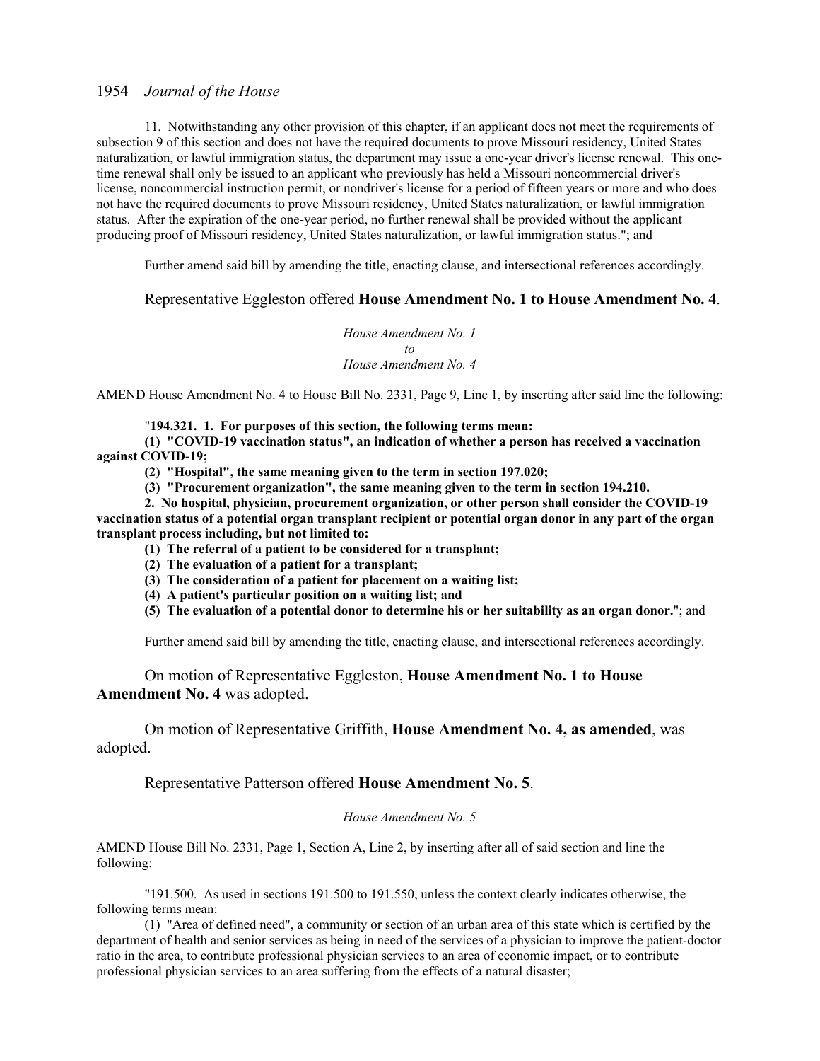11. Notwithstanding any other provision of this chapter, if an applicant does not meet the requirements of subsection 9 of this section and does not have the required documents to prove Missouri residency, United States naturalization, or lawful immigration status, the department may issue a one-year driver's license renewal. This one-time renewal shall only be issued to an applicant who previously has held a Missouri noncommercial driver's license, noncommercial instruction permit, or nondriver's license for a period of fifteen years or more and who does not have the required documents to prove Missouri residency, United States naturalization, or lawful immigration status. After the expiration of the one-year period, no further renewal shall be provided without the applicant producing proof of Missouri residency, United States naturalization, or lawful immigration status."; and

Further amend said bill by amending the title, enacting clause, and intersectional references accordingly.

Representative Eggleston offered **House Amendment No. 1 to House Amendment No. 4**.

*House Amendment No. 1*
*to*
*House Amendment No. 4*

AMEND House Amendment No. 4 to House Bill No. 2331, Page 9, Line 1, by inserting after said line the following:

"**194.321. 1. For purposes of this section, the following terms mean:**

**(1) "COVID-19 vaccination status", an indication of whether a person has received a vaccination against COVID-19;**

**(2) "Hospital", the same meaning given to the term in section 197.020;**

**(3) "Procurement organization", the same meaning given to the term in section 194.210.**

**2. No hospital, physician, procurement organization, or other person shall consider the COVID-19 vaccination status of a potential organ transplant recipient or potential organ donor in any part of the organ transplant process including, but not limited to:**

**(1) The referral of a patient to be considered for a transplant;**

**(2) The evaluation of a patient for a transplant;**

**(3) The consideration of a patient for placement on a waiting list;**

**(4) A patient's particular position on a waiting list; and**

**(5) The evaluation of a potential donor to determine his or her suitability as an organ donor.**"; and

Further amend said bill by amending the title, enacting clause, and intersectional references accordingly.

On motion of Representative Eggleston, **House Amendment No. 1 to House Amendment No. 4** was adopted.

On motion of Representative Griffith, **House Amendment No. 4, as amended**, was adopted.

Representative Patterson offered **House Amendment No. 5**.

*House Amendment No. 5*

AMEND House Bill No. 2331, Page 1, Section A, Line 2, by inserting after all of said section and line the following:

"191.500. As used in sections 191.500 to 191.550, unless the context clearly indicates otherwise, the following terms mean:

(1) "Area of defined need", a community or section of an urban area of this state which is certified by the department of health and senior services as being in need of the services of a physician to improve the patient-doctor ratio in the area, to contribute professional physician services to an area of economic impact, or to contribute professional physician services to an area suffering from the effects of a natural disaster;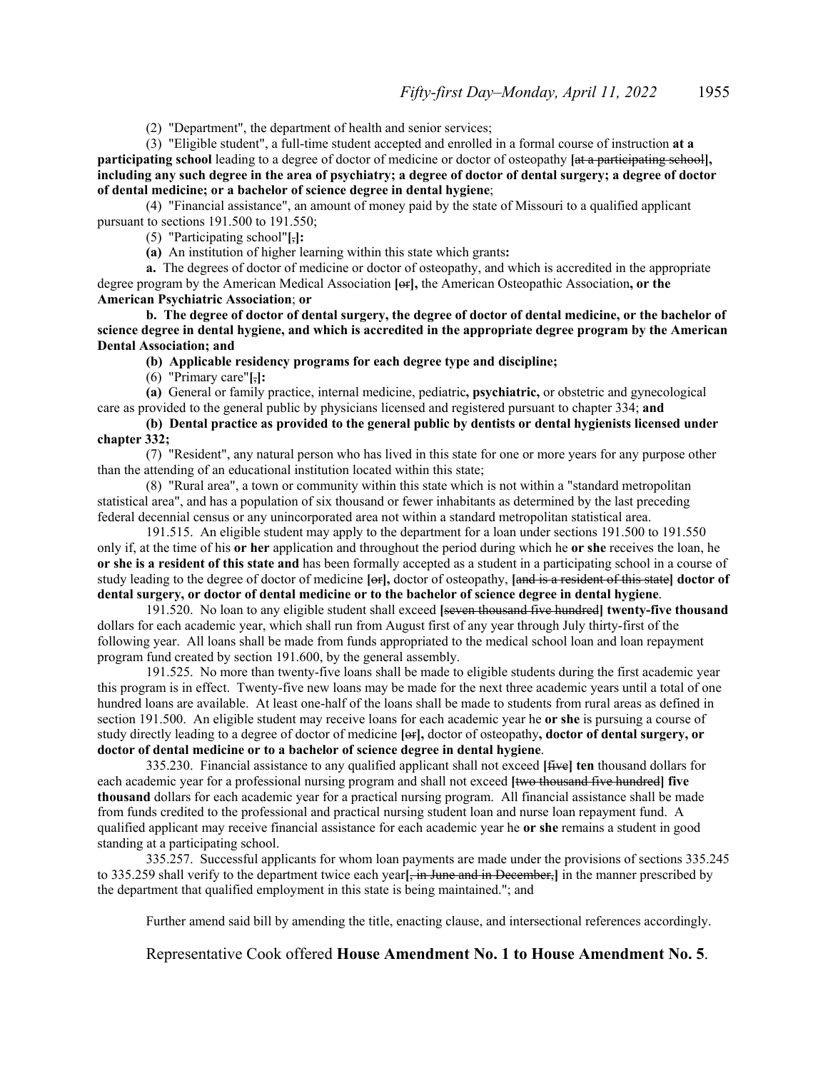(2) "Department", the department of health and senior services;

(3) "Eligible student", a full-time student accepted and enrolled in a formal course of instruction **at a participating school** leading to a degree of doctor of medicine or doctor of osteopathy **[**~~at a participating school~~**], including any such degree in the area of psychiatry; a degree of doctor of dental surgery; a degree of doctor of dental medicine; or a bachelor of science degree in dental hygiene**;

(4) "Financial assistance", an amount of money paid by the state of Missouri to a qualified applicant pursuant to sections 191.500 to 191.550;

(5) "Participating school"**[**~~,~~**]:**

**(a)** An institution of higher learning within this state which grants**:**

**a.** The degrees of doctor of medicine or doctor of osteopathy, and which is accredited in the appropriate degree program by the American Medical Association **[**~~or~~**],** the American Osteopathic Association**, or the American Psychiatric Association**; **or**

**b. The degree of doctor of dental surgery, the degree of doctor of dental medicine, or the bachelor of science degree in dental hygiene, and which is accredited in the appropriate degree program by the American Dental Association; and**

**(b) Applicable residency programs for each degree type and discipline;**

(6) "Primary care"**[**~~,~~**]:**

**(a)** General or family practice, internal medicine, pediatric**, psychiatric,** or obstetric and gynecological care as provided to the general public by physicians licensed and registered pursuant to chapter 334; **and**

**(b) Dental practice as provided to the general public by dentists or dental hygienists licensed under chapter 332;**

(7) "Resident", any natural person who has lived in this state for one or more years for any purpose other than the attending of an educational institution located within this state;

(8) "Rural area", a town or community within this state which is not within a "standard metropolitan statistical area", and has a population of six thousand or fewer inhabitants as determined by the last preceding federal decennial census or any unincorporated area not within a standard metropolitan statistical area.

191.515. An eligible student may apply to the department for a loan under sections 191.500 to 191.550 only if, at the time of his **or her** application and throughout the period during which he **or she** receives the loan, he **or she is a resident of this state and** has been formally accepted as a student in a participating school in a course of study leading to the degree of doctor of medicine **[**~~or~~**],** doctor of osteopathy, **[**~~and is a resident of this state~~**] doctor of dental surgery, or doctor of dental medicine or to the bachelor of science degree in dental hygiene**.

191.520. No loan to any eligible student shall exceed **[**~~seven thousand five hundred~~**] twenty-five thousand** dollars for each academic year, which shall run from August first of any year through July thirty-first of the following year. All loans shall be made from funds appropriated to the medical school loan and loan repayment program fund created by section 191.600, by the general assembly.

191.525. No more than twenty-five loans shall be made to eligible students during the first academic year this program is in effect. Twenty-five new loans may be made for the next three academic years until a total of one hundred loans are available. At least one-half of the loans shall be made to students from rural areas as defined in section 191.500. An eligible student may receive loans for each academic year he **or she** is pursuing a course of study directly leading to a degree of doctor of medicine **[**~~or~~**],** doctor of osteopathy**, doctor of dental surgery, or doctor of dental medicine or to a bachelor of science degree in dental hygiene**.

335.230. Financial assistance to any qualified applicant shall not exceed **[**~~five~~**] ten** thousand dollars for each academic year for a professional nursing program and shall not exceed **[**~~two thousand five hundred~~**] five thousand** dollars for each academic year for a practical nursing program. All financial assistance shall be made from funds credited to the professional and practical nursing student loan and nurse loan repayment fund. A qualified applicant may receive financial assistance for each academic year he **or she** remains a student in good standing at a participating school.

335.257. Successful applicants for whom loan payments are made under the provisions of sections 335.245 to 335.259 shall verify to the department twice each year**[**~~, in June and in December,~~**]** in the manner prescribed by the department that qualified employment in this state is being maintained."; and

Further amend said bill by amending the title, enacting clause, and intersectional references accordingly.

Representative Cook offered **House Amendment No. 1 to House Amendment No. 5**.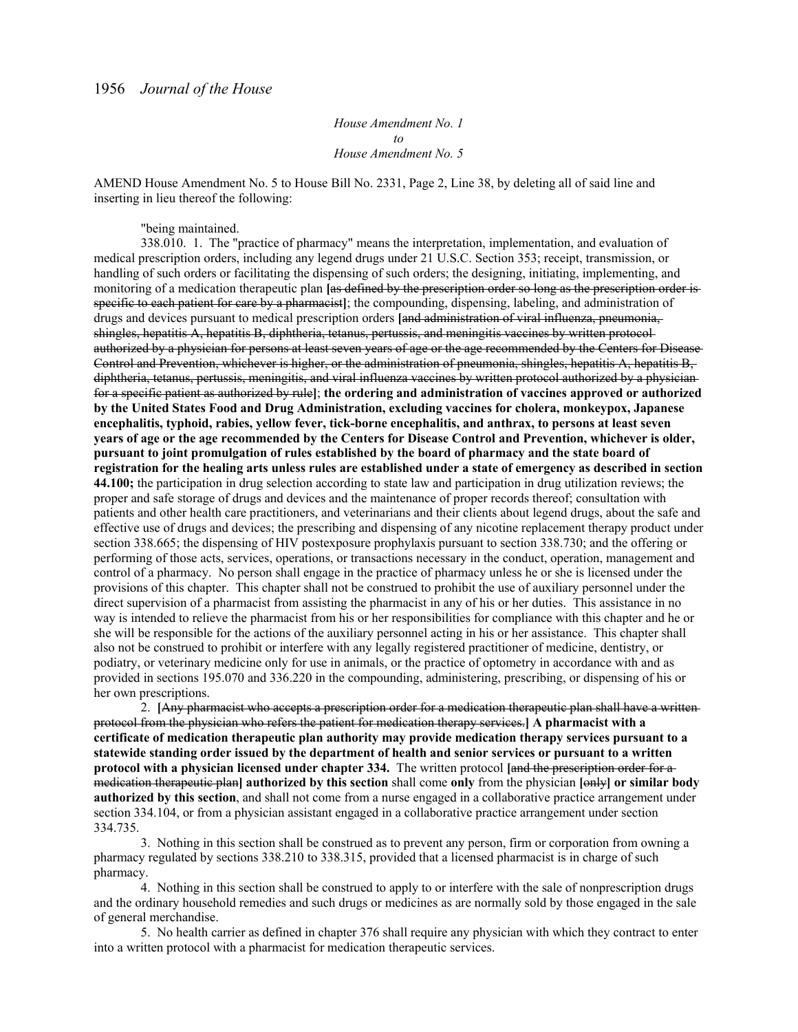*House Amendment No. 1*
*to*
*House Amendment No. 5*

AMEND House Amendment No. 5 to House Bill No. 2331, Page 2, Line 38, by deleting all of said line and inserting in lieu thereof the following:

"being maintained.

338.010. 1. The "practice of pharmacy" means the interpretation, implementation, and evaluation of medical prescription orders, including any legend drugs under 21 U.S.C. Section 353; receipt, transmission, or handling of such orders or facilitating the dispensing of such orders; the designing, initiating, implementing, and monitoring of a medication therapeutic plan [~~as defined by the prescription order so long as the prescription order is specific to each patient for care by a pharmacist~~]; the compounding, dispensing, labeling, and administration of drugs and devices pursuant to medical prescription orders [~~and administration of viral influenza, pneumonia, shingles, hepatitis A, hepatitis B, diphtheria, tetanus, pertussis, and meningitis vaccines by written protocol authorized by a physician for persons at least seven years of age or the age recommended by the Centers for Disease Control and Prevention, whichever is higher, or the administration of pneumonia, shingles, hepatitis A, hepatitis B, diphtheria, tetanus, pertussis, meningitis, and viral influenza vaccines by written protocol authorized by a physician for a specific patient as authorized by rule~~]; **the ordering and administration of vaccines approved or authorized by the United States Food and Drug Administration, excluding vaccines for cholera, monkeypox, Japanese encephalitis, typhoid, rabies, yellow fever, tick-borne encephalitis, and anthrax, to persons at least seven years of age or the age recommended by the Centers for Disease Control and Prevention, whichever is older, pursuant to joint promulgation of rules established by the board of pharmacy and the state board of registration for the healing arts unless rules are established under a state of emergency as described in section 44.100;** the participation in drug selection according to state law and participation in drug utilization reviews; the proper and safe storage of drugs and devices and the maintenance of proper records thereof; consultation with patients and other health care practitioners, and veterinarians and their clients about legend drugs, about the safe and effective use of drugs and devices; the prescribing and dispensing of any nicotine replacement therapy product under section 338.665; the dispensing of HIV postexposure prophylaxis pursuant to section 338.730; and the offering or performing of those acts, services, operations, or transactions necessary in the conduct, operation, management and control of a pharmacy. No person shall engage in the practice of pharmacy unless he or she is licensed under the provisions of this chapter. This chapter shall not be construed to prohibit the use of auxiliary personnel under the direct supervision of a pharmacist from assisting the pharmacist in any of his or her duties. This assistance in no way is intended to relieve the pharmacist from his or her responsibilities for compliance with this chapter and he or she will be responsible for the actions of the auxiliary personnel acting in his or her assistance. This chapter shall also not be construed to prohibit or interfere with any legally registered practitioner of medicine, dentistry, or podiatry, or veterinary medicine only for use in animals, or the practice of optometry in accordance with and as provided in sections 195.070 and 336.220 in the compounding, administering, prescribing, or dispensing of his or her own prescriptions.

2. [~~Any pharmacist who accepts a prescription order for a medication therapeutic plan shall have a written protocol from the physician who refers the patient for medication therapy services.~~] **A pharmacist with a certificate of medication therapeutic plan authority may provide medication therapy services pursuant to a statewide standing order issued by the department of health and senior services or pursuant to a written protocol with a physician licensed under chapter 334.** The written protocol [~~and the prescription order for a medication therapeutic plan~~] **authorized by this section** shall come **only** from the physician [~~only~~] **or similar body authorized by this section**, and shall not come from a nurse engaged in a collaborative practice arrangement under section 334.104, or from a physician assistant engaged in a collaborative practice arrangement under section 334.735.

3. Nothing in this section shall be construed as to prevent any person, firm or corporation from owning a pharmacy regulated by sections 338.210 to 338.315, provided that a licensed pharmacist is in charge of such pharmacy.

4. Nothing in this section shall be construed to apply to or interfere with the sale of nonprescription drugs and the ordinary household remedies and such drugs or medicines as are normally sold by those engaged in the sale of general merchandise.

5. No health carrier as defined in chapter 376 shall require any physician with which they contract to enter into a written protocol with a pharmacist for medication therapeutic services.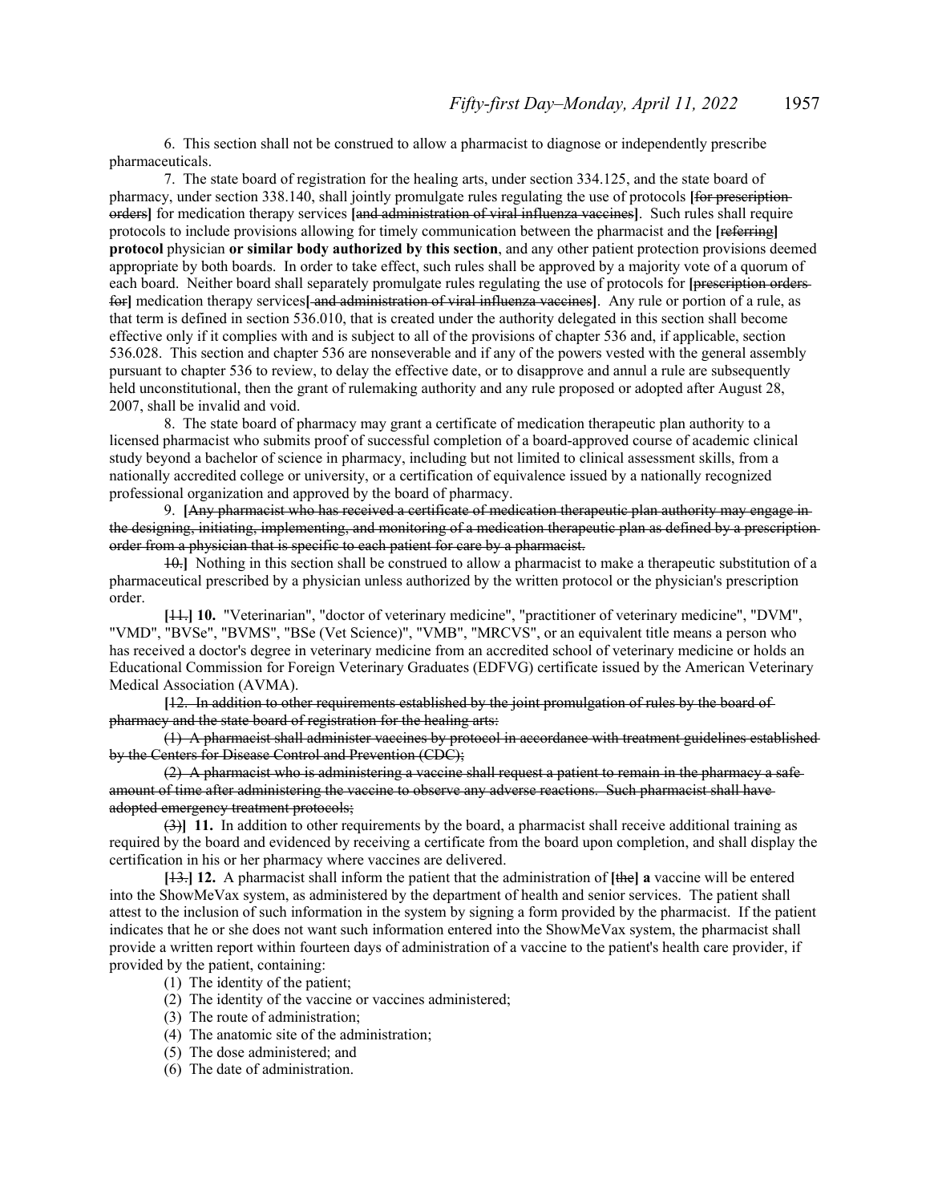6. This section shall not be construed to allow a pharmacist to diagnose or independently prescribe pharmaceuticals.

7. The state board of registration for the healing arts, under section 334.125, and the state board of pharmacy, under section 338.140, shall jointly promulgate rules regulating the use of protocols **[**~~for prescription orders~~**]** for medication therapy services **[**~~and administration of viral influenza vaccines~~**]**. Such rules shall require protocols to include provisions allowing for timely communication between the pharmacist and the **[**~~referring~~**] protocol** physician **or similar body authorized by this section**, and any other patient protection provisions deemed appropriate by both boards. In order to take effect, such rules shall be approved by a majority vote of a quorum of each board. Neither board shall separately promulgate rules regulating the use of protocols for **[**~~prescription orders for~~**]** medication therapy services**[** ~~and administration of viral influenza vaccines~~**]**. Any rule or portion of a rule, as that term is defined in section 536.010, that is created under the authority delegated in this section shall become effective only if it complies with and is subject to all of the provisions of chapter 536 and, if applicable, section 536.028. This section and chapter 536 are nonseverable and if any of the powers vested with the general assembly pursuant to chapter 536 to review, to delay the effective date, or to disapprove and annul a rule are subsequently held unconstitutional, then the grant of rulemaking authority and any rule proposed or adopted after August 28, 2007, shall be invalid and void.

8. The state board of pharmacy may grant a certificate of medication therapeutic plan authority to a licensed pharmacist who submits proof of successful completion of a board-approved course of academic clinical study beyond a bachelor of science in pharmacy, including but not limited to clinical assessment skills, from a nationally accredited college or university, or a certification of equivalence issued by a nationally recognized professional organization and approved by the board of pharmacy.

9. **[**~~Any pharmacist who has received a certificate of medication therapeutic plan authority may engage in the designing, initiating, implementing, and monitoring of a medication therapeutic plan as defined by a prescription order from a physician that is specific to each patient for care by a pharmacist.~~

~~10.~~**]** Nothing in this section shall be construed to allow a pharmacist to make a therapeutic substitution of a pharmaceutical prescribed by a physician unless authorized by the written protocol or the physician's prescription order.

**[**~~11.~~**] 10.** "Veterinarian", "doctor of veterinary medicine", "practitioner of veterinary medicine", "DVM", "VMD", "BVSe", "BVMS", "BSe (Vet Science)", "VMB", "MRCVS", or an equivalent title means a person who has received a doctor's degree in veterinary medicine from an accredited school of veterinary medicine or holds an Educational Commission for Foreign Veterinary Graduates (EDFVG) certificate issued by the American Veterinary Medical Association (AVMA).

**[**~~12. In addition to other requirements established by the joint promulgation of rules by the board of pharmacy and the state board of registration for the healing arts:~~

~~(1) A pharmacist shall administer vaccines by protocol in accordance with treatment guidelines established by the Centers for Disease Control and Prevention (CDC);~~

~~(2) A pharmacist who is administering a vaccine shall request a patient to remain in the pharmacy a safe amount of time after administering the vaccine to observe any adverse reactions. Such pharmacist shall have adopted emergency treatment protocols;~~

~~(3)~~**] 11.** In addition to other requirements by the board, a pharmacist shall receive additional training as required by the board and evidenced by receiving a certificate from the board upon completion, and shall display the certification in his or her pharmacy where vaccines are delivered.

**[**~~13.~~**] 12.** A pharmacist shall inform the patient that the administration of **[**~~the~~**] a** vaccine will be entered into the ShowMeVax system, as administered by the department of health and senior services. The patient shall attest to the inclusion of such information in the system by signing a form provided by the pharmacist. If the patient indicates that he or she does not want such information entered into the ShowMeVax system, the pharmacist shall provide a written report within fourteen days of administration of a vaccine to the patient's health care provider, if provided by the patient, containing:

(1) The identity of the patient;
(2) The identity of the vaccine or vaccines administered;
(3) The route of administration;
(4) The anatomic site of the administration;
(5) The dose administered; and
(6) The date of administration.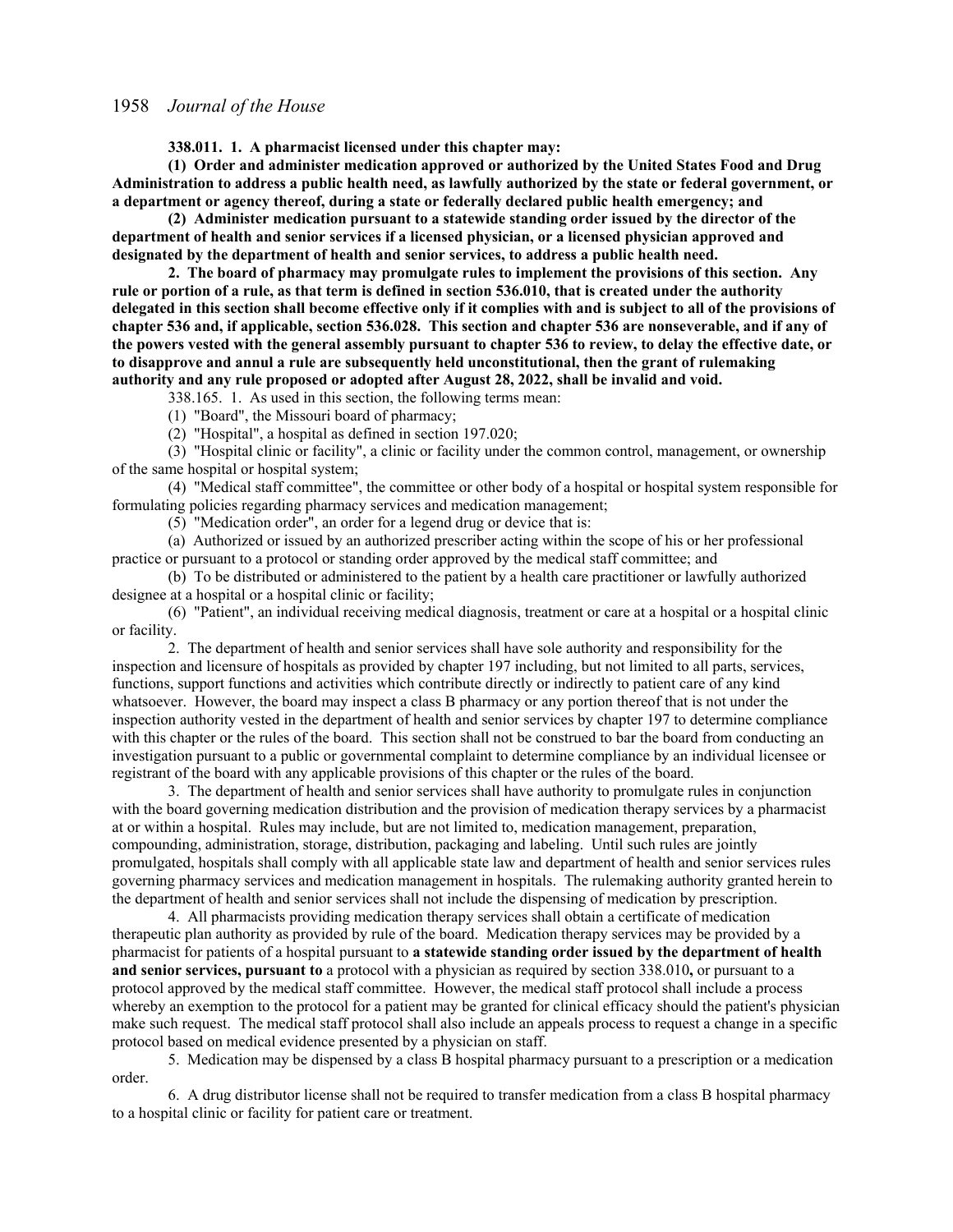**338.011. 1. A pharmacist licensed under this chapter may:**

**(1) Order and administer medication approved or authorized by the United States Food and Drug Administration to address a public health need, as lawfully authorized by the state or federal government, or a department or agency thereof, during a state or federally declared public health emergency; and**

**(2) Administer medication pursuant to a statewide standing order issued by the director of the department of health and senior services if a licensed physician, or a licensed physician approved and designated by the department of health and senior services, to address a public health need.**

**2. The board of pharmacy may promulgate rules to implement the provisions of this section. Any rule or portion of a rule, as that term is defined in section 536.010, that is created under the authority delegated in this section shall become effective only if it complies with and is subject to all of the provisions of chapter 536 and, if applicable, section 536.028. This section and chapter 536 are nonseverable, and if any of the powers vested with the general assembly pursuant to chapter 536 to review, to delay the effective date, or to disapprove and annul a rule are subsequently held unconstitutional, then the grant of rulemaking authority and any rule proposed or adopted after August 28, 2022, shall be invalid and void.**

338.165. 1. As used in this section, the following terms mean:

(1) "Board", the Missouri board of pharmacy;

(2) "Hospital", a hospital as defined in section 197.020;

(3) "Hospital clinic or facility", a clinic or facility under the common control, management, or ownership of the same hospital or hospital system;

(4) "Medical staff committee", the committee or other body of a hospital or hospital system responsible for formulating policies regarding pharmacy services and medication management;

(5) "Medication order", an order for a legend drug or device that is:

(a) Authorized or issued by an authorized prescriber acting within the scope of his or her professional practice or pursuant to a protocol or standing order approved by the medical staff committee; and

(b) To be distributed or administered to the patient by a health care practitioner or lawfully authorized designee at a hospital or a hospital clinic or facility;

(6) "Patient", an individual receiving medical diagnosis, treatment or care at a hospital or a hospital clinic or facility.

2. The department of health and senior services shall have sole authority and responsibility for the inspection and licensure of hospitals as provided by chapter 197 including, but not limited to all parts, services, functions, support functions and activities which contribute directly or indirectly to patient care of any kind whatsoever. However, the board may inspect a class B pharmacy or any portion thereof that is not under the inspection authority vested in the department of health and senior services by chapter 197 to determine compliance with this chapter or the rules of the board. This section shall not be construed to bar the board from conducting an investigation pursuant to a public or governmental complaint to determine compliance by an individual licensee or registrant of the board with any applicable provisions of this chapter or the rules of the board.

3. The department of health and senior services shall have authority to promulgate rules in conjunction with the board governing medication distribution and the provision of medication therapy services by a pharmacist at or within a hospital. Rules may include, but are not limited to, medication management, preparation, compounding, administration, storage, distribution, packaging and labeling. Until such rules are jointly promulgated, hospitals shall comply with all applicable state law and department of health and senior services rules governing pharmacy services and medication management in hospitals. The rulemaking authority granted herein to the department of health and senior services shall not include the dispensing of medication by prescription.

4. All pharmacists providing medication therapy services shall obtain a certificate of medication therapeutic plan authority as provided by rule of the board. Medication therapy services may be provided by a pharmacist for patients of a hospital pursuant to **a statewide standing order issued by the department of health and senior services, pursuant to** a protocol with a physician as required by section 338.010**,** or pursuant to a protocol approved by the medical staff committee. However, the medical staff protocol shall include a process whereby an exemption to the protocol for a patient may be granted for clinical efficacy should the patient's physician make such request. The medical staff protocol shall also include an appeals process to request a change in a specific protocol based on medical evidence presented by a physician on staff.

5. Medication may be dispensed by a class B hospital pharmacy pursuant to a prescription or a medication order.

6. A drug distributor license shall not be required to transfer medication from a class B hospital pharmacy to a hospital clinic or facility for patient care or treatment.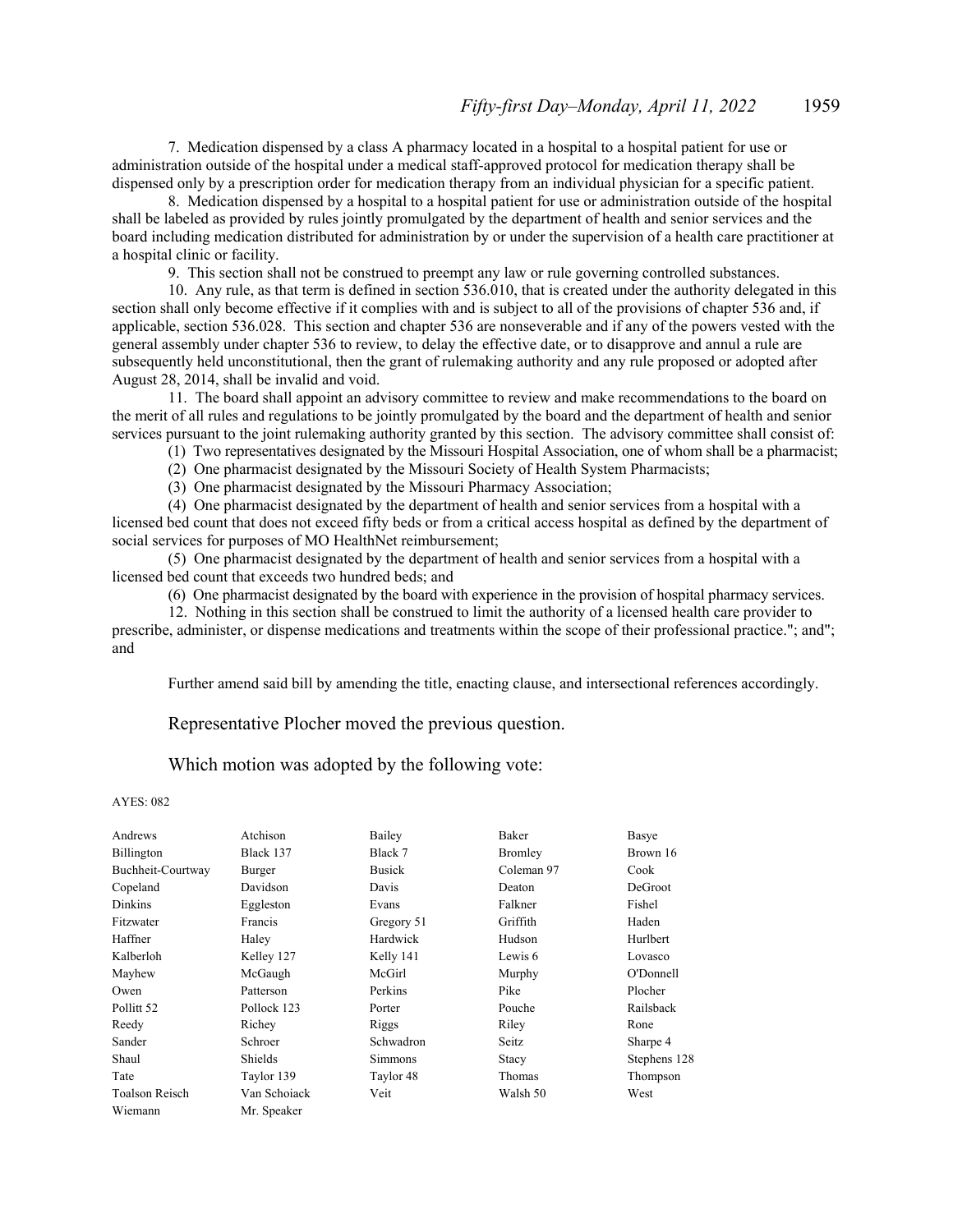7. Medication dispensed by a class A pharmacy located in a hospital to a hospital patient for use or administration outside of the hospital under a medical staff-approved protocol for medication therapy shall be dispensed only by a prescription order for medication therapy from an individual physician for a specific patient.

8. Medication dispensed by a hospital to a hospital patient for use or administration outside of the hospital shall be labeled as provided by rules jointly promulgated by the department of health and senior services and the board including medication distributed for administration by or under the supervision of a health care practitioner at a hospital clinic or facility.

9. This section shall not be construed to preempt any law or rule governing controlled substances.

10. Any rule, as that term is defined in section 536.010, that is created under the authority delegated in this section shall only become effective if it complies with and is subject to all of the provisions of chapter 536 and, if applicable, section 536.028. This section and chapter 536 are nonseverable and if any of the powers vested with the general assembly under chapter 536 to review, to delay the effective date, or to disapprove and annul a rule are subsequently held unconstitutional, then the grant of rulemaking authority and any rule proposed or adopted after August 28, 2014, shall be invalid and void.

11. The board shall appoint an advisory committee to review and make recommendations to the board on the merit of all rules and regulations to be jointly promulgated by the board and the department of health and senior services pursuant to the joint rulemaking authority granted by this section. The advisory committee shall consist of:

(1) Two representatives designated by the Missouri Hospital Association, one of whom shall be a pharmacist;

(2) One pharmacist designated by the Missouri Society of Health System Pharmacists;

(3) One pharmacist designated by the Missouri Pharmacy Association;

(4) One pharmacist designated by the department of health and senior services from a hospital with a licensed bed count that does not exceed fifty beds or from a critical access hospital as defined by the department of social services for purposes of MO HealthNet reimbursement;

(5) One pharmacist designated by the department of health and senior services from a hospital with a licensed bed count that exceeds two hundred beds; and

(6) One pharmacist designated by the board with experience in the provision of hospital pharmacy services.

12. Nothing in this section shall be construed to limit the authority of a licensed health care provider to prescribe, administer, or dispense medications and treatments within the scope of their professional practice."; and"; and

Further amend said bill by amending the title, enacting clause, and intersectional references accordingly.

Representative Plocher moved the previous question.

Which motion was adopted by the following vote:

AYES: 082

| | | | | |
|---|---|---|---|---|
| Andrews | Atchison | Bailey | Baker | Basye |
| Billington | Black 137 | Black 7 | Bromley | Brown 16 |
| Buchheit-Courtway | Burger | Busick | Coleman 97 | Cook |
| Copeland | Davidson | Davis | Deaton | DeGroot |
| Dinkins | Eggleston | Evans | Falkner | Fishel |
| Fitzwater | Francis | Gregory 51 | Griffith | Haden |
| Haffner | Haley | Hardwick | Hudson | Hurlbert |
| Kalberloh | Kelley 127 | Kelly 141 | Lewis 6 | Lovasco |
| Mayhew | McGaugh | McGirl | Murphy | O'Donnell |
| Owen | Patterson | Perkins | Pike | Plocher |
| Pollitt 52 | Pollock 123 | Porter | Pouche | Railsback |
| Reedy | Richey | Riggs | Riley | Rone |
| Sander | Schroer | Schwadron | Seitz | Sharpe 4 |
| Shaul | Shields | Simmons | Stacy | Stephens 128 |
| Tate | Taylor 139 | Taylor 48 | Thomas | Thompson |
| Toalson Reisch | Van Schoiack | Veit | Walsh 50 | West |
| Wiemann | Mr. Speaker | | | |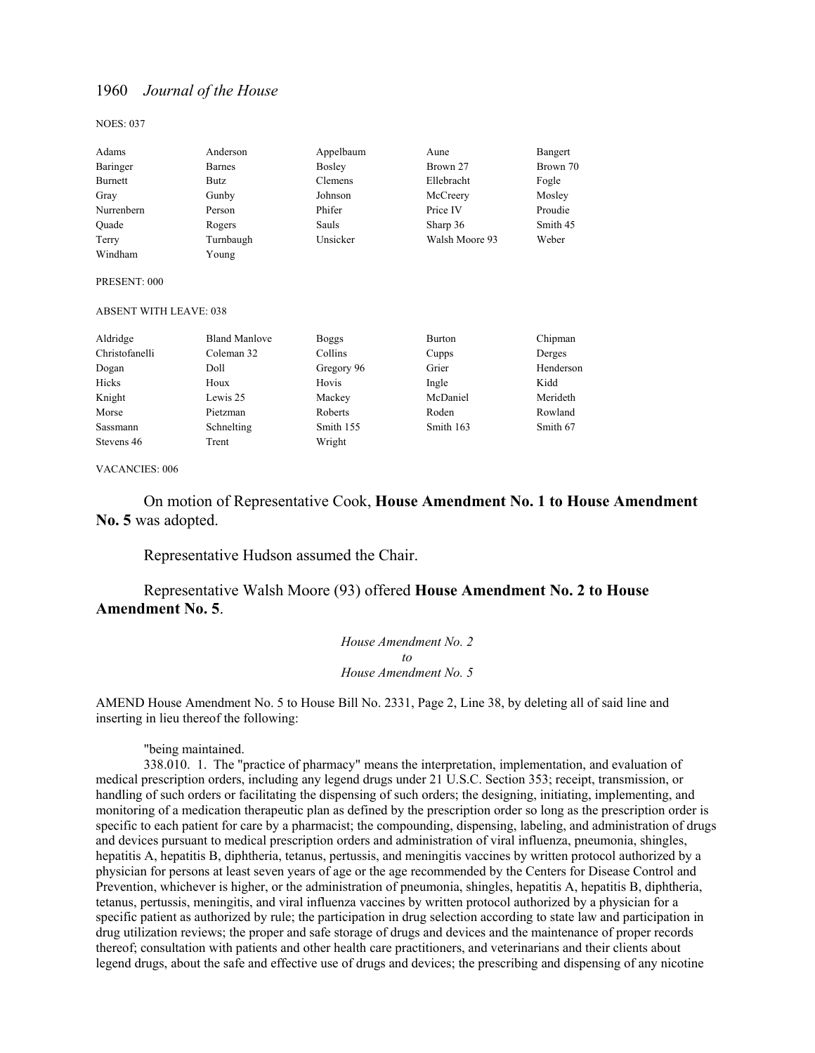NOES: 037

| | | | | |
|---|---|---|---|---|
| Adams | Anderson | Appelbaum | Aune | Bangert |
| Baringer | Barnes | Bosley | Brown 27 | Brown 70 |
| Burnett | Butz | Clemens | Ellebracht | Fogle |
| Gray | Gunby | Johnson | McCreery | Mosley |
| Nurrenbern | Person | Phifer | Price IV | Proudie |
| Quade | Rogers | Sauls | Sharp 36 | Smith 45 |
| Terry | Turnbaugh | Unsicker | Walsh Moore 93 | Weber |
| Windham | Young | | | |

PRESENT: 000

ABSENT WITH LEAVE: 038

| | | | | |
|---|---|---|---|---|
| Aldridge | Bland Manlove | Boggs | Burton | Chipman |
| Christofanelli | Coleman 32 | Collins | Cupps | Derges |
| Dogan | Doll | Gregory 96 | Grier | Henderson |
| Hicks | Houx | Hovis | Ingle | Kidd |
| Knight | Lewis 25 | Mackey | McDaniel | Merideth |
| Morse | Pietzman | Roberts | Roden | Rowland |
| Sassmann | Schnelting | Smith 155 | Smith 163 | Smith 67 |
| Stevens 46 | Trent | Wright | | |

VACANCIES: 006

On motion of Representative Cook, **House Amendment No. 1 to House Amendment No. 5** was adopted.

Representative Hudson assumed the Chair.

Representative Walsh Moore (93) offered **House Amendment No. 2 to House Amendment No. 5**.

*House Amendment No. 2*
*to*
*House Amendment No. 5*

AMEND House Amendment No. 5 to House Bill No. 2331, Page 2, Line 38, by deleting all of said line and inserting in lieu thereof the following:

"being maintained.

338.010. 1. The "practice of pharmacy" means the interpretation, implementation, and evaluation of medical prescription orders, including any legend drugs under 21 U.S.C. Section 353; receipt, transmission, or handling of such orders or facilitating the dispensing of such orders; the designing, initiating, implementing, and monitoring of a medication therapeutic plan as defined by the prescription order so long as the prescription order is specific to each patient for care by a pharmacist; the compounding, dispensing, labeling, and administration of drugs and devices pursuant to medical prescription orders and administration of viral influenza, pneumonia, shingles, hepatitis A, hepatitis B, diphtheria, tetanus, pertussis, and meningitis vaccines by written protocol authorized by a physician for persons at least seven years of age or the age recommended by the Centers for Disease Control and Prevention, whichever is higher, or the administration of pneumonia, shingles, hepatitis A, hepatitis B, diphtheria, tetanus, pertussis, meningitis, and viral influenza vaccines by written protocol authorized by a physician for a specific patient as authorized by rule; the participation in drug selection according to state law and participation in drug utilization reviews; the proper and safe storage of drugs and devices and the maintenance of proper records thereof; consultation with patients and other health care practitioners, and veterinarians and their clients about legend drugs, about the safe and effective use of drugs and devices; the prescribing and dispensing of any nicotine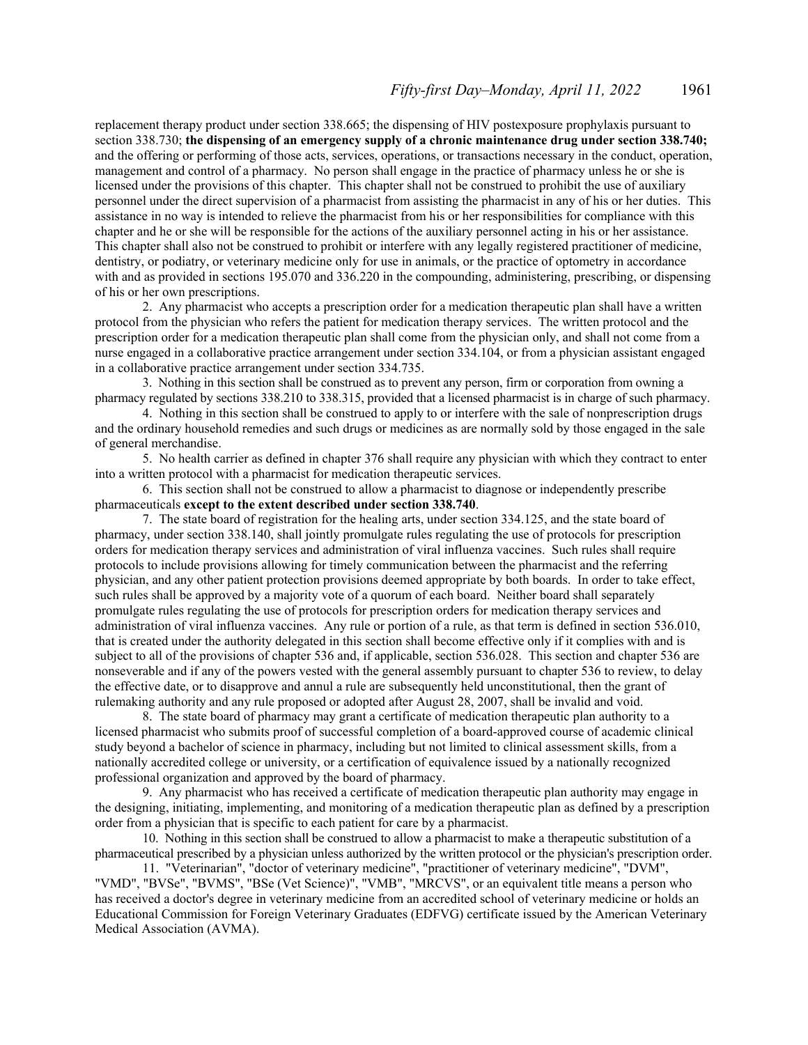replacement therapy product under section 338.665; the dispensing of HIV postexposure prophylaxis pursuant to section 338.730; **the dispensing of an emergency supply of a chronic maintenance drug under section 338.740;** and the offering or performing of those acts, services, operations, or transactions necessary in the conduct, operation, management and control of a pharmacy. No person shall engage in the practice of pharmacy unless he or she is licensed under the provisions of this chapter. This chapter shall not be construed to prohibit the use of auxiliary personnel under the direct supervision of a pharmacist from assisting the pharmacist in any of his or her duties. This assistance in no way is intended to relieve the pharmacist from his or her responsibilities for compliance with this chapter and he or she will be responsible for the actions of the auxiliary personnel acting in his or her assistance. This chapter shall also not be construed to prohibit or interfere with any legally registered practitioner of medicine, dentistry, or podiatry, or veterinary medicine only for use in animals, or the practice of optometry in accordance with and as provided in sections 195.070 and 336.220 in the compounding, administering, prescribing, or dispensing of his or her own prescriptions.

2. Any pharmacist who accepts a prescription order for a medication therapeutic plan shall have a written protocol from the physician who refers the patient for medication therapy services. The written protocol and the prescription order for a medication therapeutic plan shall come from the physician only, and shall not come from a nurse engaged in a collaborative practice arrangement under section 334.104, or from a physician assistant engaged in a collaborative practice arrangement under section 334.735.

3. Nothing in this section shall be construed as to prevent any person, firm or corporation from owning a pharmacy regulated by sections 338.210 to 338.315, provided that a licensed pharmacist is in charge of such pharmacy.

4. Nothing in this section shall be construed to apply to or interfere with the sale of nonprescription drugs and the ordinary household remedies and such drugs or medicines as are normally sold by those engaged in the sale of general merchandise.

5. No health carrier as defined in chapter 376 shall require any physician with which they contract to enter into a written protocol with a pharmacist for medication therapeutic services.

6. This section shall not be construed to allow a pharmacist to diagnose or independently prescribe pharmaceuticals **except to the extent described under section 338.740**.

7. The state board of registration for the healing arts, under section 334.125, and the state board of pharmacy, under section 338.140, shall jointly promulgate rules regulating the use of protocols for prescription orders for medication therapy services and administration of viral influenza vaccines. Such rules shall require protocols to include provisions allowing for timely communication between the pharmacist and the referring physician, and any other patient protection provisions deemed appropriate by both boards. In order to take effect, such rules shall be approved by a majority vote of a quorum of each board. Neither board shall separately promulgate rules regulating the use of protocols for prescription orders for medication therapy services and administration of viral influenza vaccines. Any rule or portion of a rule, as that term is defined in section 536.010, that is created under the authority delegated in this section shall become effective only if it complies with and is subject to all of the provisions of chapter 536 and, if applicable, section 536.028. This section and chapter 536 are nonseverable and if any of the powers vested with the general assembly pursuant to chapter 536 to review, to delay the effective date, or to disapprove and annul a rule are subsequently held unconstitutional, then the grant of rulemaking authority and any rule proposed or adopted after August 28, 2007, shall be invalid and void.

8. The state board of pharmacy may grant a certificate of medication therapeutic plan authority to a licensed pharmacist who submits proof of successful completion of a board-approved course of academic clinical study beyond a bachelor of science in pharmacy, including but not limited to clinical assessment skills, from a nationally accredited college or university, or a certification of equivalence issued by a nationally recognized professional organization and approved by the board of pharmacy.

9. Any pharmacist who has received a certificate of medication therapeutic plan authority may engage in the designing, initiating, implementing, and monitoring of a medication therapeutic plan as defined by a prescription order from a physician that is specific to each patient for care by a pharmacist.

10. Nothing in this section shall be construed to allow a pharmacist to make a therapeutic substitution of a pharmaceutical prescribed by a physician unless authorized by the written protocol or the physician's prescription order.

11. "Veterinarian", "doctor of veterinary medicine", "practitioner of veterinary medicine", "DVM", "VMD", "BVSe", "BVMS", "BSe (Vet Science)", "VMB", "MRCVS", or an equivalent title means a person who has received a doctor's degree in veterinary medicine from an accredited school of veterinary medicine or holds an Educational Commission for Foreign Veterinary Graduates (EDFVG) certificate issued by the American Veterinary Medical Association (AVMA).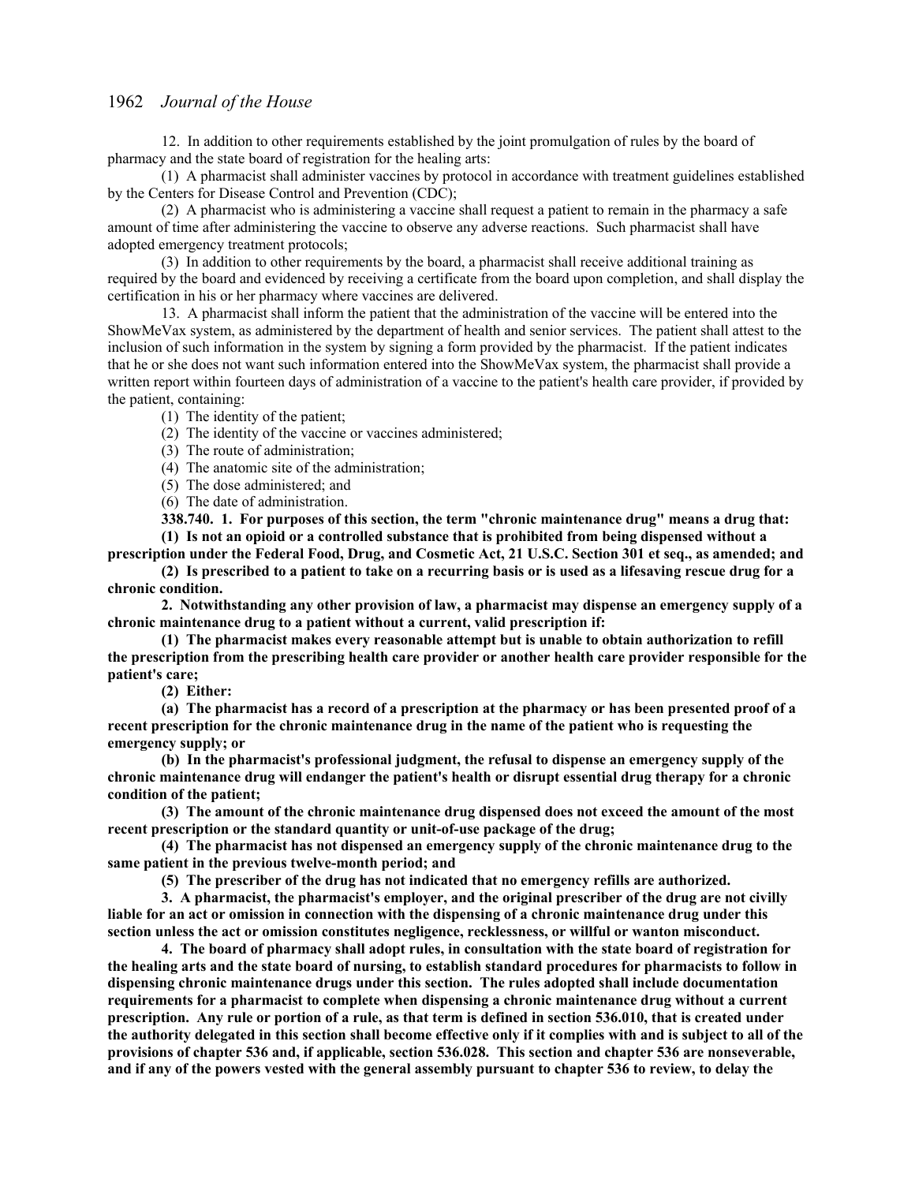12. In addition to other requirements established by the joint promulgation of rules by the board of pharmacy and the state board of registration for the healing arts:

(1) A pharmacist shall administer vaccines by protocol in accordance with treatment guidelines established by the Centers for Disease Control and Prevention (CDC);

(2) A pharmacist who is administering a vaccine shall request a patient to remain in the pharmacy a safe amount of time after administering the vaccine to observe any adverse reactions. Such pharmacist shall have adopted emergency treatment protocols;

(3) In addition to other requirements by the board, a pharmacist shall receive additional training as required by the board and evidenced by receiving a certificate from the board upon completion, and shall display the certification in his or her pharmacy where vaccines are delivered.

13. A pharmacist shall inform the patient that the administration of the vaccine will be entered into the ShowMeVax system, as administered by the department of health and senior services. The patient shall attest to the inclusion of such information in the system by signing a form provided by the pharmacist. If the patient indicates that he or she does not want such information entered into the ShowMeVax system, the pharmacist shall provide a written report within fourteen days of administration of a vaccine to the patient's health care provider, if provided by the patient, containing:

(1) The identity of the patient;

(2) The identity of the vaccine or vaccines administered;

(3) The route of administration;

(4) The anatomic site of the administration;

(5) The dose administered; and

(6) The date of administration.

**338.740. 1. For purposes of this section, the term "chronic maintenance drug" means a drug that:**

**(1) Is not an opioid or a controlled substance that is prohibited from being dispensed without a prescription under the Federal Food, Drug, and Cosmetic Act, 21 U.S.C. Section 301 et seq., as amended; and**

**(2) Is prescribed to a patient to take on a recurring basis or is used as a lifesaving rescue drug for a chronic condition.**

**2. Notwithstanding any other provision of law, a pharmacist may dispense an emergency supply of a chronic maintenance drug to a patient without a current, valid prescription if:**

**(1) The pharmacist makes every reasonable attempt but is unable to obtain authorization to refill the prescription from the prescribing health care provider or another health care provider responsible for the patient's care;**

**(2) Either:**

**(a) The pharmacist has a record of a prescription at the pharmacy or has been presented proof of a recent prescription for the chronic maintenance drug in the name of the patient who is requesting the emergency supply; or**

**(b) In the pharmacist's professional judgment, the refusal to dispense an emergency supply of the chronic maintenance drug will endanger the patient's health or disrupt essential drug therapy for a chronic condition of the patient;**

**(3) The amount of the chronic maintenance drug dispensed does not exceed the amount of the most recent prescription or the standard quantity or unit-of-use package of the drug;**

**(4) The pharmacist has not dispensed an emergency supply of the chronic maintenance drug to the same patient in the previous twelve-month period; and**

**(5) The prescriber of the drug has not indicated that no emergency refills are authorized.**

**3. A pharmacist, the pharmacist's employer, and the original prescriber of the drug are not civilly liable for an act or omission in connection with the dispensing of a chronic maintenance drug under this section unless the act or omission constitutes negligence, recklessness, or willful or wanton misconduct.**

**4. The board of pharmacy shall adopt rules, in consultation with the state board of registration for the healing arts and the state board of nursing, to establish standard procedures for pharmacists to follow in dispensing chronic maintenance drugs under this section. The rules adopted shall include documentation requirements for a pharmacist to complete when dispensing a chronic maintenance drug without a current prescription. Any rule or portion of a rule, as that term is defined in section 536.010, that is created under the authority delegated in this section shall become effective only if it complies with and is subject to all of the provisions of chapter 536 and, if applicable, section 536.028. This section and chapter 536 are nonseverable, and if any of the powers vested with the general assembly pursuant to chapter 536 to review, to delay the**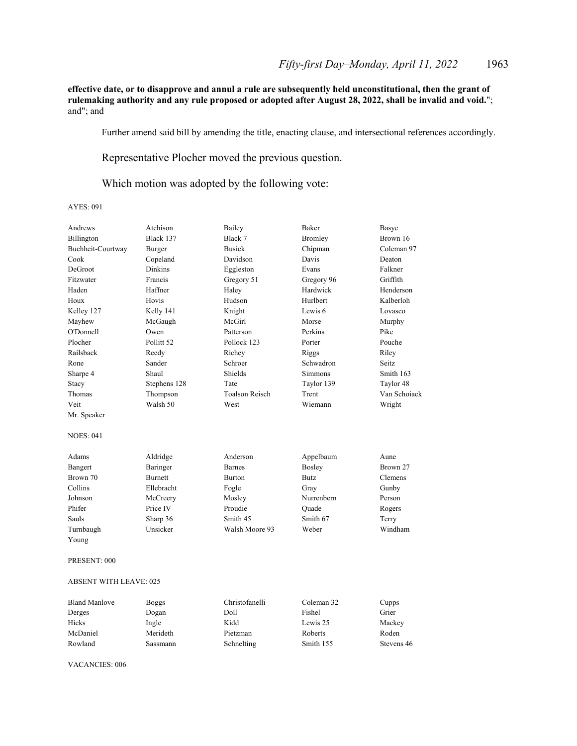**effective date, or to disapprove and annul a rule are subsequently held unconstitutional, then the grant of rulemaking authority and any rule proposed or adopted after August 28, 2022, shall be invalid and void.**"; and"; and

Further amend said bill by amending the title, enacting clause, and intersectional references accordingly.

Representative Plocher moved the previous question.

Which motion was adopted by the following vote:

AYES: 091

| | | | | |
|---|---|---|---|---|
| Andrews | Atchison | Bailey | Baker | Basye |
| Billington | Black 137 | Black 7 | Bromley | Brown 16 |
| Buchheit-Courtway | Burger | Busick | Chipman | Coleman 97 |
| Cook | Copeland | Davidson | Davis | Deaton |
| DeGroot | Dinkins | Eggleston | Evans | Falkner |
| Fitzwater | Francis | Gregory 51 | Gregory 96 | Griffith |
| Haden | Haffner | Haley | Hardwick | Henderson |
| Houx | Hovis | Hudson | Hurlbert | Kalberloh |
| Kelley 127 | Kelly 141 | Knight | Lewis 6 | Lovasco |
| Mayhew | McGaugh | McGirl | Morse | Murphy |
| O'Donnell | Owen | Patterson | Perkins | Pike |
| Plocher | Pollitt 52 | Pollock 123 | Porter | Pouche |
| Railsback | Reedy | Richey | Riggs | Riley |
| Rone | Sander | Schroer | Schwadron | Seitz |
| Sharpe 4 | Shaul | Shields | Simmons | Smith 163 |
| Stacy | Stephens 128 | Tate | Taylor 139 | Taylor 48 |
| Thomas | Thompson | Toalson Reisch | Trent | Van Schoiack |
| Veit | Walsh 50 | West | Wiemann | Wright |
| Mr. Speaker | | | | |

NOES: 041

| | | | | |
|---|---|---|---|---|
| Adams | Aldridge | Anderson | Appelbaum | Aune |
| Bangert | Baringer | Barnes | Bosley | Brown 27 |
| Brown 70 | Burnett | Burton | Butz | Clemens |
| Collins | Ellebracht | Fogle | Gray | Gunby |
| Johnson | McCreery | Mosley | Nurrenbern | Person |
| Phifer | Price IV | Proudie | Quade | Rogers |
| Sauls | Sharp 36 | Smith 45 | Smith 67 | Terry |
| Turnbaugh | Unsicker | Walsh Moore 93 | Weber | Windham |
| Young | | | | |

PRESENT: 000

ABSENT WITH LEAVE: 025

| | | | | |
|---|---|---|---|---|
| Bland Manlove | Boggs | Christofanelli | Coleman 32 | Cupps |
| Derges | Dogan | Doll | Fishel | Grier |
| Hicks | Ingle | Kidd | Lewis 25 | Mackey |
| McDaniel | Merideth | Pietzman | Roberts | Roden |
| Rowland | Sassmann | Schnelting | Smith 155 | Stevens 46 |

VACANCIES: 006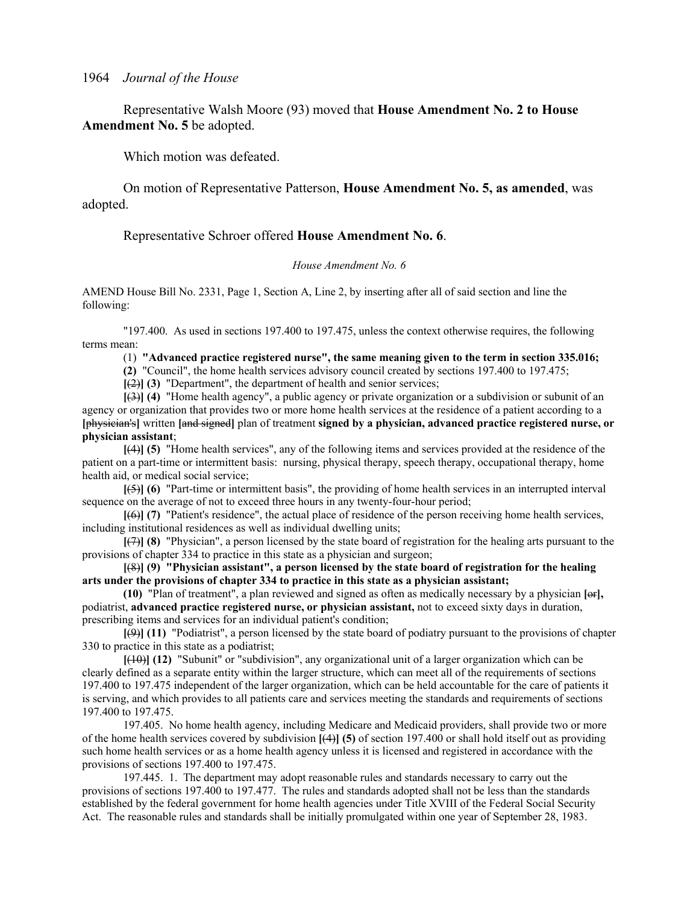Representative Walsh Moore (93) moved that **House Amendment No. 2 to House Amendment No. 5** be adopted.

Which motion was defeated.

On motion of Representative Patterson, **House Amendment No. 5, as amended**, was adopted.

Representative Schroer offered **House Amendment No. 6**.

*House Amendment No. 6*

AMEND House Bill No. 2331, Page 1, Section A, Line 2, by inserting after all of said section and line the following:

"197.400. As used in sections 197.400 to 197.475, unless the context otherwise requires, the following terms mean:

(1) **"Advanced practice registered nurse", the same meaning given to the term in section 335.016;**

**(2)** "Council", the home health services advisory council created by sections 197.400 to 197.475;

**[**~~(2)~~**] (3)** "Department", the department of health and senior services;

**[**~~(3)~~**] (4)** "Home health agency", a public agency or private organization or a subdivision or subunit of an agency or organization that provides two or more home health services at the residence of a patient according to a **[**~~physician's~~**]** written **[**~~and signed~~**]** plan of treatment **signed by a physician, advanced practice registered nurse, or physician assistant**;

**[**~~(4)~~**] (5)** "Home health services", any of the following items and services provided at the residence of the patient on a part-time or intermittent basis: nursing, physical therapy, speech therapy, occupational therapy, home health aid, or medical social service;

**[**~~(5)~~**] (6)** "Part-time or intermittent basis", the providing of home health services in an interrupted interval sequence on the average of not to exceed three hours in any twenty-four-hour period;

**[**~~(6)~~**] (7)** "Patient's residence", the actual place of residence of the person receiving home health services, including institutional residences as well as individual dwelling units;

**[**~~(7)~~**] (8)** "Physician", a person licensed by the state board of registration for the healing arts pursuant to the provisions of chapter 334 to practice in this state as a physician and surgeon;

**[**~~(8)~~**] (9) "Physician assistant", a person licensed by the state board of registration for the healing arts under the provisions of chapter 334 to practice in this state as a physician assistant;**

**(10)** "Plan of treatment", a plan reviewed and signed as often as medically necessary by a physician **[**~~or~~**],** podiatrist, **advanced practice registered nurse, or physician assistant,** not to exceed sixty days in duration, prescribing items and services for an individual patient's condition;

**[**~~(9)~~**] (11)** "Podiatrist", a person licensed by the state board of podiatry pursuant to the provisions of chapter 330 to practice in this state as a podiatrist;

**[**~~(10)~~**] (12)** "Subunit" or "subdivision", any organizational unit of a larger organization which can be clearly defined as a separate entity within the larger structure, which can meet all of the requirements of sections 197.400 to 197.475 independent of the larger organization, which can be held accountable for the care of patients it is serving, and which provides to all patients care and services meeting the standards and requirements of sections 197.400 to 197.475.

197.405. No home health agency, including Medicare and Medicaid providers, shall provide two or more of the home health services covered by subdivision **[**~~(4)~~**] (5)** of section 197.400 or shall hold itself out as providing such home health services or as a home health agency unless it is licensed and registered in accordance with the provisions of sections 197.400 to 197.475.

197.445. 1. The department may adopt reasonable rules and standards necessary to carry out the provisions of sections 197.400 to 197.477. The rules and standards adopted shall not be less than the standards established by the federal government for home health agencies under Title XVIII of the Federal Social Security Act. The reasonable rules and standards shall be initially promulgated within one year of September 28, 1983.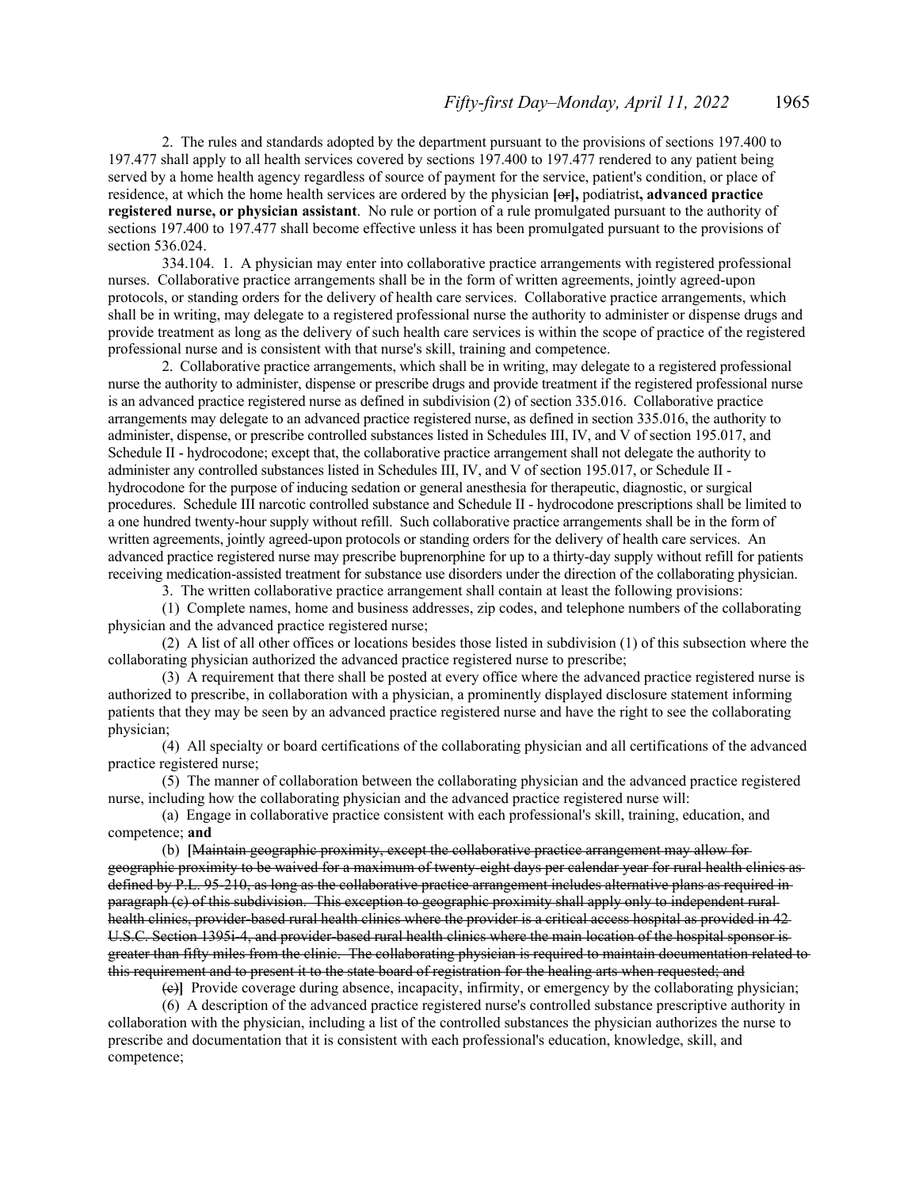2. The rules and standards adopted by the department pursuant to the provisions of sections 197.400 to 197.477 shall apply to all health services covered by sections 197.400 to 197.477 rendered to any patient being served by a home health agency regardless of source of payment for the service, patient's condition, or place of residence, at which the home health services are ordered by the physician **[**~~or~~**],** podiatrist**, advanced practice registered nurse, or physician assistant**. No rule or portion of a rule promulgated pursuant to the authority of sections 197.400 to 197.477 shall become effective unless it has been promulgated pursuant to the provisions of section 536.024.

334.104. 1. A physician may enter into collaborative practice arrangements with registered professional nurses. Collaborative practice arrangements shall be in the form of written agreements, jointly agreed-upon protocols, or standing orders for the delivery of health care services. Collaborative practice arrangements, which shall be in writing, may delegate to a registered professional nurse the authority to administer or dispense drugs and provide treatment as long as the delivery of such health care services is within the scope of practice of the registered professional nurse and is consistent with that nurse's skill, training and competence.

2. Collaborative practice arrangements, which shall be in writing, may delegate to a registered professional nurse the authority to administer, dispense or prescribe drugs and provide treatment if the registered professional nurse is an advanced practice registered nurse as defined in subdivision (2) of section 335.016. Collaborative practice arrangements may delegate to an advanced practice registered nurse, as defined in section 335.016, the authority to administer, dispense, or prescribe controlled substances listed in Schedules III, IV, and V of section 195.017, and Schedule II - hydrocodone; except that, the collaborative practice arrangement shall not delegate the authority to administer any controlled substances listed in Schedules III, IV, and V of section 195.017, or Schedule II - hydrocodone for the purpose of inducing sedation or general anesthesia for therapeutic, diagnostic, or surgical procedures. Schedule III narcotic controlled substance and Schedule II - hydrocodone prescriptions shall be limited to a one hundred twenty-hour supply without refill. Such collaborative practice arrangements shall be in the form of written agreements, jointly agreed-upon protocols or standing orders for the delivery of health care services. An advanced practice registered nurse may prescribe buprenorphine for up to a thirty-day supply without refill for patients receiving medication-assisted treatment for substance use disorders under the direction of the collaborating physician.

3. The written collaborative practice arrangement shall contain at least the following provisions:

(1) Complete names, home and business addresses, zip codes, and telephone numbers of the collaborating physician and the advanced practice registered nurse;

(2) A list of all other offices or locations besides those listed in subdivision (1) of this subsection where the collaborating physician authorized the advanced practice registered nurse to prescribe;

(3) A requirement that there shall be posted at every office where the advanced practice registered nurse is authorized to prescribe, in collaboration with a physician, a prominently displayed disclosure statement informing patients that they may be seen by an advanced practice registered nurse and have the right to see the collaborating physician;

(4) All specialty or board certifications of the collaborating physician and all certifications of the advanced practice registered nurse;

(5) The manner of collaboration between the collaborating physician and the advanced practice registered nurse, including how the collaborating physician and the advanced practice registered nurse will:

(a) Engage in collaborative practice consistent with each professional's skill, training, education, and competence; **and**

(b) **[**~~Maintain geographic proximity, except the collaborative practice arrangement may allow for geographic proximity to be waived for a maximum of twenty-eight days per calendar year for rural health clinics as defined by P.L. 95-210, as long as the collaborative practice arrangement includes alternative plans as required in paragraph (c) of this subdivision. This exception to geographic proximity shall apply only to independent rural health clinics, provider-based rural health clinics where the provider is a critical access hospital as provided in 42 U.S.C. Section 1395i-4, and provider-based rural health clinics where the main location of the hospital sponsor is greater than fifty miles from the clinic. The collaborating physician is required to maintain documentation related to this requirement and to present it to the state board of registration for the healing arts when requested; and~~

~~(c)~~**]** Provide coverage during absence, incapacity, infirmity, or emergency by the collaborating physician;

(6) A description of the advanced practice registered nurse's controlled substance prescriptive authority in collaboration with the physician, including a list of the controlled substances the physician authorizes the nurse to prescribe and documentation that it is consistent with each professional's education, knowledge, skill, and competence;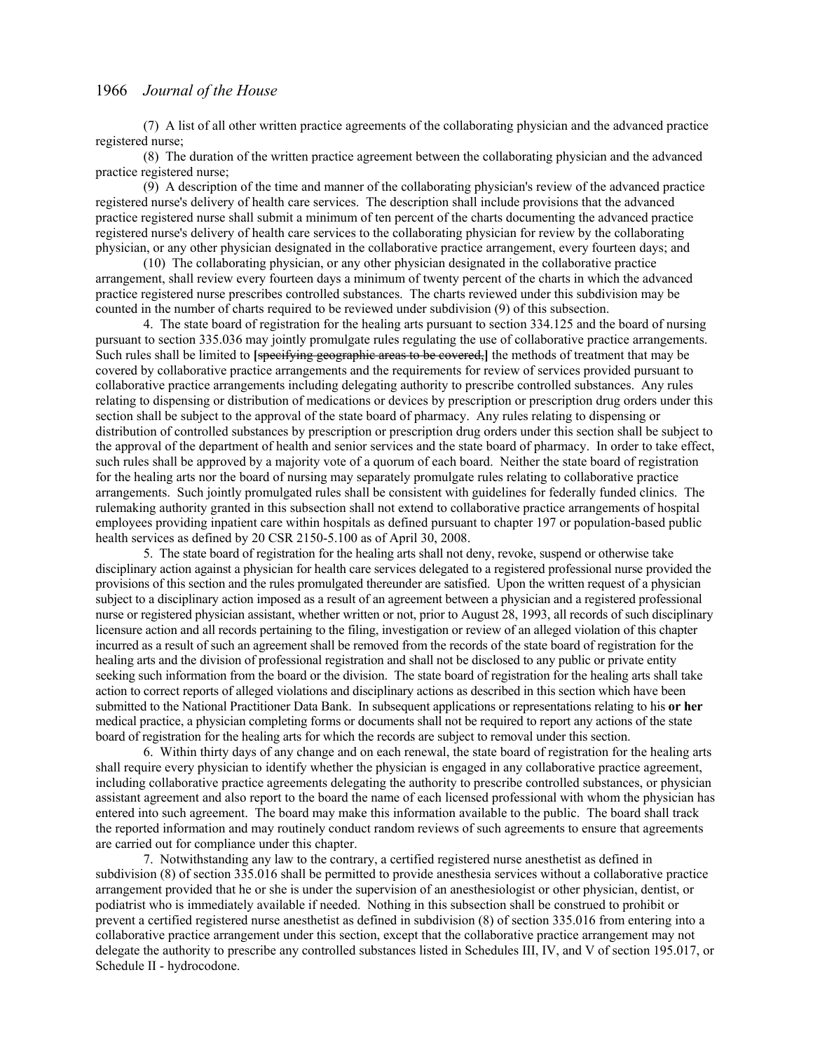(7) A list of all other written practice agreements of the collaborating physician and the advanced practice registered nurse;

(8) The duration of the written practice agreement between the collaborating physician and the advanced practice registered nurse;

(9) A description of the time and manner of the collaborating physician's review of the advanced practice registered nurse's delivery of health care services. The description shall include provisions that the advanced practice registered nurse shall submit a minimum of ten percent of the charts documenting the advanced practice registered nurse's delivery of health care services to the collaborating physician for review by the collaborating physician, or any other physician designated in the collaborative practice arrangement, every fourteen days; and

(10) The collaborating physician, or any other physician designated in the collaborative practice arrangement, shall review every fourteen days a minimum of twenty percent of the charts in which the advanced practice registered nurse prescribes controlled substances. The charts reviewed under this subdivision may be counted in the number of charts required to be reviewed under subdivision (9) of this subsection.

4. The state board of registration for the healing arts pursuant to section 334.125 and the board of nursing pursuant to section 335.036 may jointly promulgate rules regulating the use of collaborative practice arrangements. Such rules shall be limited to [~~specifying geographic areas to be covered,~~] the methods of treatment that may be covered by collaborative practice arrangements and the requirements for review of services provided pursuant to collaborative practice arrangements including delegating authority to prescribe controlled substances. Any rules relating to dispensing or distribution of medications or devices by prescription or prescription drug orders under this section shall be subject to the approval of the state board of pharmacy. Any rules relating to dispensing or distribution of controlled substances by prescription or prescription drug orders under this section shall be subject to the approval of the department of health and senior services and the state board of pharmacy. In order to take effect, such rules shall be approved by a majority vote of a quorum of each board. Neither the state board of registration for the healing arts nor the board of nursing may separately promulgate rules relating to collaborative practice arrangements. Such jointly promulgated rules shall be consistent with guidelines for federally funded clinics. The rulemaking authority granted in this subsection shall not extend to collaborative practice arrangements of hospital employees providing inpatient care within hospitals as defined pursuant to chapter 197 or population-based public health services as defined by 20 CSR 2150-5.100 as of April 30, 2008.

5. The state board of registration for the healing arts shall not deny, revoke, suspend or otherwise take disciplinary action against a physician for health care services delegated to a registered professional nurse provided the provisions of this section and the rules promulgated thereunder are satisfied. Upon the written request of a physician subject to a disciplinary action imposed as a result of an agreement between a physician and a registered professional nurse or registered physician assistant, whether written or not, prior to August 28, 1993, all records of such disciplinary licensure action and all records pertaining to the filing, investigation or review of an alleged violation of this chapter incurred as a result of such an agreement shall be removed from the records of the state board of registration for the healing arts and the division of professional registration and shall not be disclosed to any public or private entity seeking such information from the board or the division. The state board of registration for the healing arts shall take action to correct reports of alleged violations and disciplinary actions as described in this section which have been submitted to the National Practitioner Data Bank. In subsequent applications or representations relating to his **or her** medical practice, a physician completing forms or documents shall not be required to report any actions of the state board of registration for the healing arts for which the records are subject to removal under this section.

6. Within thirty days of any change and on each renewal, the state board of registration for the healing arts shall require every physician to identify whether the physician is engaged in any collaborative practice agreement, including collaborative practice agreements delegating the authority to prescribe controlled substances, or physician assistant agreement and also report to the board the name of each licensed professional with whom the physician has entered into such agreement. The board may make this information available to the public. The board shall track the reported information and may routinely conduct random reviews of such agreements to ensure that agreements are carried out for compliance under this chapter.

7. Notwithstanding any law to the contrary, a certified registered nurse anesthetist as defined in subdivision (8) of section 335.016 shall be permitted to provide anesthesia services without a collaborative practice arrangement provided that he or she is under the supervision of an anesthesiologist or other physician, dentist, or podiatrist who is immediately available if needed. Nothing in this subsection shall be construed to prohibit or prevent a certified registered nurse anesthetist as defined in subdivision (8) of section 335.016 from entering into a collaborative practice arrangement under this section, except that the collaborative practice arrangement may not delegate the authority to prescribe any controlled substances listed in Schedules III, IV, and V of section 195.017, or Schedule II - hydrocodone.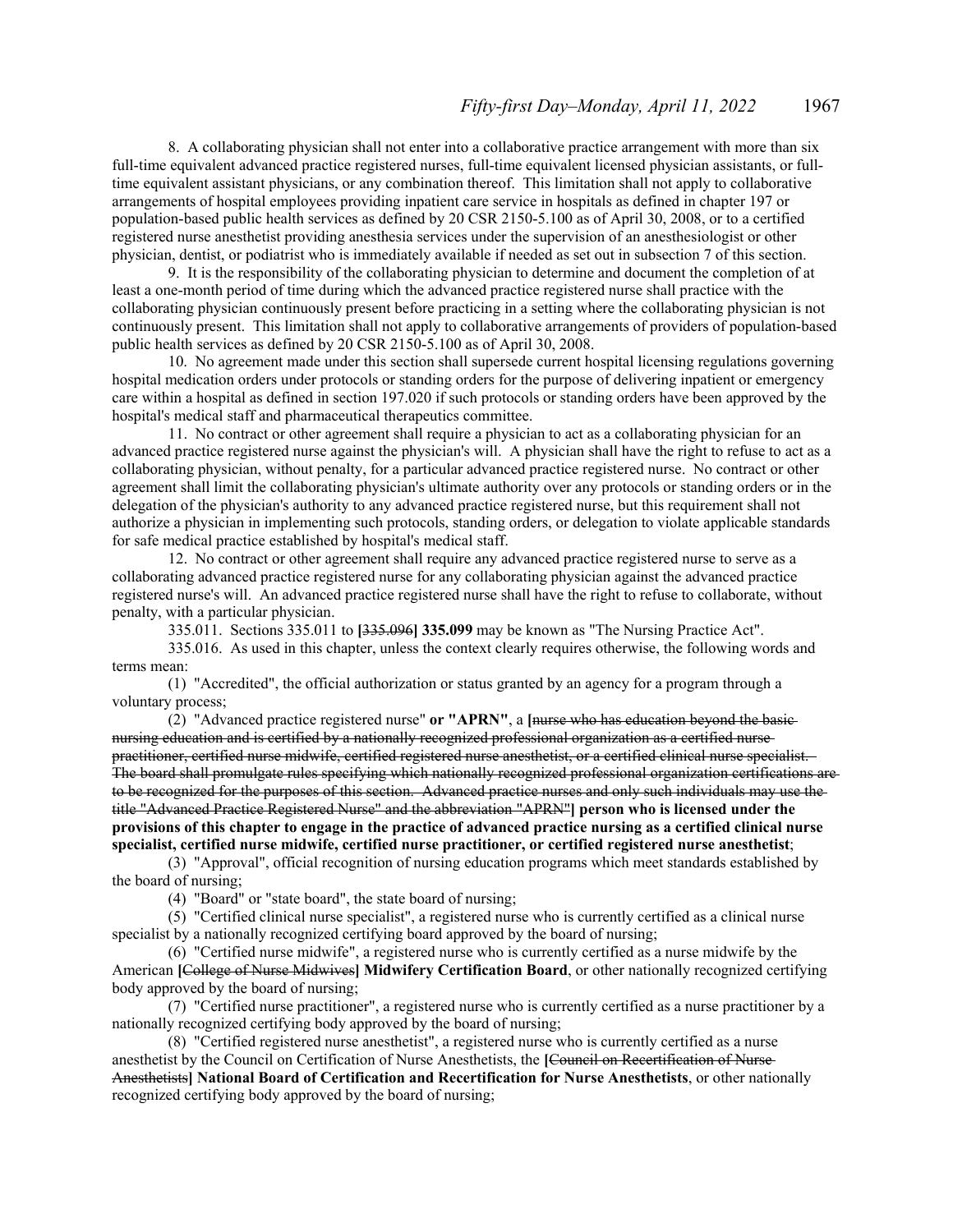8. A collaborating physician shall not enter into a collaborative practice arrangement with more than six full-time equivalent advanced practice registered nurses, full-time equivalent licensed physician assistants, or full-time equivalent assistant physicians, or any combination thereof. This limitation shall not apply to collaborative arrangements of hospital employees providing inpatient care service in hospitals as defined in chapter 197 or population-based public health services as defined by 20 CSR 2150-5.100 as of April 30, 2008, or to a certified registered nurse anesthetist providing anesthesia services under the supervision of an anesthesiologist or other physician, dentist, or podiatrist who is immediately available if needed as set out in subsection 7 of this section.

9. It is the responsibility of the collaborating physician to determine and document the completion of at least a one-month period of time during which the advanced practice registered nurse shall practice with the collaborating physician continuously present before practicing in a setting where the collaborating physician is not continuously present. This limitation shall not apply to collaborative arrangements of providers of population-based public health services as defined by 20 CSR 2150-5.100 as of April 30, 2008.

10. No agreement made under this section shall supersede current hospital licensing regulations governing hospital medication orders under protocols or standing orders for the purpose of delivering inpatient or emergency care within a hospital as defined in section 197.020 if such protocols or standing orders have been approved by the hospital's medical staff and pharmaceutical therapeutics committee.

11. No contract or other agreement shall require a physician to act as a collaborating physician for an advanced practice registered nurse against the physician's will. A physician shall have the right to refuse to act as a collaborating physician, without penalty, for a particular advanced practice registered nurse. No contract or other agreement shall limit the collaborating physician's ultimate authority over any protocols or standing orders or in the delegation of the physician's authority to any advanced practice registered nurse, but this requirement shall not authorize a physician in implementing such protocols, standing orders, or delegation to violate applicable standards for safe medical practice established by hospital's medical staff.

12. No contract or other agreement shall require any advanced practice registered nurse to serve as a collaborating advanced practice registered nurse for any collaborating physician against the advanced practice registered nurse's will. An advanced practice registered nurse shall have the right to refuse to collaborate, without penalty, with a particular physician.

335.011. Sections 335.011 to **[**~~335.096~~**] 335.099** may be known as "The Nursing Practice Act".

335.016. As used in this chapter, unless the context clearly requires otherwise, the following words and terms mean:

(1) "Accredited", the official authorization or status granted by an agency for a program through a voluntary process;

(2) "Advanced practice registered nurse" **or "APRN"**, a **[**~~nurse who has education beyond the basic nursing education and is certified by a nationally recognized professional organization as a certified nurse practitioner, certified nurse midwife, certified registered nurse anesthetist, or a certified clinical nurse specialist. The board shall promulgate rules specifying which nationally recognized professional organization certifications are to be recognized for the purposes of this section. Advanced practice nurses and only such individuals may use the title "Advanced Practice Registered Nurse" and the abbreviation "APRN"~~**] person who is licensed under the provisions of this chapter to engage in the practice of advanced practice nursing as a certified clinical nurse specialist, certified nurse midwife, certified nurse practitioner, or certified registered nurse anesthetist**;

(3) "Approval", official recognition of nursing education programs which meet standards established by the board of nursing;

(4) "Board" or "state board", the state board of nursing;

(5) "Certified clinical nurse specialist", a registered nurse who is currently certified as a clinical nurse specialist by a nationally recognized certifying board approved by the board of nursing;

(6) "Certified nurse midwife", a registered nurse who is currently certified as a nurse midwife by the American **[**~~College of Nurse Midwives~~**] Midwifery Certification Board**, or other nationally recognized certifying body approved by the board of nursing;

(7) "Certified nurse practitioner", a registered nurse who is currently certified as a nurse practitioner by a nationally recognized certifying body approved by the board of nursing;

(8) "Certified registered nurse anesthetist", a registered nurse who is currently certified as a nurse anesthetist by the Council on Certification of Nurse Anesthetists, the **[**~~Council on Recertification of Nurse Anesthetists~~**] National Board of Certification and Recertification for Nurse Anesthetists**, or other nationally recognized certifying body approved by the board of nursing;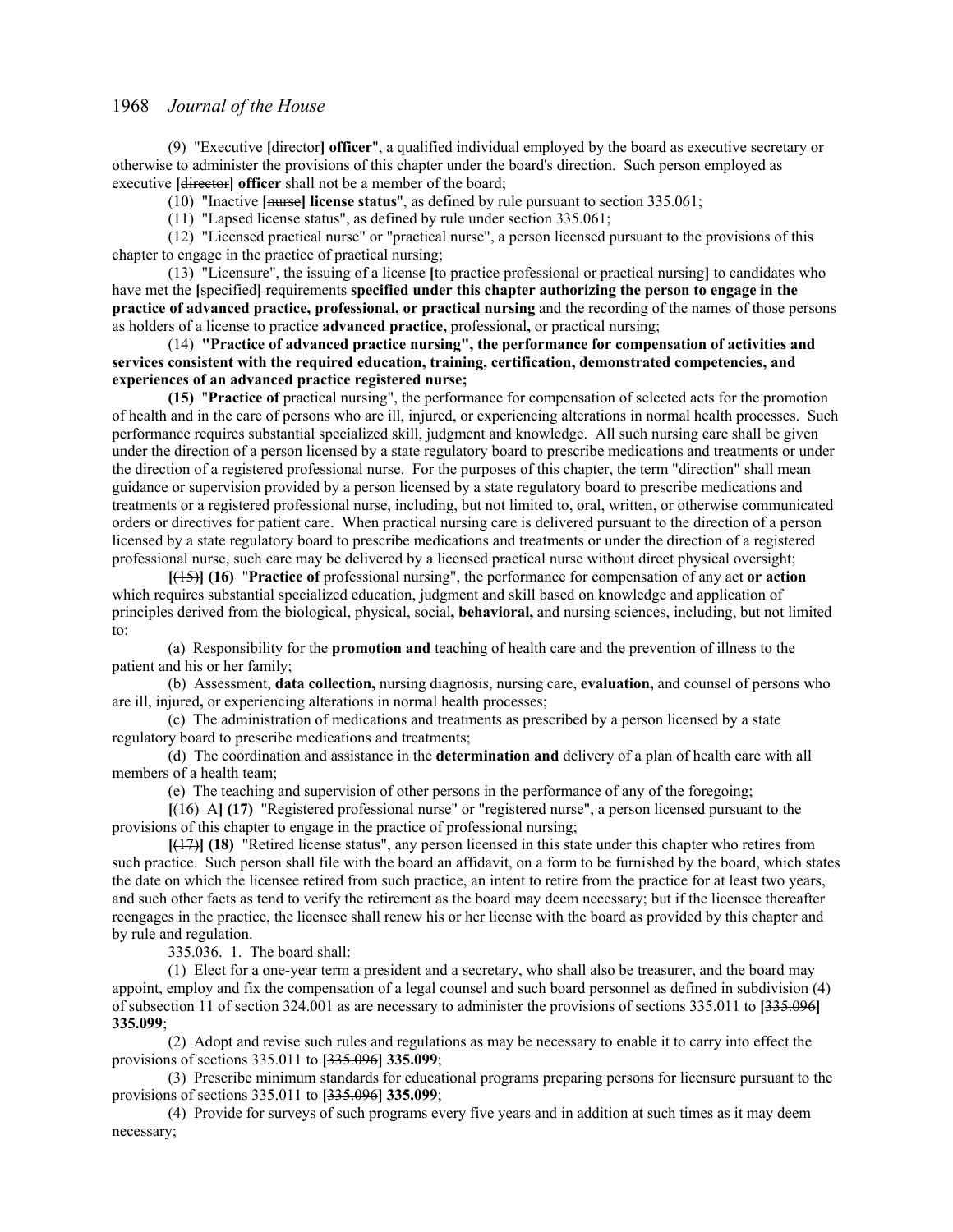(9) "Executive **[**~~director~~**] officer**", a qualified individual employed by the board as executive secretary or otherwise to administer the provisions of this chapter under the board's direction. Such person employed as executive **[**~~director~~**] officer** shall not be a member of the board;

(10) "Inactive **[**~~nurse~~**] license status**", as defined by rule pursuant to section 335.061;

(11) "Lapsed license status", as defined by rule under section 335.061;

(12) "Licensed practical nurse" or "practical nurse", a person licensed pursuant to the provisions of this chapter to engage in the practice of practical nursing;

(13) "Licensure", the issuing of a license **[**~~to practice professional or practical nursing~~**]** to candidates who have met the **[**~~specified~~**]** requirements **specified under this chapter authorizing the person to engage in the practice of advanced practice, professional, or practical nursing** and the recording of the names of those persons as holders of a license to practice **advanced practice,** professional**,** or practical nursing;

(14) **"Practice of advanced practice nursing", the performance for compensation of activities and services consistent with the required education, training, certification, demonstrated competencies, and experiences of an advanced practice registered nurse;**

**(15)** "**Practice of** practical nursing", the performance for compensation of selected acts for the promotion of health and in the care of persons who are ill, injured, or experiencing alterations in normal health processes. Such performance requires substantial specialized skill, judgment and knowledge. All such nursing care shall be given under the direction of a person licensed by a state regulatory board to prescribe medications and treatments or under the direction of a registered professional nurse. For the purposes of this chapter, the term "direction" shall mean guidance or supervision provided by a person licensed by a state regulatory board to prescribe medications and treatments or a registered professional nurse, including, but not limited to, oral, written, or otherwise communicated orders or directives for patient care. When practical nursing care is delivered pursuant to the direction of a person licensed by a state regulatory board to prescribe medications and treatments or under the direction of a registered professional nurse, such care may be delivered by a licensed practical nurse without direct physical oversight;

**[**~~(15)~~**] (16)** "**Practice of** professional nursing", the performance for compensation of any act **or action** which requires substantial specialized education, judgment and skill based on knowledge and application of principles derived from the biological, physical, social**, behavioral,** and nursing sciences, including, but not limited to:

(a) Responsibility for the **promotion and** teaching of health care and the prevention of illness to the patient and his or her family;

(b) Assessment, **data collection,** nursing diagnosis, nursing care, **evaluation,** and counsel of persons who are ill, injured**,** or experiencing alterations in normal health processes;

(c) The administration of medications and treatments as prescribed by a person licensed by a state regulatory board to prescribe medications and treatments;

(d) The coordination and assistance in the **determination and** delivery of a plan of health care with all members of a health team;

(e) The teaching and supervision of other persons in the performance of any of the foregoing;

**[**~~(16) A~~**] (17)** "Registered professional nurse" or "registered nurse", a person licensed pursuant to the provisions of this chapter to engage in the practice of professional nursing;

**[**~~(17)~~**] (18)** "Retired license status", any person licensed in this state under this chapter who retires from such practice. Such person shall file with the board an affidavit, on a form to be furnished by the board, which states the date on which the licensee retired from such practice, an intent to retire from the practice for at least two years, and such other facts as tend to verify the retirement as the board may deem necessary; but if the licensee thereafter reengages in the practice, the licensee shall renew his or her license with the board as provided by this chapter and by rule and regulation.

335.036. 1. The board shall:

(1) Elect for a one-year term a president and a secretary, who shall also be treasurer, and the board may appoint, employ and fix the compensation of a legal counsel and such board personnel as defined in subdivision (4) of subsection 11 of section 324.001 as are necessary to administer the provisions of sections 335.011 to **[**~~335.096~~**] 335.099**;

(2) Adopt and revise such rules and regulations as may be necessary to enable it to carry into effect the provisions of sections 335.011 to **[**~~335.096~~**] 335.099**;

(3) Prescribe minimum standards for educational programs preparing persons for licensure pursuant to the provisions of sections 335.011 to **[**~~335.096~~**] 335.099**;

(4) Provide for surveys of such programs every five years and in addition at such times as it may deem necessary;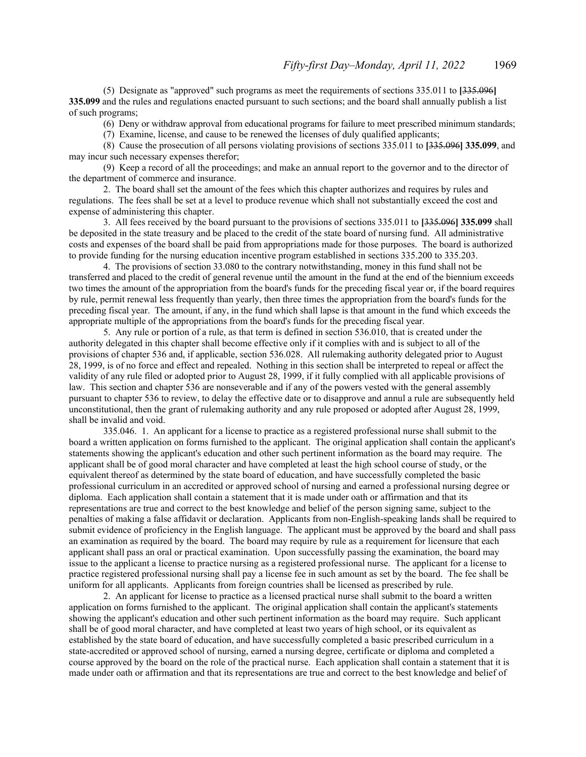(5) Designate as "approved" such programs as meet the requirements of sections 335.011 to **[~~335.096~~] 335.099** and the rules and regulations enacted pursuant to such sections; and the board shall annually publish a list of such programs;

(6) Deny or withdraw approval from educational programs for failure to meet prescribed minimum standards;

(7) Examine, license, and cause to be renewed the licenses of duly qualified applicants;

(8) Cause the prosecution of all persons violating provisions of sections 335.011 to **[~~335.096~~] 335.099**, and may incur such necessary expenses therefor;

(9) Keep a record of all the proceedings; and make an annual report to the governor and to the director of the department of commerce and insurance.

2. The board shall set the amount of the fees which this chapter authorizes and requires by rules and regulations. The fees shall be set at a level to produce revenue which shall not substantially exceed the cost and expense of administering this chapter.

3. All fees received by the board pursuant to the provisions of sections 335.011 to **[~~335.096~~] 335.099** shall be deposited in the state treasury and be placed to the credit of the state board of nursing fund. All administrative costs and expenses of the board shall be paid from appropriations made for those purposes. The board is authorized to provide funding for the nursing education incentive program established in sections 335.200 to 335.203.

4. The provisions of section 33.080 to the contrary notwithstanding, money in this fund shall not be transferred and placed to the credit of general revenue until the amount in the fund at the end of the biennium exceeds two times the amount of the appropriation from the board's funds for the preceding fiscal year or, if the board requires by rule, permit renewal less frequently than yearly, then three times the appropriation from the board's funds for the preceding fiscal year. The amount, if any, in the fund which shall lapse is that amount in the fund which exceeds the appropriate multiple of the appropriations from the board's funds for the preceding fiscal year.

5. Any rule or portion of a rule, as that term is defined in section 536.010, that is created under the authority delegated in this chapter shall become effective only if it complies with and is subject to all of the provisions of chapter 536 and, if applicable, section 536.028. All rulemaking authority delegated prior to August 28, 1999, is of no force and effect and repealed. Nothing in this section shall be interpreted to repeal or affect the validity of any rule filed or adopted prior to August 28, 1999, if it fully complied with all applicable provisions of law. This section and chapter 536 are nonseverable and if any of the powers vested with the general assembly pursuant to chapter 536 to review, to delay the effective date or to disapprove and annul a rule are subsequently held unconstitutional, then the grant of rulemaking authority and any rule proposed or adopted after August 28, 1999, shall be invalid and void.

335.046. 1. An applicant for a license to practice as a registered professional nurse shall submit to the board a written application on forms furnished to the applicant. The original application shall contain the applicant's statements showing the applicant's education and other such pertinent information as the board may require. The applicant shall be of good moral character and have completed at least the high school course of study, or the equivalent thereof as determined by the state board of education, and have successfully completed the basic professional curriculum in an accredited or approved school of nursing and earned a professional nursing degree or diploma. Each application shall contain a statement that it is made under oath or affirmation and that its representations are true and correct to the best knowledge and belief of the person signing same, subject to the penalties of making a false affidavit or declaration. Applicants from non-English-speaking lands shall be required to submit evidence of proficiency in the English language. The applicant must be approved by the board and shall pass an examination as required by the board. The board may require by rule as a requirement for licensure that each applicant shall pass an oral or practical examination. Upon successfully passing the examination, the board may issue to the applicant a license to practice nursing as a registered professional nurse. The applicant for a license to practice registered professional nursing shall pay a license fee in such amount as set by the board. The fee shall be uniform for all applicants. Applicants from foreign countries shall be licensed as prescribed by rule.

2. An applicant for license to practice as a licensed practical nurse shall submit to the board a written application on forms furnished to the applicant. The original application shall contain the applicant's statements showing the applicant's education and other such pertinent information as the board may require. Such applicant shall be of good moral character, and have completed at least two years of high school, or its equivalent as established by the state board of education, and have successfully completed a basic prescribed curriculum in a state-accredited or approved school of nursing, earned a nursing degree, certificate or diploma and completed a course approved by the board on the role of the practical nurse. Each application shall contain a statement that it is made under oath or affirmation and that its representations are true and correct to the best knowledge and belief of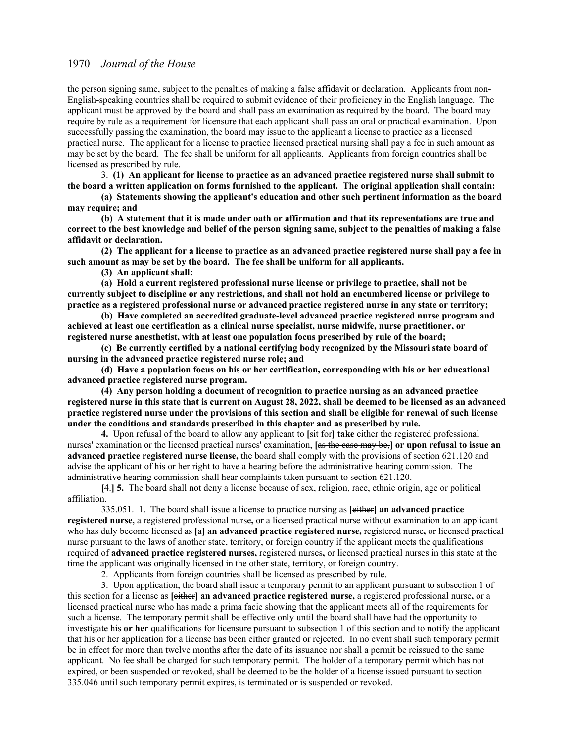the person signing same, subject to the penalties of making a false affidavit or declaration. Applicants from non-English-speaking countries shall be required to submit evidence of their proficiency in the English language. The applicant must be approved by the board and shall pass an examination as required by the board. The board may require by rule as a requirement for licensure that each applicant shall pass an oral or practical examination. Upon successfully passing the examination, the board may issue to the applicant a license to practice as a licensed practical nurse. The applicant for a license to practice licensed practical nursing shall pay a fee in such amount as may be set by the board. The fee shall be uniform for all applicants. Applicants from foreign countries shall be licensed as prescribed by rule.

3. **(1) An applicant for license to practice as an advanced practice registered nurse shall submit to the board a written application on forms furnished to the applicant. The original application shall contain:**

**(a) Statements showing the applicant's education and other such pertinent information as the board may require; and**

**(b) A statement that it is made under oath or affirmation and that its representations are true and correct to the best knowledge and belief of the person signing same, subject to the penalties of making a false affidavit or declaration.**

**(2) The applicant for a license to practice as an advanced practice registered nurse shall pay a fee in such amount as may be set by the board. The fee shall be uniform for all applicants.**

**(3) An applicant shall:**

**(a) Hold a current registered professional nurse license or privilege to practice, shall not be currently subject to discipline or any restrictions, and shall not hold an encumbered license or privilege to practice as a registered professional nurse or advanced practice registered nurse in any state or territory;**

**(b) Have completed an accredited graduate-level advanced practice registered nurse program and achieved at least one certification as a clinical nurse specialist, nurse midwife, nurse practitioner, or registered nurse anesthetist, with at least one population focus prescribed by rule of the board;**

**(c) Be currently certified by a national certifying body recognized by the Missouri state board of nursing in the advanced practice registered nurse role; and**

**(d) Have a population focus on his or her certification, corresponding with his or her educational advanced practice registered nurse program.**

**(4) Any person holding a document of recognition to practice nursing as an advanced practice registered nurse in this state that is current on August 28, 2022, shall be deemed to be licensed as an advanced practice registered nurse under the provisions of this section and shall be eligible for renewal of such license under the conditions and standards prescribed in this chapter and as prescribed by rule.**

**4.** Upon refusal of the board to allow any applicant to **[**~~sit for~~**] take** either the registered professional nurses' examination or the licensed practical nurses' examination, **[**~~as the case may be,~~**] or upon refusal to issue an advanced practice registered nurse license,** the board shall comply with the provisions of section 621.120 and advise the applicant of his or her right to have a hearing before the administrative hearing commission. The administrative hearing commission shall hear complaints taken pursuant to section 621.120.

**[**~~4.~~**] 5.** The board shall not deny a license because of sex, religion, race, ethnic origin, age or political affiliation.

335.051. 1. The board shall issue a license to practice nursing as **[**~~either~~**] an advanced practice registered nurse,** a registered professional nurse**,** or a licensed practical nurse without examination to an applicant who has duly become licensed as **[**~~a~~**] an advanced practice registered nurse,** registered nurse**,** or licensed practical nurse pursuant to the laws of another state, territory, or foreign country if the applicant meets the qualifications required of **advanced practice registered nurses,** registered nurses**,** or licensed practical nurses in this state at the time the applicant was originally licensed in the other state, territory, or foreign country.

2. Applicants from foreign countries shall be licensed as prescribed by rule.

3. Upon application, the board shall issue a temporary permit to an applicant pursuant to subsection 1 of this section for a license as **[**~~either~~**] an advanced practice registered nurse,** a registered professional nurse**,** or a licensed practical nurse who has made a prima facie showing that the applicant meets all of the requirements for such a license. The temporary permit shall be effective only until the board shall have had the opportunity to investigate his **or her** qualifications for licensure pursuant to subsection 1 of this section and to notify the applicant that his or her application for a license has been either granted or rejected. In no event shall such temporary permit be in effect for more than twelve months after the date of its issuance nor shall a permit be reissued to the same applicant. No fee shall be charged for such temporary permit. The holder of a temporary permit which has not expired, or been suspended or revoked, shall be deemed to be the holder of a license issued pursuant to section 335.046 until such temporary permit expires, is terminated or is suspended or revoked.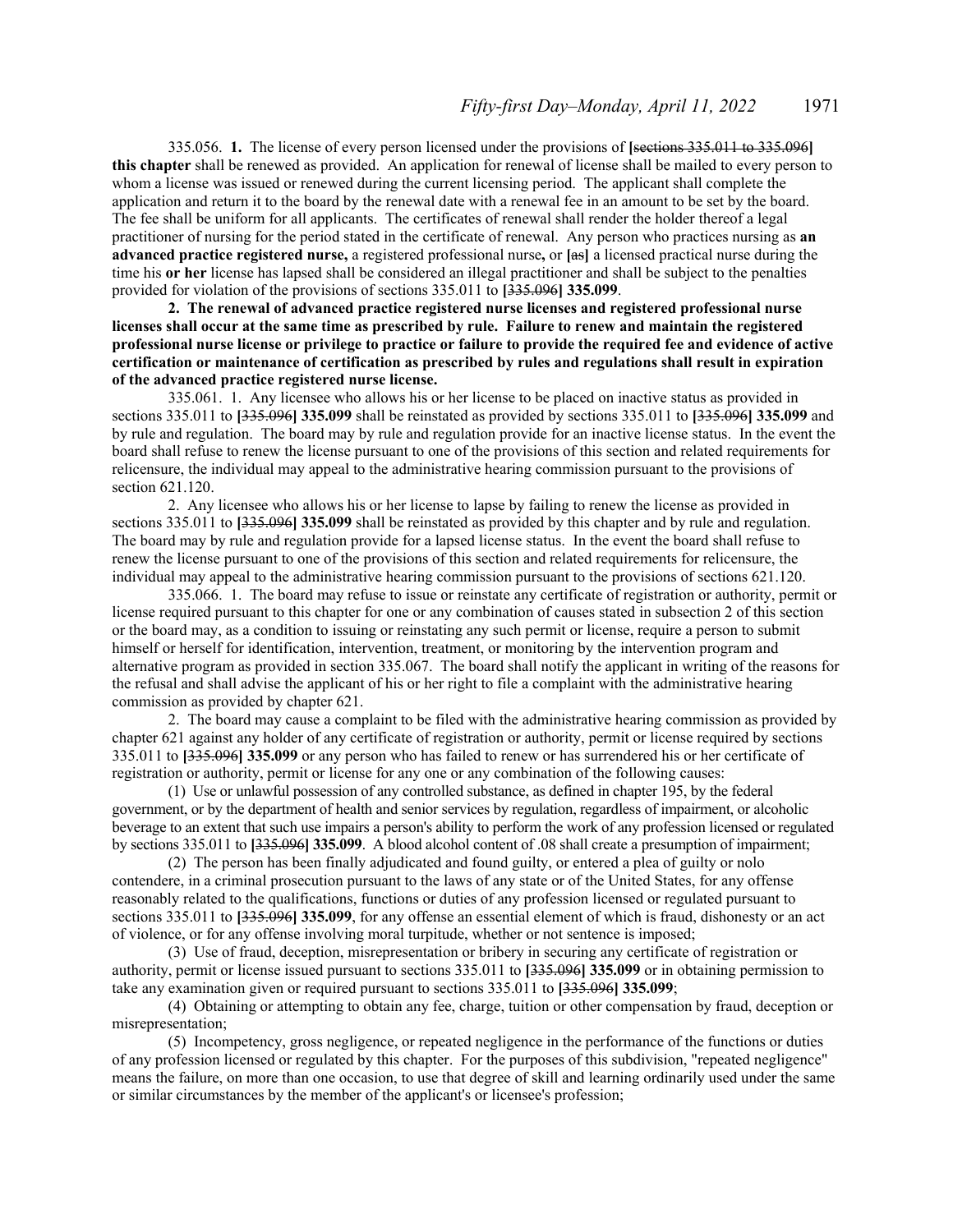335.056. **1.** The license of every person licensed under the provisions of **[**~~sections 335.011 to 335.096~~**] this chapter** shall be renewed as provided. An application for renewal of license shall be mailed to every person to whom a license was issued or renewed during the current licensing period. The applicant shall complete the application and return it to the board by the renewal date with a renewal fee in an amount to be set by the board. The fee shall be uniform for all applicants. The certificates of renewal shall render the holder thereof a legal practitioner of nursing for the period stated in the certificate of renewal. Any person who practices nursing as **an advanced practice registered nurse,** a registered professional nurse**,** or **[**~~as~~**]** a licensed practical nurse during the time his **or her** license has lapsed shall be considered an illegal practitioner and shall be subject to the penalties provided for violation of the provisions of sections 335.011 to **[**~~335.096~~**] 335.099**.

**2. The renewal of advanced practice registered nurse licenses and registered professional nurse licenses shall occur at the same time as prescribed by rule. Failure to renew and maintain the registered professional nurse license or privilege to practice or failure to provide the required fee and evidence of active certification or maintenance of certification as prescribed by rules and regulations shall result in expiration of the advanced practice registered nurse license.**

335.061. 1. Any licensee who allows his or her license to be placed on inactive status as provided in sections 335.011 to **[**~~335.096~~**] 335.099** shall be reinstated as provided by sections 335.011 to **[**~~335.096~~**] 335.099** and by rule and regulation. The board may by rule and regulation provide for an inactive license status. In the event the board shall refuse to renew the license pursuant to one of the provisions of this section and related requirements for relicensure, the individual may appeal to the administrative hearing commission pursuant to the provisions of section 621.120.

2. Any licensee who allows his or her license to lapse by failing to renew the license as provided in sections 335.011 to **[**~~335.096~~**] 335.099** shall be reinstated as provided by this chapter and by rule and regulation. The board may by rule and regulation provide for a lapsed license status. In the event the board shall refuse to renew the license pursuant to one of the provisions of this section and related requirements for relicensure, the individual may appeal to the administrative hearing commission pursuant to the provisions of sections 621.120.

335.066. 1. The board may refuse to issue or reinstate any certificate of registration or authority, permit or license required pursuant to this chapter for one or any combination of causes stated in subsection 2 of this section or the board may, as a condition to issuing or reinstating any such permit or license, require a person to submit himself or herself for identification, intervention, treatment, or monitoring by the intervention program and alternative program as provided in section 335.067. The board shall notify the applicant in writing of the reasons for the refusal and shall advise the applicant of his or her right to file a complaint with the administrative hearing commission as provided by chapter 621.

2. The board may cause a complaint to be filed with the administrative hearing commission as provided by chapter 621 against any holder of any certificate of registration or authority, permit or license required by sections 335.011 to **[**~~335.096~~**] 335.099** or any person who has failed to renew or has surrendered his or her certificate of registration or authority, permit or license for any one or any combination of the following causes:

(1) Use or unlawful possession of any controlled substance, as defined in chapter 195, by the federal government, or by the department of health and senior services by regulation, regardless of impairment, or alcoholic beverage to an extent that such use impairs a person's ability to perform the work of any profession licensed or regulated by sections 335.011 to **[**~~335.096~~**] 335.099**. A blood alcohol content of .08 shall create a presumption of impairment;

(2) The person has been finally adjudicated and found guilty, or entered a plea of guilty or nolo contendere, in a criminal prosecution pursuant to the laws of any state or of the United States, for any offense reasonably related to the qualifications, functions or duties of any profession licensed or regulated pursuant to sections 335.011 to **[**~~335.096~~**] 335.099**, for any offense an essential element of which is fraud, dishonesty or an act of violence, or for any offense involving moral turpitude, whether or not sentence is imposed;

(3) Use of fraud, deception, misrepresentation or bribery in securing any certificate of registration or authority, permit or license issued pursuant to sections 335.011 to **[**~~335.096~~**] 335.099** or in obtaining permission to take any examination given or required pursuant to sections 335.011 to **[**~~335.096~~**] 335.099**;

(4) Obtaining or attempting to obtain any fee, charge, tuition or other compensation by fraud, deception or misrepresentation;

(5) Incompetency, gross negligence, or repeated negligence in the performance of the functions or duties of any profession licensed or regulated by this chapter. For the purposes of this subdivision, "repeated negligence" means the failure, on more than one occasion, to use that degree of skill and learning ordinarily used under the same or similar circumstances by the member of the applicant's or licensee's profession;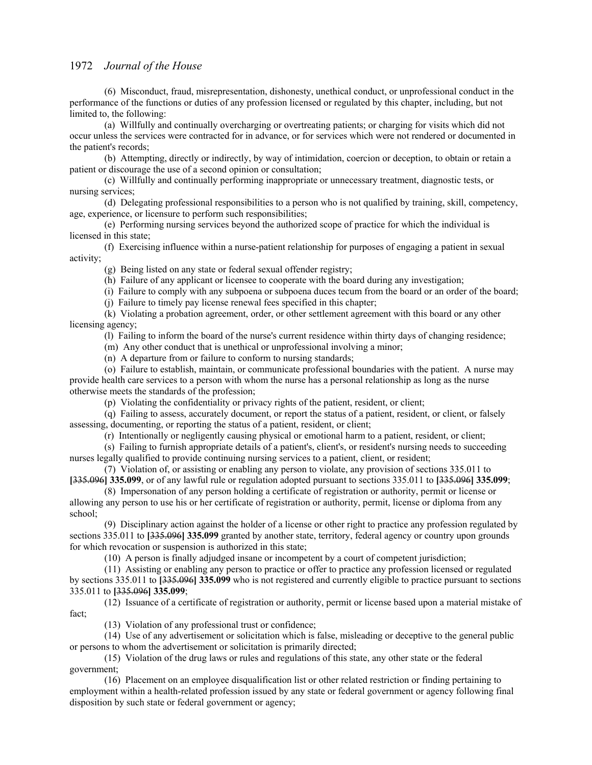(6) Misconduct, fraud, misrepresentation, dishonesty, unethical conduct, or unprofessional conduct in the performance of the functions or duties of any profession licensed or regulated by this chapter, including, but not limited to, the following:

(a) Willfully and continually overcharging or overtreating patients; or charging for visits which did not occur unless the services were contracted for in advance, or for services which were not rendered or documented in the patient's records;

(b) Attempting, directly or indirectly, by way of intimidation, coercion or deception, to obtain or retain a patient or discourage the use of a second opinion or consultation;

(c) Willfully and continually performing inappropriate or unnecessary treatment, diagnostic tests, or nursing services;

(d) Delegating professional responsibilities to a person who is not qualified by training, skill, competency, age, experience, or licensure to perform such responsibilities;

(e) Performing nursing services beyond the authorized scope of practice for which the individual is licensed in this state;

(f) Exercising influence within a nurse-patient relationship for purposes of engaging a patient in sexual activity;

(g) Being listed on any state or federal sexual offender registry;

(h) Failure of any applicant or licensee to cooperate with the board during any investigation;

(i) Failure to comply with any subpoena or subpoena duces tecum from the board or an order of the board;

(j) Failure to timely pay license renewal fees specified in this chapter;

(k) Violating a probation agreement, order, or other settlement agreement with this board or any other licensing agency;

(l) Failing to inform the board of the nurse's current residence within thirty days of changing residence;

(m) Any other conduct that is unethical or unprofessional involving a minor;

(n) A departure from or failure to conform to nursing standards;

(o) Failure to establish, maintain, or communicate professional boundaries with the patient. A nurse may provide health care services to a person with whom the nurse has a personal relationship as long as the nurse otherwise meets the standards of the profession;

(p) Violating the confidentiality or privacy rights of the patient, resident, or client;

(q) Failing to assess, accurately document, or report the status of a patient, resident, or client, or falsely assessing, documenting, or reporting the status of a patient, resident, or client;

(r) Intentionally or negligently causing physical or emotional harm to a patient, resident, or client;

(s) Failing to furnish appropriate details of a patient's, client's, or resident's nursing needs to succeeding nurses legally qualified to provide continuing nursing services to a patient, client, or resident;

(7) Violation of, or assisting or enabling any person to violate, any provision of sections 335.011 to **[**~~335.096~~**] 335.099**, or of any lawful rule or regulation adopted pursuant to sections 335.011 to **[**~~335.096~~**] 335.099**;

(8) Impersonation of any person holding a certificate of registration or authority, permit or license or allowing any person to use his or her certificate of registration or authority, permit, license or diploma from any school;

(9) Disciplinary action against the holder of a license or other right to practice any profession regulated by sections 335.011 to **[**~~335.096~~**] 335.099** granted by another state, territory, federal agency or country upon grounds for which revocation or suspension is authorized in this state;

(10) A person is finally adjudged insane or incompetent by a court of competent jurisdiction;

(11) Assisting or enabling any person to practice or offer to practice any profession licensed or regulated by sections 335.011 to **[**~~335.096~~**] 335.099** who is not registered and currently eligible to practice pursuant to sections 335.011 to **[**~~335.096~~**] 335.099**;

(12) Issuance of a certificate of registration or authority, permit or license based upon a material mistake of fact;

(13) Violation of any professional trust or confidence;

(14) Use of any advertisement or solicitation which is false, misleading or deceptive to the general public or persons to whom the advertisement or solicitation is primarily directed;

(15) Violation of the drug laws or rules and regulations of this state, any other state or the federal government;

(16) Placement on an employee disqualification list or other related restriction or finding pertaining to employment within a health-related profession issued by any state or federal government or agency following final disposition by such state or federal government or agency;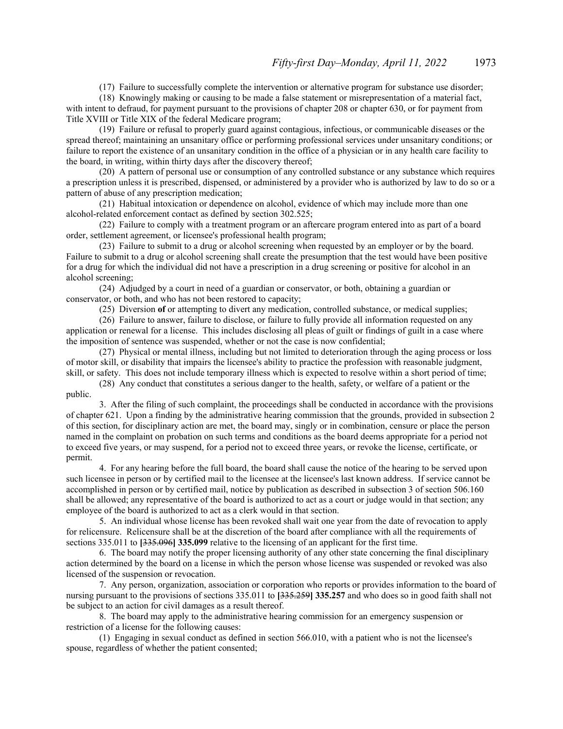(17) Failure to successfully complete the intervention or alternative program for substance use disorder;

(18) Knowingly making or causing to be made a false statement or misrepresentation of a material fact, with intent to defraud, for payment pursuant to the provisions of chapter 208 or chapter 630, or for payment from Title XVIII or Title XIX of the federal Medicare program;

(19) Failure or refusal to properly guard against contagious, infectious, or communicable diseases or the spread thereof; maintaining an unsanitary office or performing professional services under unsanitary conditions; or failure to report the existence of an unsanitary condition in the office of a physician or in any health care facility to the board, in writing, within thirty days after the discovery thereof;

(20) A pattern of personal use or consumption of any controlled substance or any substance which requires a prescription unless it is prescribed, dispensed, or administered by a provider who is authorized by law to do so or a pattern of abuse of any prescription medication;

(21) Habitual intoxication or dependence on alcohol, evidence of which may include more than one alcohol-related enforcement contact as defined by section 302.525;

(22) Failure to comply with a treatment program or an aftercare program entered into as part of a board order, settlement agreement, or licensee's professional health program;

(23) Failure to submit to a drug or alcohol screening when requested by an employer or by the board. Failure to submit to a drug or alcohol screening shall create the presumption that the test would have been positive for a drug for which the individual did not have a prescription in a drug screening or positive for alcohol in an alcohol screening;

(24) Adjudged by a court in need of a guardian or conservator, or both, obtaining a guardian or conservator, or both, and who has not been restored to capacity;

(25) Diversion **of** or attempting to divert any medication, controlled substance, or medical supplies;

(26) Failure to answer, failure to disclose, or failure to fully provide all information requested on any application or renewal for a license. This includes disclosing all pleas of guilt or findings of guilt in a case where the imposition of sentence was suspended, whether or not the case is now confidential;

(27) Physical or mental illness, including but not limited to deterioration through the aging process or loss of motor skill, or disability that impairs the licensee's ability to practice the profession with reasonable judgment, skill, or safety. This does not include temporary illness which is expected to resolve within a short period of time;

(28) Any conduct that constitutes a serious danger to the health, safety, or welfare of a patient or the public.

3. After the filing of such complaint, the proceedings shall be conducted in accordance with the provisions of chapter 621. Upon a finding by the administrative hearing commission that the grounds, provided in subsection 2 of this section, for disciplinary action are met, the board may, singly or in combination, censure or place the person named in the complaint on probation on such terms and conditions as the board deems appropriate for a period not to exceed five years, or may suspend, for a period not to exceed three years, or revoke the license, certificate, or permit.

4. For any hearing before the full board, the board shall cause the notice of the hearing to be served upon such licensee in person or by certified mail to the licensee at the licensee's last known address. If service cannot be accomplished in person or by certified mail, notice by publication as described in subsection 3 of section 506.160 shall be allowed; any representative of the board is authorized to act as a court or judge would in that section; any employee of the board is authorized to act as a clerk would in that section.

5. An individual whose license has been revoked shall wait one year from the date of revocation to apply for relicensure. Relicensure shall be at the discretion of the board after compliance with all the requirements of sections 335.011 to **[**~~335.096~~**] 335.099** relative to the licensing of an applicant for the first time.

6. The board may notify the proper licensing authority of any other state concerning the final disciplinary action determined by the board on a license in which the person whose license was suspended or revoked was also licensed of the suspension or revocation.

7. Any person, organization, association or corporation who reports or provides information to the board of nursing pursuant to the provisions of sections 335.011 to **[**~~335.259~~**] 335.257** and who does so in good faith shall not be subject to an action for civil damages as a result thereof.

8. The board may apply to the administrative hearing commission for an emergency suspension or restriction of a license for the following causes:

(1) Engaging in sexual conduct as defined in section 566.010, with a patient who is not the licensee's spouse, regardless of whether the patient consented;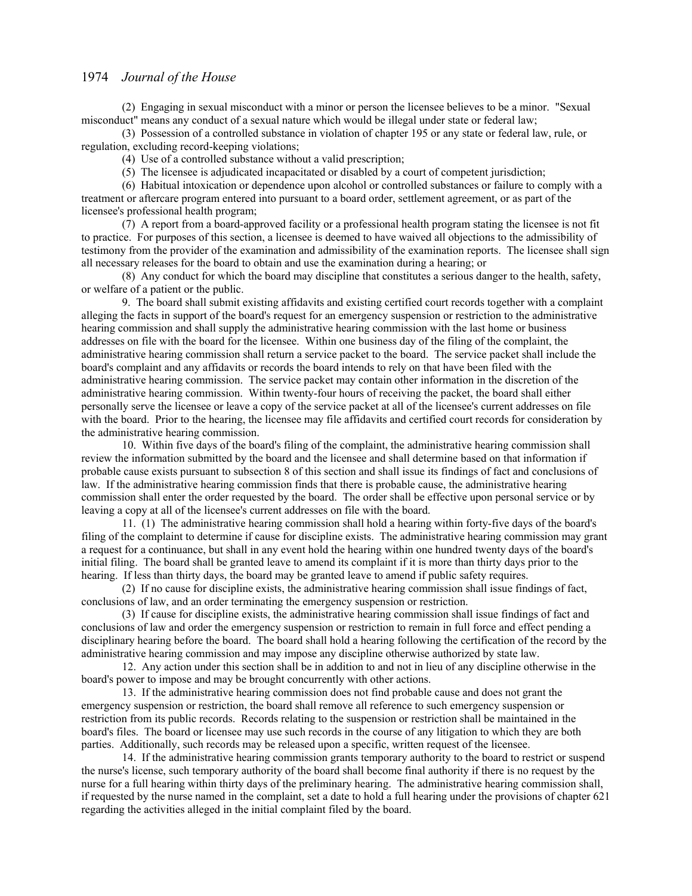(2) Engaging in sexual misconduct with a minor or person the licensee believes to be a minor. "Sexual misconduct" means any conduct of a sexual nature which would be illegal under state or federal law;

(3) Possession of a controlled substance in violation of chapter 195 or any state or federal law, rule, or regulation, excluding record-keeping violations;

(4) Use of a controlled substance without a valid prescription;

(5) The licensee is adjudicated incapacitated or disabled by a court of competent jurisdiction;

(6) Habitual intoxication or dependence upon alcohol or controlled substances or failure to comply with a treatment or aftercare program entered into pursuant to a board order, settlement agreement, or as part of the licensee's professional health program;

(7) A report from a board-approved facility or a professional health program stating the licensee is not fit to practice. For purposes of this section, a licensee is deemed to have waived all objections to the admissibility of testimony from the provider of the examination and admissibility of the examination reports. The licensee shall sign all necessary releases for the board to obtain and use the examination during a hearing; or

(8) Any conduct for which the board may discipline that constitutes a serious danger to the health, safety, or welfare of a patient or the public.

9. The board shall submit existing affidavits and existing certified court records together with a complaint alleging the facts in support of the board's request for an emergency suspension or restriction to the administrative hearing commission and shall supply the administrative hearing commission with the last home or business addresses on file with the board for the licensee. Within one business day of the filing of the complaint, the administrative hearing commission shall return a service packet to the board. The service packet shall include the board's complaint and any affidavits or records the board intends to rely on that have been filed with the administrative hearing commission. The service packet may contain other information in the discretion of the administrative hearing commission. Within twenty-four hours of receiving the packet, the board shall either personally serve the licensee or leave a copy of the service packet at all of the licensee's current addresses on file with the board. Prior to the hearing, the licensee may file affidavits and certified court records for consideration by the administrative hearing commission.

10. Within five days of the board's filing of the complaint, the administrative hearing commission shall review the information submitted by the board and the licensee and shall determine based on that information if probable cause exists pursuant to subsection 8 of this section and shall issue its findings of fact and conclusions of law. If the administrative hearing commission finds that there is probable cause, the administrative hearing commission shall enter the order requested by the board. The order shall be effective upon personal service or by leaving a copy at all of the licensee's current addresses on file with the board.

11. (1) The administrative hearing commission shall hold a hearing within forty-five days of the board's filing of the complaint to determine if cause for discipline exists. The administrative hearing commission may grant a request for a continuance, but shall in any event hold the hearing within one hundred twenty days of the board's initial filing. The board shall be granted leave to amend its complaint if it is more than thirty days prior to the hearing. If less than thirty days, the board may be granted leave to amend if public safety requires.

(2) If no cause for discipline exists, the administrative hearing commission shall issue findings of fact, conclusions of law, and an order terminating the emergency suspension or restriction.

(3) If cause for discipline exists, the administrative hearing commission shall issue findings of fact and conclusions of law and order the emergency suspension or restriction to remain in full force and effect pending a disciplinary hearing before the board. The board shall hold a hearing following the certification of the record by the administrative hearing commission and may impose any discipline otherwise authorized by state law.

12. Any action under this section shall be in addition to and not in lieu of any discipline otherwise in the board's power to impose and may be brought concurrently with other actions.

13. If the administrative hearing commission does not find probable cause and does not grant the emergency suspension or restriction, the board shall remove all reference to such emergency suspension or restriction from its public records. Records relating to the suspension or restriction shall be maintained in the board's files. The board or licensee may use such records in the course of any litigation to which they are both parties. Additionally, such records may be released upon a specific, written request of the licensee.

14. If the administrative hearing commission grants temporary authority to the board to restrict or suspend the nurse's license, such temporary authority of the board shall become final authority if there is no request by the nurse for a full hearing within thirty days of the preliminary hearing. The administrative hearing commission shall, if requested by the nurse named in the complaint, set a date to hold a full hearing under the provisions of chapter 621 regarding the activities alleged in the initial complaint filed by the board.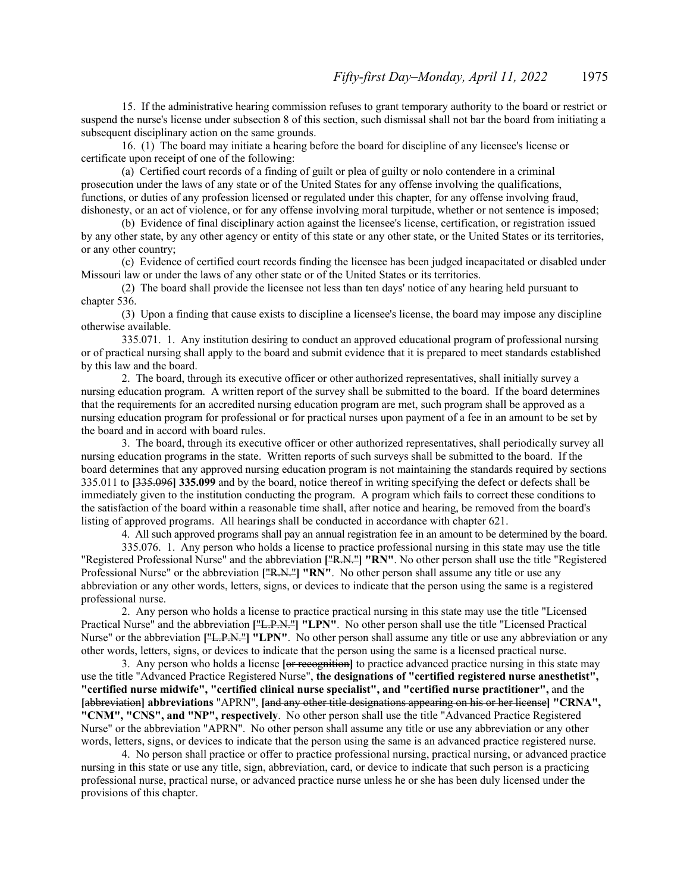15. If the administrative hearing commission refuses to grant temporary authority to the board or restrict or suspend the nurse's license under subsection 8 of this section, such dismissal shall not bar the board from initiating a subsequent disciplinary action on the same grounds.

16. (1) The board may initiate a hearing before the board for discipline of any licensee's license or certificate upon receipt of one of the following:

(a) Certified court records of a finding of guilt or plea of guilty or nolo contendere in a criminal prosecution under the laws of any state or of the United States for any offense involving the qualifications, functions, or duties of any profession licensed or regulated under this chapter, for any offense involving fraud, dishonesty, or an act of violence, or for any offense involving moral turpitude, whether or not sentence is imposed;

(b) Evidence of final disciplinary action against the licensee's license, certification, or registration issued by any other state, by any other agency or entity of this state or any other state, or the United States or its territories, or any other country;

(c) Evidence of certified court records finding the licensee has been judged incapacitated or disabled under Missouri law or under the laws of any other state or of the United States or its territories.

(2) The board shall provide the licensee not less than ten days' notice of any hearing held pursuant to chapter 536.

(3) Upon a finding that cause exists to discipline a licensee's license, the board may impose any discipline otherwise available.

335.071. 1. Any institution desiring to conduct an approved educational program of professional nursing or of practical nursing shall apply to the board and submit evidence that it is prepared to meet standards established by this law and the board.

2. The board, through its executive officer or other authorized representatives, shall initially survey a nursing education program. A written report of the survey shall be submitted to the board. If the board determines that the requirements for an accredited nursing education program are met, such program shall be approved as a nursing education program for professional or for practical nurses upon payment of a fee in an amount to be set by the board and in accord with board rules.

3. The board, through its executive officer or other authorized representatives, shall periodically survey all nursing education programs in the state. Written reports of such surveys shall be submitted to the board. If the board determines that any approved nursing education program is not maintaining the standards required by sections 335.011 to [~~335.096~~] **335.099** and by the board, notice thereof in writing specifying the defect or defects shall be immediately given to the institution conducting the program. A program which fails to correct these conditions to the satisfaction of the board within a reasonable time shall, after notice and hearing, be removed from the board's listing of approved programs. All hearings shall be conducted in accordance with chapter 621.

4. All such approved programs shall pay an annual registration fee in an amount to be determined by the board.

335.076. 1. Any person who holds a license to practice professional nursing in this state may use the title "Registered Professional Nurse" and the abbreviation [~~"R.N."~~] **"RN"**. No other person shall use the title "Registered Professional Nurse" or the abbreviation [~~"R.N."~~] **"RN"**. No other person shall assume any title or use any abbreviation or any other words, letters, signs, or devices to indicate that the person using the same is a registered professional nurse.

2. Any person who holds a license to practice practical nursing in this state may use the title "Licensed Practical Nurse" and the abbreviation [~~"L.P.N."~~] **"LPN"**. No other person shall use the title "Licensed Practical Nurse" or the abbreviation [~~"L.P.N."~~] **"LPN"**. No other person shall assume any title or use any abbreviation or any other words, letters, signs, or devices to indicate that the person using the same is a licensed practical nurse.

3. Any person who holds a license [~~or recognition~~] to practice advanced practice nursing in this state may use the title "Advanced Practice Registered Nurse", **the designations of "certified registered nurse anesthetist", "certified nurse midwife", "certified clinical nurse specialist", and "certified nurse practitioner",** and the [~~abbreviation~~] **abbreviations** "APRN", [~~and any other title designations appearing on his or her license~~] **"CRNA", "CNM", "CNS", and "NP", respectively**. No other person shall use the title "Advanced Practice Registered Nurse" or the abbreviation "APRN". No other person shall assume any title or use any abbreviation or any other words, letters, signs, or devices to indicate that the person using the same is an advanced practice registered nurse.

4. No person shall practice or offer to practice professional nursing, practical nursing, or advanced practice nursing in this state or use any title, sign, abbreviation, card, or device to indicate that such person is a practicing professional nurse, practical nurse, or advanced practice nurse unless he or she has been duly licensed under the provisions of this chapter.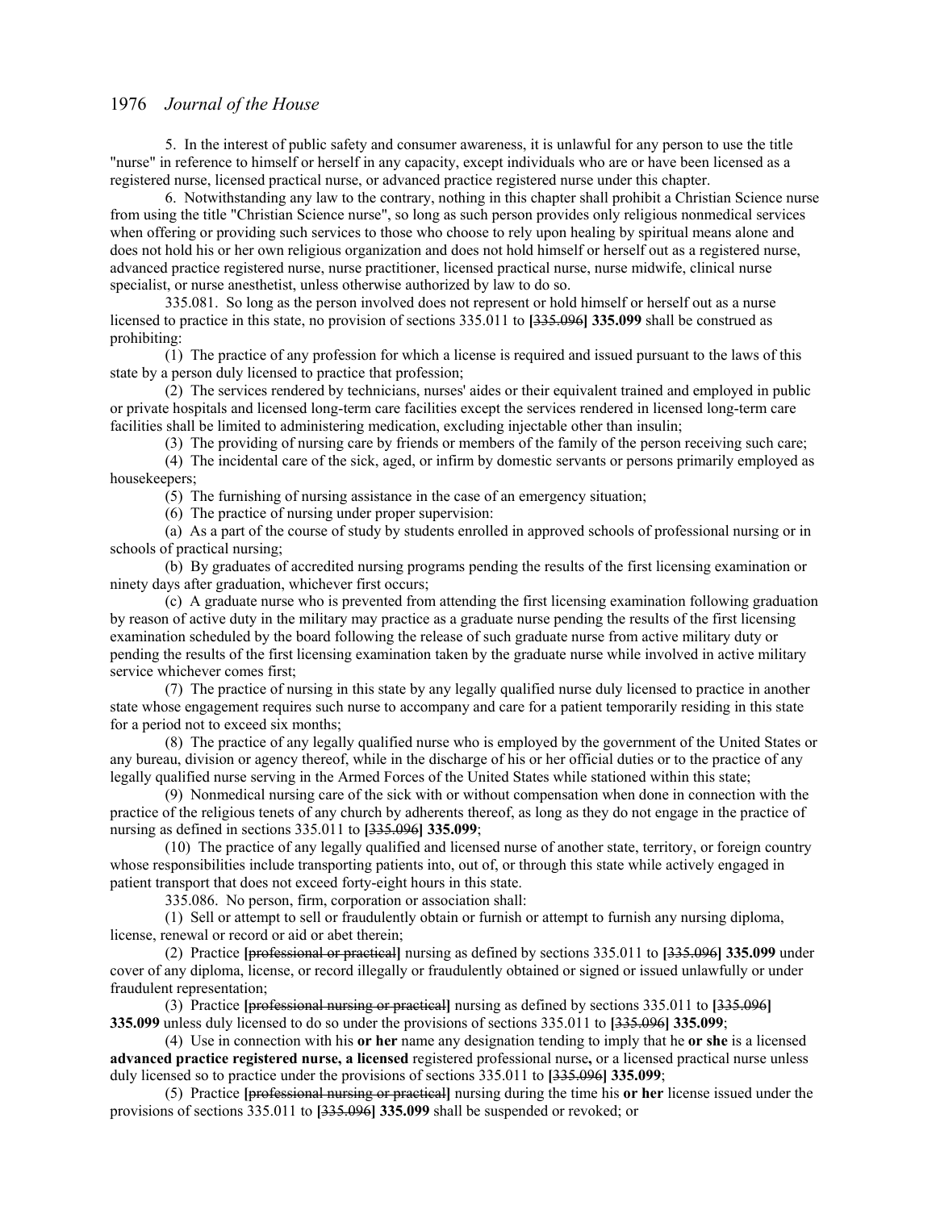5. In the interest of public safety and consumer awareness, it is unlawful for any person to use the title "nurse" in reference to himself or herself in any capacity, except individuals who are or have been licensed as a registered nurse, licensed practical nurse, or advanced practice registered nurse under this chapter.

6. Notwithstanding any law to the contrary, nothing in this chapter shall prohibit a Christian Science nurse from using the title "Christian Science nurse", so long as such person provides only religious nonmedical services when offering or providing such services to those who choose to rely upon healing by spiritual means alone and does not hold his or her own religious organization and does not hold himself or herself out as a registered nurse, advanced practice registered nurse, nurse practitioner, licensed practical nurse, nurse midwife, clinical nurse specialist, or nurse anesthetist, unless otherwise authorized by law to do so.

335.081. So long as the person involved does not represent or hold himself or herself out as a nurse licensed to practice in this state, no provision of sections 335.011 to **[**~~335.096~~**] 335.099** shall be construed as prohibiting:

(1) The practice of any profession for which a license is required and issued pursuant to the laws of this state by a person duly licensed to practice that profession;

(2) The services rendered by technicians, nurses' aides or their equivalent trained and employed in public or private hospitals and licensed long-term care facilities except the services rendered in licensed long-term care facilities shall be limited to administering medication, excluding injectable other than insulin;

(3) The providing of nursing care by friends or members of the family of the person receiving such care;

(4) The incidental care of the sick, aged, or infirm by domestic servants or persons primarily employed as housekeepers;

(5) The furnishing of nursing assistance in the case of an emergency situation;

(6) The practice of nursing under proper supervision:

(a) As a part of the course of study by students enrolled in approved schools of professional nursing or in schools of practical nursing;

(b) By graduates of accredited nursing programs pending the results of the first licensing examination or ninety days after graduation, whichever first occurs;

(c) A graduate nurse who is prevented from attending the first licensing examination following graduation by reason of active duty in the military may practice as a graduate nurse pending the results of the first licensing examination scheduled by the board following the release of such graduate nurse from active military duty or pending the results of the first licensing examination taken by the graduate nurse while involved in active military service whichever comes first;

(7) The practice of nursing in this state by any legally qualified nurse duly licensed to practice in another state whose engagement requires such nurse to accompany and care for a patient temporarily residing in this state for a period not to exceed six months;

(8) The practice of any legally qualified nurse who is employed by the government of the United States or any bureau, division or agency thereof, while in the discharge of his or her official duties or to the practice of any legally qualified nurse serving in the Armed Forces of the United States while stationed within this state;

(9) Nonmedical nursing care of the sick with or without compensation when done in connection with the practice of the religious tenets of any church by adherents thereof, as long as they do not engage in the practice of nursing as defined in sections 335.011 to **[**~~335.096~~**] 335.099**;

(10) The practice of any legally qualified and licensed nurse of another state, territory, or foreign country whose responsibilities include transporting patients into, out of, or through this state while actively engaged in patient transport that does not exceed forty-eight hours in this state.

335.086. No person, firm, corporation or association shall:

(1) Sell or attempt to sell or fraudulently obtain or furnish or attempt to furnish any nursing diploma, license, renewal or record or aid or abet therein;

(2) Practice **[**~~professional or practical~~**]** nursing as defined by sections 335.011 to **[**~~335.096~~**] 335.099** under cover of any diploma, license, or record illegally or fraudulently obtained or signed or issued unlawfully or under fraudulent representation;

(3) Practice **[**~~professional nursing or practical~~**]** nursing as defined by sections 335.011 to **[**~~335.096~~**] 335.099** unless duly licensed to do so under the provisions of sections 335.011 to **[**~~335.096~~**] 335.099**;

(4) Use in connection with his **or her** name any designation tending to imply that he **or she** is a licensed **advanced practice registered nurse, a licensed** registered professional nurse**,** or a licensed practical nurse unless duly licensed so to practice under the provisions of sections 335.011 to **[**~~335.096~~**] 335.099**;

(5) Practice **[**~~professional nursing or practical~~**]** nursing during the time his **or her** license issued under the provisions of sections 335.011 to **[**~~335.096~~**] 335.099** shall be suspended or revoked; or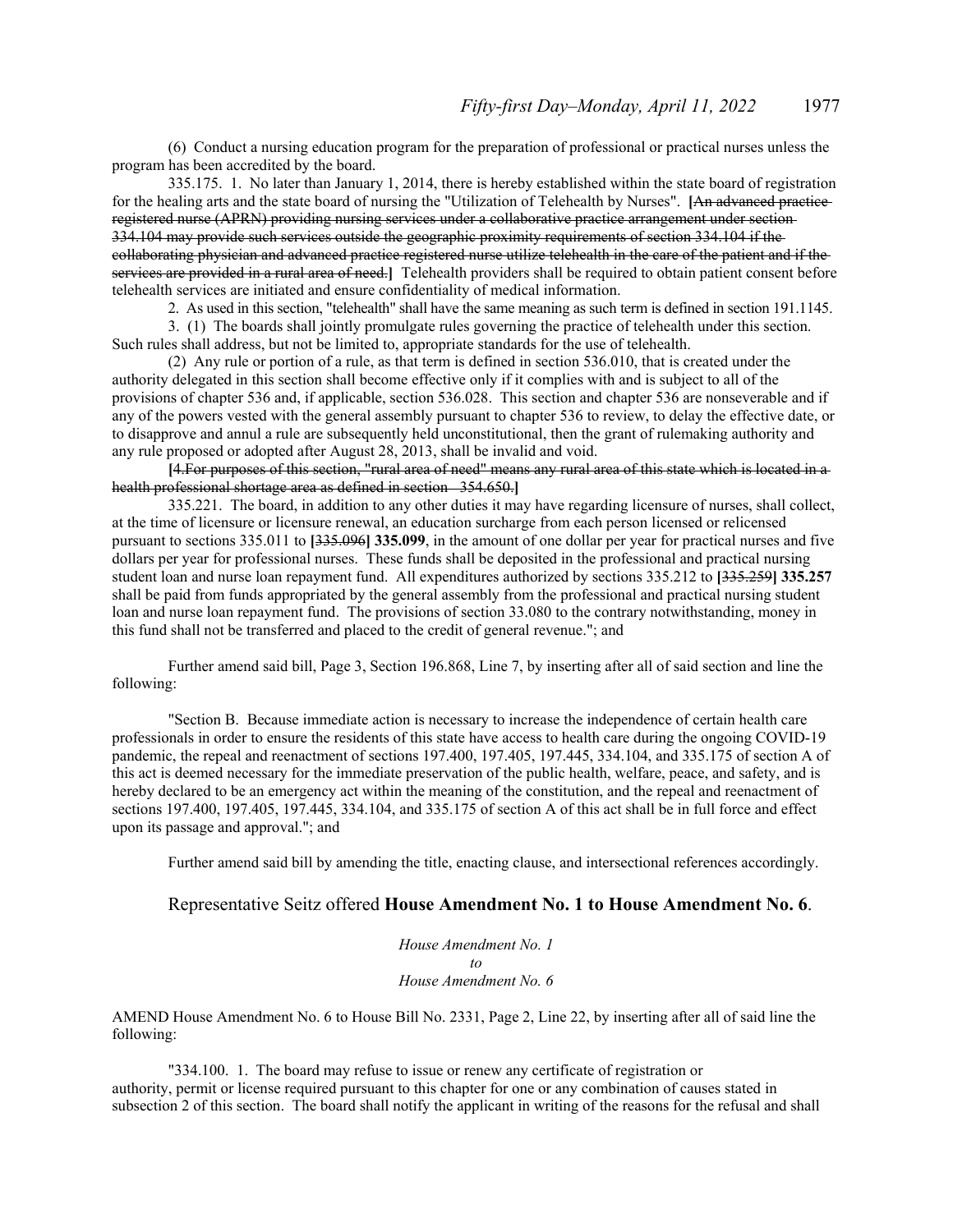(6) Conduct a nursing education program for the preparation of professional or practical nurses unless the program has been accredited by the board.

335.175. 1. No later than January 1, 2014, there is hereby established within the state board of registration for the healing arts and the state board of nursing the "Utilization of Telehealth by Nurses". **[**~~An advanced practice registered nurse (APRN) providing nursing services under a collaborative practice arrangement under section 334.104 may provide such services outside the geographic proximity requirements of section 334.104 if the collaborating physician and advanced practice registered nurse utilize telehealth in the care of the patient and if the services are provided in a rural area of need.~~**]** Telehealth providers shall be required to obtain patient consent before telehealth services are initiated and ensure confidentiality of medical information.

2. As used in this section, "telehealth" shall have the same meaning as such term is defined in section 191.1145.

3. (1) The boards shall jointly promulgate rules governing the practice of telehealth under this section. Such rules shall address, but not be limited to, appropriate standards for the use of telehealth.

(2) Any rule or portion of a rule, as that term is defined in section 536.010, that is created under the authority delegated in this section shall become effective only if it complies with and is subject to all of the provisions of chapter 536 and, if applicable, section 536.028. This section and chapter 536 are nonseverable and if any of the powers vested with the general assembly pursuant to chapter 536 to review, to delay the effective date, or to disapprove and annul a rule are subsequently held unconstitutional, then the grant of rulemaking authority and any rule proposed or adopted after August 28, 2013, shall be invalid and void.

**[**~~4.For purposes of this section, "rural area of need" means any rural area of this state which is located in a health professional shortage area as defined in section 354.650.~~**]**

335.221. The board, in addition to any other duties it may have regarding licensure of nurses, shall collect, at the time of licensure or licensure renewal, an education surcharge from each person licensed or relicensed pursuant to sections 335.011 to **[**~~335.096~~**] 335.099**, in the amount of one dollar per year for practical nurses and five dollars per year for professional nurses. These funds shall be deposited in the professional and practical nursing student loan and nurse loan repayment fund. All expenditures authorized by sections 335.212 to **[**~~335.259~~**] 335.257** shall be paid from funds appropriated by the general assembly from the professional and practical nursing student loan and nurse loan repayment fund. The provisions of section 33.080 to the contrary notwithstanding, money in this fund shall not be transferred and placed to the credit of general revenue."; and

Further amend said bill, Page 3, Section 196.868, Line 7, by inserting after all of said section and line the following:

"Section B. Because immediate action is necessary to increase the independence of certain health care professionals in order to ensure the residents of this state have access to health care during the ongoing COVID-19 pandemic, the repeal and reenactment of sections 197.400, 197.405, 197.445, 334.104, and 335.175 of section A of this act is deemed necessary for the immediate preservation of the public health, welfare, peace, and safety, and is hereby declared to be an emergency act within the meaning of the constitution, and the repeal and reenactment of sections 197.400, 197.405, 197.445, 334.104, and 335.175 of section A of this act shall be in full force and effect upon its passage and approval."; and

Further amend said bill by amending the title, enacting clause, and intersectional references accordingly.

Representative Seitz offered **House Amendment No. 1 to House Amendment No. 6**.

*House Amendment No. 1*
*to*
*House Amendment No. 6*

AMEND House Amendment No. 6 to House Bill No. 2331, Page 2, Line 22, by inserting after all of said line the following:

"334.100. 1. The board may refuse to issue or renew any certificate of registration or authority, permit or license required pursuant to this chapter for one or any combination of causes stated in subsection 2 of this section. The board shall notify the applicant in writing of the reasons for the refusal and shall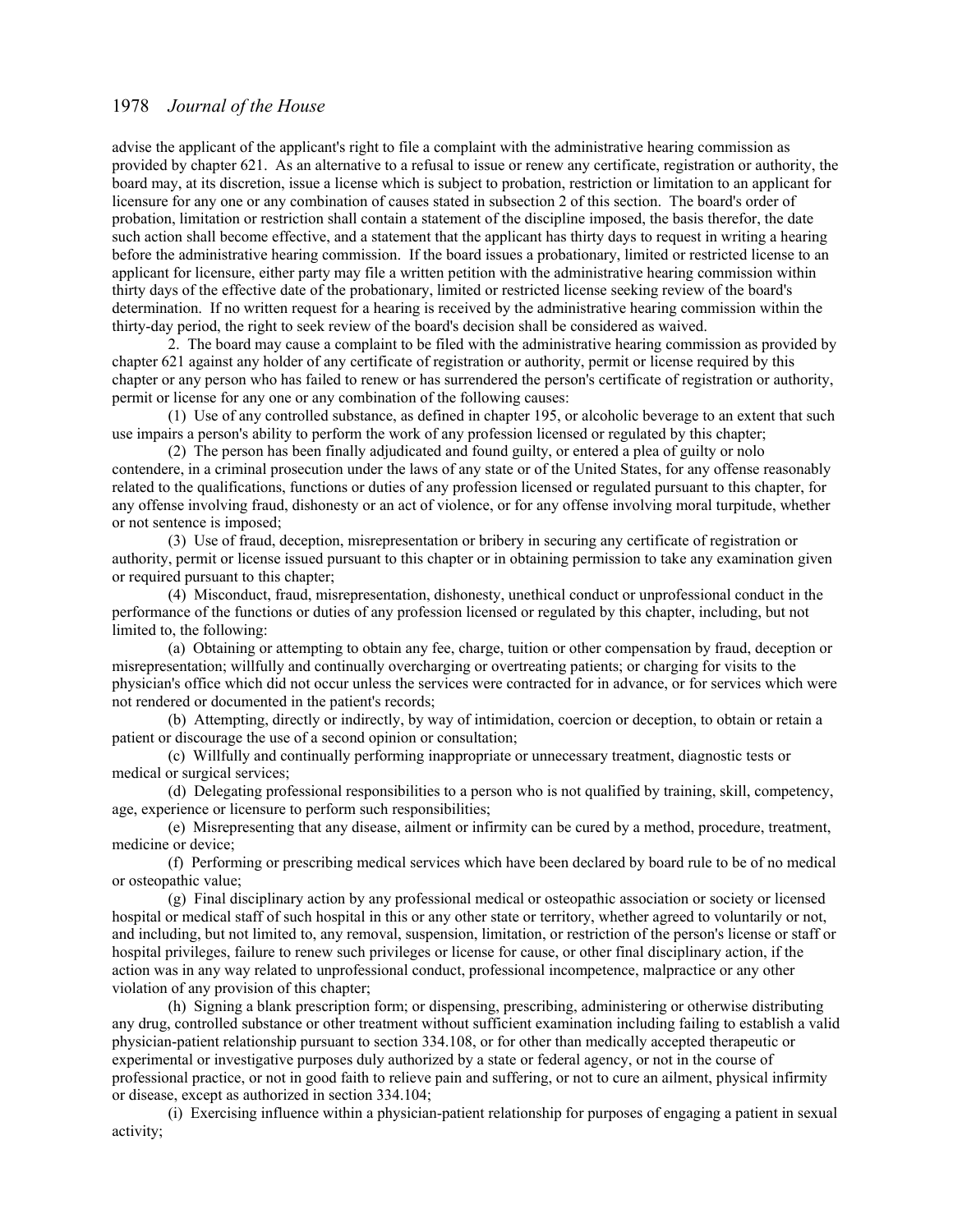advise the applicant of the applicant's right to file a complaint with the administrative hearing commission as provided by chapter 621. As an alternative to a refusal to issue or renew any certificate, registration or authority, the board may, at its discretion, issue a license which is subject to probation, restriction or limitation to an applicant for licensure for any one or any combination of causes stated in subsection 2 of this section. The board's order of probation, limitation or restriction shall contain a statement of the discipline imposed, the basis therefor, the date such action shall become effective, and a statement that the applicant has thirty days to request in writing a hearing before the administrative hearing commission. If the board issues a probationary, limited or restricted license to an applicant for licensure, either party may file a written petition with the administrative hearing commission within thirty days of the effective date of the probationary, limited or restricted license seeking review of the board's determination. If no written request for a hearing is received by the administrative hearing commission within the thirty-day period, the right to seek review of the board's decision shall be considered as waived.

2. The board may cause a complaint to be filed with the administrative hearing commission as provided by chapter 621 against any holder of any certificate of registration or authority, permit or license required by this chapter or any person who has failed to renew or has surrendered the person's certificate of registration or authority, permit or license for any one or any combination of the following causes:

(1) Use of any controlled substance, as defined in chapter 195, or alcoholic beverage to an extent that such use impairs a person's ability to perform the work of any profession licensed or regulated by this chapter;

(2) The person has been finally adjudicated and found guilty, or entered a plea of guilty or nolo contendere, in a criminal prosecution under the laws of any state or of the United States, for any offense reasonably related to the qualifications, functions or duties of any profession licensed or regulated pursuant to this chapter, for any offense involving fraud, dishonesty or an act of violence, or for any offense involving moral turpitude, whether or not sentence is imposed;

(3) Use of fraud, deception, misrepresentation or bribery in securing any certificate of registration or authority, permit or license issued pursuant to this chapter or in obtaining permission to take any examination given or required pursuant to this chapter;

(4) Misconduct, fraud, misrepresentation, dishonesty, unethical conduct or unprofessional conduct in the performance of the functions or duties of any profession licensed or regulated by this chapter, including, but not limited to, the following:

(a) Obtaining or attempting to obtain any fee, charge, tuition or other compensation by fraud, deception or misrepresentation; willfully and continually overcharging or overtreating patients; or charging for visits to the physician's office which did not occur unless the services were contracted for in advance, or for services which were not rendered or documented in the patient's records;

(b) Attempting, directly or indirectly, by way of intimidation, coercion or deception, to obtain or retain a patient or discourage the use of a second opinion or consultation;

(c) Willfully and continually performing inappropriate or unnecessary treatment, diagnostic tests or medical or surgical services;

(d) Delegating professional responsibilities to a person who is not qualified by training, skill, competency, age, experience or licensure to perform such responsibilities;

(e) Misrepresenting that any disease, ailment or infirmity can be cured by a method, procedure, treatment, medicine or device;

(f) Performing or prescribing medical services which have been declared by board rule to be of no medical or osteopathic value;

(g) Final disciplinary action by any professional medical or osteopathic association or society or licensed hospital or medical staff of such hospital in this or any other state or territory, whether agreed to voluntarily or not, and including, but not limited to, any removal, suspension, limitation, or restriction of the person's license or staff or hospital privileges, failure to renew such privileges or license for cause, or other final disciplinary action, if the action was in any way related to unprofessional conduct, professional incompetence, malpractice or any other violation of any provision of this chapter;

(h) Signing a blank prescription form; or dispensing, prescribing, administering or otherwise distributing any drug, controlled substance or other treatment without sufficient examination including failing to establish a valid physician-patient relationship pursuant to section 334.108, or for other than medically accepted therapeutic or experimental or investigative purposes duly authorized by a state or federal agency, or not in the course of professional practice, or not in good faith to relieve pain and suffering, or not to cure an ailment, physical infirmity or disease, except as authorized in section 334.104;

(i) Exercising influence within a physician-patient relationship for purposes of engaging a patient in sexual activity;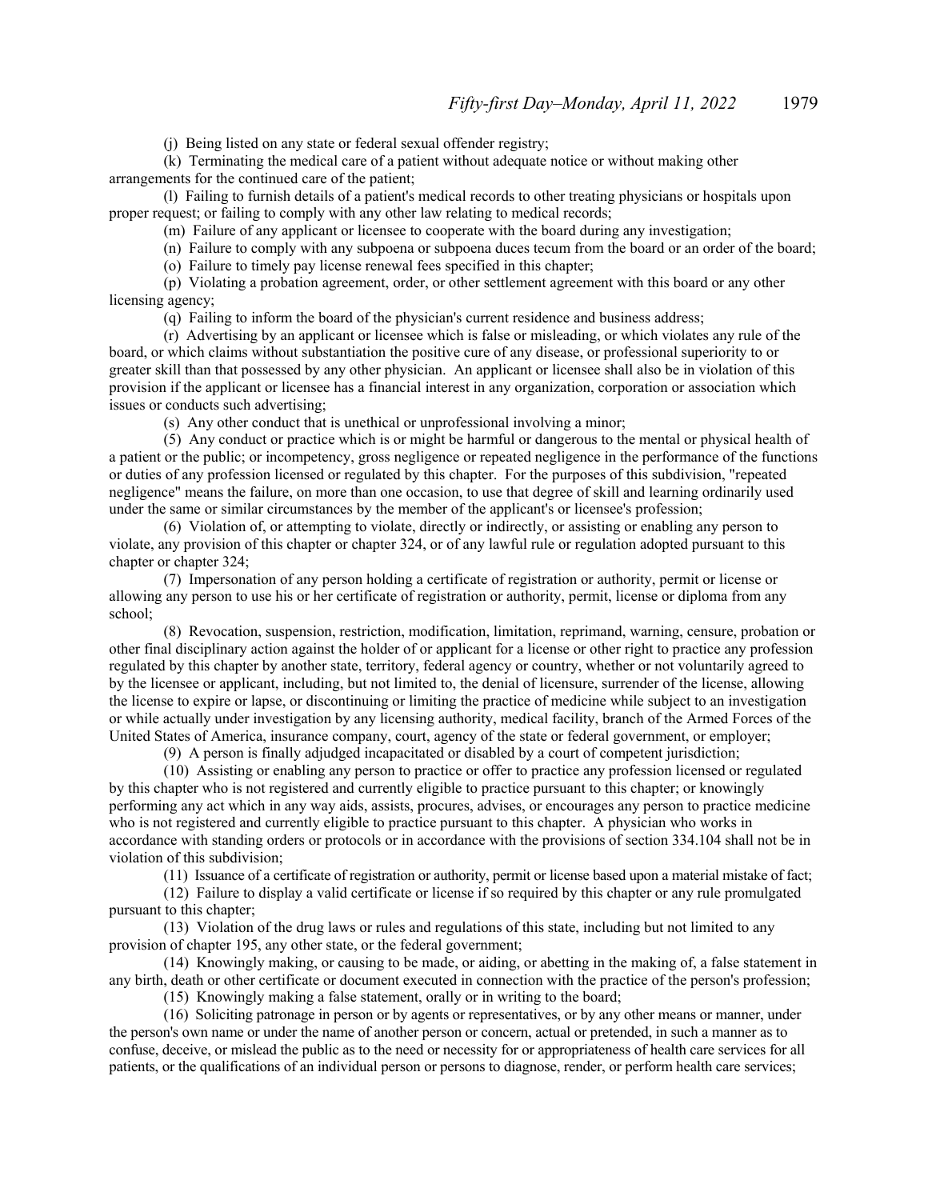(j) Being listed on any state or federal sexual offender registry;

(k) Terminating the medical care of a patient without adequate notice or without making other arrangements for the continued care of the patient;

(l) Failing to furnish details of a patient's medical records to other treating physicians or hospitals upon proper request; or failing to comply with any other law relating to medical records;

(m) Failure of any applicant or licensee to cooperate with the board during any investigation;

(n) Failure to comply with any subpoena or subpoena duces tecum from the board or an order of the board;

(o) Failure to timely pay license renewal fees specified in this chapter;

(p) Violating a probation agreement, order, or other settlement agreement with this board or any other licensing agency;

(q) Failing to inform the board of the physician's current residence and business address;

(r) Advertising by an applicant or licensee which is false or misleading, or which violates any rule of the board, or which claims without substantiation the positive cure of any disease, or professional superiority to or greater skill than that possessed by any other physician. An applicant or licensee shall also be in violation of this provision if the applicant or licensee has a financial interest in any organization, corporation or association which issues or conducts such advertising;

(s) Any other conduct that is unethical or unprofessional involving a minor;

(5) Any conduct or practice which is or might be harmful or dangerous to the mental or physical health of a patient or the public; or incompetency, gross negligence or repeated negligence in the performance of the functions or duties of any profession licensed or regulated by this chapter. For the purposes of this subdivision, "repeated negligence" means the failure, on more than one occasion, to use that degree of skill and learning ordinarily used under the same or similar circumstances by the member of the applicant's or licensee's profession;

(6) Violation of, or attempting to violate, directly or indirectly, or assisting or enabling any person to violate, any provision of this chapter or chapter 324, or of any lawful rule or regulation adopted pursuant to this chapter or chapter 324;

(7) Impersonation of any person holding a certificate of registration or authority, permit or license or allowing any person to use his or her certificate of registration or authority, permit, license or diploma from any school;

(8) Revocation, suspension, restriction, modification, limitation, reprimand, warning, censure, probation or other final disciplinary action against the holder of or applicant for a license or other right to practice any profession regulated by this chapter by another state, territory, federal agency or country, whether or not voluntarily agreed to by the licensee or applicant, including, but not limited to, the denial of licensure, surrender of the license, allowing the license to expire or lapse, or discontinuing or limiting the practice of medicine while subject to an investigation or while actually under investigation by any licensing authority, medical facility, branch of the Armed Forces of the United States of America, insurance company, court, agency of the state or federal government, or employer;

(9) A person is finally adjudged incapacitated or disabled by a court of competent jurisdiction;

(10) Assisting or enabling any person to practice or offer to practice any profession licensed or regulated by this chapter who is not registered and currently eligible to practice pursuant to this chapter; or knowingly performing any act which in any way aids, assists, procures, advises, or encourages any person to practice medicine who is not registered and currently eligible to practice pursuant to this chapter. A physician who works in accordance with standing orders or protocols or in accordance with the provisions of section 334.104 shall not be in violation of this subdivision;

(11) Issuance of a certificate of registration or authority, permit or license based upon a material mistake of fact;

(12) Failure to display a valid certificate or license if so required by this chapter or any rule promulgated pursuant to this chapter;

(13) Violation of the drug laws or rules and regulations of this state, including but not limited to any provision of chapter 195, any other state, or the federal government;

(14) Knowingly making, or causing to be made, or aiding, or abetting in the making of, a false statement in any birth, death or other certificate or document executed in connection with the practice of the person's profession;

(15) Knowingly making a false statement, orally or in writing to the board;

(16) Soliciting patronage in person or by agents or representatives, or by any other means or manner, under the person's own name or under the name of another person or concern, actual or pretended, in such a manner as to confuse, deceive, or mislead the public as to the need or necessity for or appropriateness of health care services for all patients, or the qualifications of an individual person or persons to diagnose, render, or perform health care services;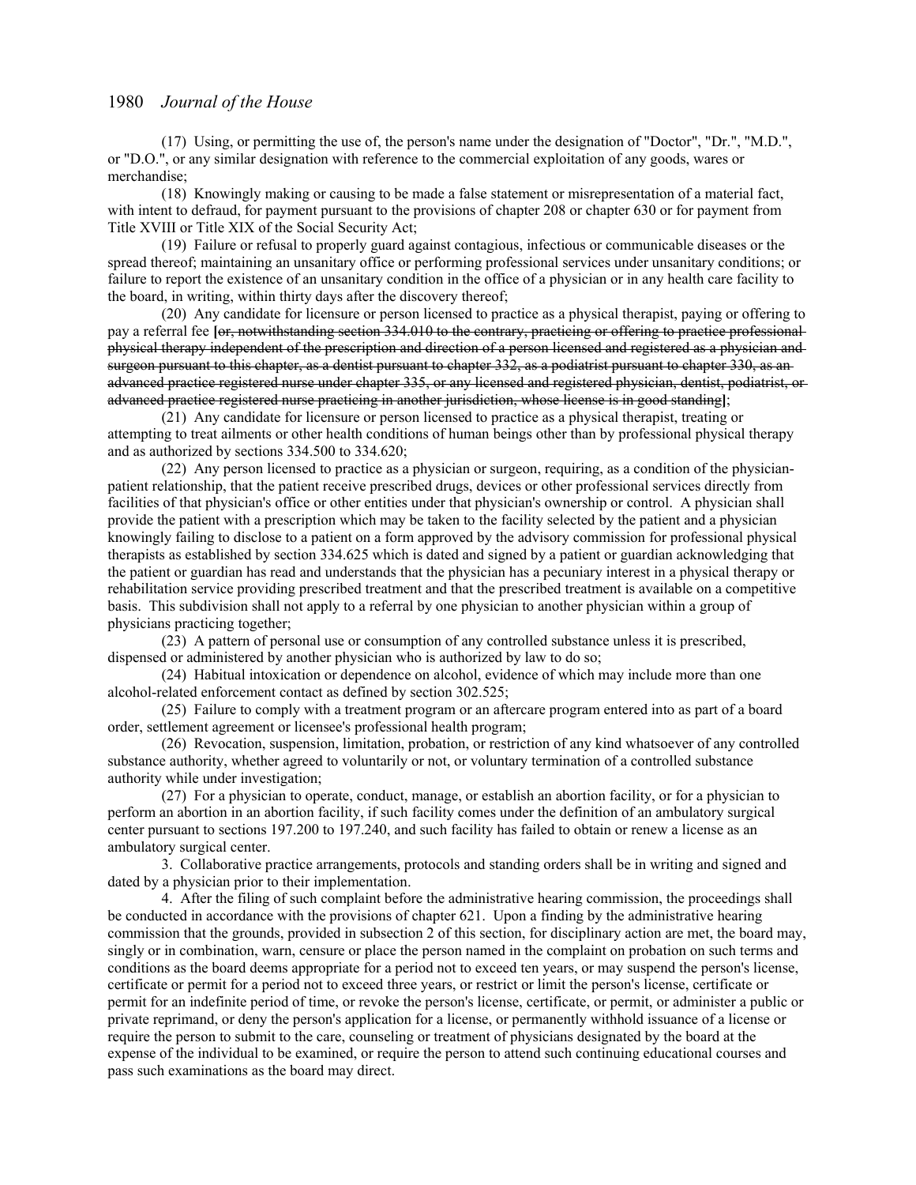(17) Using, or permitting the use of, the person's name under the designation of "Doctor", "Dr.", "M.D.", or "D.O.", or any similar designation with reference to the commercial exploitation of any goods, wares or merchandise;

(18) Knowingly making or causing to be made a false statement or misrepresentation of a material fact, with intent to defraud, for payment pursuant to the provisions of chapter 208 or chapter 630 or for payment from Title XVIII or Title XIX of the Social Security Act;

(19) Failure or refusal to properly guard against contagious, infectious or communicable diseases or the spread thereof; maintaining an unsanitary office or performing professional services under unsanitary conditions; or failure to report the existence of an unsanitary condition in the office of a physician or in any health care facility to the board, in writing, within thirty days after the discovery thereof;

(20) Any candidate for licensure or person licensed to practice as a physical therapist, paying or offering to pay a referral fee **[**~~or, notwithstanding section 334.010 to the contrary, practicing or offering to practice professional physical therapy independent of the prescription and direction of a person licensed and registered as a physician and surgeon pursuant to this chapter, as a dentist pursuant to chapter 332, as a podiatrist pursuant to chapter 330, as an advanced practice registered nurse under chapter 335, or any licensed and registered physician, dentist, podiatrist, or advanced practice registered nurse practicing in another jurisdiction, whose license is in good standing~~**]**;

(21) Any candidate for licensure or person licensed to practice as a physical therapist, treating or attempting to treat ailments or other health conditions of human beings other than by professional physical therapy and as authorized by sections 334.500 to 334.620;

(22) Any person licensed to practice as a physician or surgeon, requiring, as a condition of the physician-patient relationship, that the patient receive prescribed drugs, devices or other professional services directly from facilities of that physician's office or other entities under that physician's ownership or control. A physician shall provide the patient with a prescription which may be taken to the facility selected by the patient and a physician knowingly failing to disclose to a patient on a form approved by the advisory commission for professional physical therapists as established by section 334.625 which is dated and signed by a patient or guardian acknowledging that the patient or guardian has read and understands that the physician has a pecuniary interest in a physical therapy or rehabilitation service providing prescribed treatment and that the prescribed treatment is available on a competitive basis. This subdivision shall not apply to a referral by one physician to another physician within a group of physicians practicing together;

(23) A pattern of personal use or consumption of any controlled substance unless it is prescribed, dispensed or administered by another physician who is authorized by law to do so;

(24) Habitual intoxication or dependence on alcohol, evidence of which may include more than one alcohol-related enforcement contact as defined by section 302.525;

(25) Failure to comply with a treatment program or an aftercare program entered into as part of a board order, settlement agreement or licensee's professional health program;

(26) Revocation, suspension, limitation, probation, or restriction of any kind whatsoever of any controlled substance authority, whether agreed to voluntarily or not, or voluntary termination of a controlled substance authority while under investigation;

(27) For a physician to operate, conduct, manage, or establish an abortion facility, or for a physician to perform an abortion in an abortion facility, if such facility comes under the definition of an ambulatory surgical center pursuant to sections 197.200 to 197.240, and such facility has failed to obtain or renew a license as an ambulatory surgical center.

3. Collaborative practice arrangements, protocols and standing orders shall be in writing and signed and dated by a physician prior to their implementation.

4. After the filing of such complaint before the administrative hearing commission, the proceedings shall be conducted in accordance with the provisions of chapter 621. Upon a finding by the administrative hearing commission that the grounds, provided in subsection 2 of this section, for disciplinary action are met, the board may, singly or in combination, warn, censure or place the person named in the complaint on probation on such terms and conditions as the board deems appropriate for a period not to exceed ten years, or may suspend the person's license, certificate or permit for a period not to exceed three years, or restrict or limit the person's license, certificate or permit for an indefinite period of time, or revoke the person's license, certificate, or permit, or administer a public or private reprimand, or deny the person's application for a license, or permanently withhold issuance of a license or require the person to submit to the care, counseling or treatment of physicians designated by the board at the expense of the individual to be examined, or require the person to attend such continuing educational courses and pass such examinations as the board may direct.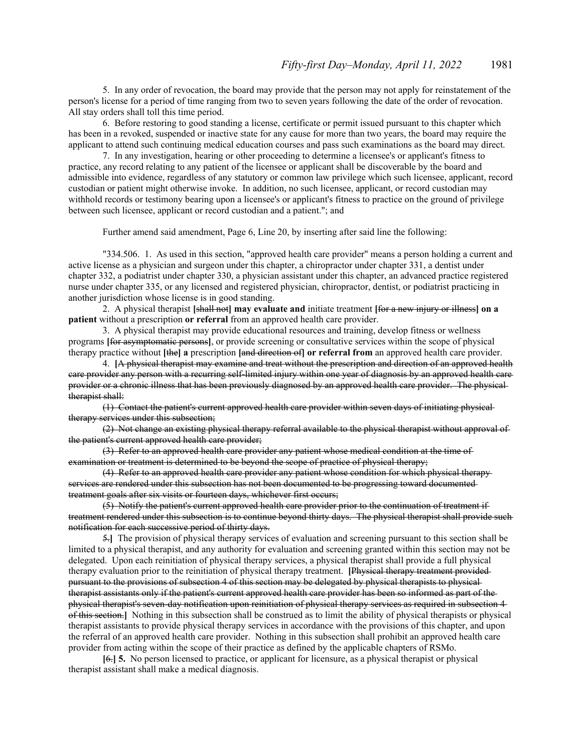5. In any order of revocation, the board may provide that the person may not apply for reinstatement of the person's license for a period of time ranging from two to seven years following the date of the order of revocation. All stay orders shall toll this time period.

6. Before restoring to good standing a license, certificate or permit issued pursuant to this chapter which has been in a revoked, suspended or inactive state for any cause for more than two years, the board may require the applicant to attend such continuing medical education courses and pass such examinations as the board may direct.

7. In any investigation, hearing or other proceeding to determine a licensee's or applicant's fitness to practice, any record relating to any patient of the licensee or applicant shall be discoverable by the board and admissible into evidence, regardless of any statutory or common law privilege which such licensee, applicant, record custodian or patient might otherwise invoke. In addition, no such licensee, applicant, or record custodian may withhold records or testimony bearing upon a licensee's or applicant's fitness to practice on the ground of privilege between such licensee, applicant or record custodian and a patient."; and

Further amend said amendment, Page 6, Line 20, by inserting after said line the following:

"334.506. 1. As used in this section, "approved health care provider" means a person holding a current and active license as a physician and surgeon under this chapter, a chiropractor under chapter 331, a dentist under chapter 332, a podiatrist under chapter 330, a physician assistant under this chapter, an advanced practice registered nurse under chapter 335, or any licensed and registered physician, chiropractor, dentist, or podiatrist practicing in another jurisdiction whose license is in good standing.

2. A physical therapist **[**~~shall not~~**] may evaluate and** initiate treatment **[**~~for a new injury or illness~~**] on a patient** without a prescription **or referral** from an approved health care provider.

3. A physical therapist may provide educational resources and training, develop fitness or wellness programs **[**~~for asymptomatic persons~~**]**, or provide screening or consultative services within the scope of physical therapy practice without **[**~~the~~**] a** prescription **[**~~and direction of~~**] or referral from** an approved health care provider.

4. **[**~~A physical therapist may examine and treat without the prescription and direction of an approved health care provider any person with a recurring self-limited injury within one year of diagnosis by an approved health care provider or a chronic illness that has been previously diagnosed by an approved health care provider. The physical therapist shall:~~

~~(1) Contact the patient's current approved health care provider within seven days of initiating physical therapy services under this subsection;~~

~~(2) Not change an existing physical therapy referral available to the physical therapist without approval of the patient's current approved health care provider;~~

~~(3) Refer to an approved health care provider any patient whose medical condition at the time of examination or treatment is determined to be beyond the scope of practice of physical therapy;~~

~~(4) Refer to an approved health care provider any patient whose condition for which physical therapy services are rendered under this subsection has not been documented to be progressing toward documented treatment goals after six visits or fourteen days, whichever first occurs;~~

~~(5) Notify the patient's current approved health care provider prior to the continuation of treatment if treatment rendered under this subsection is to continue beyond thirty days. The physical therapist shall provide such notification for each successive period of thirty days.~~

~~5.~~**]** The provision of physical therapy services of evaluation and screening pursuant to this section shall be limited to a physical therapist, and any authority for evaluation and screening granted within this section may not be delegated. Upon each reinitiation of physical therapy services, a physical therapist shall provide a full physical therapy evaluation prior to the reinitiation of physical therapy treatment. **[**~~Physical therapy treatment provided pursuant to the provisions of subsection 4 of this section may be delegated by physical therapists to physical therapist assistants only if the patient's current approved health care provider has been so informed as part of the physical therapist's seven-day notification upon reinitiation of physical therapy services as required in subsection 4 of this section.~~**]** Nothing in this subsection shall be construed as to limit the ability of physical therapists or physical therapist assistants to provide physical therapy services in accordance with the provisions of this chapter, and upon the referral of an approved health care provider. Nothing in this subsection shall prohibit an approved health care provider from acting within the scope of their practice as defined by the applicable chapters of RSMo.

**[**~~6.~~**] 5.** No person licensed to practice, or applicant for licensure, as a physical therapist or physical therapist assistant shall make a medical diagnosis.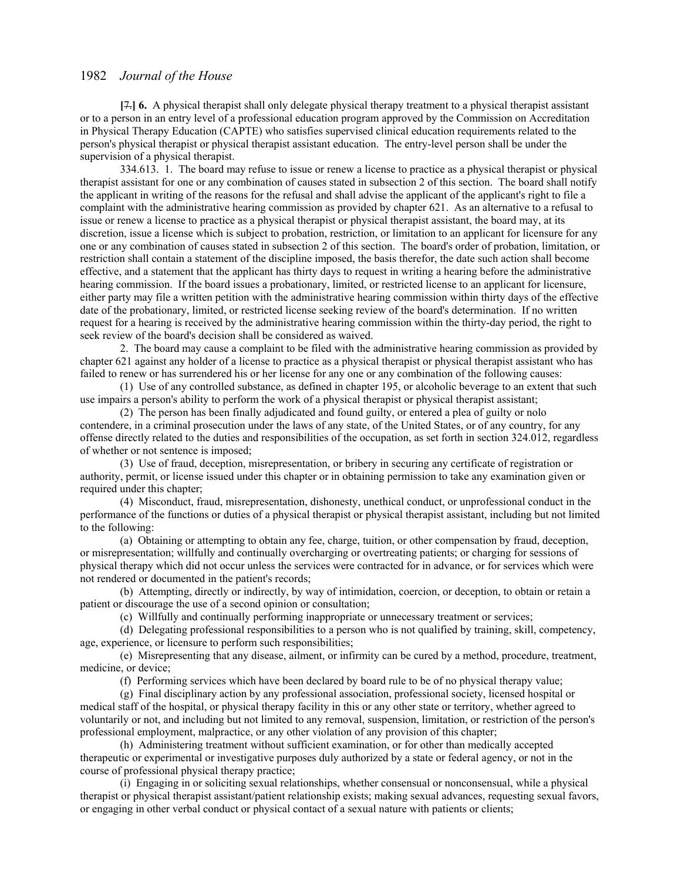**[~~7.~~] 6.** A physical therapist shall only delegate physical therapy treatment to a physical therapist assistant or to a person in an entry level of a professional education program approved by the Commission on Accreditation in Physical Therapy Education (CAPTE) who satisfies supervised clinical education requirements related to the person's physical therapist or physical therapist assistant education. The entry-level person shall be under the supervision of a physical therapist.

334.613. 1. The board may refuse to issue or renew a license to practice as a physical therapist or physical therapist assistant for one or any combination of causes stated in subsection 2 of this section. The board shall notify the applicant in writing of the reasons for the refusal and shall advise the applicant of the applicant's right to file a complaint with the administrative hearing commission as provided by chapter 621. As an alternative to a refusal to issue or renew a license to practice as a physical therapist or physical therapist assistant, the board may, at its discretion, issue a license which is subject to probation, restriction, or limitation to an applicant for licensure for any one or any combination of causes stated in subsection 2 of this section. The board's order of probation, limitation, or restriction shall contain a statement of the discipline imposed, the basis therefor, the date such action shall become effective, and a statement that the applicant has thirty days to request in writing a hearing before the administrative hearing commission. If the board issues a probationary, limited, or restricted license to an applicant for licensure, either party may file a written petition with the administrative hearing commission within thirty days of the effective date of the probationary, limited, or restricted license seeking review of the board's determination. If no written request for a hearing is received by the administrative hearing commission within the thirty-day period, the right to seek review of the board's decision shall be considered as waived.

2. The board may cause a complaint to be filed with the administrative hearing commission as provided by chapter 621 against any holder of a license to practice as a physical therapist or physical therapist assistant who has failed to renew or has surrendered his or her license for any one or any combination of the following causes:

(1) Use of any controlled substance, as defined in chapter 195, or alcoholic beverage to an extent that such use impairs a person's ability to perform the work of a physical therapist or physical therapist assistant;

(2) The person has been finally adjudicated and found guilty, or entered a plea of guilty or nolo contendere, in a criminal prosecution under the laws of any state, of the United States, or of any country, for any offense directly related to the duties and responsibilities of the occupation, as set forth in section 324.012, regardless of whether or not sentence is imposed;

(3) Use of fraud, deception, misrepresentation, or bribery in securing any certificate of registration or authority, permit, or license issued under this chapter or in obtaining permission to take any examination given or required under this chapter;

(4) Misconduct, fraud, misrepresentation, dishonesty, unethical conduct, or unprofessional conduct in the performance of the functions or duties of a physical therapist or physical therapist assistant, including but not limited to the following:

(a) Obtaining or attempting to obtain any fee, charge, tuition, or other compensation by fraud, deception, or misrepresentation; willfully and continually overcharging or overtreating patients; or charging for sessions of physical therapy which did not occur unless the services were contracted for in advance, or for services which were not rendered or documented in the patient's records;

(b) Attempting, directly or indirectly, by way of intimidation, coercion, or deception, to obtain or retain a patient or discourage the use of a second opinion or consultation;

(c) Willfully and continually performing inappropriate or unnecessary treatment or services;

(d) Delegating professional responsibilities to a person who is not qualified by training, skill, competency, age, experience, or licensure to perform such responsibilities;

(e) Misrepresenting that any disease, ailment, or infirmity can be cured by a method, procedure, treatment, medicine, or device;

(f) Performing services which have been declared by board rule to be of no physical therapy value;

(g) Final disciplinary action by any professional association, professional society, licensed hospital or medical staff of the hospital, or physical therapy facility in this or any other state or territory, whether agreed to voluntarily or not, and including but not limited to any removal, suspension, limitation, or restriction of the person's professional employment, malpractice, or any other violation of any provision of this chapter;

(h) Administering treatment without sufficient examination, or for other than medically accepted therapeutic or experimental or investigative purposes duly authorized by a state or federal agency, or not in the course of professional physical therapy practice;

(i) Engaging in or soliciting sexual relationships, whether consensual or nonconsensual, while a physical therapist or physical therapist assistant/patient relationship exists; making sexual advances, requesting sexual favors, or engaging in other verbal conduct or physical contact of a sexual nature with patients or clients;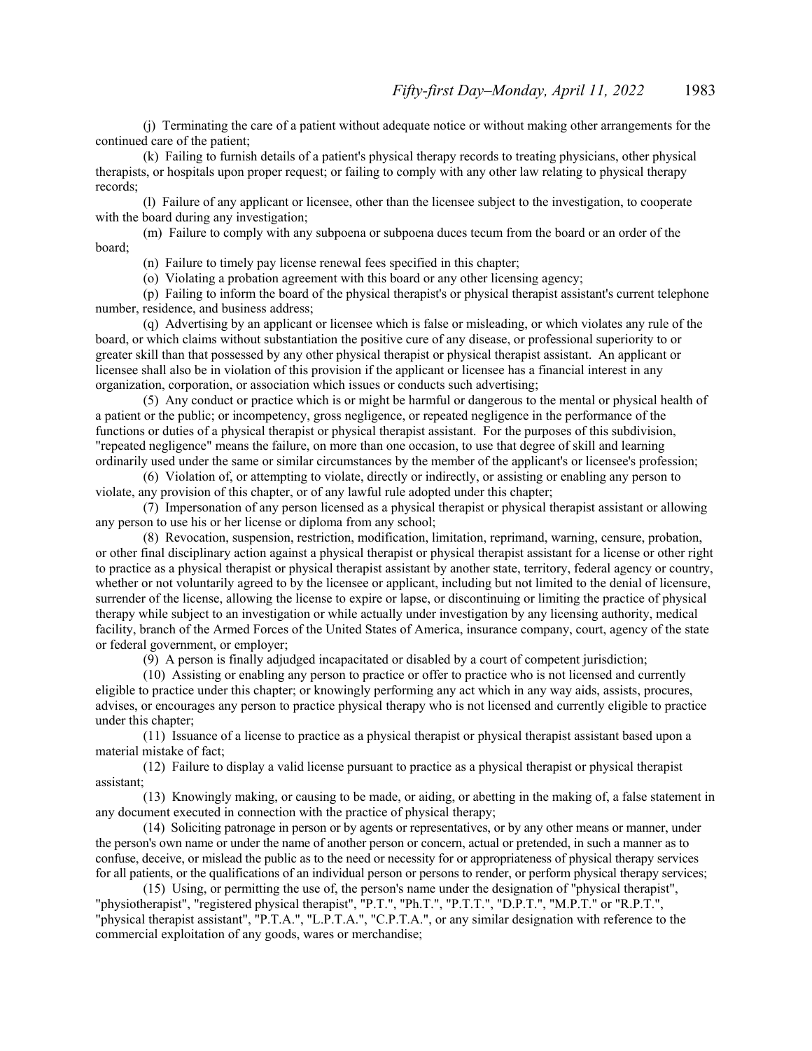(j) Terminating the care of a patient without adequate notice or without making other arrangements for the continued care of the patient;

(k) Failing to furnish details of a patient's physical therapy records to treating physicians, other physical therapists, or hospitals upon proper request; or failing to comply with any other law relating to physical therapy records;

(l) Failure of any applicant or licensee, other than the licensee subject to the investigation, to cooperate with the board during any investigation;

(m) Failure to comply with any subpoena or subpoena duces tecum from the board or an order of the board;

(n) Failure to timely pay license renewal fees specified in this chapter;

(o) Violating a probation agreement with this board or any other licensing agency;

(p) Failing to inform the board of the physical therapist's or physical therapist assistant's current telephone number, residence, and business address;

(q) Advertising by an applicant or licensee which is false or misleading, or which violates any rule of the board, or which claims without substantiation the positive cure of any disease, or professional superiority to or greater skill than that possessed by any other physical therapist or physical therapist assistant. An applicant or licensee shall also be in violation of this provision if the applicant or licensee has a financial interest in any organization, corporation, or association which issues or conducts such advertising;

(5) Any conduct or practice which is or might be harmful or dangerous to the mental or physical health of a patient or the public; or incompetency, gross negligence, or repeated negligence in the performance of the functions or duties of a physical therapist or physical therapist assistant. For the purposes of this subdivision, "repeated negligence" means the failure, on more than one occasion, to use that degree of skill and learning ordinarily used under the same or similar circumstances by the member of the applicant's or licensee's profession;

(6) Violation of, or attempting to violate, directly or indirectly, or assisting or enabling any person to violate, any provision of this chapter, or of any lawful rule adopted under this chapter;

(7) Impersonation of any person licensed as a physical therapist or physical therapist assistant or allowing any person to use his or her license or diploma from any school;

(8) Revocation, suspension, restriction, modification, limitation, reprimand, warning, censure, probation, or other final disciplinary action against a physical therapist or physical therapist assistant for a license or other right to practice as a physical therapist or physical therapist assistant by another state, territory, federal agency or country, whether or not voluntarily agreed to by the licensee or applicant, including but not limited to the denial of licensure, surrender of the license, allowing the license to expire or lapse, or discontinuing or limiting the practice of physical therapy while subject to an investigation or while actually under investigation by any licensing authority, medical facility, branch of the Armed Forces of the United States of America, insurance company, court, agency of the state or federal government, or employer;

(9) A person is finally adjudged incapacitated or disabled by a court of competent jurisdiction;

(10) Assisting or enabling any person to practice or offer to practice who is not licensed and currently eligible to practice under this chapter; or knowingly performing any act which in any way aids, assists, procures, advises, or encourages any person to practice physical therapy who is not licensed and currently eligible to practice under this chapter;

(11) Issuance of a license to practice as a physical therapist or physical therapist assistant based upon a material mistake of fact;

(12) Failure to display a valid license pursuant to practice as a physical therapist or physical therapist assistant;

(13) Knowingly making, or causing to be made, or aiding, or abetting in the making of, a false statement in any document executed in connection with the practice of physical therapy;

(14) Soliciting patronage in person or by agents or representatives, or by any other means or manner, under the person's own name or under the name of another person or concern, actual or pretended, in such a manner as to confuse, deceive, or mislead the public as to the need or necessity for or appropriateness of physical therapy services for all patients, or the qualifications of an individual person or persons to render, or perform physical therapy services;

(15) Using, or permitting the use of, the person's name under the designation of "physical therapist", "physiotherapist", "registered physical therapist", "P.T.", "Ph.T.", "P.T.T.", "D.P.T.", "M.P.T." or "R.P.T.", "physical therapist assistant", "P.T.A.", "L.P.T.A.", "C.P.T.A.", or any similar designation with reference to the commercial exploitation of any goods, wares or merchandise;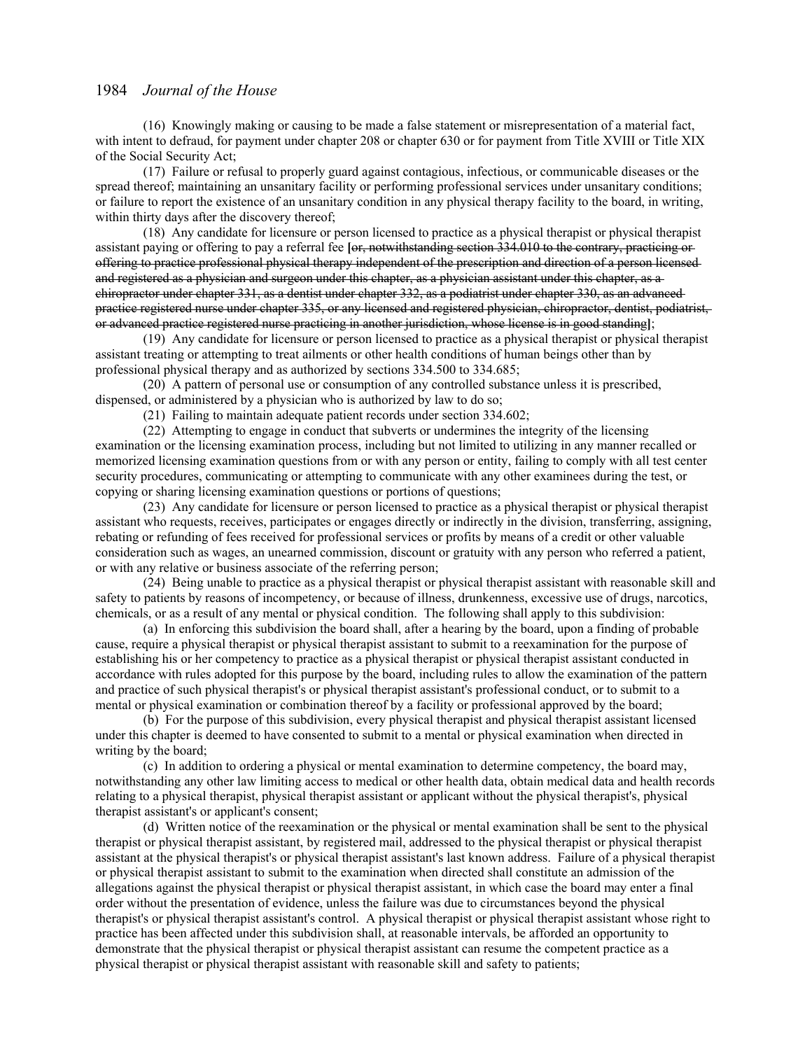(16) Knowingly making or causing to be made a false statement or misrepresentation of a material fact, with intent to defraud, for payment under chapter 208 or chapter 630 or for payment from Title XVIII or Title XIX of the Social Security Act;

(17) Failure or refusal to properly guard against contagious, infectious, or communicable diseases or the spread thereof; maintaining an unsanitary facility or performing professional services under unsanitary conditions; or failure to report the existence of an unsanitary condition in any physical therapy facility to the board, in writing, within thirty days after the discovery thereof;

(18) Any candidate for licensure or person licensed to practice as a physical therapist or physical therapist assistant paying or offering to pay a referral fee **[**~~or, notwithstanding section 334.010 to the contrary, practicing or offering to practice professional physical therapy independent of the prescription and direction of a person licensed and registered as a physician and surgeon under this chapter, as a physician assistant under this chapter, as a chiropractor under chapter 331, as a dentist under chapter 332, as a podiatrist under chapter 330, as an advanced practice registered nurse under chapter 335, or any licensed and registered physician, chiropractor, dentist, podiatrist, or advanced practice registered nurse practicing in another jurisdiction, whose license is in good standing~~**]**;

(19) Any candidate for licensure or person licensed to practice as a physical therapist or physical therapist assistant treating or attempting to treat ailments or other health conditions of human beings other than by professional physical therapy and as authorized by sections 334.500 to 334.685;

(20) A pattern of personal use or consumption of any controlled substance unless it is prescribed, dispensed, or administered by a physician who is authorized by law to do so;

(21) Failing to maintain adequate patient records under section 334.602;

(22) Attempting to engage in conduct that subverts or undermines the integrity of the licensing examination or the licensing examination process, including but not limited to utilizing in any manner recalled or memorized licensing examination questions from or with any person or entity, failing to comply with all test center security procedures, communicating or attempting to communicate with any other examinees during the test, or copying or sharing licensing examination questions or portions of questions;

(23) Any candidate for licensure or person licensed to practice as a physical therapist or physical therapist assistant who requests, receives, participates or engages directly or indirectly in the division, transferring, assigning, rebating or refunding of fees received for professional services or profits by means of a credit or other valuable consideration such as wages, an unearned commission, discount or gratuity with any person who referred a patient, or with any relative or business associate of the referring person;

(24) Being unable to practice as a physical therapist or physical therapist assistant with reasonable skill and safety to patients by reasons of incompetency, or because of illness, drunkenness, excessive use of drugs, narcotics, chemicals, or as a result of any mental or physical condition. The following shall apply to this subdivision:

(a) In enforcing this subdivision the board shall, after a hearing by the board, upon a finding of probable cause, require a physical therapist or physical therapist assistant to submit to a reexamination for the purpose of establishing his or her competency to practice as a physical therapist or physical therapist assistant conducted in accordance with rules adopted for this purpose by the board, including rules to allow the examination of the pattern and practice of such physical therapist's or physical therapist assistant's professional conduct, or to submit to a mental or physical examination or combination thereof by a facility or professional approved by the board;

(b) For the purpose of this subdivision, every physical therapist and physical therapist assistant licensed under this chapter is deemed to have consented to submit to a mental or physical examination when directed in writing by the board;

(c) In addition to ordering a physical or mental examination to determine competency, the board may, notwithstanding any other law limiting access to medical or other health data, obtain medical data and health records relating to a physical therapist, physical therapist assistant or applicant without the physical therapist's, physical therapist assistant's or applicant's consent;

(d) Written notice of the reexamination or the physical or mental examination shall be sent to the physical therapist or physical therapist assistant, by registered mail, addressed to the physical therapist or physical therapist assistant at the physical therapist's or physical therapist assistant's last known address. Failure of a physical therapist or physical therapist assistant to submit to the examination when directed shall constitute an admission of the allegations against the physical therapist or physical therapist assistant, in which case the board may enter a final order without the presentation of evidence, unless the failure was due to circumstances beyond the physical therapist's or physical therapist assistant's control. A physical therapist or physical therapist assistant whose right to practice has been affected under this subdivision shall, at reasonable intervals, be afforded an opportunity to demonstrate that the physical therapist or physical therapist assistant can resume the competent practice as a physical therapist or physical therapist assistant with reasonable skill and safety to patients;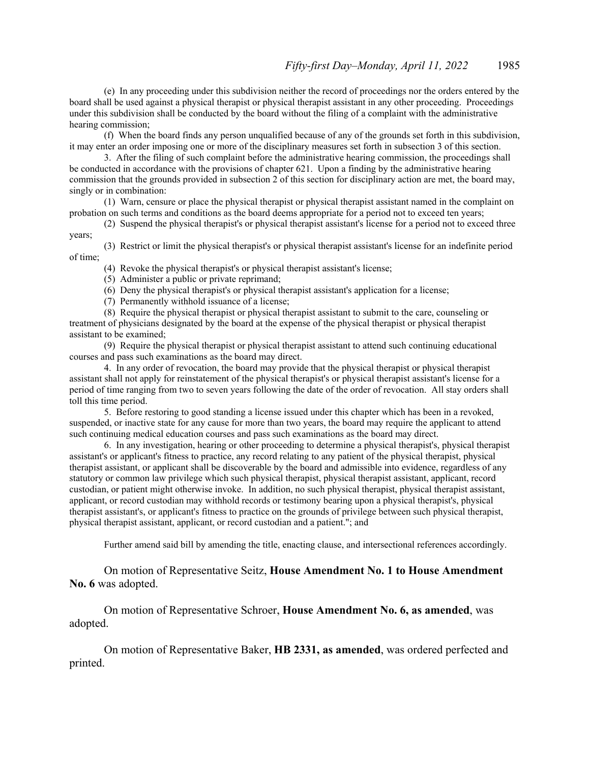(e) In any proceeding under this subdivision neither the record of proceedings nor the orders entered by the board shall be used against a physical therapist or physical therapist assistant in any other proceeding. Proceedings under this subdivision shall be conducted by the board without the filing of a complaint with the administrative hearing commission;

(f) When the board finds any person unqualified because of any of the grounds set forth in this subdivision, it may enter an order imposing one or more of the disciplinary measures set forth in subsection 3 of this section.

3. After the filing of such complaint before the administrative hearing commission, the proceedings shall be conducted in accordance with the provisions of chapter 621. Upon a finding by the administrative hearing commission that the grounds provided in subsection 2 of this section for disciplinary action are met, the board may, singly or in combination:

(1) Warn, censure or place the physical therapist or physical therapist assistant named in the complaint on probation on such terms and conditions as the board deems appropriate for a period not to exceed ten years;

(2) Suspend the physical therapist's or physical therapist assistant's license for a period not to exceed three years;

(3) Restrict or limit the physical therapist's or physical therapist assistant's license for an indefinite period of time;

(4) Revoke the physical therapist's or physical therapist assistant's license;

(5) Administer a public or private reprimand;

(6) Deny the physical therapist's or physical therapist assistant's application for a license;

(7) Permanently withhold issuance of a license;

(8) Require the physical therapist or physical therapist assistant to submit to the care, counseling or treatment of physicians designated by the board at the expense of the physical therapist or physical therapist assistant to be examined;

(9) Require the physical therapist or physical therapist assistant to attend such continuing educational courses and pass such examinations as the board may direct.

4. In any order of revocation, the board may provide that the physical therapist or physical therapist assistant shall not apply for reinstatement of the physical therapist's or physical therapist assistant's license for a period of time ranging from two to seven years following the date of the order of revocation. All stay orders shall toll this time period.

5. Before restoring to good standing a license issued under this chapter which has been in a revoked, suspended, or inactive state for any cause for more than two years, the board may require the applicant to attend such continuing medical education courses and pass such examinations as the board may direct.

6. In any investigation, hearing or other proceeding to determine a physical therapist's, physical therapist assistant's or applicant's fitness to practice, any record relating to any patient of the physical therapist, physical therapist assistant, or applicant shall be discoverable by the board and admissible into evidence, regardless of any statutory or common law privilege which such physical therapist, physical therapist assistant, applicant, record custodian, or patient might otherwise invoke. In addition, no such physical therapist, physical therapist assistant, applicant, or record custodian may withhold records or testimony bearing upon a physical therapist's, physical therapist assistant's, or applicant's fitness to practice on the grounds of privilege between such physical therapist, physical therapist assistant, applicant, or record custodian and a patient."; and

Further amend said bill by amending the title, enacting clause, and intersectional references accordingly.

On motion of Representative Seitz, **House Amendment No. 1 to House Amendment No. 6** was adopted.

On motion of Representative Schroer, **House Amendment No. 6, as amended**, was adopted.

On motion of Representative Baker, **HB 2331, as amended**, was ordered perfected and printed.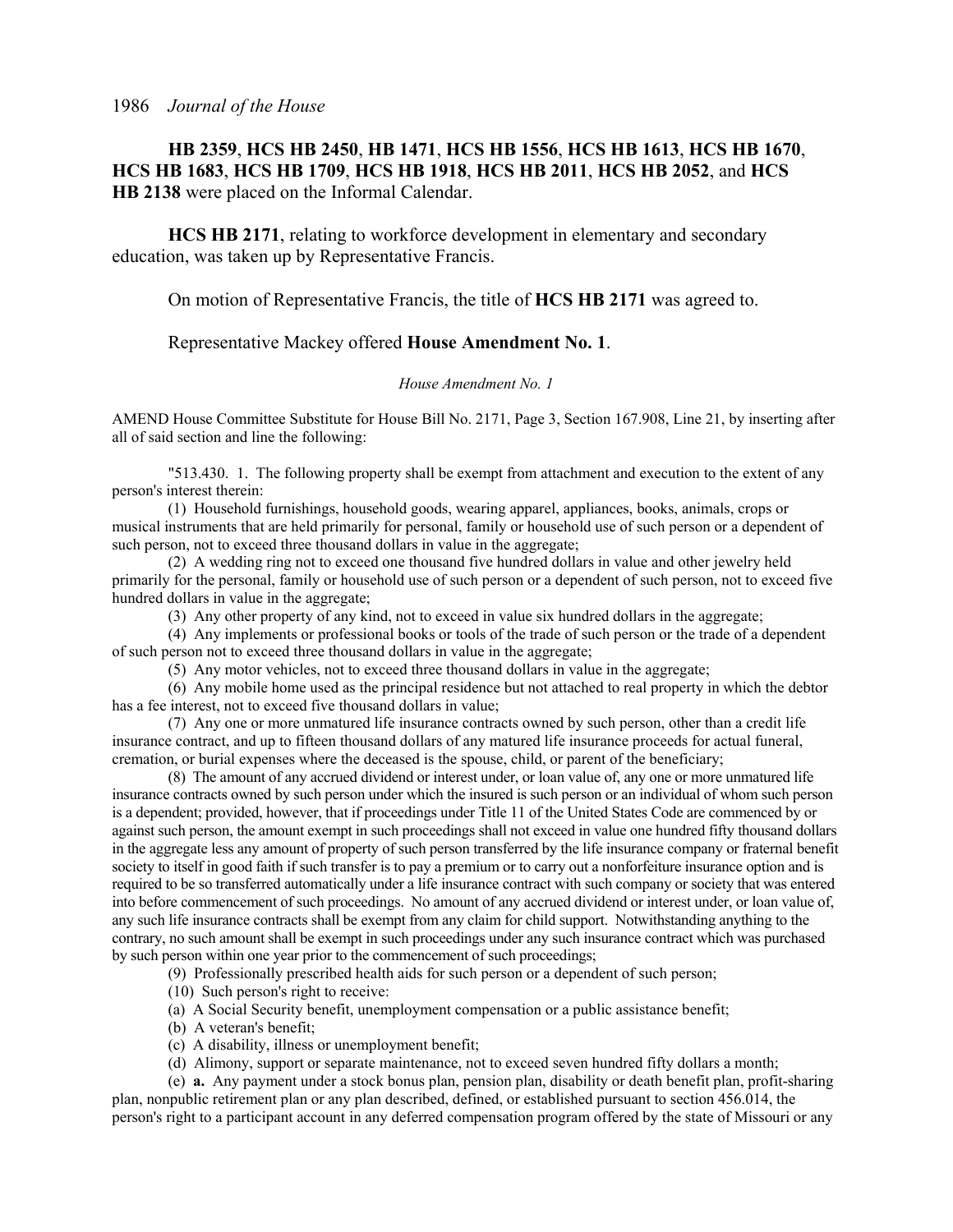**HB 2359**, **HCS HB 2450**, **HB 1471**, **HCS HB 1556**, **HCS HB 1613**, **HCS HB 1670**, **HCS HB 1683**, **HCS HB 1709**, **HCS HB 1918**, **HCS HB 2011**, **HCS HB 2052**, and **HCS HB 2138** were placed on the Informal Calendar.

**HCS HB 2171**, relating to workforce development in elementary and secondary education, was taken up by Representative Francis.

On motion of Representative Francis, the title of **HCS HB 2171** was agreed to.

Representative Mackey offered **House Amendment No. 1**.

*House Amendment No. 1*

AMEND House Committee Substitute for House Bill No. 2171, Page 3, Section 167.908, Line 21, by inserting after all of said section and line the following:

"513.430. 1. The following property shall be exempt from attachment and execution to the extent of any person's interest therein:

(1) Household furnishings, household goods, wearing apparel, appliances, books, animals, crops or musical instruments that are held primarily for personal, family or household use of such person or a dependent of such person, not to exceed three thousand dollars in value in the aggregate;

(2) A wedding ring not to exceed one thousand five hundred dollars in value and other jewelry held primarily for the personal, family or household use of such person or a dependent of such person, not to exceed five hundred dollars in value in the aggregate;

(3) Any other property of any kind, not to exceed in value six hundred dollars in the aggregate;

(4) Any implements or professional books or tools of the trade of such person or the trade of a dependent of such person not to exceed three thousand dollars in value in the aggregate;

(5) Any motor vehicles, not to exceed three thousand dollars in value in the aggregate;

(6) Any mobile home used as the principal residence but not attached to real property in which the debtor has a fee interest, not to exceed five thousand dollars in value;

(7) Any one or more unmatured life insurance contracts owned by such person, other than a credit life insurance contract, and up to fifteen thousand dollars of any matured life insurance proceeds for actual funeral, cremation, or burial expenses where the deceased is the spouse, child, or parent of the beneficiary;

(8) The amount of any accrued dividend or interest under, or loan value of, any one or more unmatured life insurance contracts owned by such person under which the insured is such person or an individual of whom such person is a dependent; provided, however, that if proceedings under Title 11 of the United States Code are commenced by or against such person, the amount exempt in such proceedings shall not exceed in value one hundred fifty thousand dollars in the aggregate less any amount of property of such person transferred by the life insurance company or fraternal benefit society to itself in good faith if such transfer is to pay a premium or to carry out a nonforfeiture insurance option and is required to be so transferred automatically under a life insurance contract with such company or society that was entered into before commencement of such proceedings. No amount of any accrued dividend or interest under, or loan value of, any such life insurance contracts shall be exempt from any claim for child support. Notwithstanding anything to the contrary, no such amount shall be exempt in such proceedings under any such insurance contract which was purchased by such person within one year prior to the commencement of such proceedings;

(9) Professionally prescribed health aids for such person or a dependent of such person;

(10) Such person's right to receive:

(a) A Social Security benefit, unemployment compensation or a public assistance benefit;

(b) A veteran's benefit;

(c) A disability, illness or unemployment benefit;

(d) Alimony, support or separate maintenance, not to exceed seven hundred fifty dollars a month;

(e) **a.** Any payment under a stock bonus plan, pension plan, disability or death benefit plan, profit-sharing plan, nonpublic retirement plan or any plan described, defined, or established pursuant to section 456.014, the person's right to a participant account in any deferred compensation program offered by the state of Missouri or any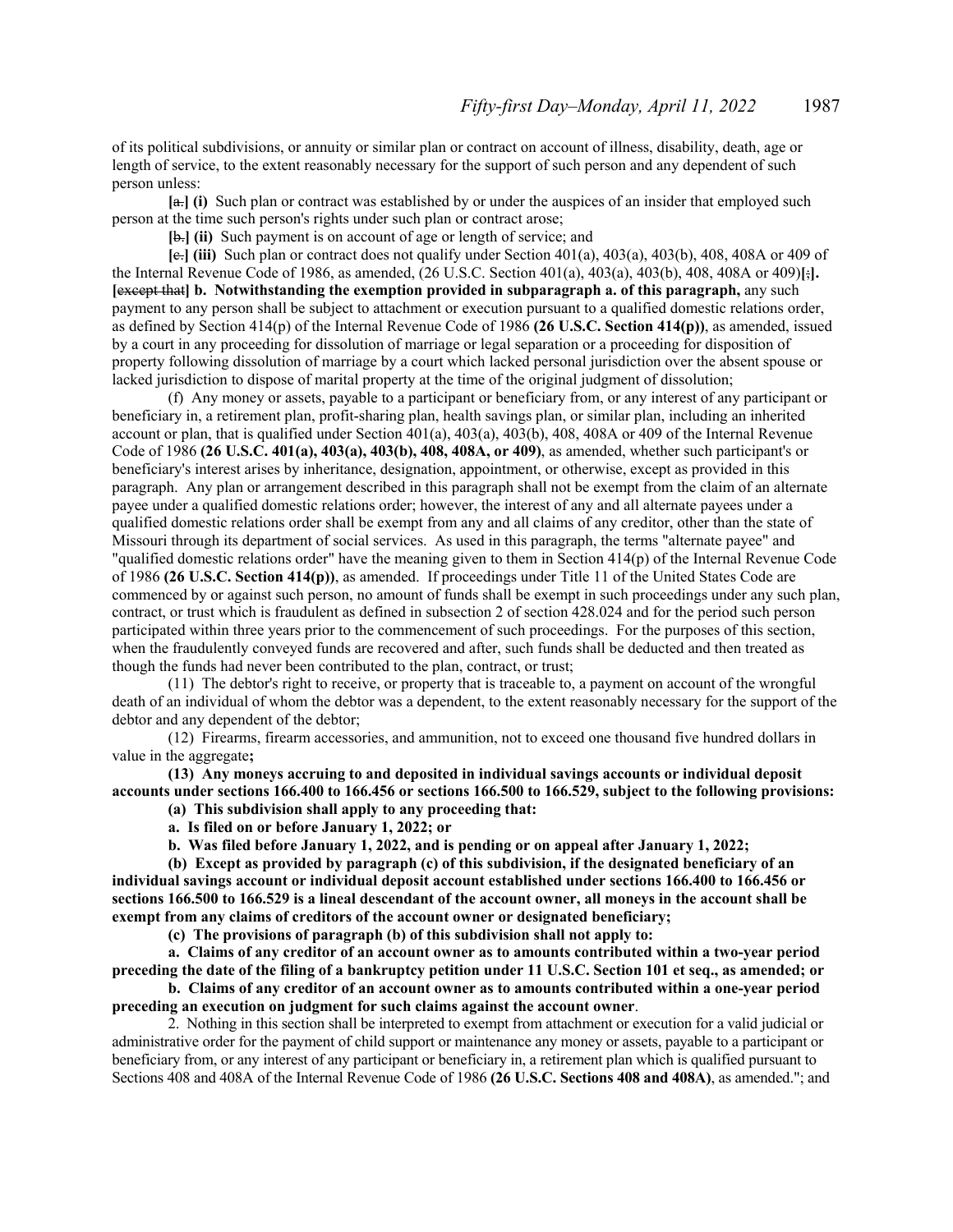of its political subdivisions, or annuity or similar plan or contract on account of illness, disability, death, age or length of service, to the extent reasonably necessary for the support of such person and any dependent of such person unless:

**[**~~a.~~**] (i)** Such plan or contract was established by or under the auspices of an insider that employed such person at the time such person's rights under such plan or contract arose;

**[**~~b.~~**] (ii)** Such payment is on account of age or length of service; and

**[**~~c.~~**] (iii)** Such plan or contract does not qualify under Section 401(a), 403(a), 403(b), 408, 408A or 409 of the Internal Revenue Code of 1986, as amended, (26 U.S.C. Section 401(a), 403(a), 403(b), 408, 408A or 409)**[**~~;~~**]. [**~~except that~~**] b. Notwithstanding the exemption provided in subparagraph a. of this paragraph,** any such payment to any person shall be subject to attachment or execution pursuant to a qualified domestic relations order, as defined by Section 414(p) of the Internal Revenue Code of 1986 **(26 U.S.C. Section 414(p))**, as amended, issued by a court in any proceeding for dissolution of marriage or legal separation or a proceeding for disposition of property following dissolution of marriage by a court which lacked personal jurisdiction over the absent spouse or lacked jurisdiction to dispose of marital property at the time of the original judgment of dissolution;

(f) Any money or assets, payable to a participant or beneficiary from, or any interest of any participant or beneficiary in, a retirement plan, profit-sharing plan, health savings plan, or similar plan, including an inherited account or plan, that is qualified under Section 401(a), 403(a), 403(b), 408, 408A or 409 of the Internal Revenue Code of 1986 **(26 U.S.C. 401(a), 403(a), 403(b), 408, 408A, or 409)**, as amended, whether such participant's or beneficiary's interest arises by inheritance, designation, appointment, or otherwise, except as provided in this paragraph. Any plan or arrangement described in this paragraph shall not be exempt from the claim of an alternate payee under a qualified domestic relations order; however, the interest of any and all alternate payees under a qualified domestic relations order shall be exempt from any and all claims of any creditor, other than the state of Missouri through its department of social services. As used in this paragraph, the terms "alternate payee" and "qualified domestic relations order" have the meaning given to them in Section 414(p) of the Internal Revenue Code of 1986 **(26 U.S.C. Section 414(p))**, as amended. If proceedings under Title 11 of the United States Code are commenced by or against such person, no amount of funds shall be exempt in such proceedings under any such plan, contract, or trust which is fraudulent as defined in subsection 2 of section 428.024 and for the period such person participated within three years prior to the commencement of such proceedings. For the purposes of this section, when the fraudulently conveyed funds are recovered and after, such funds shall be deducted and then treated as though the funds had never been contributed to the plan, contract, or trust;

(11) The debtor's right to receive, or property that is traceable to, a payment on account of the wrongful death of an individual of whom the debtor was a dependent, to the extent reasonably necessary for the support of the debtor and any dependent of the debtor;

(12) Firearms, firearm accessories, and ammunition, not to exceed one thousand five hundred dollars in value in the aggregate**;**

**(13) Any moneys accruing to and deposited in individual savings accounts or individual deposit accounts under sections 166.400 to 166.456 or sections 166.500 to 166.529, subject to the following provisions:**

**(a) This subdivision shall apply to any proceeding that:**

**a. Is filed on or before January 1, 2022; or**

**b. Was filed before January 1, 2022, and is pending or on appeal after January 1, 2022;**

**(b) Except as provided by paragraph (c) of this subdivision, if the designated beneficiary of an individual savings account or individual deposit account established under sections 166.400 to 166.456 or sections 166.500 to 166.529 is a lineal descendant of the account owner, all moneys in the account shall be exempt from any claims of creditors of the account owner or designated beneficiary;**

**(c) The provisions of paragraph (b) of this subdivision shall not apply to:**

**a. Claims of any creditor of an account owner as to amounts contributed within a two-year period preceding the date of the filing of a bankruptcy petition under 11 U.S.C. Section 101 et seq., as amended; or**

**b. Claims of any creditor of an account owner as to amounts contributed within a one-year period preceding an execution on judgment for such claims against the account owner**.

2. Nothing in this section shall be interpreted to exempt from attachment or execution for a valid judicial or administrative order for the payment of child support or maintenance any money or assets, payable to a participant or beneficiary from, or any interest of any participant or beneficiary in, a retirement plan which is qualified pursuant to Sections 408 and 408A of the Internal Revenue Code of 1986 **(26 U.S.C. Sections 408 and 408A)**, as amended."; and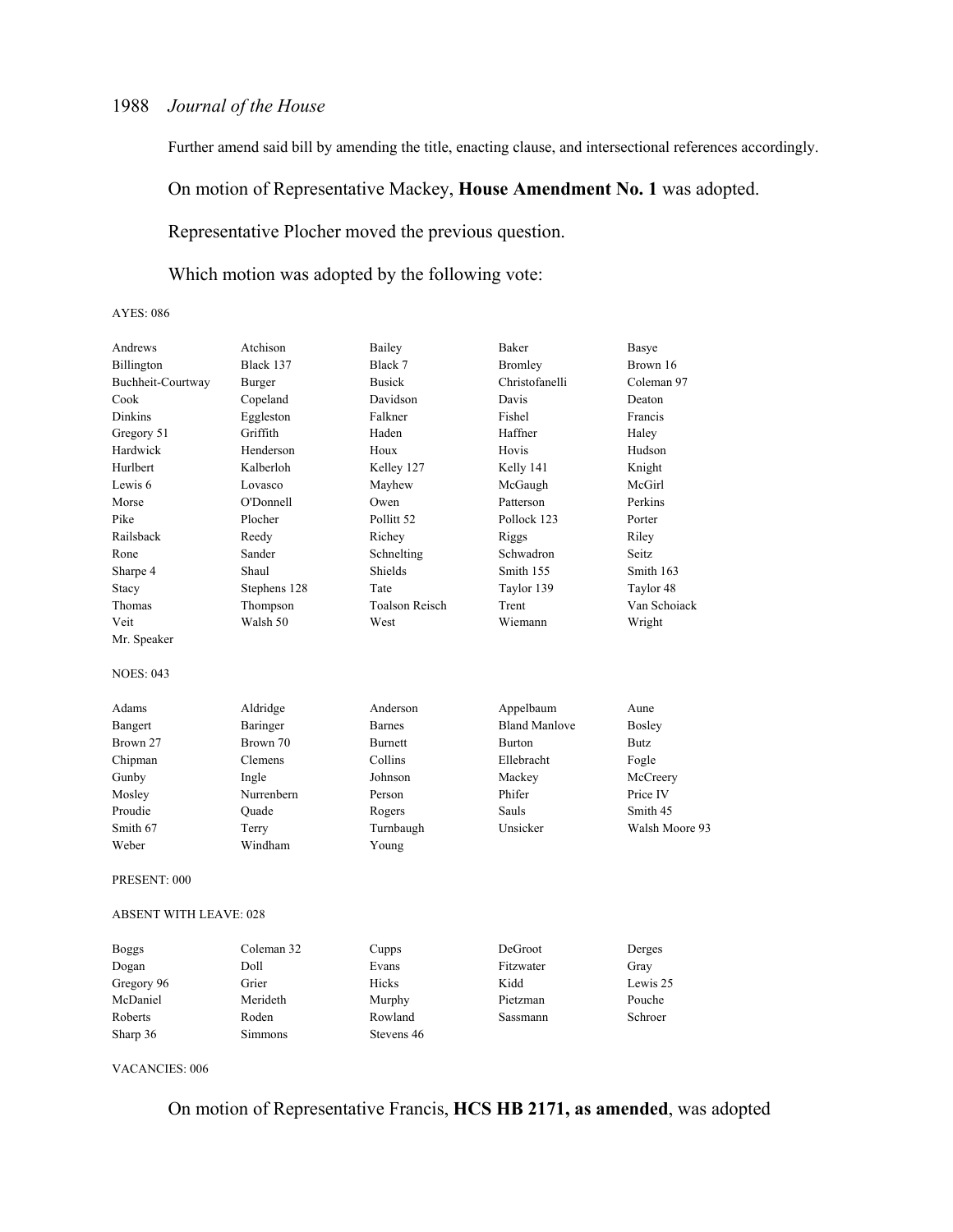Further amend said bill by amending the title, enacting clause, and intersectional references accordingly.

On motion of Representative Mackey, **House Amendment No. 1** was adopted.

Representative Plocher moved the previous question.

Which motion was adopted by the following vote:

AYES: 086

| | | | | |
|---|---|---|---|---|
| Andrews | Atchison | Bailey | Baker | Basye |
| Billington | Black 137 | Black 7 | Bromley | Brown 16 |
| Buchheit-Courtway | Burger | Busick | Christofanelli | Coleman 97 |
| Cook | Copeland | Davidson | Davis | Deaton |
| Dinkins | Eggleston | Falkner | Fishel | Francis |
| Gregory 51 | Griffith | Haden | Haffner | Haley |
| Hardwick | Henderson | Houx | Hovis | Hudson |
| Hurlbert | Kalberloh | Kelley 127 | Kelly 141 | Knight |
| Lewis 6 | Lovasco | Mayhew | McGaugh | McGirl |
| Morse | O'Donnell | Owen | Patterson | Perkins |
| Pike | Plocher | Pollitt 52 | Pollock 123 | Porter |
| Railsback | Reedy | Richey | Riggs | Riley |
| Rone | Sander | Schnelting | Schwadron | Seitz |
| Sharpe 4 | Shaul | Shields | Smith 155 | Smith 163 |
| Stacy | Stephens 128 | Tate | Taylor 139 | Taylor 48 |
| Thomas | Thompson | Toalson Reisch | Trent | Van Schoiack |
| Veit | Walsh 50 | West | Wiemann | Wright |
| Mr. Speaker | | | | |

NOES: 043

| | | | | |
|---|---|---|---|---|
| Adams | Aldridge | Anderson | Appelbaum | Aune |
| Bangert | Baringer | Barnes | Bland Manlove | Bosley |
| Brown 27 | Brown 70 | Burnett | Burton | Butz |
| Chipman | Clemens | Collins | Ellebracht | Fogle |
| Gunby | Ingle | Johnson | Mackey | McCreery |
| Mosley | Nurrenbern | Person | Phifer | Price IV |
| Proudie | Quade | Rogers | Sauls | Smith 45 |
| Smith 67 | Terry | Turnbaugh | Unsicker | Walsh Moore 93 |
| Weber | Windham | Young | | |

PRESENT: 000

ABSENT WITH LEAVE: 028

| | | | | |
|---|---|---|---|---|
| Boggs | Coleman 32 | Cupps | DeGroot | Derges |
| Dogan | Doll | Evans | Fitzwater | Gray |
| Gregory 96 | Grier | Hicks | Kidd | Lewis 25 |
| McDaniel | Merideth | Murphy | Pietzman | Pouche |
| Roberts | Roden | Rowland | Sassmann | Schroer |
| Sharp 36 | Simmons | Stevens 46 | | |

VACANCIES: 006

On motion of Representative Francis, **HCS HB 2171, as amended**, was adopted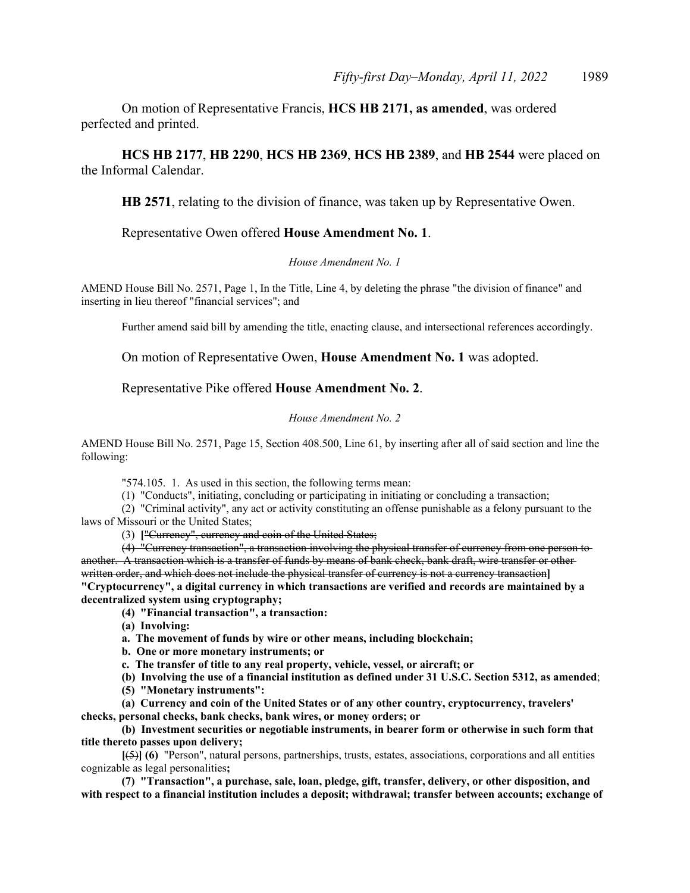On motion of Representative Francis, **HCS HB 2171, as amended**, was ordered perfected and printed.

**HCS HB 2177**, **HB 2290**, **HCS HB 2369**, **HCS HB 2389**, and **HB 2544** were placed on the Informal Calendar.

**HB 2571**, relating to the division of finance, was taken up by Representative Owen.

Representative Owen offered **House Amendment No. 1**.

*House Amendment No. 1*

AMEND House Bill No. 2571, Page 1, In the Title, Line 4, by deleting the phrase "the division of finance" and inserting in lieu thereof "financial services"; and

Further amend said bill by amending the title, enacting clause, and intersectional references accordingly.

On motion of Representative Owen, **House Amendment No. 1** was adopted.

Representative Pike offered **House Amendment No. 2**.

*House Amendment No. 2*

AMEND House Bill No. 2571, Page 15, Section 408.500, Line 61, by inserting after all of said section and line the following:

"574.105. 1. As used in this section, the following terms mean:

(1) "Conducts", initiating, concluding or participating in initiating or concluding a transaction;

(2) "Criminal activity", any act or activity constituting an offense punishable as a felony pursuant to the laws of Missouri or the United States;

(3) **[**~~"Currency", currency and coin of the United States;~~

~~(4) "Currency transaction", a transaction involving the physical transfer of currency from one person to another. A transaction which is a transfer of funds by means of bank check, bank draft, wire transfer or other written order, and which does not include the physical transfer of currency is not a currency transaction~~**] "Cryptocurrency", a digital currency in which transactions are verified and records are maintained by a decentralized system using cryptography;**

**(4) "Financial transaction", a transaction:**

**(a) Involving:**

**a. The movement of funds by wire or other means, including blockchain;**

**b. One or more monetary instruments; or**

**c. The transfer of title to any real property, vehicle, vessel, or aircraft; or**

**(b) Involving the use of a financial institution as defined under 31 U.S.C. Section 5312, as amended**;

**(5) "Monetary instruments":**

**(a) Currency and coin of the United States or of any other country, cryptocurrency, travelers' checks, personal checks, bank checks, bank wires, or money orders; or**

**(b) Investment securities or negotiable instruments, in bearer form or otherwise in such form that title thereto passes upon delivery;**

**[**~~(5)~~**] (6)** "Person", natural persons, partnerships, trusts, estates, associations, corporations and all entities cognizable as legal personalities**;**

**(7) "Transaction", a purchase, sale, loan, pledge, gift, transfer, delivery, or other disposition, and with respect to a financial institution includes a deposit; withdrawal; transfer between accounts; exchange of**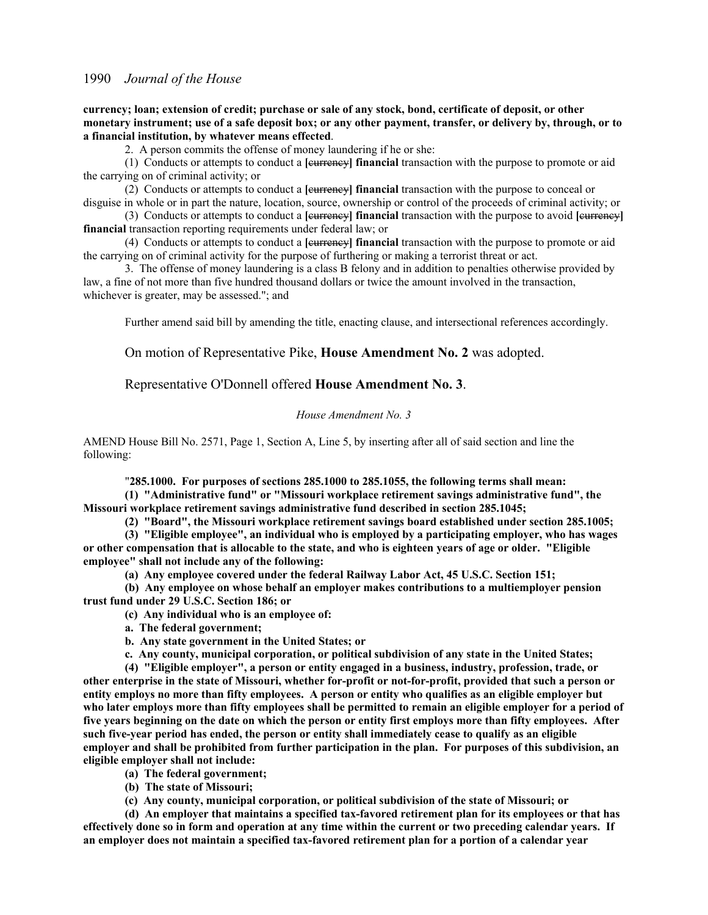**currency; loan; extension of credit; purchase or sale of any stock, bond, certificate of deposit, or other monetary instrument; use of a safe deposit box; or any other payment, transfer, or delivery by, through, or to a financial institution, by whatever means effected**.

2. A person commits the offense of money laundering if he or she:

(1) Conducts or attempts to conduct a **[**~~currency~~**] financial** transaction with the purpose to promote or aid the carrying on of criminal activity; or

(2) Conducts or attempts to conduct a **[**~~currency~~**] financial** transaction with the purpose to conceal or disguise in whole or in part the nature, location, source, ownership or control of the proceeds of criminal activity; or

(3) Conducts or attempts to conduct a **[**~~currency~~**] financial** transaction with the purpose to avoid **[**~~currency~~**] financial** transaction reporting requirements under federal law; or

(4) Conducts or attempts to conduct a **[**~~currency~~**] financial** transaction with the purpose to promote or aid the carrying on of criminal activity for the purpose of furthering or making a terrorist threat or act.

3. The offense of money laundering is a class B felony and in addition to penalties otherwise provided by law, a fine of not more than five hundred thousand dollars or twice the amount involved in the transaction, whichever is greater, may be assessed."; and

Further amend said bill by amending the title, enacting clause, and intersectional references accordingly.

On motion of Representative Pike, **House Amendment No. 2** was adopted.

Representative O'Donnell offered **House Amendment No. 3**.

*House Amendment No. 3*

AMEND House Bill No. 2571, Page 1, Section A, Line 5, by inserting after all of said section and line the following:

"**285.1000. For purposes of sections 285.1000 to 285.1055, the following terms shall mean:**

**(1) "Administrative fund" or "Missouri workplace retirement savings administrative fund", the Missouri workplace retirement savings administrative fund described in section 285.1045;**

**(2) "Board", the Missouri workplace retirement savings board established under section 285.1005;**

**(3) "Eligible employee", an individual who is employed by a participating employer, who has wages or other compensation that is allocable to the state, and who is eighteen years of age or older. "Eligible employee" shall not include any of the following:**

**(a) Any employee covered under the federal Railway Labor Act, 45 U.S.C. Section 151;**

**(b) Any employee on whose behalf an employer makes contributions to a multiemployer pension trust fund under 29 U.S.C. Section 186; or**

**(c) Any individual who is an employee of:**

**a. The federal government;**

**b. Any state government in the United States; or**

**c. Any county, municipal corporation, or political subdivision of any state in the United States;**

**(4) "Eligible employer", a person or entity engaged in a business, industry, profession, trade, or other enterprise in the state of Missouri, whether for-profit or not-for-profit, provided that such a person or entity employs no more than fifty employees. A person or entity who qualifies as an eligible employer but who later employs more than fifty employees shall be permitted to remain an eligible employer for a period of five years beginning on the date on which the person or entity first employs more than fifty employees. After such five-year period has ended, the person or entity shall immediately cease to qualify as an eligible employer and shall be prohibited from further participation in the plan. For purposes of this subdivision, an eligible employer shall not include:**

**(a) The federal government;**

**(b) The state of Missouri;**

**(c) Any county, municipal corporation, or political subdivision of the state of Missouri; or**

**(d) An employer that maintains a specified tax-favored retirement plan for its employees or that has effectively done so in form and operation at any time within the current or two preceding calendar years. If an employer does not maintain a specified tax-favored retirement plan for a portion of a calendar year**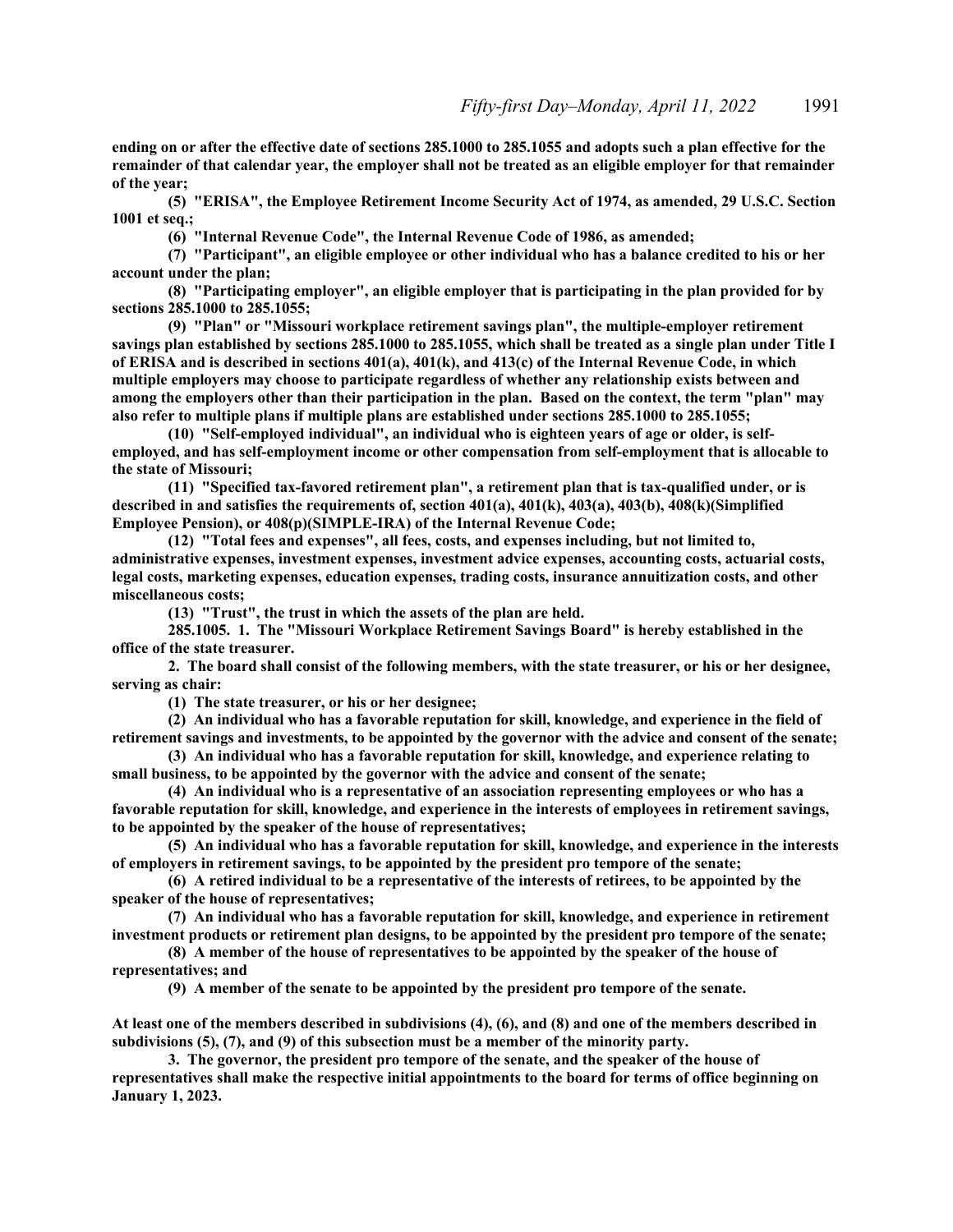**ending on or after the effective date of sections 285.1000 to 285.1055 and adopts such a plan effective for the remainder of that calendar year, the employer shall not be treated as an eligible employer for that remainder of the year;**

**(5) "ERISA", the Employee Retirement Income Security Act of 1974, as amended, 29 U.S.C. Section 1001 et seq.;**

**(6) "Internal Revenue Code", the Internal Revenue Code of 1986, as amended;**

**(7) "Participant", an eligible employee or other individual who has a balance credited to his or her account under the plan;**

**(8) "Participating employer", an eligible employer that is participating in the plan provided for by sections 285.1000 to 285.1055;**

**(9) "Plan" or "Missouri workplace retirement savings plan", the multiple-employer retirement savings plan established by sections 285.1000 to 285.1055, which shall be treated as a single plan under Title I of ERISA and is described in sections 401(a), 401(k), and 413(c) of the Internal Revenue Code, in which multiple employers may choose to participate regardless of whether any relationship exists between and among the employers other than their participation in the plan. Based on the context, the term "plan" may also refer to multiple plans if multiple plans are established under sections 285.1000 to 285.1055;**

**(10) "Self-employed individual", an individual who is eighteen years of age or older, is self-employed, and has self-employment income or other compensation from self-employment that is allocable to the state of Missouri;**

**(11) "Specified tax-favored retirement plan", a retirement plan that is tax-qualified under, or is described in and satisfies the requirements of, section 401(a), 401(k), 403(a), 403(b), 408(k)(Simplified Employee Pension), or 408(p)(SIMPLE-IRA) of the Internal Revenue Code;**

**(12) "Total fees and expenses", all fees, costs, and expenses including, but not limited to, administrative expenses, investment expenses, investment advice expenses, accounting costs, actuarial costs, legal costs, marketing expenses, education expenses, trading costs, insurance annuitization costs, and other miscellaneous costs;**

**(13) "Trust", the trust in which the assets of the plan are held.**

**285.1005. 1. The "Missouri Workplace Retirement Savings Board" is hereby established in the office of the state treasurer.**

**2. The board shall consist of the following members, with the state treasurer, or his or her designee, serving as chair:**

**(1) The state treasurer, or his or her designee;**

**(2) An individual who has a favorable reputation for skill, knowledge, and experience in the field of retirement savings and investments, to be appointed by the governor with the advice and consent of the senate;**

**(3) An individual who has a favorable reputation for skill, knowledge, and experience relating to small business, to be appointed by the governor with the advice and consent of the senate;**

**(4) An individual who is a representative of an association representing employees or who has a favorable reputation for skill, knowledge, and experience in the interests of employees in retirement savings, to be appointed by the speaker of the house of representatives;**

**(5) An individual who has a favorable reputation for skill, knowledge, and experience in the interests of employers in retirement savings, to be appointed by the president pro tempore of the senate;**

**(6) A retired individual to be a representative of the interests of retirees, to be appointed by the speaker of the house of representatives;**

**(7) An individual who has a favorable reputation for skill, knowledge, and experience in retirement investment products or retirement plan designs, to be appointed by the president pro tempore of the senate;**

**(8) A member of the house of representatives to be appointed by the speaker of the house of representatives; and**

**(9) A member of the senate to be appointed by the president pro tempore of the senate.**

**At least one of the members described in subdivisions (4), (6), and (8) and one of the members described in subdivisions (5), (7), and (9) of this subsection must be a member of the minority party.**

**3. The governor, the president pro tempore of the senate, and the speaker of the house of representatives shall make the respective initial appointments to the board for terms of office beginning on January 1, 2023.**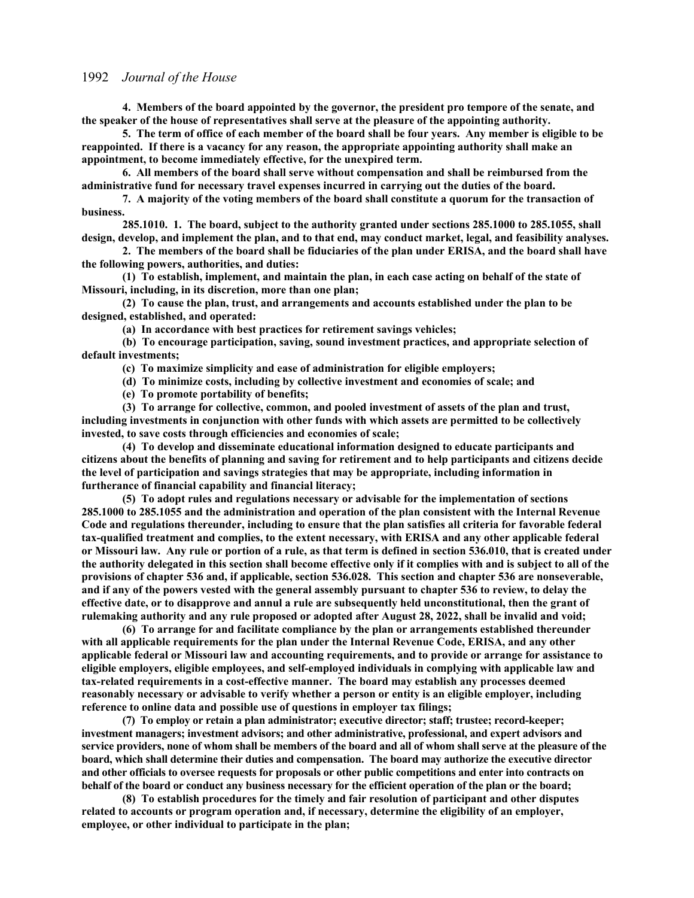**4. Members of the board appointed by the governor, the president pro tempore of the senate, and the speaker of the house of representatives shall serve at the pleasure of the appointing authority.**

**5. The term of office of each member of the board shall be four years. Any member is eligible to be reappointed. If there is a vacancy for any reason, the appropriate appointing authority shall make an appointment, to become immediately effective, for the unexpired term.**

**6. All members of the board shall serve without compensation and shall be reimbursed from the administrative fund for necessary travel expenses incurred in carrying out the duties of the board.**

**7. A majority of the voting members of the board shall constitute a quorum for the transaction of business.**

**285.1010. 1. The board, subject to the authority granted under sections 285.1000 to 285.1055, shall design, develop, and implement the plan, and to that end, may conduct market, legal, and feasibility analyses.**

**2. The members of the board shall be fiduciaries of the plan under ERISA, and the board shall have the following powers, authorities, and duties:**

**(1) To establish, implement, and maintain the plan, in each case acting on behalf of the state of Missouri, including, in its discretion, more than one plan;**

**(2) To cause the plan, trust, and arrangements and accounts established under the plan to be designed, established, and operated:**

**(a) In accordance with best practices for retirement savings vehicles;**

**(b) To encourage participation, saving, sound investment practices, and appropriate selection of default investments;**

**(c) To maximize simplicity and ease of administration for eligible employers;**

**(d) To minimize costs, including by collective investment and economies of scale; and**

**(e) To promote portability of benefits;**

**(3) To arrange for collective, common, and pooled investment of assets of the plan and trust, including investments in conjunction with other funds with which assets are permitted to be collectively invested, to save costs through efficiencies and economies of scale;**

**(4) To develop and disseminate educational information designed to educate participants and citizens about the benefits of planning and saving for retirement and to help participants and citizens decide the level of participation and savings strategies that may be appropriate, including information in furtherance of financial capability and financial literacy;**

**(5) To adopt rules and regulations necessary or advisable for the implementation of sections 285.1000 to 285.1055 and the administration and operation of the plan consistent with the Internal Revenue Code and regulations thereunder, including to ensure that the plan satisfies all criteria for favorable federal tax-qualified treatment and complies, to the extent necessary, with ERISA and any other applicable federal or Missouri law. Any rule or portion of a rule, as that term is defined in section 536.010, that is created under the authority delegated in this section shall become effective only if it complies with and is subject to all of the provisions of chapter 536 and, if applicable, section 536.028. This section and chapter 536 are nonseverable, and if any of the powers vested with the general assembly pursuant to chapter 536 to review, to delay the effective date, or to disapprove and annul a rule are subsequently held unconstitutional, then the grant of rulemaking authority and any rule proposed or adopted after August 28, 2022, shall be invalid and void;**

**(6) To arrange for and facilitate compliance by the plan or arrangements established thereunder with all applicable requirements for the plan under the Internal Revenue Code, ERISA, and any other applicable federal or Missouri law and accounting requirements, and to provide or arrange for assistance to eligible employers, eligible employees, and self-employed individuals in complying with applicable law and tax-related requirements in a cost-effective manner. The board may establish any processes deemed reasonably necessary or advisable to verify whether a person or entity is an eligible employer, including reference to online data and possible use of questions in employer tax filings;**

**(7) To employ or retain a plan administrator; executive director; staff; trustee; record-keeper; investment managers; investment advisors; and other administrative, professional, and expert advisors and service providers, none of whom shall be members of the board and all of whom shall serve at the pleasure of the board, which shall determine their duties and compensation. The board may authorize the executive director and other officials to oversee requests for proposals or other public competitions and enter into contracts on behalf of the board or conduct any business necessary for the efficient operation of the plan or the board;**

**(8) To establish procedures for the timely and fair resolution of participant and other disputes related to accounts or program operation and, if necessary, determine the eligibility of an employer, employee, or other individual to participate in the plan;**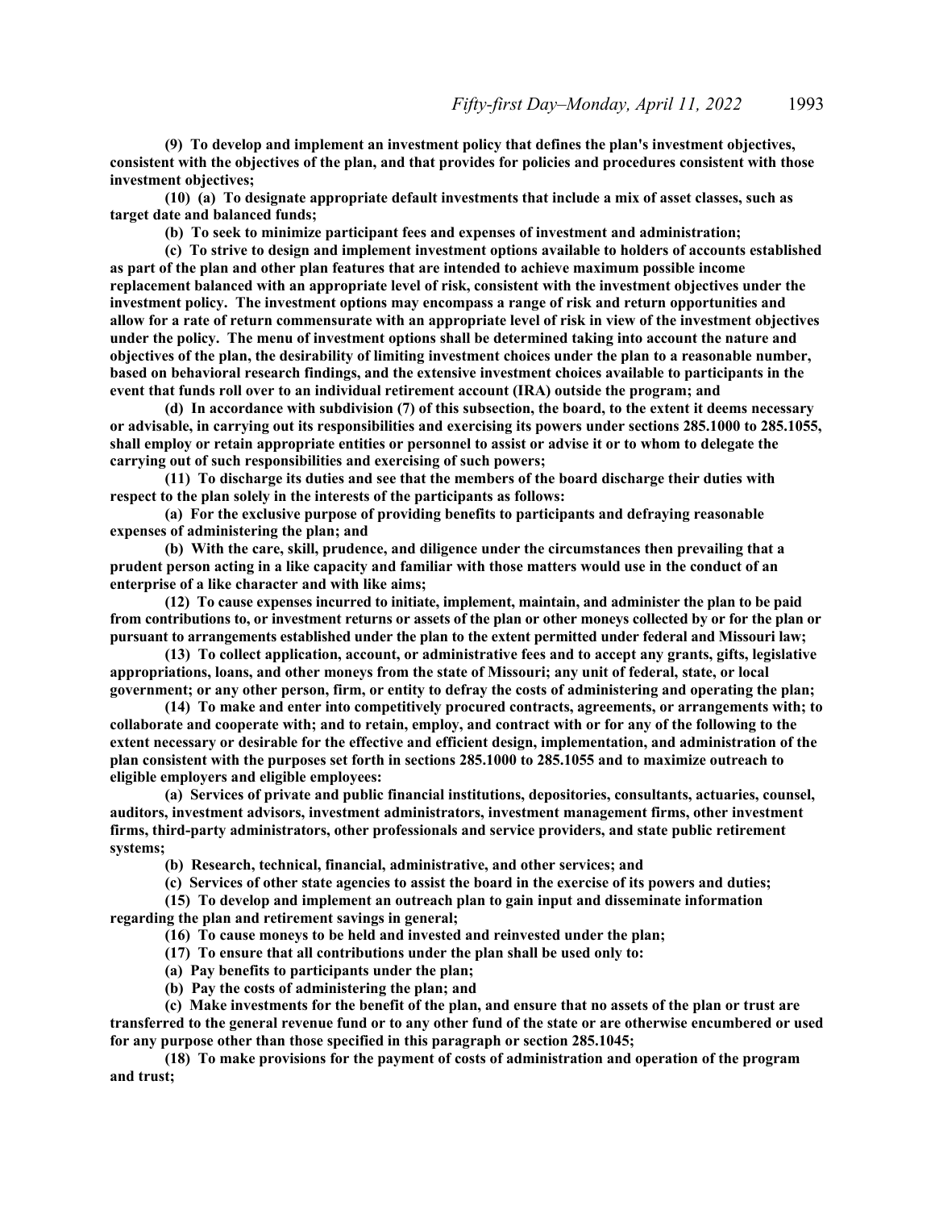**(9) To develop and implement an investment policy that defines the plan's investment objectives, consistent with the objectives of the plan, and that provides for policies and procedures consistent with those investment objectives;**

**(10) (a) To designate appropriate default investments that include a mix of asset classes, such as target date and balanced funds;**

**(b) To seek to minimize participant fees and expenses of investment and administration;**

**(c) To strive to design and implement investment options available to holders of accounts established as part of the plan and other plan features that are intended to achieve maximum possible income replacement balanced with an appropriate level of risk, consistent with the investment objectives under the investment policy. The investment options may encompass a range of risk and return opportunities and allow for a rate of return commensurate with an appropriate level of risk in view of the investment objectives under the policy. The menu of investment options shall be determined taking into account the nature and objectives of the plan, the desirability of limiting investment choices under the plan to a reasonable number, based on behavioral research findings, and the extensive investment choices available to participants in the event that funds roll over to an individual retirement account (IRA) outside the program; and**

**(d) In accordance with subdivision (7) of this subsection, the board, to the extent it deems necessary or advisable, in carrying out its responsibilities and exercising its powers under sections 285.1000 to 285.1055, shall employ or retain appropriate entities or personnel to assist or advise it or to whom to delegate the carrying out of such responsibilities and exercising of such powers;**

**(11) To discharge its duties and see that the members of the board discharge their duties with respect to the plan solely in the interests of the participants as follows:**

**(a) For the exclusive purpose of providing benefits to participants and defraying reasonable expenses of administering the plan; and**

**(b) With the care, skill, prudence, and diligence under the circumstances then prevailing that a prudent person acting in a like capacity and familiar with those matters would use in the conduct of an enterprise of a like character and with like aims;**

**(12) To cause expenses incurred to initiate, implement, maintain, and administer the plan to be paid from contributions to, or investment returns or assets of the plan or other moneys collected by or for the plan or pursuant to arrangements established under the plan to the extent permitted under federal and Missouri law;**

**(13) To collect application, account, or administrative fees and to accept any grants, gifts, legislative appropriations, loans, and other moneys from the state of Missouri; any unit of federal, state, or local government; or any other person, firm, or entity to defray the costs of administering and operating the plan;**

**(14) To make and enter into competitively procured contracts, agreements, or arrangements with; to collaborate and cooperate with; and to retain, employ, and contract with or for any of the following to the extent necessary or desirable for the effective and efficient design, implementation, and administration of the plan consistent with the purposes set forth in sections 285.1000 to 285.1055 and to maximize outreach to eligible employers and eligible employees:**

**(a) Services of private and public financial institutions, depositories, consultants, actuaries, counsel, auditors, investment advisors, investment administrators, investment management firms, other investment firms, third-party administrators, other professionals and service providers, and state public retirement systems;**

**(b) Research, technical, financial, administrative, and other services; and**

**(c) Services of other state agencies to assist the board in the exercise of its powers and duties;**

**(15) To develop and implement an outreach plan to gain input and disseminate information regarding the plan and retirement savings in general;**

**(16) To cause moneys to be held and invested and reinvested under the plan;**

**(17) To ensure that all contributions under the plan shall be used only to:**

**(a) Pay benefits to participants under the plan;**

**(b) Pay the costs of administering the plan; and**

**(c) Make investments for the benefit of the plan, and ensure that no assets of the plan or trust are transferred to the general revenue fund or to any other fund of the state or are otherwise encumbered or used for any purpose other than those specified in this paragraph or section 285.1045;**

**(18) To make provisions for the payment of costs of administration and operation of the program and trust;**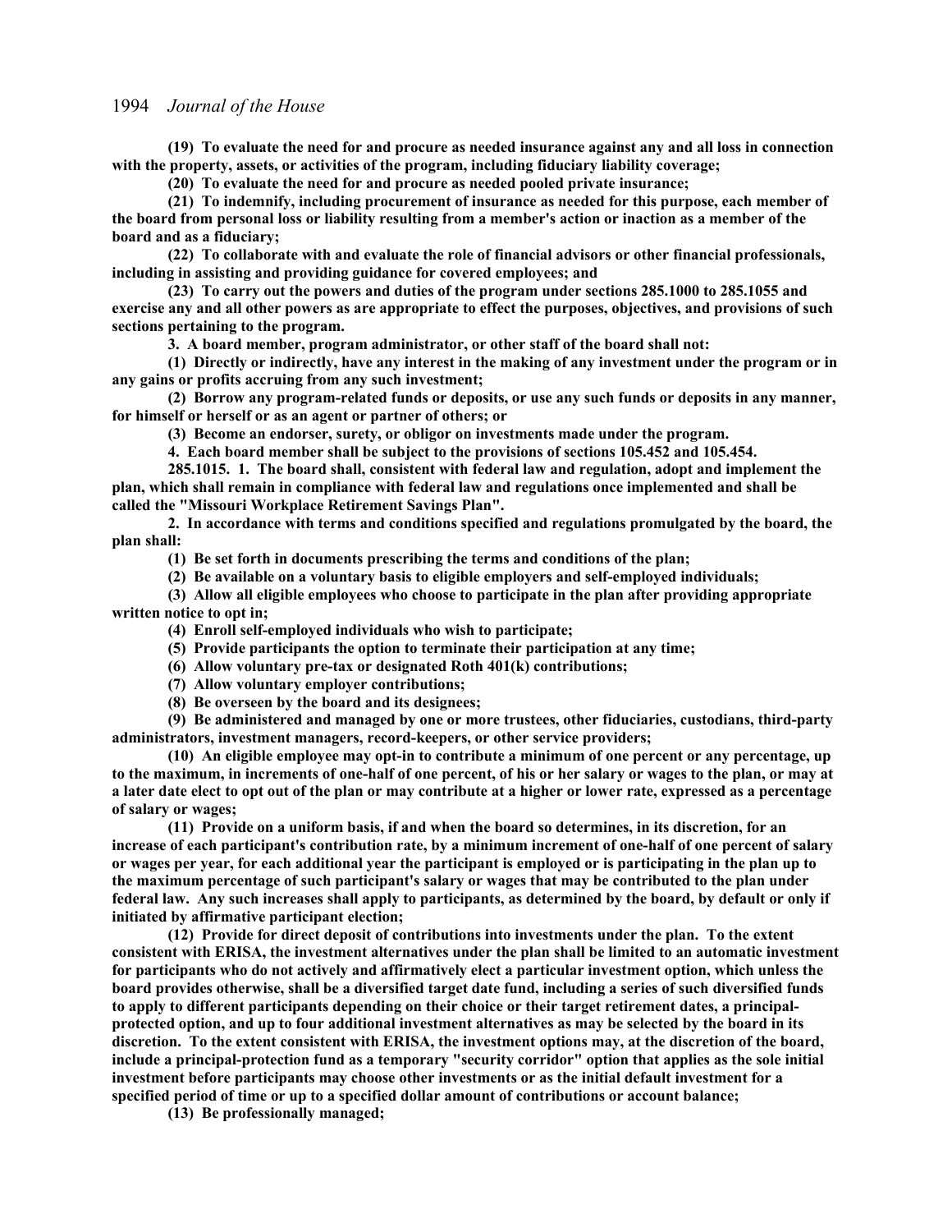**(19) To evaluate the need for and procure as needed insurance against any and all loss in connection with the property, assets, or activities of the program, including fiduciary liability coverage;**

**(20) To evaluate the need for and procure as needed pooled private insurance;**

**(21) To indemnify, including procurement of insurance as needed for this purpose, each member of the board from personal loss or liability resulting from a member's action or inaction as a member of the board and as a fiduciary;**

**(22) To collaborate with and evaluate the role of financial advisors or other financial professionals, including in assisting and providing guidance for covered employees; and**

**(23) To carry out the powers and duties of the program under sections 285.1000 to 285.1055 and exercise any and all other powers as are appropriate to effect the purposes, objectives, and provisions of such sections pertaining to the program.**

**3. A board member, program administrator, or other staff of the board shall not:**

**(1) Directly or indirectly, have any interest in the making of any investment under the program or in any gains or profits accruing from any such investment;**

**(2) Borrow any program-related funds or deposits, or use any such funds or deposits in any manner, for himself or herself or as an agent or partner of others; or**

**(3) Become an endorser, surety, or obligor on investments made under the program.**

**4. Each board member shall be subject to the provisions of sections 105.452 and 105.454.**

**285.1015. 1. The board shall, consistent with federal law and regulation, adopt and implement the plan, which shall remain in compliance with federal law and regulations once implemented and shall be called the "Missouri Workplace Retirement Savings Plan".**

**2. In accordance with terms and conditions specified and regulations promulgated by the board, the plan shall:**

**(1) Be set forth in documents prescribing the terms and conditions of the plan;**

**(2) Be available on a voluntary basis to eligible employers and self-employed individuals;**

**(3) Allow all eligible employees who choose to participate in the plan after providing appropriate written notice to opt in;**

**(4) Enroll self-employed individuals who wish to participate;**

**(5) Provide participants the option to terminate their participation at any time;**

**(6) Allow voluntary pre-tax or designated Roth 401(k) contributions;**

**(7) Allow voluntary employer contributions;**

**(8) Be overseen by the board and its designees;**

**(9) Be administered and managed by one or more trustees, other fiduciaries, custodians, third-party administrators, investment managers, record-keepers, or other service providers;**

**(10) An eligible employee may opt-in to contribute a minimum of one percent or any percentage, up to the maximum, in increments of one-half of one percent, of his or her salary or wages to the plan, or may at a later date elect to opt out of the plan or may contribute at a higher or lower rate, expressed as a percentage of salary or wages;**

**(11) Provide on a uniform basis, if and when the board so determines, in its discretion, for an increase of each participant's contribution rate, by a minimum increment of one-half of one percent of salary or wages per year, for each additional year the participant is employed or is participating in the plan up to the maximum percentage of such participant's salary or wages that may be contributed to the plan under federal law. Any such increases shall apply to participants, as determined by the board, by default or only if initiated by affirmative participant election;**

**(12) Provide for direct deposit of contributions into investments under the plan. To the extent consistent with ERISA, the investment alternatives under the plan shall be limited to an automatic investment for participants who do not actively and affirmatively elect a particular investment option, which unless the board provides otherwise, shall be a diversified target date fund, including a series of such diversified funds to apply to different participants depending on their choice or their target retirement dates, a principal-protected option, and up to four additional investment alternatives as may be selected by the board in its discretion. To the extent consistent with ERISA, the investment options may, at the discretion of the board, include a principal-protection fund as a temporary "security corridor" option that applies as the sole initial investment before participants may choose other investments or as the initial default investment for a specified period of time or up to a specified dollar amount of contributions or account balance;**

**(13) Be professionally managed;**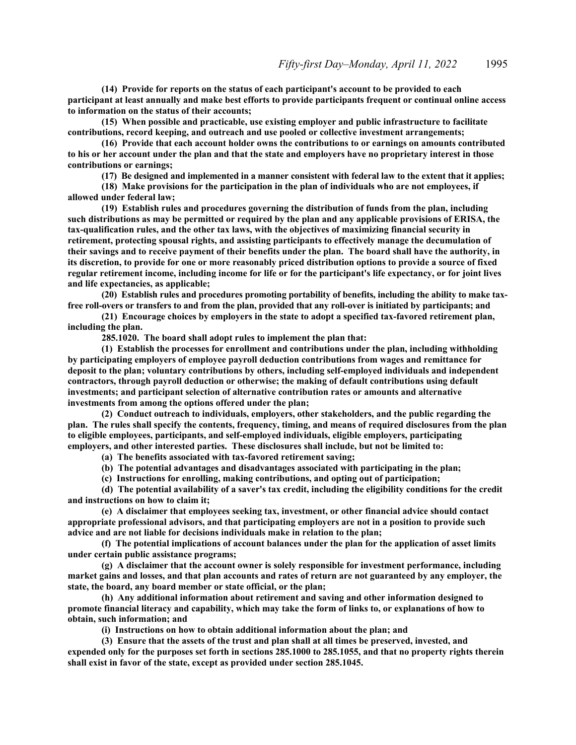**(14) Provide for reports on the status of each participant's account to be provided to each participant at least annually and make best efforts to provide participants frequent or continual online access to information on the status of their accounts;**

**(15) When possible and practicable, use existing employer and public infrastructure to facilitate contributions, record keeping, and outreach and use pooled or collective investment arrangements;**

**(16) Provide that each account holder owns the contributions to or earnings on amounts contributed to his or her account under the plan and that the state and employers have no proprietary interest in those contributions or earnings;**

**(17) Be designed and implemented in a manner consistent with federal law to the extent that it applies;**

**(18) Make provisions for the participation in the plan of individuals who are not employees, if allowed under federal law;**

**(19) Establish rules and procedures governing the distribution of funds from the plan, including such distributions as may be permitted or required by the plan and any applicable provisions of ERISA, the tax-qualification rules, and the other tax laws, with the objectives of maximizing financial security in retirement, protecting spousal rights, and assisting participants to effectively manage the decumulation of their savings and to receive payment of their benefits under the plan. The board shall have the authority, in its discretion, to provide for one or more reasonably priced distribution options to provide a source of fixed regular retirement income, including income for life or for the participant's life expectancy, or for joint lives and life expectancies, as applicable;**

**(20) Establish rules and procedures promoting portability of benefits, including the ability to make tax-free roll-overs or transfers to and from the plan, provided that any roll-over is initiated by participants; and**

**(21) Encourage choices by employers in the state to adopt a specified tax-favored retirement plan, including the plan.**

**285.1020. The board shall adopt rules to implement the plan that:**

**(1) Establish the processes for enrollment and contributions under the plan, including withholding by participating employers of employee payroll deduction contributions from wages and remittance for deposit to the plan; voluntary contributions by others, including self-employed individuals and independent contractors, through payroll deduction or otherwise; the making of default contributions using default investments; and participant selection of alternative contribution rates or amounts and alternative investments from among the options offered under the plan;**

**(2) Conduct outreach to individuals, employers, other stakeholders, and the public regarding the plan. The rules shall specify the contents, frequency, timing, and means of required disclosures from the plan to eligible employees, participants, and self-employed individuals, eligible employers, participating employers, and other interested parties. These disclosures shall include, but not be limited to:**

**(a) The benefits associated with tax-favored retirement saving;**

**(b) The potential advantages and disadvantages associated with participating in the plan;**

**(c) Instructions for enrolling, making contributions, and opting out of participation;**

**(d) The potential availability of a saver's tax credit, including the eligibility conditions for the credit and instructions on how to claim it;**

**(e) A disclaimer that employees seeking tax, investment, or other financial advice should contact appropriate professional advisors, and that participating employers are not in a position to provide such advice and are not liable for decisions individuals make in relation to the plan;**

**(f) The potential implications of account balances under the plan for the application of asset limits under certain public assistance programs;**

**(g) A disclaimer that the account owner is solely responsible for investment performance, including market gains and losses, and that plan accounts and rates of return are not guaranteed by any employer, the state, the board, any board member or state official, or the plan;**

**(h) Any additional information about retirement and saving and other information designed to promote financial literacy and capability, which may take the form of links to, or explanations of how to obtain, such information; and**

**(i) Instructions on how to obtain additional information about the plan; and**

**(3) Ensure that the assets of the trust and plan shall at all times be preserved, invested, and expended only for the purposes set forth in sections 285.1000 to 285.1055, and that no property rights therein shall exist in favor of the state, except as provided under section 285.1045.**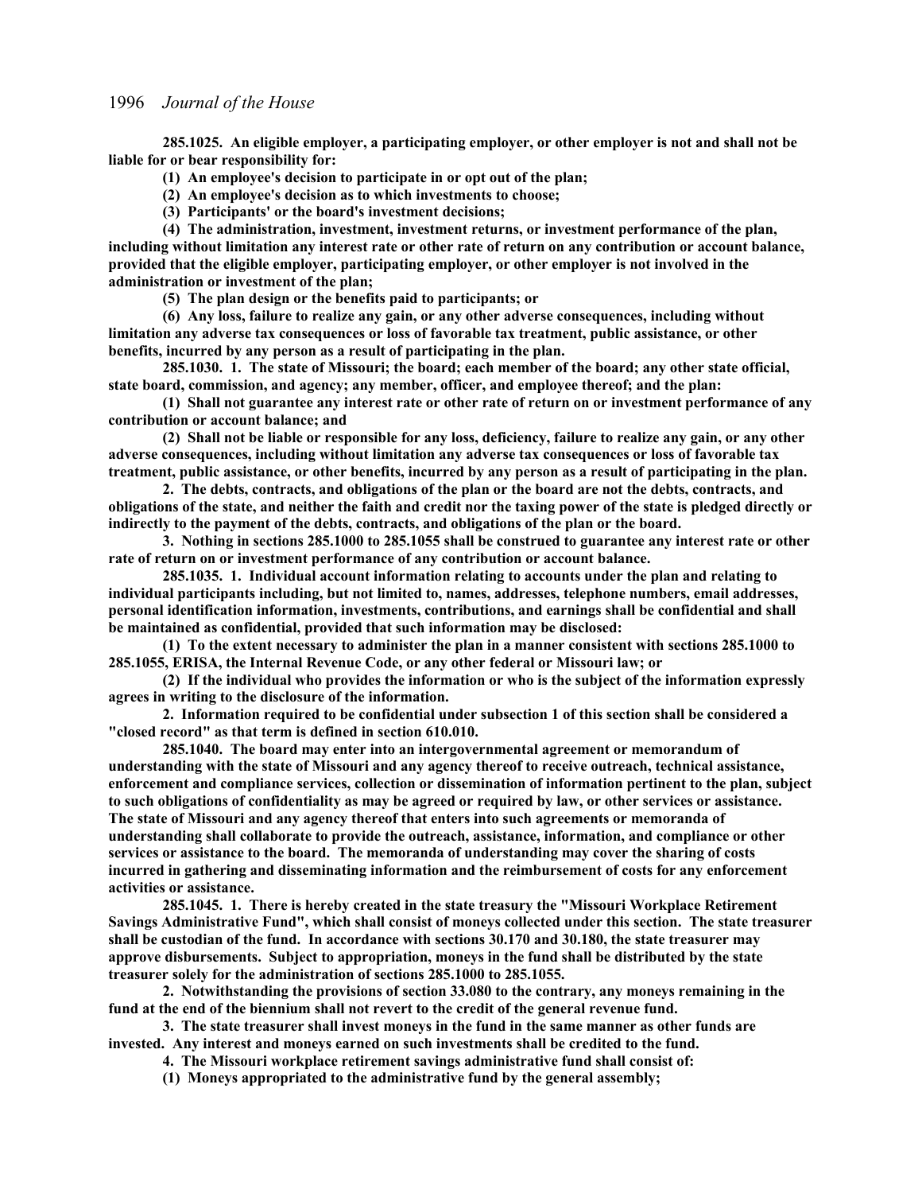**285.1025. An eligible employer, a participating employer, or other employer is not and shall not be liable for or bear responsibility for:**

**(1) An employee's decision to participate in or opt out of the plan;**

**(2) An employee's decision as to which investments to choose;**

**(3) Participants' or the board's investment decisions;**

**(4) The administration, investment, investment returns, or investment performance of the plan, including without limitation any interest rate or other rate of return on any contribution or account balance, provided that the eligible employer, participating employer, or other employer is not involved in the administration or investment of the plan;**

**(5) The plan design or the benefits paid to participants; or**

**(6) Any loss, failure to realize any gain, or any other adverse consequences, including without limitation any adverse tax consequences or loss of favorable tax treatment, public assistance, or other benefits, incurred by any person as a result of participating in the plan.**

**285.1030. 1. The state of Missouri; the board; each member of the board; any other state official, state board, commission, and agency; any member, officer, and employee thereof; and the plan:**

**(1) Shall not guarantee any interest rate or other rate of return on or investment performance of any contribution or account balance; and**

**(2) Shall not be liable or responsible for any loss, deficiency, failure to realize any gain, or any other adverse consequences, including without limitation any adverse tax consequences or loss of favorable tax treatment, public assistance, or other benefits, incurred by any person as a result of participating in the plan.**

**2. The debts, contracts, and obligations of the plan or the board are not the debts, contracts, and obligations of the state, and neither the faith and credit nor the taxing power of the state is pledged directly or indirectly to the payment of the debts, contracts, and obligations of the plan or the board.**

**3. Nothing in sections 285.1000 to 285.1055 shall be construed to guarantee any interest rate or other rate of return on or investment performance of any contribution or account balance.**

**285.1035. 1. Individual account information relating to accounts under the plan and relating to individual participants including, but not limited to, names, addresses, telephone numbers, email addresses, personal identification information, investments, contributions, and earnings shall be confidential and shall be maintained as confidential, provided that such information may be disclosed:**

**(1) To the extent necessary to administer the plan in a manner consistent with sections 285.1000 to 285.1055, ERISA, the Internal Revenue Code, or any other federal or Missouri law; or**

**(2) If the individual who provides the information or who is the subject of the information expressly agrees in writing to the disclosure of the information.**

**2. Information required to be confidential under subsection 1 of this section shall be considered a "closed record" as that term is defined in section 610.010.**

**285.1040. The board may enter into an intergovernmental agreement or memorandum of understanding with the state of Missouri and any agency thereof to receive outreach, technical assistance, enforcement and compliance services, collection or dissemination of information pertinent to the plan, subject to such obligations of confidentiality as may be agreed or required by law, or other services or assistance. The state of Missouri and any agency thereof that enters into such agreements or memoranda of understanding shall collaborate to provide the outreach, assistance, information, and compliance or other services or assistance to the board. The memoranda of understanding may cover the sharing of costs incurred in gathering and disseminating information and the reimbursement of costs for any enforcement activities or assistance.**

**285.1045. 1. There is hereby created in the state treasury the "Missouri Workplace Retirement Savings Administrative Fund", which shall consist of moneys collected under this section. The state treasurer shall be custodian of the fund. In accordance with sections 30.170 and 30.180, the state treasurer may approve disbursements. Subject to appropriation, moneys in the fund shall be distributed by the state treasurer solely for the administration of sections 285.1000 to 285.1055.**

**2. Notwithstanding the provisions of section 33.080 to the contrary, any moneys remaining in the fund at the end of the biennium shall not revert to the credit of the general revenue fund.**

**3. The state treasurer shall invest moneys in the fund in the same manner as other funds are invested. Any interest and moneys earned on such investments shall be credited to the fund.**

**4. The Missouri workplace retirement savings administrative fund shall consist of:**

**(1) Moneys appropriated to the administrative fund by the general assembly;**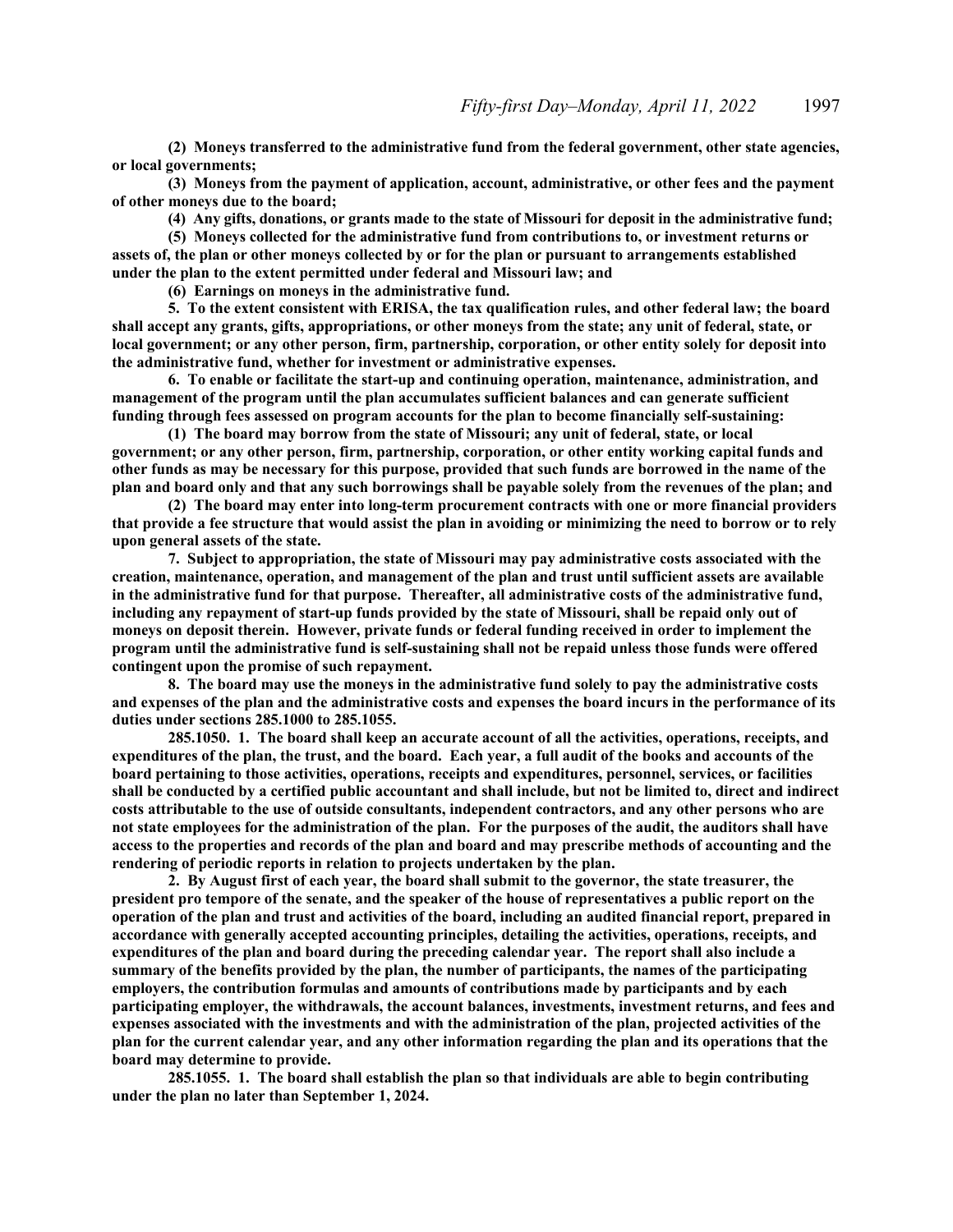**(2) Moneys transferred to the administrative fund from the federal government, other state agencies, or local governments;**

**(3) Moneys from the payment of application, account, administrative, or other fees and the payment of other moneys due to the board;**

**(4) Any gifts, donations, or grants made to the state of Missouri for deposit in the administrative fund;**

**(5) Moneys collected for the administrative fund from contributions to, or investment returns or assets of, the plan or other moneys collected by or for the plan or pursuant to arrangements established under the plan to the extent permitted under federal and Missouri law; and**

**(6) Earnings on moneys in the administrative fund.**

**5. To the extent consistent with ERISA, the tax qualification rules, and other federal law; the board shall accept any grants, gifts, appropriations, or other moneys from the state; any unit of federal, state, or local government; or any other person, firm, partnership, corporation, or other entity solely for deposit into the administrative fund, whether for investment or administrative expenses.**

**6. To enable or facilitate the start-up and continuing operation, maintenance, administration, and management of the program until the plan accumulates sufficient balances and can generate sufficient funding through fees assessed on program accounts for the plan to become financially self-sustaining:**

**(1) The board may borrow from the state of Missouri; any unit of federal, state, or local government; or any other person, firm, partnership, corporation, or other entity working capital funds and other funds as may be necessary for this purpose, provided that such funds are borrowed in the name of the plan and board only and that any such borrowings shall be payable solely from the revenues of the plan; and**

**(2) The board may enter into long-term procurement contracts with one or more financial providers that provide a fee structure that would assist the plan in avoiding or minimizing the need to borrow or to rely upon general assets of the state.**

**7. Subject to appropriation, the state of Missouri may pay administrative costs associated with the creation, maintenance, operation, and management of the plan and trust until sufficient assets are available in the administrative fund for that purpose. Thereafter, all administrative costs of the administrative fund, including any repayment of start-up funds provided by the state of Missouri, shall be repaid only out of moneys on deposit therein. However, private funds or federal funding received in order to implement the program until the administrative fund is self-sustaining shall not be repaid unless those funds were offered contingent upon the promise of such repayment.**

**8. The board may use the moneys in the administrative fund solely to pay the administrative costs and expenses of the plan and the administrative costs and expenses the board incurs in the performance of its duties under sections 285.1000 to 285.1055.**

**285.1050. 1. The board shall keep an accurate account of all the activities, operations, receipts, and expenditures of the plan, the trust, and the board. Each year, a full audit of the books and accounts of the board pertaining to those activities, operations, receipts and expenditures, personnel, services, or facilities shall be conducted by a certified public accountant and shall include, but not be limited to, direct and indirect costs attributable to the use of outside consultants, independent contractors, and any other persons who are not state employees for the administration of the plan. For the purposes of the audit, the auditors shall have access to the properties and records of the plan and board and may prescribe methods of accounting and the rendering of periodic reports in relation to projects undertaken by the plan.**

**2. By August first of each year, the board shall submit to the governor, the state treasurer, the president pro tempore of the senate, and the speaker of the house of representatives a public report on the operation of the plan and trust and activities of the board, including an audited financial report, prepared in accordance with generally accepted accounting principles, detailing the activities, operations, receipts, and expenditures of the plan and board during the preceding calendar year. The report shall also include a summary of the benefits provided by the plan, the number of participants, the names of the participating employers, the contribution formulas and amounts of contributions made by participants and by each participating employer, the withdrawals, the account balances, investments, investment returns, and fees and expenses associated with the investments and with the administration of the plan, projected activities of the plan for the current calendar year, and any other information regarding the plan and its operations that the board may determine to provide.**

**285.1055. 1. The board shall establish the plan so that individuals are able to begin contributing under the plan no later than September 1, 2024.**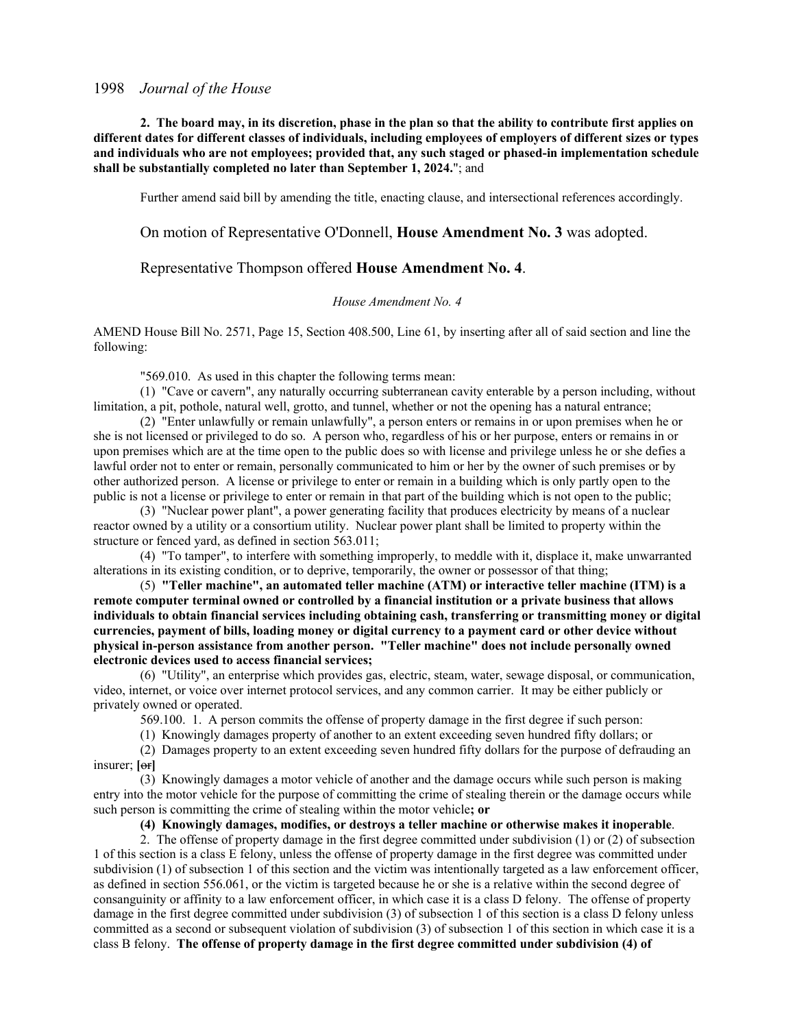**2. The board may, in its discretion, phase in the plan so that the ability to contribute first applies on different dates for different classes of individuals, including employees of employers of different sizes or types and individuals who are not employees; provided that, any such staged or phased-in implementation schedule shall be substantially completed no later than September 1, 2024.**"; and

Further amend said bill by amending the title, enacting clause, and intersectional references accordingly.

On motion of Representative O'Donnell, **House Amendment No. 3** was adopted.

Representative Thompson offered **House Amendment No. 4**.

*House Amendment No. 4*

AMEND House Bill No. 2571, Page 15, Section 408.500, Line 61, by inserting after all of said section and line the following:

"569.010. As used in this chapter the following terms mean:

(1) "Cave or cavern", any naturally occurring subterranean cavity enterable by a person including, without limitation, a pit, pothole, natural well, grotto, and tunnel, whether or not the opening has a natural entrance;

(2) "Enter unlawfully or remain unlawfully", a person enters or remains in or upon premises when he or she is not licensed or privileged to do so. A person who, regardless of his or her purpose, enters or remains in or upon premises which are at the time open to the public does so with license and privilege unless he or she defies a lawful order not to enter or remain, personally communicated to him or her by the owner of such premises or by other authorized person. A license or privilege to enter or remain in a building which is only partly open to the public is not a license or privilege to enter or remain in that part of the building which is not open to the public;

(3) "Nuclear power plant", a power generating facility that produces electricity by means of a nuclear reactor owned by a utility or a consortium utility. Nuclear power plant shall be limited to property within the structure or fenced yard, as defined in section 563.011;

(4) "To tamper", to interfere with something improperly, to meddle with it, displace it, make unwarranted alterations in its existing condition, or to deprive, temporarily, the owner or possessor of that thing;

(5) **"Teller machine", an automated teller machine (ATM) or interactive teller machine (ITM) is a remote computer terminal owned or controlled by a financial institution or a private business that allows individuals to obtain financial services including obtaining cash, transferring or transmitting money or digital currencies, payment of bills, loading money or digital currency to a payment card or other device without physical in-person assistance from another person. "Teller machine" does not include personally owned electronic devices used to access financial services;**

(6) "Utility", an enterprise which provides gas, electric, steam, water, sewage disposal, or communication, video, internet, or voice over internet protocol services, and any common carrier. It may be either publicly or privately owned or operated.

569.100. 1. A person commits the offense of property damage in the first degree if such person:

(1) Knowingly damages property of another to an extent exceeding seven hundred fifty dollars; or

(2) Damages property to an extent exceeding seven hundred fifty dollars for the purpose of defrauding an insurer; **[~~or~~]**

(3) Knowingly damages a motor vehicle of another and the damage occurs while such person is making entry into the motor vehicle for the purpose of committing the crime of stealing therein or the damage occurs while such person is committing the crime of stealing within the motor vehicle**; or**

**(4) Knowingly damages, modifies, or destroys a teller machine or otherwise makes it inoperable**.

2. The offense of property damage in the first degree committed under subdivision (1) or (2) of subsection 1 of this section is a class E felony, unless the offense of property damage in the first degree was committed under subdivision (1) of subsection 1 of this section and the victim was intentionally targeted as a law enforcement officer, as defined in section 556.061, or the victim is targeted because he or she is a relative within the second degree of consanguinity or affinity to a law enforcement officer, in which case it is a class D felony. The offense of property damage in the first degree committed under subdivision (3) of subsection 1 of this section is a class D felony unless committed as a second or subsequent violation of subdivision (3) of subsection 1 of this section in which case it is a class B felony. **The offense of property damage in the first degree committed under subdivision (4) of**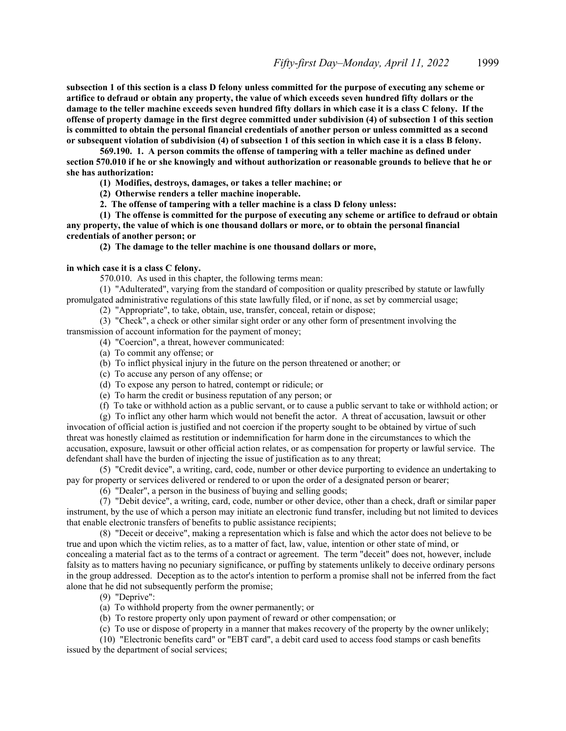**subsection 1 of this section is a class D felony unless committed for the purpose of executing any scheme or artifice to defraud or obtain any property, the value of which exceeds seven hundred fifty dollars or the damage to the teller machine exceeds seven hundred fifty dollars in which case it is a class C felony. If the offense of property damage in the first degree committed under subdivision (4) of subsection 1 of this section is committed to obtain the personal financial credentials of another person or unless committed as a second or subsequent violation of subdivision (4) of subsection 1 of this section in which case it is a class B felony.**

**569.190. 1. A person commits the offense of tampering with a teller machine as defined under section 570.010 if he or she knowingly and without authorization or reasonable grounds to believe that he or she has authorization:**

**(1) Modifies, destroys, damages, or takes a teller machine; or**

**(2) Otherwise renders a teller machine inoperable.**

**2. The offense of tampering with a teller machine is a class D felony unless:**

**(1) The offense is committed for the purpose of executing any scheme or artifice to defraud or obtain any property, the value of which is one thousand dollars or more, or to obtain the personal financial credentials of another person; or**

**(2) The damage to the teller machine is one thousand dollars or more,**

**in which case it is a class C felony.**

570.010. As used in this chapter, the following terms mean:

(1) "Adulterated", varying from the standard of composition or quality prescribed by statute or lawfully promulgated administrative regulations of this state lawfully filed, or if none, as set by commercial usage;

(2) "Appropriate", to take, obtain, use, transfer, conceal, retain or dispose;

(3) "Check", a check or other similar sight order or any other form of presentment involving the transmission of account information for the payment of money;

(4) "Coercion", a threat, however communicated:

(a) To commit any offense; or

(b) To inflict physical injury in the future on the person threatened or another; or

(c) To accuse any person of any offense; or

(d) To expose any person to hatred, contempt or ridicule; or

(e) To harm the credit or business reputation of any person; or

(f) To take or withhold action as a public servant, or to cause a public servant to take or withhold action; or

(g) To inflict any other harm which would not benefit the actor. A threat of accusation, lawsuit or other invocation of official action is justified and not coercion if the property sought to be obtained by virtue of such threat was honestly claimed as restitution or indemnification for harm done in the circumstances to which the accusation, exposure, lawsuit or other official action relates, or as compensation for property or lawful service. The defendant shall have the burden of injecting the issue of justification as to any threat;

(5) "Credit device", a writing, card, code, number or other device purporting to evidence an undertaking to pay for property or services delivered or rendered to or upon the order of a designated person or bearer;

(6) "Dealer", a person in the business of buying and selling goods;

(7) "Debit device", a writing, card, code, number or other device, other than a check, draft or similar paper instrument, by the use of which a person may initiate an electronic fund transfer, including but not limited to devices that enable electronic transfers of benefits to public assistance recipients;

(8) "Deceit or deceive", making a representation which is false and which the actor does not believe to be true and upon which the victim relies, as to a matter of fact, law, value, intention or other state of mind, or concealing a material fact as to the terms of a contract or agreement. The term "deceit" does not, however, include falsity as to matters having no pecuniary significance, or puffing by statements unlikely to deceive ordinary persons in the group addressed. Deception as to the actor's intention to perform a promise shall not be inferred from the fact alone that he did not subsequently perform the promise;

(9) "Deprive":

(a) To withhold property from the owner permanently; or

(b) To restore property only upon payment of reward or other compensation; or

(c) To use or dispose of property in a manner that makes recovery of the property by the owner unlikely;

(10) "Electronic benefits card" or "EBT card", a debit card used to access food stamps or cash benefits issued by the department of social services;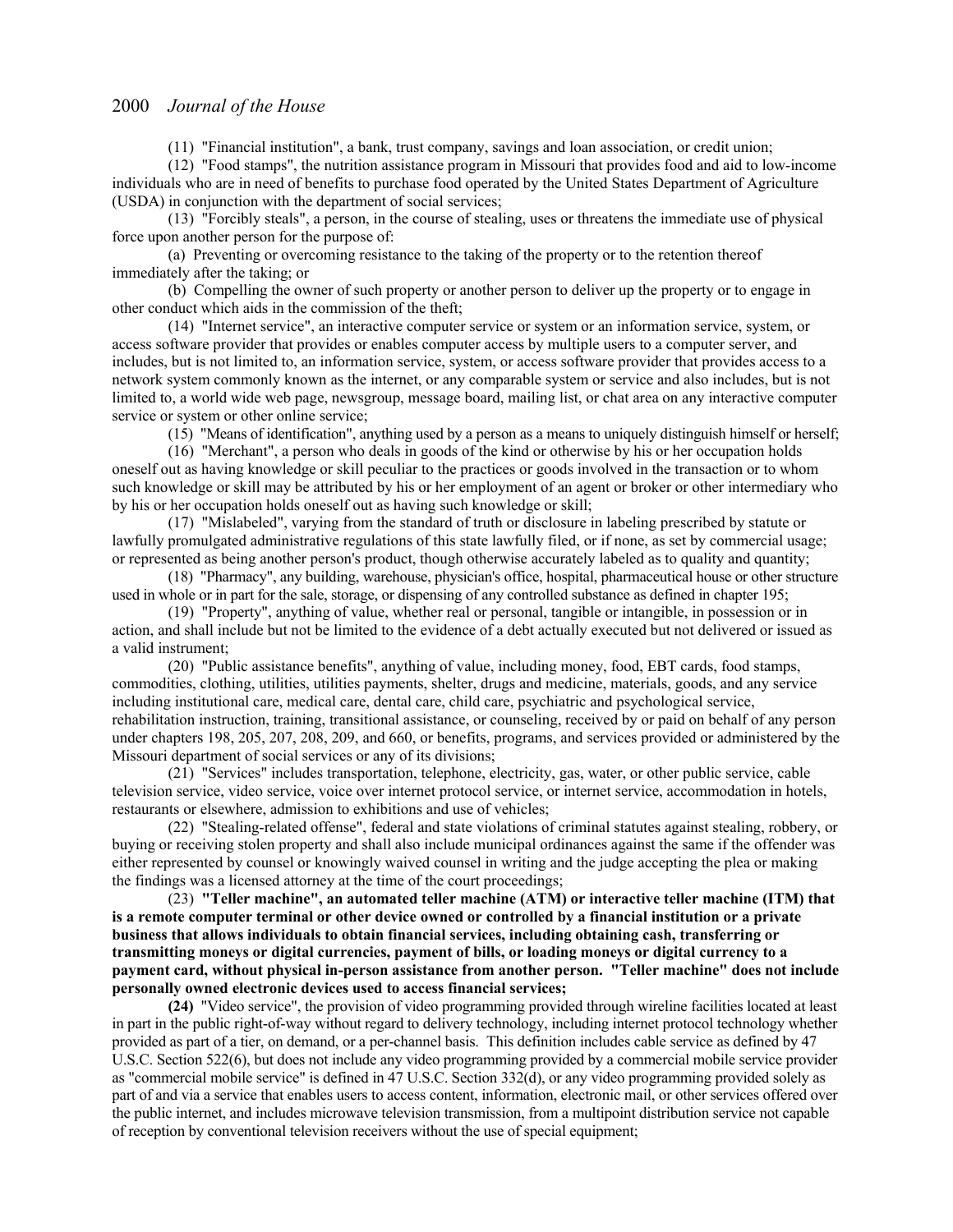(11) "Financial institution", a bank, trust company, savings and loan association, or credit union;

(12) "Food stamps", the nutrition assistance program in Missouri that provides food and aid to low-income individuals who are in need of benefits to purchase food operated by the United States Department of Agriculture (USDA) in conjunction with the department of social services;

(13) "Forcibly steals", a person, in the course of stealing, uses or threatens the immediate use of physical force upon another person for the purpose of:

(a) Preventing or overcoming resistance to the taking of the property or to the retention thereof immediately after the taking; or

(b) Compelling the owner of such property or another person to deliver up the property or to engage in other conduct which aids in the commission of the theft;

(14) "Internet service", an interactive computer service or system or an information service, system, or access software provider that provides or enables computer access by multiple users to a computer server, and includes, but is not limited to, an information service, system, or access software provider that provides access to a network system commonly known as the internet, or any comparable system or service and also includes, but is not limited to, a world wide web page, newsgroup, message board, mailing list, or chat area on any interactive computer service or system or other online service;

(15) "Means of identification", anything used by a person as a means to uniquely distinguish himself or herself;

(16) "Merchant", a person who deals in goods of the kind or otherwise by his or her occupation holds oneself out as having knowledge or skill peculiar to the practices or goods involved in the transaction or to whom such knowledge or skill may be attributed by his or her employment of an agent or broker or other intermediary who by his or her occupation holds oneself out as having such knowledge or skill;

(17) "Mislabeled", varying from the standard of truth or disclosure in labeling prescribed by statute or lawfully promulgated administrative regulations of this state lawfully filed, or if none, as set by commercial usage; or represented as being another person's product, though otherwise accurately labeled as to quality and quantity;

(18) "Pharmacy", any building, warehouse, physician's office, hospital, pharmaceutical house or other structure used in whole or in part for the sale, storage, or dispensing of any controlled substance as defined in chapter 195;

(19) "Property", anything of value, whether real or personal, tangible or intangible, in possession or in action, and shall include but not be limited to the evidence of a debt actually executed but not delivered or issued as a valid instrument;

(20) "Public assistance benefits", anything of value, including money, food, EBT cards, food stamps, commodities, clothing, utilities, utilities payments, shelter, drugs and medicine, materials, goods, and any service including institutional care, medical care, dental care, child care, psychiatric and psychological service, rehabilitation instruction, training, transitional assistance, or counseling, received by or paid on behalf of any person under chapters 198, 205, 207, 208, 209, and 660, or benefits, programs, and services provided or administered by the Missouri department of social services or any of its divisions;

(21) "Services" includes transportation, telephone, electricity, gas, water, or other public service, cable television service, video service, voice over internet protocol service, or internet service, accommodation in hotels, restaurants or elsewhere, admission to exhibitions and use of vehicles;

(22) "Stealing-related offense", federal and state violations of criminal statutes against stealing, robbery, or buying or receiving stolen property and shall also include municipal ordinances against the same if the offender was either represented by counsel or knowingly waived counsel in writing and the judge accepting the plea or making the findings was a licensed attorney at the time of the court proceedings;

(23) **"Teller machine", an automated teller machine (ATM) or interactive teller machine (ITM) that is a remote computer terminal or other device owned or controlled by a financial institution or a private business that allows individuals to obtain financial services, including obtaining cash, transferring or transmitting moneys or digital currencies, payment of bills, or loading moneys or digital currency to a payment card, without physical in-person assistance from another person. "Teller machine" does not include personally owned electronic devices used to access financial services;**

**(24)** "Video service", the provision of video programming provided through wireline facilities located at least in part in the public right-of-way without regard to delivery technology, including internet protocol technology whether provided as part of a tier, on demand, or a per-channel basis. This definition includes cable service as defined by 47 U.S.C. Section 522(6), but does not include any video programming provided by a commercial mobile service provider as "commercial mobile service" is defined in 47 U.S.C. Section 332(d), or any video programming provided solely as part of and via a service that enables users to access content, information, electronic mail, or other services offered over the public internet, and includes microwave television transmission, from a multipoint distribution service not capable of reception by conventional television receivers without the use of special equipment;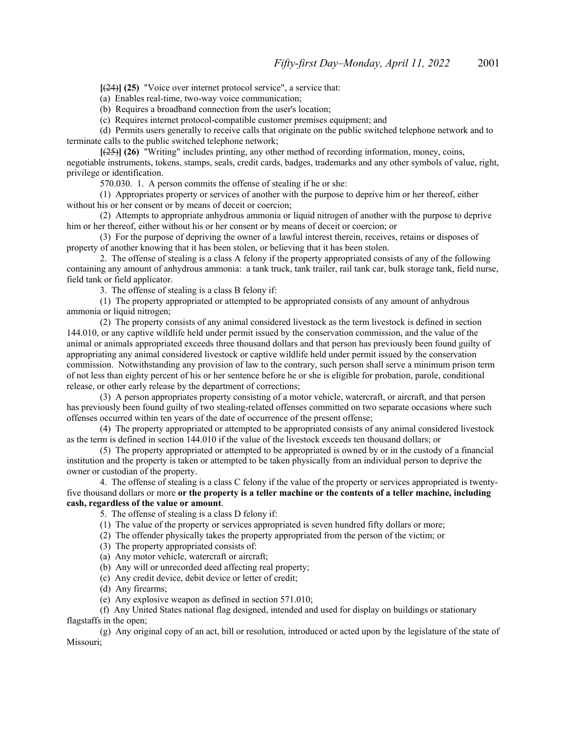**[~~(24)~~] (25)** "Voice over internet protocol service", a service that:

(a) Enables real-time, two-way voice communication;

(b) Requires a broadband connection from the user's location;

(c) Requires internet protocol-compatible customer premises equipment; and

(d) Permits users generally to receive calls that originate on the public switched telephone network and to terminate calls to the public switched telephone network;

**[~~(25)~~] (26)** "Writing" includes printing, any other method of recording information, money, coins, negotiable instruments, tokens, stamps, seals, credit cards, badges, trademarks and any other symbols of value, right, privilege or identification.

570.030. 1. A person commits the offense of stealing if he or she:

(1) Appropriates property or services of another with the purpose to deprive him or her thereof, either without his or her consent or by means of deceit or coercion;

(2) Attempts to appropriate anhydrous ammonia or liquid nitrogen of another with the purpose to deprive him or her thereof, either without his or her consent or by means of deceit or coercion; or

(3) For the purpose of depriving the owner of a lawful interest therein, receives, retains or disposes of property of another knowing that it has been stolen, or believing that it has been stolen.

2. The offense of stealing is a class A felony if the property appropriated consists of any of the following containing any amount of anhydrous ammonia: a tank truck, tank trailer, rail tank car, bulk storage tank, field nurse, field tank or field applicator.

3. The offense of stealing is a class B felony if:

(1) The property appropriated or attempted to be appropriated consists of any amount of anhydrous ammonia or liquid nitrogen;

(2) The property consists of any animal considered livestock as the term livestock is defined in section 144.010, or any captive wildlife held under permit issued by the conservation commission, and the value of the animal or animals appropriated exceeds three thousand dollars and that person has previously been found guilty of appropriating any animal considered livestock or captive wildlife held under permit issued by the conservation commission. Notwithstanding any provision of law to the contrary, such person shall serve a minimum prison term of not less than eighty percent of his or her sentence before he or she is eligible for probation, parole, conditional release, or other early release by the department of corrections;

(3) A person appropriates property consisting of a motor vehicle, watercraft, or aircraft, and that person has previously been found guilty of two stealing-related offenses committed on two separate occasions where such offenses occurred within ten years of the date of occurrence of the present offense;

(4) The property appropriated or attempted to be appropriated consists of any animal considered livestock as the term is defined in section 144.010 if the value of the livestock exceeds ten thousand dollars; or

(5) The property appropriated or attempted to be appropriated is owned by or in the custody of a financial institution and the property is taken or attempted to be taken physically from an individual person to deprive the owner or custodian of the property.

4. The offense of stealing is a class C felony if the value of the property or services appropriated is twenty-five thousand dollars or more **or the property is a teller machine or the contents of a teller machine, including cash, regardless of the value or amount**.

5. The offense of stealing is a class D felony if:

(1) The value of the property or services appropriated is seven hundred fifty dollars or more;

(2) The offender physically takes the property appropriated from the person of the victim; or

(3) The property appropriated consists of:

(a) Any motor vehicle, watercraft or aircraft;

(b) Any will or unrecorded deed affecting real property;

(c) Any credit device, debit device or letter of credit;

(d) Any firearms;

(e) Any explosive weapon as defined in section 571.010;

(f) Any United States national flag designed, intended and used for display on buildings or stationary flagstaffs in the open;

(g) Any original copy of an act, bill or resolution, introduced or acted upon by the legislature of the state of Missouri;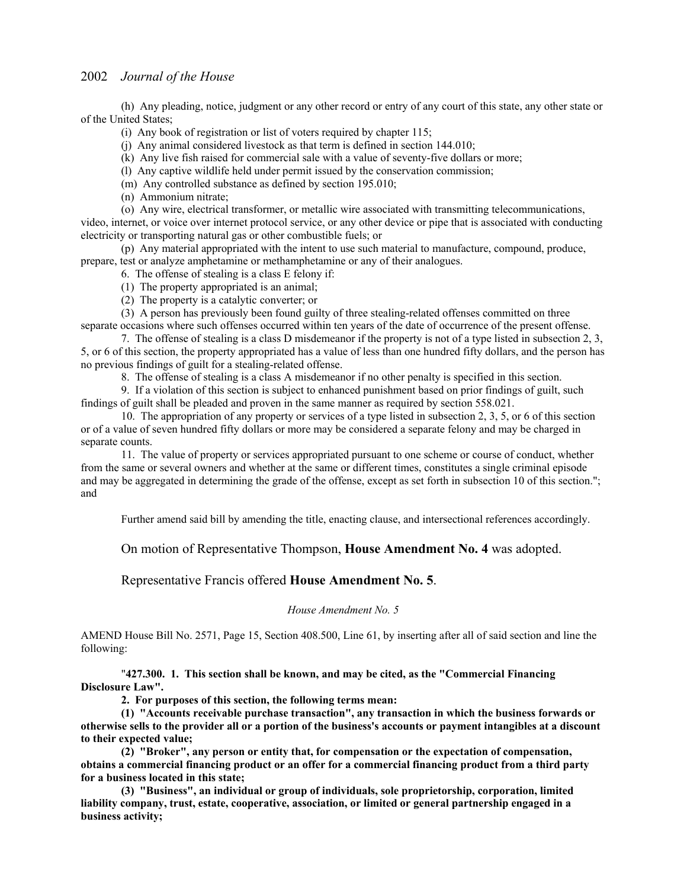(h) Any pleading, notice, judgment or any other record or entry of any court of this state, any other state or of the United States;

(i) Any book of registration or list of voters required by chapter 115;

(j) Any animal considered livestock as that term is defined in section 144.010;

(k) Any live fish raised for commercial sale with a value of seventy-five dollars or more;

(l) Any captive wildlife held under permit issued by the conservation commission;

(m) Any controlled substance as defined by section 195.010;

(n) Ammonium nitrate;

(o) Any wire, electrical transformer, or metallic wire associated with transmitting telecommunications, video, internet, or voice over internet protocol service, or any other device or pipe that is associated with conducting electricity or transporting natural gas or other combustible fuels; or

(p) Any material appropriated with the intent to use such material to manufacture, compound, produce, prepare, test or analyze amphetamine or methamphetamine or any of their analogues.

6. The offense of stealing is a class E felony if:

(1) The property appropriated is an animal;

(2) The property is a catalytic converter; or

(3) A person has previously been found guilty of three stealing-related offenses committed on three separate occasions where such offenses occurred within ten years of the date of occurrence of the present offense.

7. The offense of stealing is a class D misdemeanor if the property is not of a type listed in subsection 2, 3, 5, or 6 of this section, the property appropriated has a value of less than one hundred fifty dollars, and the person has no previous findings of guilt for a stealing-related offense.

8. The offense of stealing is a class A misdemeanor if no other penalty is specified in this section.

9. If a violation of this section is subject to enhanced punishment based on prior findings of guilt, such findings of guilt shall be pleaded and proven in the same manner as required by section 558.021.

10. The appropriation of any property or services of a type listed in subsection 2, 3, 5, or 6 of this section or of a value of seven hundred fifty dollars or more may be considered a separate felony and may be charged in separate counts.

11. The value of property or services appropriated pursuant to one scheme or course of conduct, whether from the same or several owners and whether at the same or different times, constitutes a single criminal episode and may be aggregated in determining the grade of the offense, except as set forth in subsection 10 of this section."; and

Further amend said bill by amending the title, enacting clause, and intersectional references accordingly.

On motion of Representative Thompson, **House Amendment No. 4** was adopted.

Representative Francis offered **House Amendment No. 5**.

*House Amendment No. 5*

AMEND House Bill No. 2571, Page 15, Section 408.500, Line 61, by inserting after all of said section and line the following:

"**427.300. 1. This section shall be known, and may be cited, as the "Commercial Financing Disclosure Law".**

**2. For purposes of this section, the following terms mean:**

**(1) "Accounts receivable purchase transaction", any transaction in which the business forwards or otherwise sells to the provider all or a portion of the business's accounts or payment intangibles at a discount to their expected value;**

**(2) "Broker", any person or entity that, for compensation or the expectation of compensation, obtains a commercial financing product or an offer for a commercial financing product from a third party for a business located in this state;**

**(3) "Business", an individual or group of individuals, sole proprietorship, corporation, limited liability company, trust, estate, cooperative, association, or limited or general partnership engaged in a business activity;**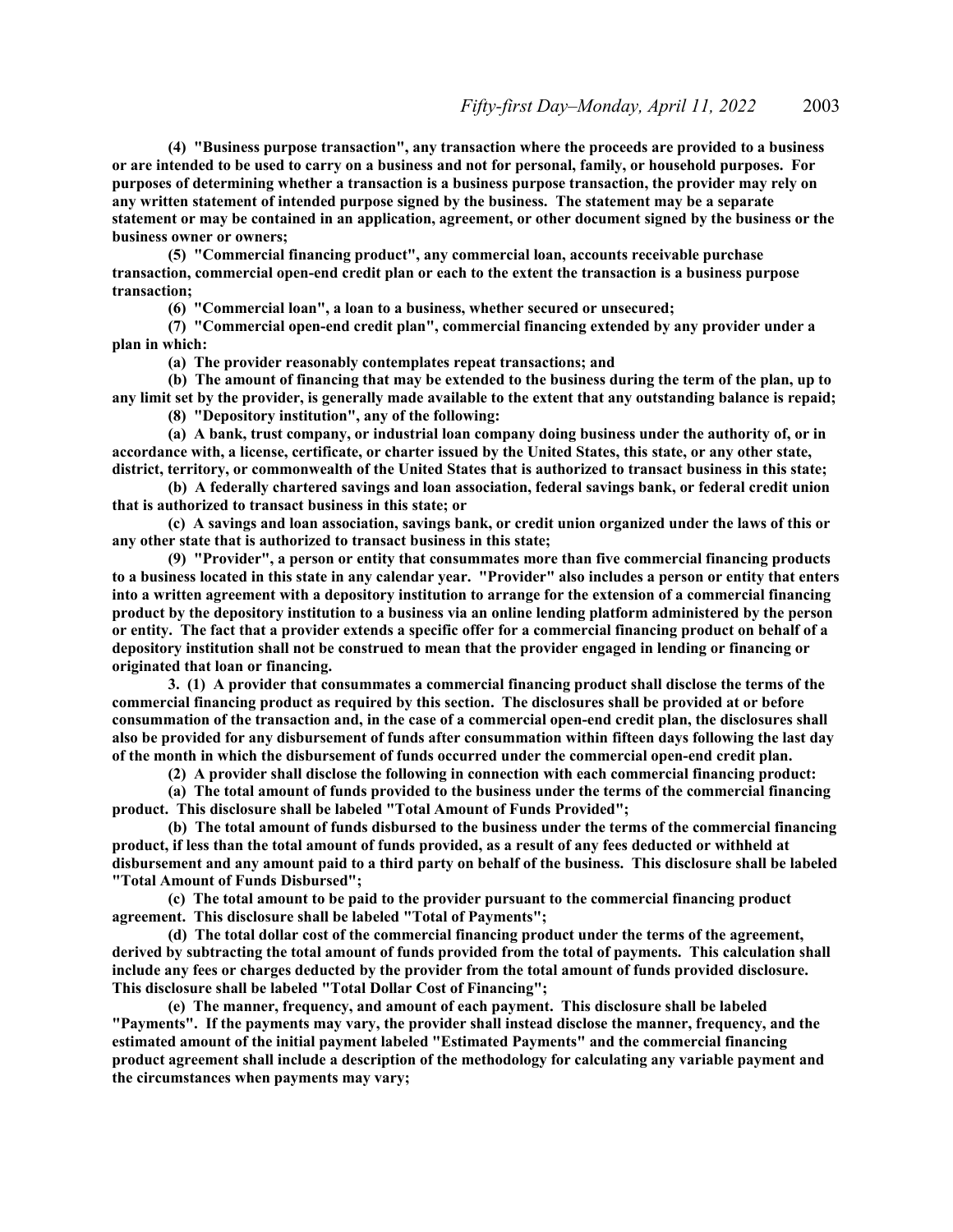**(4) "Business purpose transaction", any transaction where the proceeds are provided to a business or are intended to be used to carry on a business and not for personal, family, or household purposes. For purposes of determining whether a transaction is a business purpose transaction, the provider may rely on any written statement of intended purpose signed by the business. The statement may be a separate statement or may be contained in an application, agreement, or other document signed by the business or the business owner or owners;**

**(5) "Commercial financing product", any commercial loan, accounts receivable purchase transaction, commercial open-end credit plan or each to the extent the transaction is a business purpose transaction;**

**(6) "Commercial loan", a loan to a business, whether secured or unsecured;**

**(7) "Commercial open-end credit plan", commercial financing extended by any provider under a plan in which:**

**(a) The provider reasonably contemplates repeat transactions; and**

**(b) The amount of financing that may be extended to the business during the term of the plan, up to any limit set by the provider, is generally made available to the extent that any outstanding balance is repaid;**

**(8) "Depository institution", any of the following:**

**(a) A bank, trust company, or industrial loan company doing business under the authority of, or in accordance with, a license, certificate, or charter issued by the United States, this state, or any other state, district, territory, or commonwealth of the United States that is authorized to transact business in this state;**

**(b) A federally chartered savings and loan association, federal savings bank, or federal credit union that is authorized to transact business in this state; or**

**(c) A savings and loan association, savings bank, or credit union organized under the laws of this or any other state that is authorized to transact business in this state;**

**(9) "Provider", a person or entity that consummates more than five commercial financing products to a business located in this state in any calendar year. "Provider" also includes a person or entity that enters into a written agreement with a depository institution to arrange for the extension of a commercial financing product by the depository institution to a business via an online lending platform administered by the person or entity. The fact that a provider extends a specific offer for a commercial financing product on behalf of a depository institution shall not be construed to mean that the provider engaged in lending or financing or originated that loan or financing.**

**3. (1) A provider that consummates a commercial financing product shall disclose the terms of the commercial financing product as required by this section. The disclosures shall be provided at or before consummation of the transaction and, in the case of a commercial open-end credit plan, the disclosures shall also be provided for any disbursement of funds after consummation within fifteen days following the last day of the month in which the disbursement of funds occurred under the commercial open-end credit plan.**

**(2) A provider shall disclose the following in connection with each commercial financing product:**

**(a) The total amount of funds provided to the business under the terms of the commercial financing product. This disclosure shall be labeled "Total Amount of Funds Provided";**

**(b) The total amount of funds disbursed to the business under the terms of the commercial financing product, if less than the total amount of funds provided, as a result of any fees deducted or withheld at disbursement and any amount paid to a third party on behalf of the business. This disclosure shall be labeled "Total Amount of Funds Disbursed";**

**(c) The total amount to be paid to the provider pursuant to the commercial financing product agreement. This disclosure shall be labeled "Total of Payments";**

**(d) The total dollar cost of the commercial financing product under the terms of the agreement, derived by subtracting the total amount of funds provided from the total of payments. This calculation shall include any fees or charges deducted by the provider from the total amount of funds provided disclosure. This disclosure shall be labeled "Total Dollar Cost of Financing";**

**(e) The manner, frequency, and amount of each payment. This disclosure shall be labeled "Payments". If the payments may vary, the provider shall instead disclose the manner, frequency, and the estimated amount of the initial payment labeled "Estimated Payments" and the commercial financing product agreement shall include a description of the methodology for calculating any variable payment and the circumstances when payments may vary;**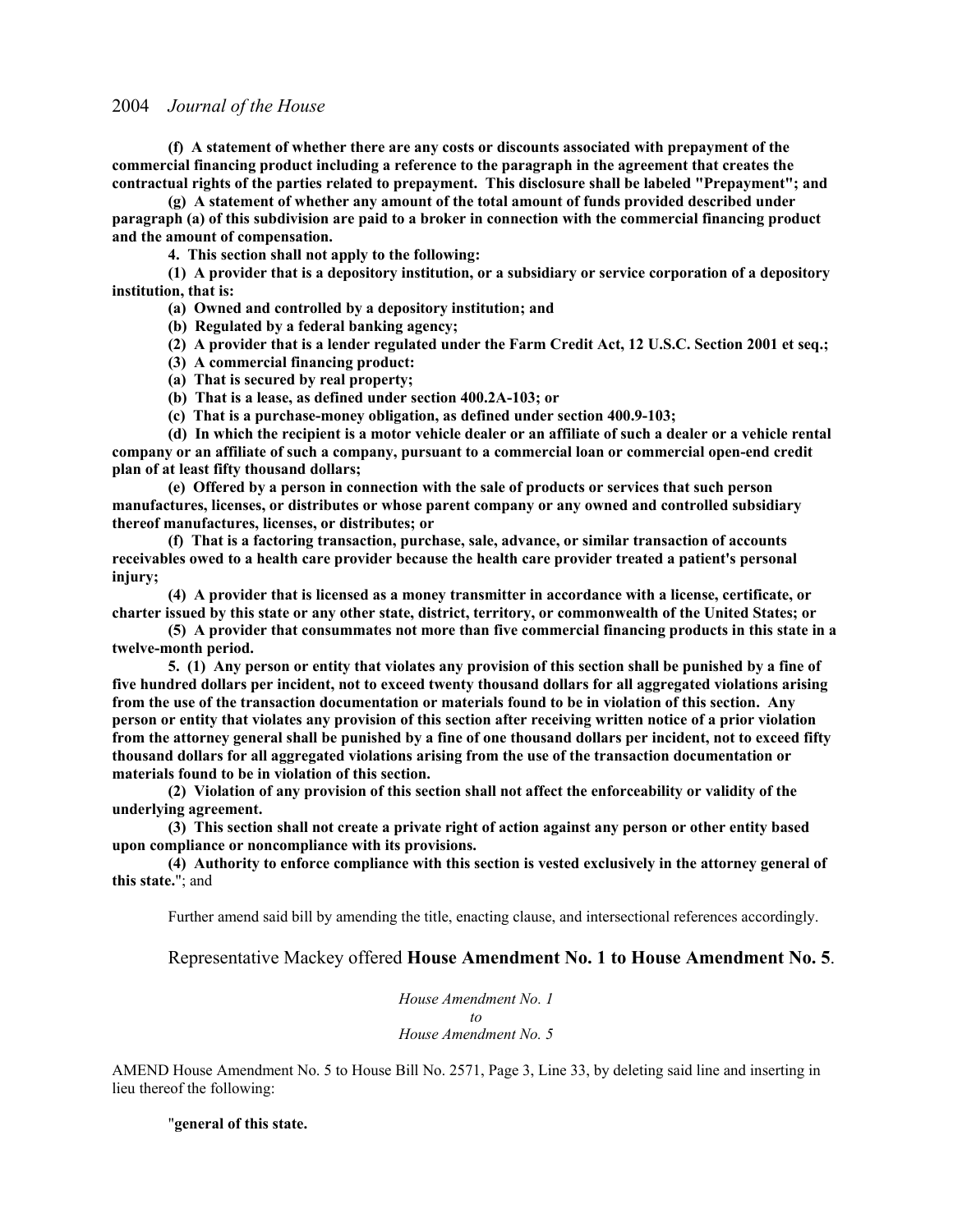**(f) A statement of whether there are any costs or discounts associated with prepayment of the commercial financing product including a reference to the paragraph in the agreement that creates the contractual rights of the parties related to prepayment. This disclosure shall be labeled "Prepayment"; and**

**(g) A statement of whether any amount of the total amount of funds provided described under paragraph (a) of this subdivision are paid to a broker in connection with the commercial financing product and the amount of compensation.**

**4. This section shall not apply to the following:**

**(1) A provider that is a depository institution, or a subsidiary or service corporation of a depository institution, that is:**

**(a) Owned and controlled by a depository institution; and**

**(b) Regulated by a federal banking agency;**

**(2) A provider that is a lender regulated under the Farm Credit Act, 12 U.S.C. Section 2001 et seq.;**

**(3) A commercial financing product:**

**(a) That is secured by real property;**

**(b) That is a lease, as defined under section 400.2A-103; or**

**(c) That is a purchase-money obligation, as defined under section 400.9-103;**

**(d) In which the recipient is a motor vehicle dealer or an affiliate of such a dealer or a vehicle rental company or an affiliate of such a company, pursuant to a commercial loan or commercial open-end credit plan of at least fifty thousand dollars;**

**(e) Offered by a person in connection with the sale of products or services that such person manufactures, licenses, or distributes or whose parent company or any owned and controlled subsidiary thereof manufactures, licenses, or distributes; or**

**(f) That is a factoring transaction, purchase, sale, advance, or similar transaction of accounts receivables owed to a health care provider because the health care provider treated a patient's personal injury;**

**(4) A provider that is licensed as a money transmitter in accordance with a license, certificate, or charter issued by this state or any other state, district, territory, or commonwealth of the United States; or**

**(5) A provider that consummates not more than five commercial financing products in this state in a twelve-month period.**

**5. (1) Any person or entity that violates any provision of this section shall be punished by a fine of five hundred dollars per incident, not to exceed twenty thousand dollars for all aggregated violations arising from the use of the transaction documentation or materials found to be in violation of this section. Any person or entity that violates any provision of this section after receiving written notice of a prior violation from the attorney general shall be punished by a fine of one thousand dollars per incident, not to exceed fifty thousand dollars for all aggregated violations arising from the use of the transaction documentation or materials found to be in violation of this section.**

**(2) Violation of any provision of this section shall not affect the enforceability or validity of the underlying agreement.**

**(3) This section shall not create a private right of action against any person or other entity based upon compliance or noncompliance with its provisions.**

**(4) Authority to enforce compliance with this section is vested exclusively in the attorney general of this state.**"; and

Further amend said bill by amending the title, enacting clause, and intersectional references accordingly.

Representative Mackey offered **House Amendment No. 1 to House Amendment No. 5**.

*House Amendment No. 1*
*to*
*House Amendment No. 5*

AMEND House Amendment No. 5 to House Bill No. 2571, Page 3, Line 33, by deleting said line and inserting in lieu thereof the following:

"**general of this state.**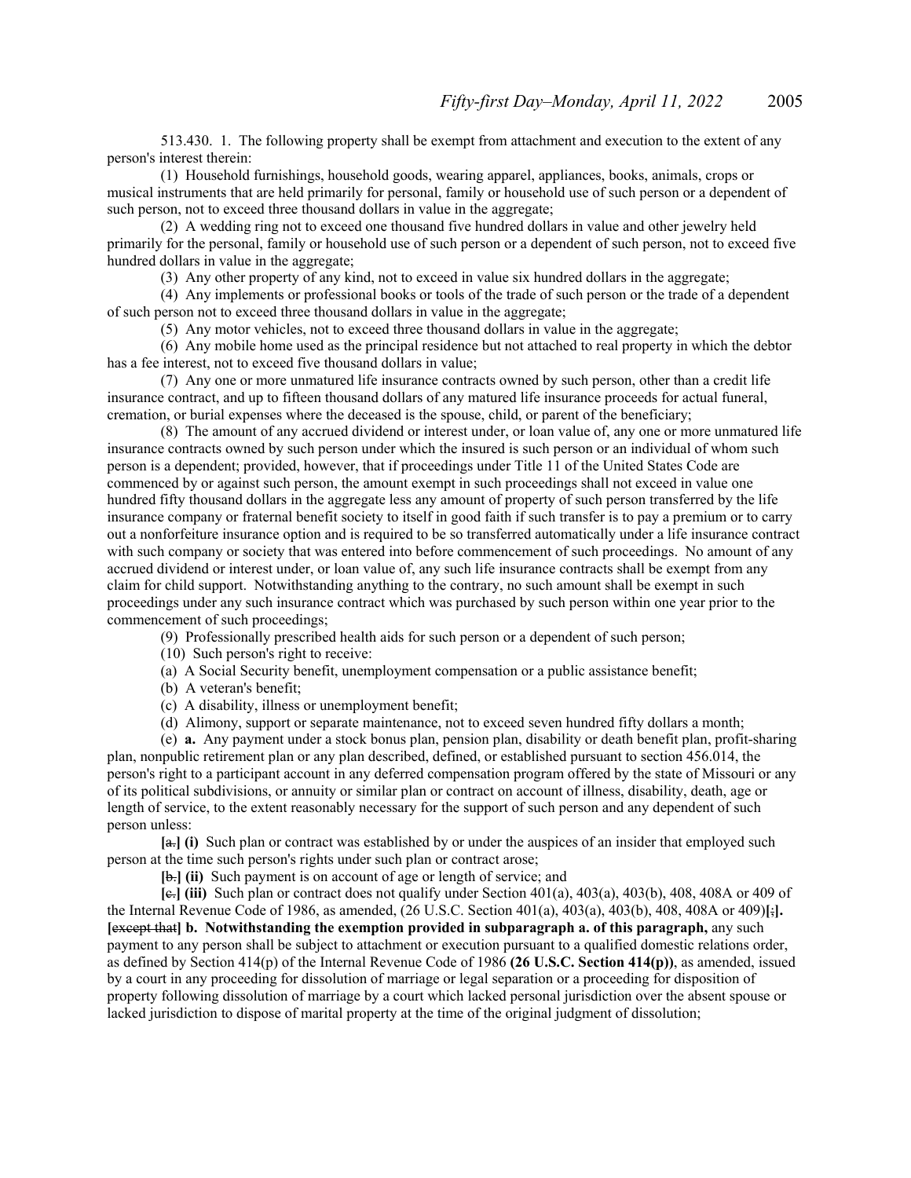513.430. 1. The following property shall be exempt from attachment and execution to the extent of any person's interest therein:

(1) Household furnishings, household goods, wearing apparel, appliances, books, animals, crops or musical instruments that are held primarily for personal, family or household use of such person or a dependent of such person, not to exceed three thousand dollars in value in the aggregate;

(2) A wedding ring not to exceed one thousand five hundred dollars in value and other jewelry held primarily for the personal, family or household use of such person or a dependent of such person, not to exceed five hundred dollars in value in the aggregate;

(3) Any other property of any kind, not to exceed in value six hundred dollars in the aggregate;

(4) Any implements or professional books or tools of the trade of such person or the trade of a dependent of such person not to exceed three thousand dollars in value in the aggregate;

(5) Any motor vehicles, not to exceed three thousand dollars in value in the aggregate;

(6) Any mobile home used as the principal residence but not attached to real property in which the debtor has a fee interest, not to exceed five thousand dollars in value;

(7) Any one or more unmatured life insurance contracts owned by such person, other than a credit life insurance contract, and up to fifteen thousand dollars of any matured life insurance proceeds for actual funeral, cremation, or burial expenses where the deceased is the spouse, child, or parent of the beneficiary;

(8) The amount of any accrued dividend or interest under, or loan value of, any one or more unmatured life insurance contracts owned by such person under which the insured is such person or an individual of whom such person is a dependent; provided, however, that if proceedings under Title 11 of the United States Code are commenced by or against such person, the amount exempt in such proceedings shall not exceed in value one hundred fifty thousand dollars in the aggregate less any amount of property of such person transferred by the life insurance company or fraternal benefit society to itself in good faith if such transfer is to pay a premium or to carry out a nonforfeiture insurance option and is required to be so transferred automatically under a life insurance contract with such company or society that was entered into before commencement of such proceedings. No amount of any accrued dividend or interest under, or loan value of, any such life insurance contracts shall be exempt from any claim for child support. Notwithstanding anything to the contrary, no such amount shall be exempt in such proceedings under any such insurance contract which was purchased by such person within one year prior to the commencement of such proceedings;

(9) Professionally prescribed health aids for such person or a dependent of such person;

(10) Such person's right to receive:

(a) A Social Security benefit, unemployment compensation or a public assistance benefit;

(b) A veteran's benefit;

(c) A disability, illness or unemployment benefit;

(d) Alimony, support or separate maintenance, not to exceed seven hundred fifty dollars a month;

(e) **a.** Any payment under a stock bonus plan, pension plan, disability or death benefit plan, profit-sharing plan, nonpublic retirement plan or any plan described, defined, or established pursuant to section 456.014, the person's right to a participant account in any deferred compensation program offered by the state of Missouri or any of its political subdivisions, or annuity or similar plan or contract on account of illness, disability, death, age or length of service, to the extent reasonably necessary for the support of such person and any dependent of such person unless:

**[**~~a.~~**] (i)** Such plan or contract was established by or under the auspices of an insider that employed such person at the time such person's rights under such plan or contract arose;

**[**~~b.~~**] (ii)** Such payment is on account of age or length of service; and

**[**~~c.~~**] (iii)** Such plan or contract does not qualify under Section 401(a), 403(a), 403(b), 408, 408A or 409 of the Internal Revenue Code of 1986, as amended, (26 U.S.C. Section 401(a), 403(a), 403(b), 408, 408A or 409)**[**~~;~~**].** **[**~~except that~~**] b. Notwithstanding the exemption provided in subparagraph a. of this paragraph,** any such payment to any person shall be subject to attachment or execution pursuant to a qualified domestic relations order, as defined by Section 414(p) of the Internal Revenue Code of 1986 **(26 U.S.C. Section 414(p))**, as amended, issued by a court in any proceeding for dissolution of marriage or legal separation or a proceeding for disposition of property following dissolution of marriage by a court which lacked personal jurisdiction over the absent spouse or lacked jurisdiction to dispose of marital property at the time of the original judgment of dissolution;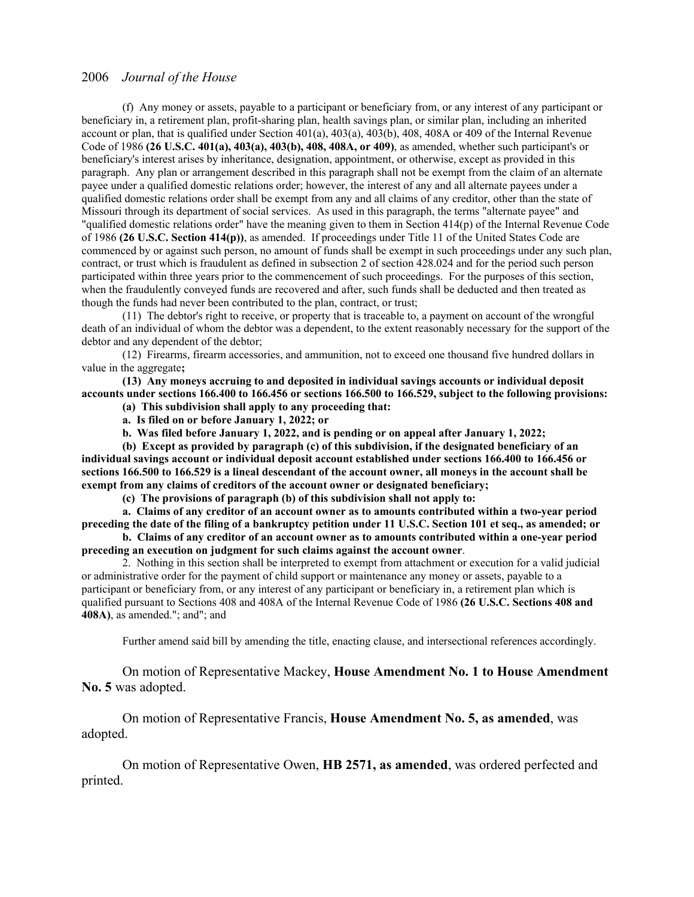(f) Any money or assets, payable to a participant or beneficiary from, or any interest of any participant or beneficiary in, a retirement plan, profit-sharing plan, health savings plan, or similar plan, including an inherited account or plan, that is qualified under Section 401(a), 403(a), 403(b), 408, 408A or 409 of the Internal Revenue Code of 1986 **(26 U.S.C. 401(a), 403(a), 403(b), 408, 408A, or 409)**, as amended, whether such participant's or beneficiary's interest arises by inheritance, designation, appointment, or otherwise, except as provided in this paragraph. Any plan or arrangement described in this paragraph shall not be exempt from the claim of an alternate payee under a qualified domestic relations order; however, the interest of any and all alternate payees under a qualified domestic relations order shall be exempt from any and all claims of any creditor, other than the state of Missouri through its department of social services. As used in this paragraph, the terms "alternate payee" and "qualified domestic relations order" have the meaning given to them in Section 414(p) of the Internal Revenue Code of 1986 **(26 U.S.C. Section 414(p))**, as amended. If proceedings under Title 11 of the United States Code are commenced by or against such person, no amount of funds shall be exempt in such proceedings under any such plan, contract, or trust which is fraudulent as defined in subsection 2 of section 428.024 and for the period such person participated within three years prior to the commencement of such proceedings. For the purposes of this section, when the fraudulently conveyed funds are recovered and after, such funds shall be deducted and then treated as though the funds had never been contributed to the plan, contract, or trust;

(11) The debtor's right to receive, or property that is traceable to, a payment on account of the wrongful death of an individual of whom the debtor was a dependent, to the extent reasonably necessary for the support of the debtor and any dependent of the debtor;

(12) Firearms, firearm accessories, and ammunition, not to exceed one thousand five hundred dollars in value in the aggregate**;**

**(13) Any moneys accruing to and deposited in individual savings accounts or individual deposit accounts under sections 166.400 to 166.456 or sections 166.500 to 166.529, subject to the following provisions:**

**(a) This subdivision shall apply to any proceeding that:**

**a. Is filed on or before January 1, 2022; or**

**b. Was filed before January 1, 2022, and is pending or on appeal after January 1, 2022;**

**(b) Except as provided by paragraph (c) of this subdivision, if the designated beneficiary of an individual savings account or individual deposit account established under sections 166.400 to 166.456 or sections 166.500 to 166.529 is a lineal descendant of the account owner, all moneys in the account shall be exempt from any claims of creditors of the account owner or designated beneficiary;**

**(c) The provisions of paragraph (b) of this subdivision shall not apply to:**

**a. Claims of any creditor of an account owner as to amounts contributed within a two-year period preceding the date of the filing of a bankruptcy petition under 11 U.S.C. Section 101 et seq., as amended; or**

**b. Claims of any creditor of an account owner as to amounts contributed within a one-year period preceding an execution on judgment for such claims against the account owner**.

2. Nothing in this section shall be interpreted to exempt from attachment or execution for a valid judicial or administrative order for the payment of child support or maintenance any money or assets, payable to a participant or beneficiary from, or any interest of any participant or beneficiary in, a retirement plan which is qualified pursuant to Sections 408 and 408A of the Internal Revenue Code of 1986 **(26 U.S.C. Sections 408 and 408A)**, as amended."; and"; and

Further amend said bill by amending the title, enacting clause, and intersectional references accordingly.

On motion of Representative Mackey, **House Amendment No. 1 to House Amendment No. 5** was adopted.

On motion of Representative Francis, **House Amendment No. 5, as amended**, was adopted.

On motion of Representative Owen, **HB 2571, as amended**, was ordered perfected and printed.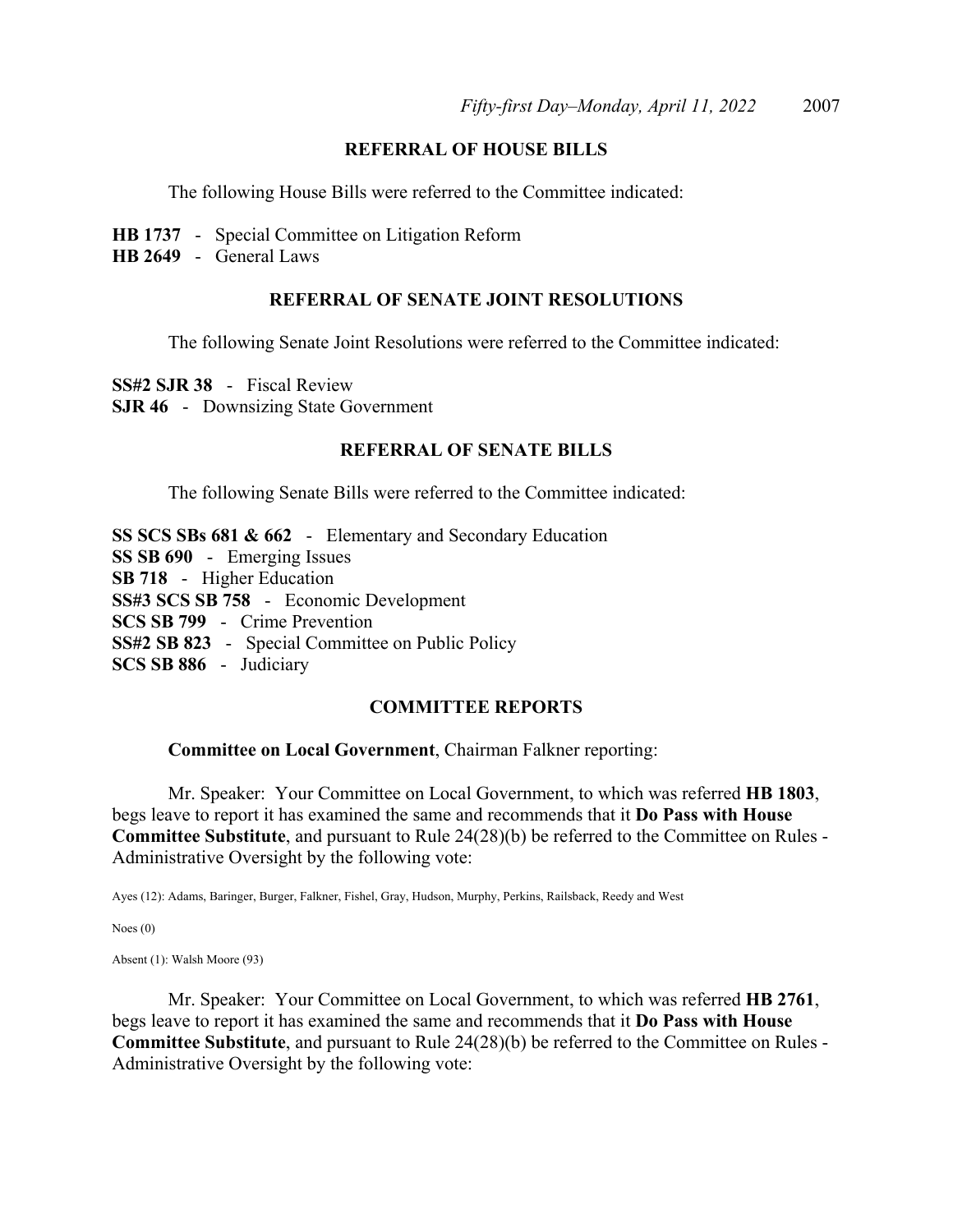## REFERRAL OF HOUSE BILLS

The following House Bills were referred to the Committee indicated:

**HB 1737** - Special Committee on Litigation Reform
**HB 2649** - General Laws

## REFERRAL OF SENATE JOINT RESOLUTIONS

The following Senate Joint Resolutions were referred to the Committee indicated:

**SS#2 SJR 38** - Fiscal Review
**SJR 46** - Downsizing State Government

## REFERRAL OF SENATE BILLS

The following Senate Bills were referred to the Committee indicated:

**SS SCS SBs 681 & 662** - Elementary and Secondary Education
**SS SB 690** - Emerging Issues
**SB 718** - Higher Education
**SS#3 SCS SB 758** - Economic Development
**SCS SB 799** - Crime Prevention
**SS#2 SB 823** - Special Committee on Public Policy
**SCS SB 886** - Judiciary

## COMMITTEE REPORTS

**Committee on Local Government**, Chairman Falkner reporting:

Mr. Speaker: Your Committee on Local Government, to which was referred **HB 1803**, begs leave to report it has examined the same and recommends that it **Do Pass with House Committee Substitute**, and pursuant to Rule 24(28)(b) be referred to the Committee on Rules - Administrative Oversight by the following vote:

Ayes (12): Adams, Baringer, Burger, Falkner, Fishel, Gray, Hudson, Murphy, Perkins, Railsback, Reedy and West

Noes (0)

Absent (1): Walsh Moore (93)

Mr. Speaker: Your Committee on Local Government, to which was referred **HB 2761**, begs leave to report it has examined the same and recommends that it **Do Pass with House Committee Substitute**, and pursuant to Rule 24(28)(b) be referred to the Committee on Rules - Administrative Oversight by the following vote: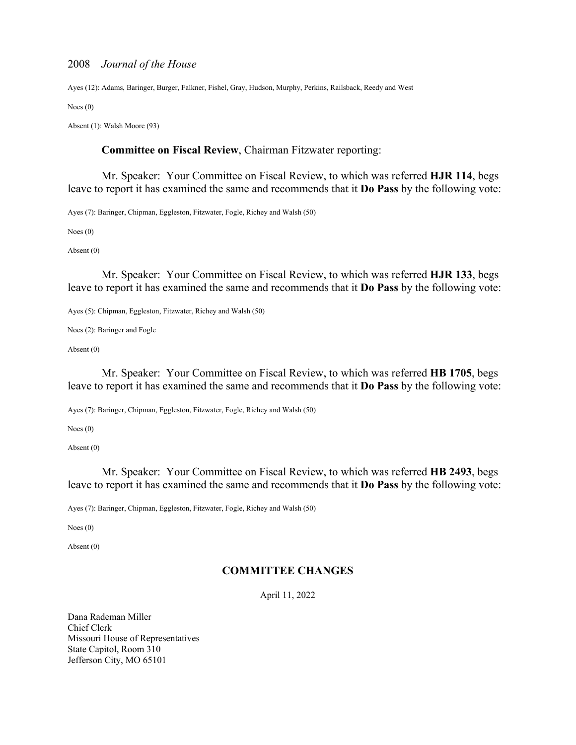Ayes (12): Adams, Baringer, Burger, Falkner, Fishel, Gray, Hudson, Murphy, Perkins, Railsback, Reedy and West

Noes (0)

Absent (1): Walsh Moore (93)

**Committee on Fiscal Review**, Chairman Fitzwater reporting:

Mr. Speaker: Your Committee on Fiscal Review, to which was referred **HJR 114**, begs leave to report it has examined the same and recommends that it **Do Pass** by the following vote:

Ayes (7): Baringer, Chipman, Eggleston, Fitzwater, Fogle, Richey and Walsh (50)

Noes (0)

Absent (0)

Mr. Speaker: Your Committee on Fiscal Review, to which was referred **HJR 133**, begs leave to report it has examined the same and recommends that it **Do Pass** by the following vote:

Ayes (5): Chipman, Eggleston, Fitzwater, Richey and Walsh (50)

Noes (2): Baringer and Fogle

Absent (0)

Mr. Speaker: Your Committee on Fiscal Review, to which was referred **HB 1705**, begs leave to report it has examined the same and recommends that it **Do Pass** by the following vote:

Ayes (7): Baringer, Chipman, Eggleston, Fitzwater, Fogle, Richey and Walsh (50)

Noes (0)

Absent (0)

Mr. Speaker: Your Committee on Fiscal Review, to which was referred **HB 2493**, begs leave to report it has examined the same and recommends that it **Do Pass** by the following vote:

Ayes (7): Baringer, Chipman, Eggleston, Fitzwater, Fogle, Richey and Walsh (50)

Noes (0)

Absent (0)

## COMMITTEE CHANGES

April 11, 2022

Dana Rademan Miller
Chief Clerk
Missouri House of Representatives
State Capitol, Room 310
Jefferson City, MO 65101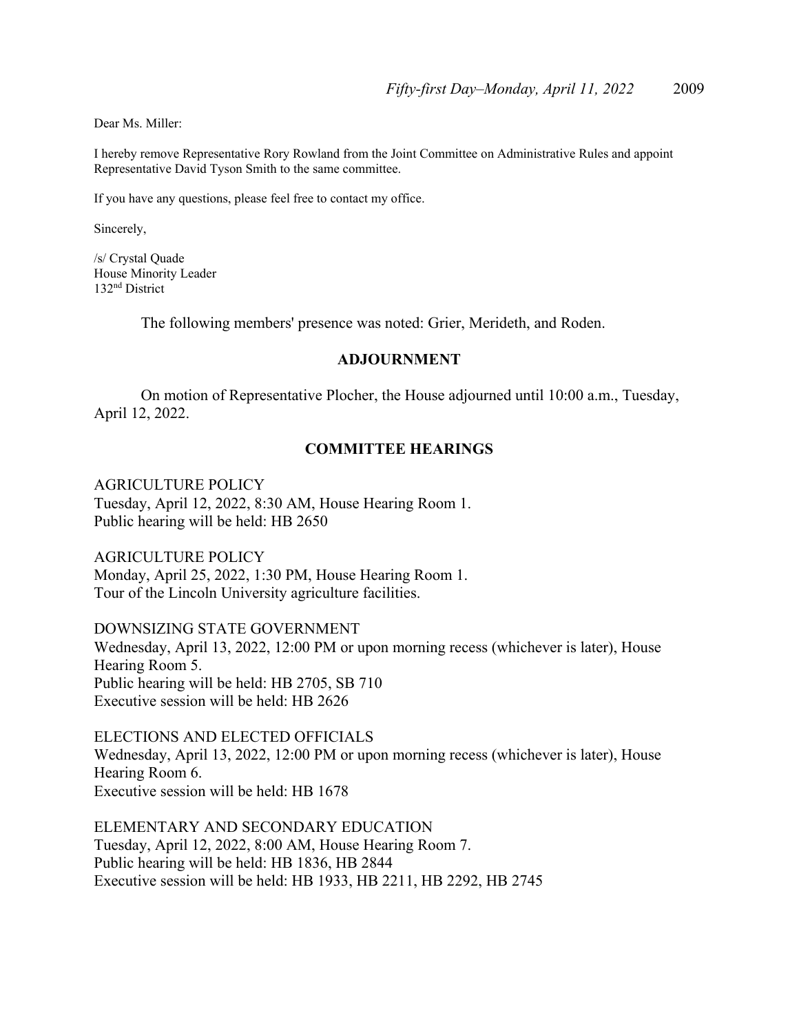Dear Ms. Miller:

I hereby remove Representative Rory Rowland from the Joint Committee on Administrative Rules and appoint Representative David Tyson Smith to the same committee.

If you have any questions, please feel free to contact my office.

Sincerely,

/s/ Crystal Quade
House Minority Leader
132nd District

The following members' presence was noted: Grier, Merideth, and Roden.

## ADJOURNMENT

On motion of Representative Plocher, the House adjourned until 10:00 a.m., Tuesday, April 12, 2022.

## COMMITTEE HEARINGS

AGRICULTURE POLICY
Tuesday, April 12, 2022, 8:30 AM, House Hearing Room 1.
Public hearing will be held: HB 2650

AGRICULTURE POLICY
Monday, April 25, 2022, 1:30 PM, House Hearing Room 1.
Tour of the Lincoln University agriculture facilities.

DOWNSIZING STATE GOVERNMENT
Wednesday, April 13, 2022, 12:00 PM or upon morning recess (whichever is later), House Hearing Room 5.
Public hearing will be held: HB 2705, SB 710
Executive session will be held: HB 2626

ELECTIONS AND ELECTED OFFICIALS
Wednesday, April 13, 2022, 12:00 PM or upon morning recess (whichever is later), House Hearing Room 6.
Executive session will be held: HB 1678

ELEMENTARY AND SECONDARY EDUCATION
Tuesday, April 12, 2022, 8:00 AM, House Hearing Room 7.
Public hearing will be held: HB 1836, HB 2844
Executive session will be held: HB 1933, HB 2211, HB 2292, HB 2745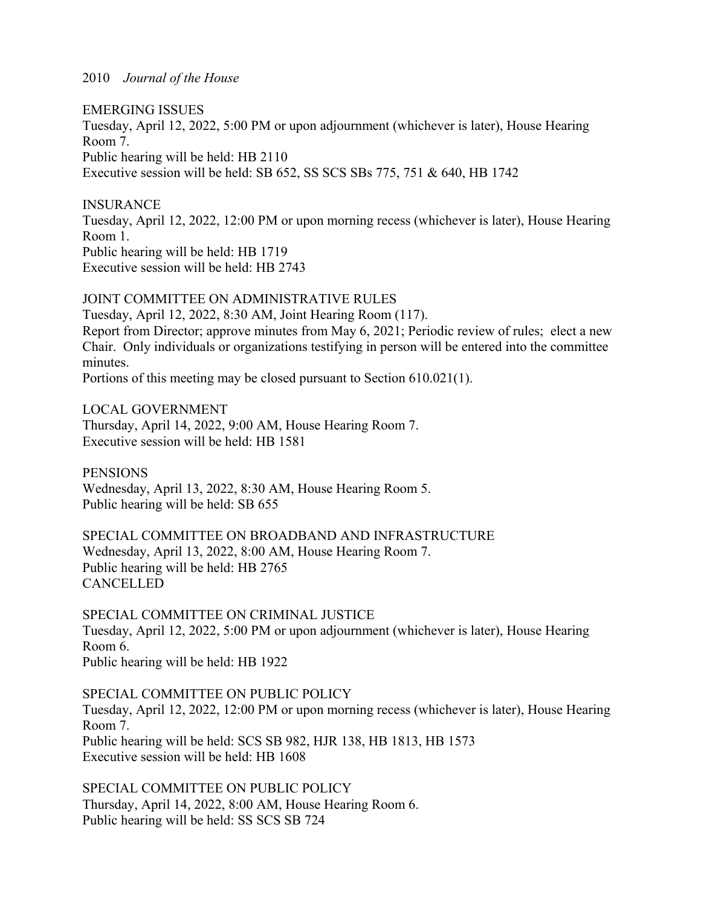EMERGING ISSUES
Tuesday, April 12, 2022, 5:00 PM or upon adjournment (whichever is later), House Hearing Room 7.
Public hearing will be held: HB 2110
Executive session will be held: SB 652, SS SCS SBs 775, 751 & 640, HB 1742

INSURANCE
Tuesday, April 12, 2022, 12:00 PM or upon morning recess (whichever is later), House Hearing Room 1.
Public hearing will be held: HB 1719
Executive session will be held: HB 2743

JOINT COMMITTEE ON ADMINISTRATIVE RULES
Tuesday, April 12, 2022, 8:30 AM, Joint Hearing Room (117).
Report from Director; approve minutes from May 6, 2021; Periodic review of rules; elect a new Chair. Only individuals or organizations testifying in person will be entered into the committee minutes.
Portions of this meeting may be closed pursuant to Section 610.021(1).

LOCAL GOVERNMENT
Thursday, April 14, 2022, 9:00 AM, House Hearing Room 7.
Executive session will be held: HB 1581

PENSIONS
Wednesday, April 13, 2022, 8:30 AM, House Hearing Room 5.
Public hearing will be held: SB 655

SPECIAL COMMITTEE ON BROADBAND AND INFRASTRUCTURE
Wednesday, April 13, 2022, 8:00 AM, House Hearing Room 7.
Public hearing will be held: HB 2765
CANCELLED

SPECIAL COMMITTEE ON CRIMINAL JUSTICE
Tuesday, April 12, 2022, 5:00 PM or upon adjournment (whichever is later), House Hearing Room 6.
Public hearing will be held: HB 1922

SPECIAL COMMITTEE ON PUBLIC POLICY
Tuesday, April 12, 2022, 12:00 PM or upon morning recess (whichever is later), House Hearing Room 7.
Public hearing will be held: SCS SB 982, HJR 138, HB 1813, HB 1573
Executive session will be held: HB 1608

SPECIAL COMMITTEE ON PUBLIC POLICY
Thursday, April 14, 2022, 8:00 AM, House Hearing Room 6.
Public hearing will be held: SS SCS SB 724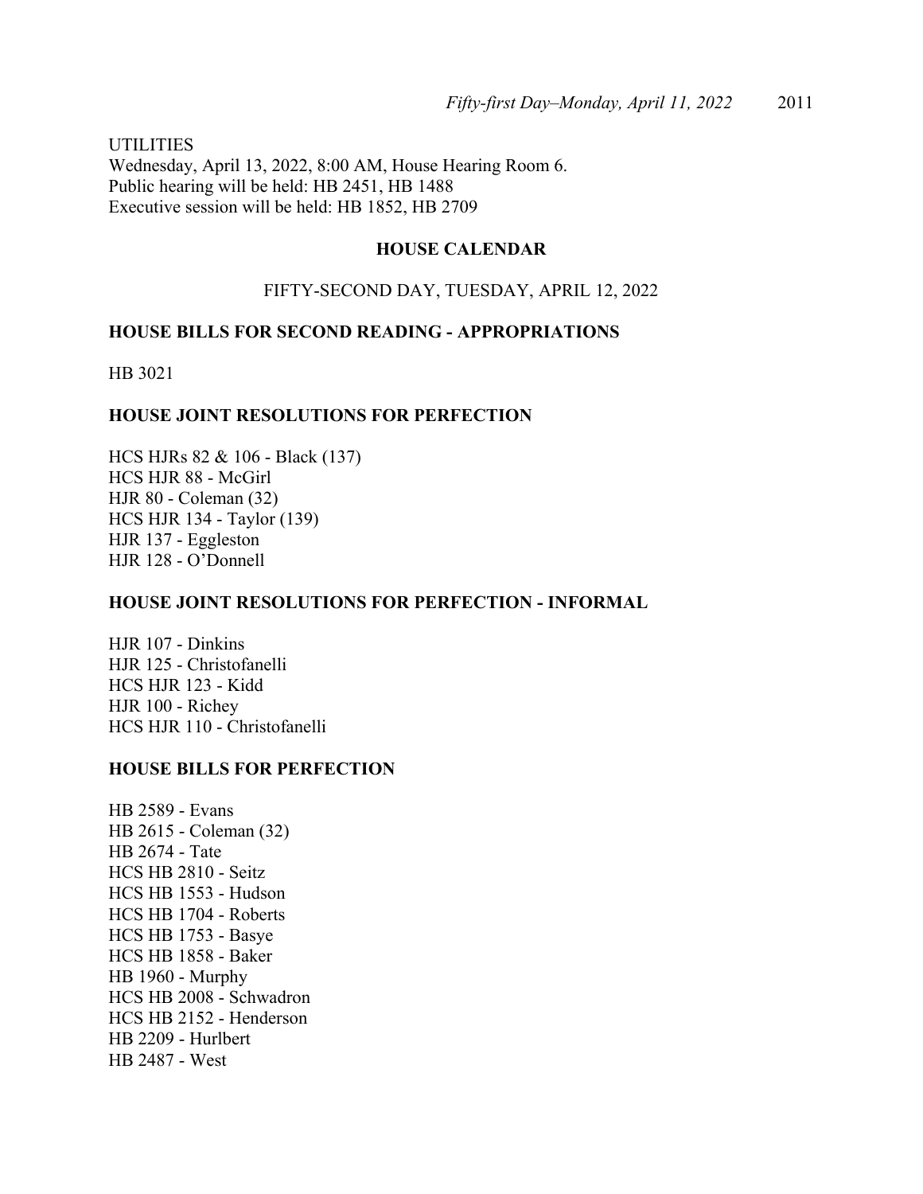UTILITIES
Wednesday, April 13, 2022, 8:00 AM, House Hearing Room 6.
Public hearing will be held: HB 2451, HB 1488
Executive session will be held: HB 1852, HB 2709

## HOUSE CALENDAR

FIFTY-SECOND DAY, TUESDAY, APRIL 12, 2022

### HOUSE BILLS FOR SECOND READING - APPROPRIATIONS

HB 3021

### HOUSE JOINT RESOLUTIONS FOR PERFECTION

HCS HJRs 82 & 106 - Black (137)
HCS HJR 88 - McGirl
HJR 80 - Coleman (32)
HCS HJR 134 - Taylor (139)
HJR 137 - Eggleston
HJR 128 - O'Donnell

### HOUSE JOINT RESOLUTIONS FOR PERFECTION - INFORMAL

HJR 107 - Dinkins
HJR 125 - Christofanelli
HCS HJR 123 - Kidd
HJR 100 - Richey
HCS HJR 110 - Christofanelli

### HOUSE BILLS FOR PERFECTION

HB 2589 - Evans
HB 2615 - Coleman (32)
HB 2674 - Tate
HCS HB 2810 - Seitz
HCS HB 1553 - Hudson
HCS HB 1704 - Roberts
HCS HB 1753 - Basye
HCS HB 1858 - Baker
HB 1960 - Murphy
HCS HB 2008 - Schwadron
HCS HB 2152 - Henderson
HB 2209 - Hurlbert
HB 2487 - West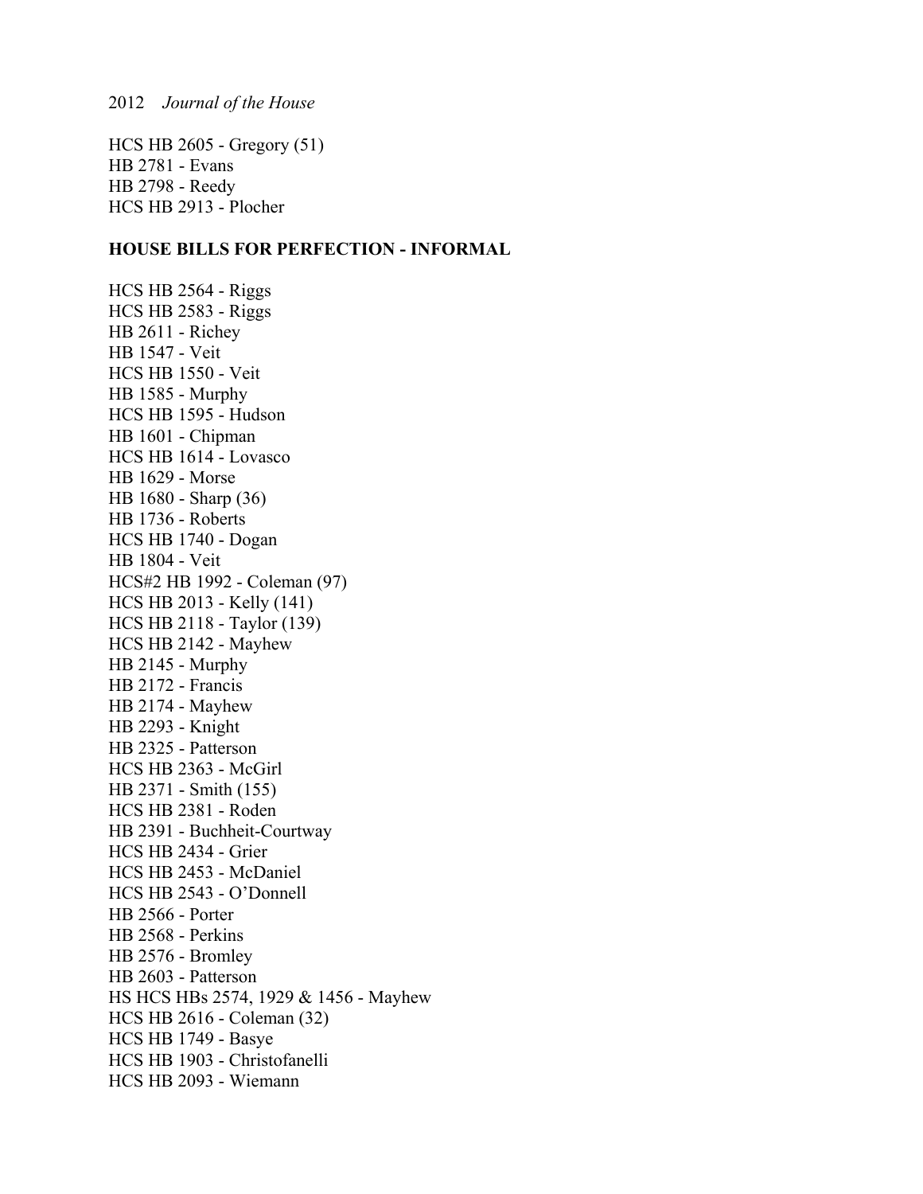HCS HB 2605 - Gregory (51)
HB 2781 - Evans
HB 2798 - Reedy
HCS HB 2913 - Plocher

**HOUSE BILLS FOR PERFECTION - INFORMAL**

HCS HB 2564 - Riggs
HCS HB 2583 - Riggs
HB 2611 - Richey
HB 1547 - Veit
HCS HB 1550 - Veit
HB 1585 - Murphy
HCS HB 1595 - Hudson
HB 1601 - Chipman
HCS HB 1614 - Lovasco
HB 1629 - Morse
HB 1680 - Sharp (36)
HB 1736 - Roberts
HCS HB 1740 - Dogan
HB 1804 - Veit
HCS#2 HB 1992 - Coleman (97)
HCS HB 2013 - Kelly (141)
HCS HB 2118 - Taylor (139)
HCS HB 2142 - Mayhew
HB 2145 - Murphy
HB 2172 - Francis
HB 2174 - Mayhew
HB 2293 - Knight
HB 2325 - Patterson
HCS HB 2363 - McGirl
HB 2371 - Smith (155)
HCS HB 2381 - Roden
HB 2391 - Buchheit-Courtway
HCS HB 2434 - Grier
HCS HB 2453 - McDaniel
HCS HB 2543 - O'Donnell
HB 2566 - Porter
HB 2568 - Perkins
HB 2576 - Bromley
HB 2603 - Patterson
HS HCS HBs 2574, 1929 & 1456 - Mayhew
HCS HB 2616 - Coleman (32)
HCS HB 1749 - Basye
HCS HB 1903 - Christofanelli
HCS HB 2093 - Wiemann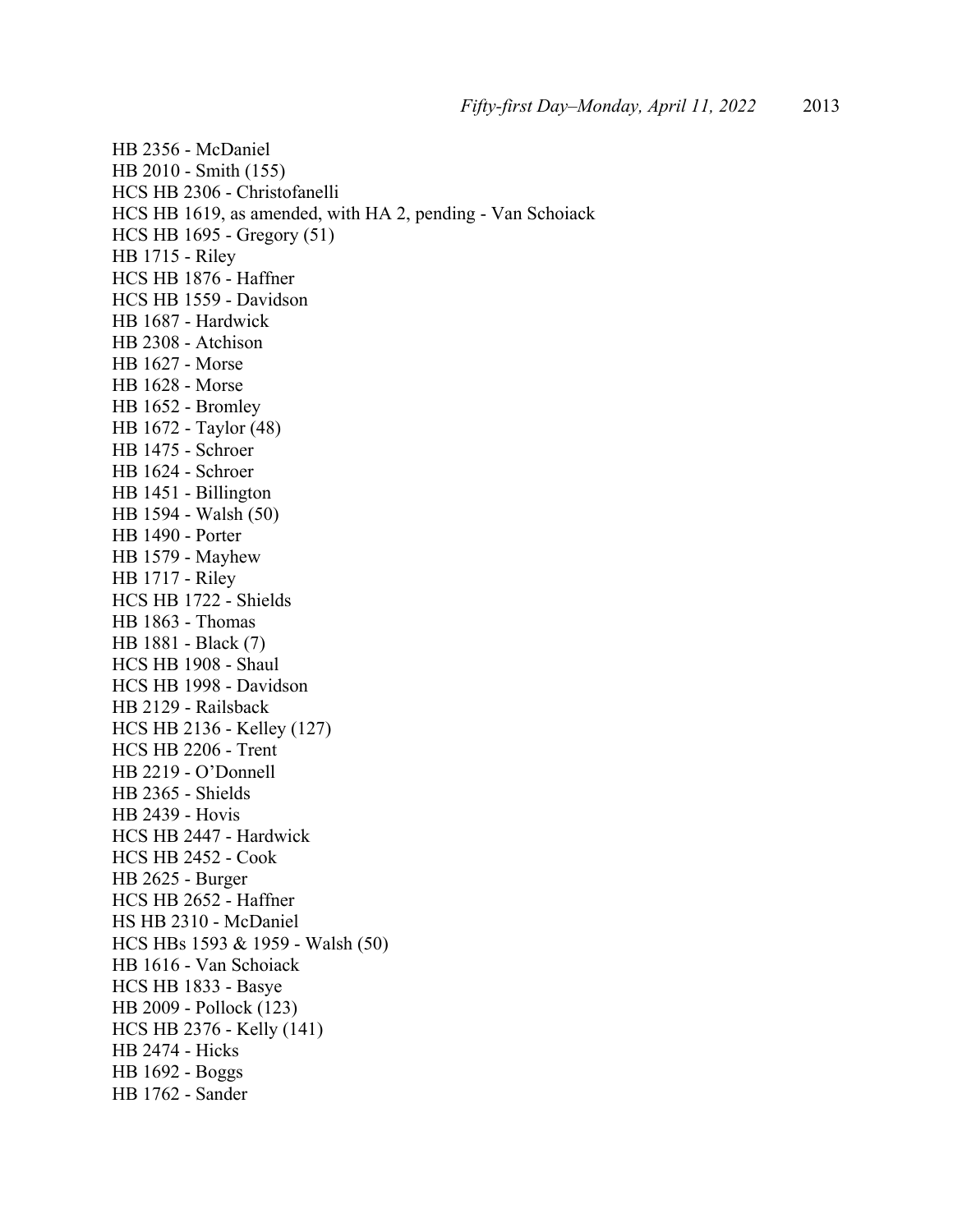HB 2356 - McDaniel
HB 2010 - Smith (155)
HCS HB 2306 - Christofanelli
HCS HB 1619, as amended, with HA 2, pending - Van Schoiack
HCS HB 1695 - Gregory (51)
HB 1715 - Riley
HCS HB 1876 - Haffner
HCS HB 1559 - Davidson
HB 1687 - Hardwick
HB 2308 - Atchison
HB 1627 - Morse
HB 1628 - Morse
HB 1652 - Bromley
HB 1672 - Taylor (48)
HB 1475 - Schroer
HB 1624 - Schroer
HB 1451 - Billington
HB 1594 - Walsh (50)
HB 1490 - Porter
HB 1579 - Mayhew
HB 1717 - Riley
HCS HB 1722 - Shields
HB 1863 - Thomas
HB 1881 - Black (7)
HCS HB 1908 - Shaul
HCS HB 1998 - Davidson
HB 2129 - Railsback
HCS HB 2136 - Kelley (127)
HCS HB 2206 - Trent
HB 2219 - O'Donnell
HB 2365 - Shields
HB 2439 - Hovis
HCS HB 2447 - Hardwick
HCS HB 2452 - Cook
HB 2625 - Burger
HCS HB 2652 - Haffner
HS HB 2310 - McDaniel
HCS HBs 1593 & 1959 - Walsh (50)
HB 1616 - Van Schoiack
HCS HB 1833 - Basye
HB 2009 - Pollock (123)
HCS HB 2376 - Kelly (141)
HB 2474 - Hicks
HB 1692 - Boggs
HB 1762 - Sander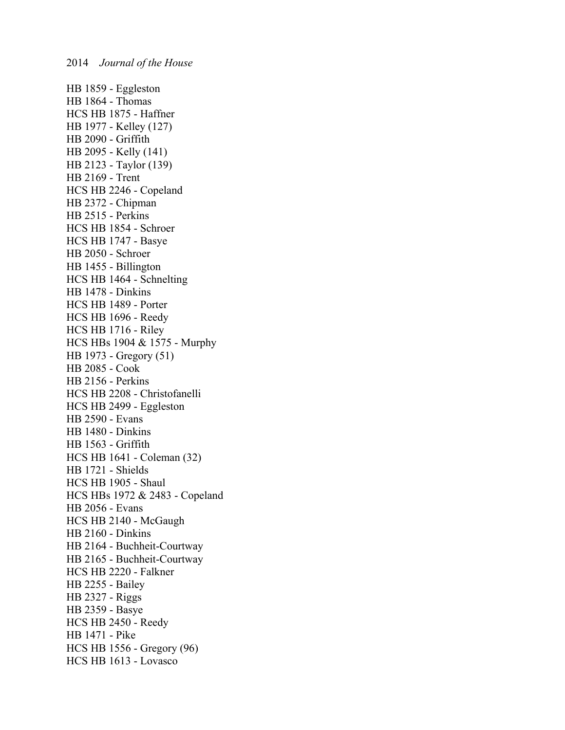HB 1859 - Eggleston
HB 1864 - Thomas
HCS HB 1875 - Haffner
HB 1977 - Kelley (127)
HB 2090 - Griffith
HB 2095 - Kelly (141)
HB 2123 - Taylor (139)
HB 2169 - Trent
HCS HB 2246 - Copeland
HB 2372 - Chipman
HB 2515 - Perkins
HCS HB 1854 - Schroer
HCS HB 1747 - Basye
HB 2050 - Schroer
HB 1455 - Billington
HCS HB 1464 - Schnelting
HB 1478 - Dinkins
HCS HB 1489 - Porter
HCS HB 1696 - Reedy
HCS HB 1716 - Riley
HCS HBs 1904 & 1575 - Murphy
HB 1973 - Gregory (51)
HB 2085 - Cook
HB 2156 - Perkins
HCS HB 2208 - Christofanelli
HCS HB 2499 - Eggleston
HB 2590 - Evans
HB 1480 - Dinkins
HB 1563 - Griffith
HCS HB 1641 - Coleman (32)
HB 1721 - Shields
HCS HB 1905 - Shaul
HCS HBs 1972 & 2483 - Copeland
HB 2056 - Evans
HCS HB 2140 - McGaugh
HB 2160 - Dinkins
HB 2164 - Buchheit-Courtway
HB 2165 - Buchheit-Courtway
HCS HB 2220 - Falkner
HB 2255 - Bailey
HB 2327 - Riggs
HB 2359 - Basye
HCS HB 2450 - Reedy
HB 1471 - Pike
HCS HB 1556 - Gregory (96)
HCS HB 1613 - Lovasco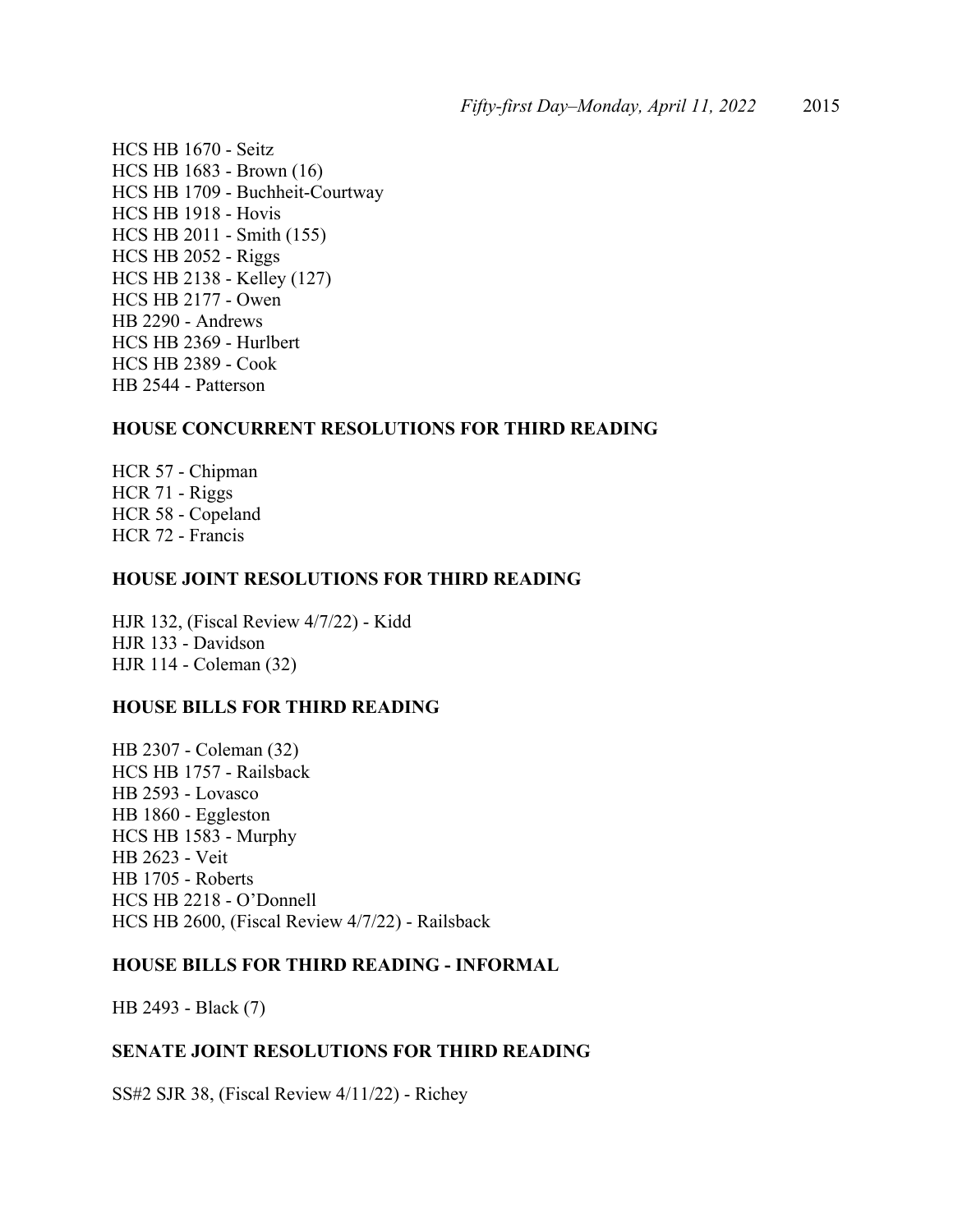HCS HB 1670 - Seitz
HCS HB 1683 - Brown (16)
HCS HB 1709 - Buchheit-Courtway
HCS HB 1918 - Hovis
HCS HB 2011 - Smith (155)
HCS HB 2052 - Riggs
HCS HB 2138 - Kelley (127)
HCS HB 2177 - Owen
HB 2290 - Andrews
HCS HB 2369 - Hurlbert
HCS HB 2389 - Cook
HB 2544 - Patterson

**HOUSE CONCURRENT RESOLUTIONS FOR THIRD READING**

HCR 57 - Chipman
HCR 71 - Riggs
HCR 58 - Copeland
HCR 72 - Francis

**HOUSE JOINT RESOLUTIONS FOR THIRD READING**

HJR 132, (Fiscal Review 4/7/22) - Kidd
HJR 133 - Davidson
HJR 114 - Coleman (32)

**HOUSE BILLS FOR THIRD READING**

HB 2307 - Coleman (32)
HCS HB 1757 - Railsback
HB 2593 - Lovasco
HB 1860 - Eggleston
HCS HB 1583 - Murphy
HB 2623 - Veit
HB 1705 - Roberts
HCS HB 2218 - O'Donnell
HCS HB 2600, (Fiscal Review 4/7/22) - Railsback

**HOUSE BILLS FOR THIRD READING - INFORMAL**

HB 2493 - Black (7)

**SENATE JOINT RESOLUTIONS FOR THIRD READING**

SS#2 SJR 38, (Fiscal Review 4/11/22) - Richey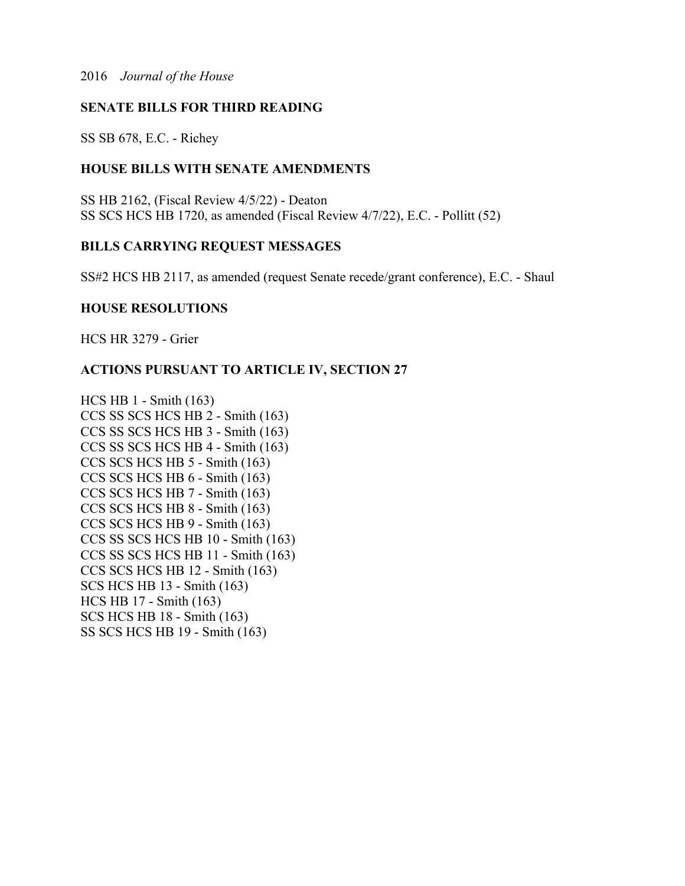## SENATE BILLS FOR THIRD READING

SS SB 678, E.C. - Richey

## HOUSE BILLS WITH SENATE AMENDMENTS

SS HB 2162, (Fiscal Review 4/5/22) - Deaton
SS SCS HCS HB 1720, as amended (Fiscal Review 4/7/22), E.C. - Pollitt (52)

## BILLS CARRYING REQUEST MESSAGES

SS#2 HCS HB 2117, as amended (request Senate recede/grant conference), E.C. - Shaul

## HOUSE RESOLUTIONS

HCS HR 3279 - Grier

## ACTIONS PURSUANT TO ARTICLE IV, SECTION 27

HCS HB 1 - Smith (163)
CCS SS SCS HCS HB 2 - Smith (163)
CCS SS SCS HCS HB 3 - Smith (163)
CCS SS SCS HCS HB 4 - Smith (163)
CCS SCS HCS HB 5 - Smith (163)
CCS SCS HCS HB 6 - Smith (163)
CCS SCS HCS HB 7 - Smith (163)
CCS SCS HCS HB 8 - Smith (163)
CCS SCS HCS HB 9 - Smith (163)
CCS SS SCS HCS HB 10 - Smith (163)
CCS SS SCS HCS HB 11 - Smith (163)
CCS SCS HCS HB 12 - Smith (163)
SCS HCS HB 13 - Smith (163)
HCS HB 17 - Smith (163)
SCS HCS HB 18 - Smith (163)
SS SCS HCS HB 19 - Smith (163)